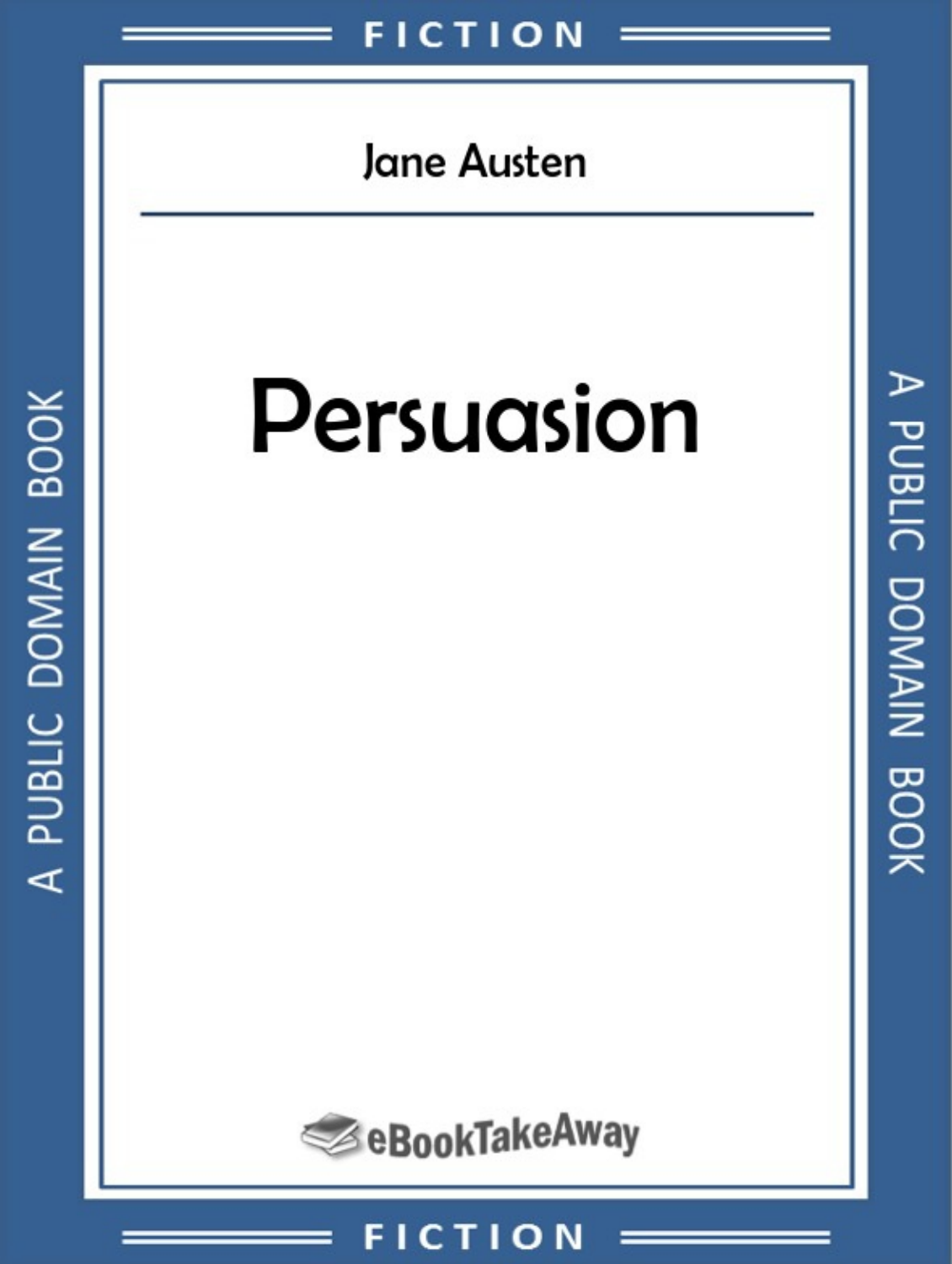FICTION

Jane Austen

# Persuasion

A PUBLIC DOMAIN BOOK

eBookTakeAway

FICTION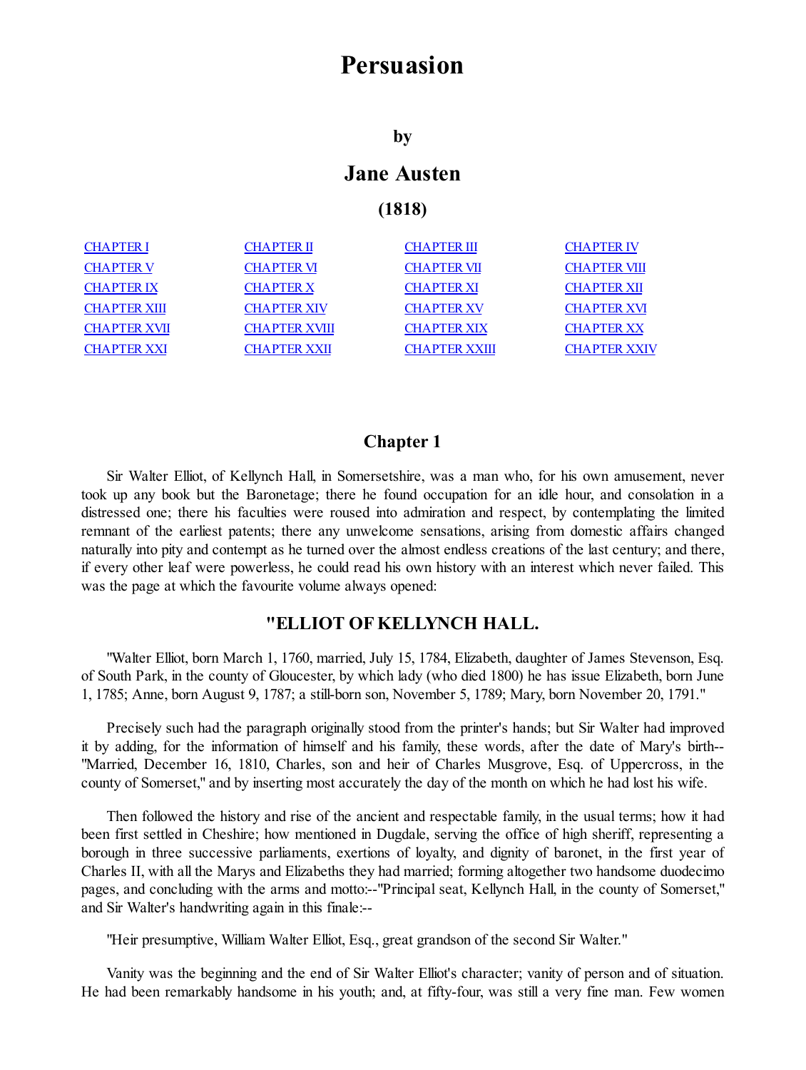# Persuasion

## by

## Jane Austen

### (1818)

| | | | |
|---|---|---|---|
| CHAPTER I | CHAPTER II | CHAPTER III | CHAPTER IV |
| CHAPTER V | CHAPTER VI | CHAPTER VII | CHAPTER VIII |
| CHAPTER IX | CHAPTER X | CHAPTER XI | CHAPTER XII |
| CHAPTER XIII | CHAPTER XIV | CHAPTER XV | CHAPTER XVI |
| CHAPTER XVII | CHAPTER XVIII | CHAPTER XIX | CHAPTER XX |
| CHAPTER XXI | CHAPTER XXII | CHAPTER XXIII | CHAPTER XXIV |

### Chapter 1

Sir Walter Elliot, of Kellynch Hall, in Somersetshire, was a man who, for his own amusement, never took up any book but the Baronetage; there he found occupation for an idle hour, and consolation in a distressed one; there his faculties were roused into admiration and respect, by contemplating the limited remnant of the earliest patents; there any unwelcome sensations, arising from domestic affairs changed naturally into pity and contempt as he turned over the almost endless creations of the last century; and there, if every other leaf were powerless, he could read his own history with an interest which never failed. This was the page at which the favourite volume always opened:

### "ELLIOT OF KELLYNCH HALL.

"Walter Elliot, born March 1, 1760, married, July 15, 1784, Elizabeth, daughter of James Stevenson, Esq. of South Park, in the county of Gloucester, by which lady (who died 1800) he has issue Elizabeth, born June 1, 1785; Anne, born August 9, 1787; a still-born son, November 5, 1789; Mary, born November 20, 1791."

Precisely such had the paragraph originally stood from the printer's hands; but Sir Walter had improved it by adding, for the information of himself and his family, these words, after the date of Mary's birth--"Married, December 16, 1810, Charles, son and heir of Charles Musgrove, Esq. of Uppercross, in the county of Somerset," and by inserting most accurately the day of the month on which he had lost his wife.

Then followed the history and rise of the ancient and respectable family, in the usual terms; how it had been first settled in Cheshire; how mentioned in Dugdale, serving the office of high sheriff, representing a borough in three successive parliaments, exertions of loyalty, and dignity of baronet, in the first year of Charles II, with all the Marys and Elizabeths they had married; forming altogether two handsome duodecimo pages, and concluding with the arms and motto:--"Principal seat, Kellynch Hall, in the county of Somerset," and Sir Walter's handwriting again in this finale:--

"Heir presumptive, William Walter Elliot, Esq., great grandson of the second Sir Walter."

Vanity was the beginning and the end of Sir Walter Elliot's character; vanity of person and of situation. He had been remarkably handsome in his youth; and, at fifty-four, was still a very fine man. Few women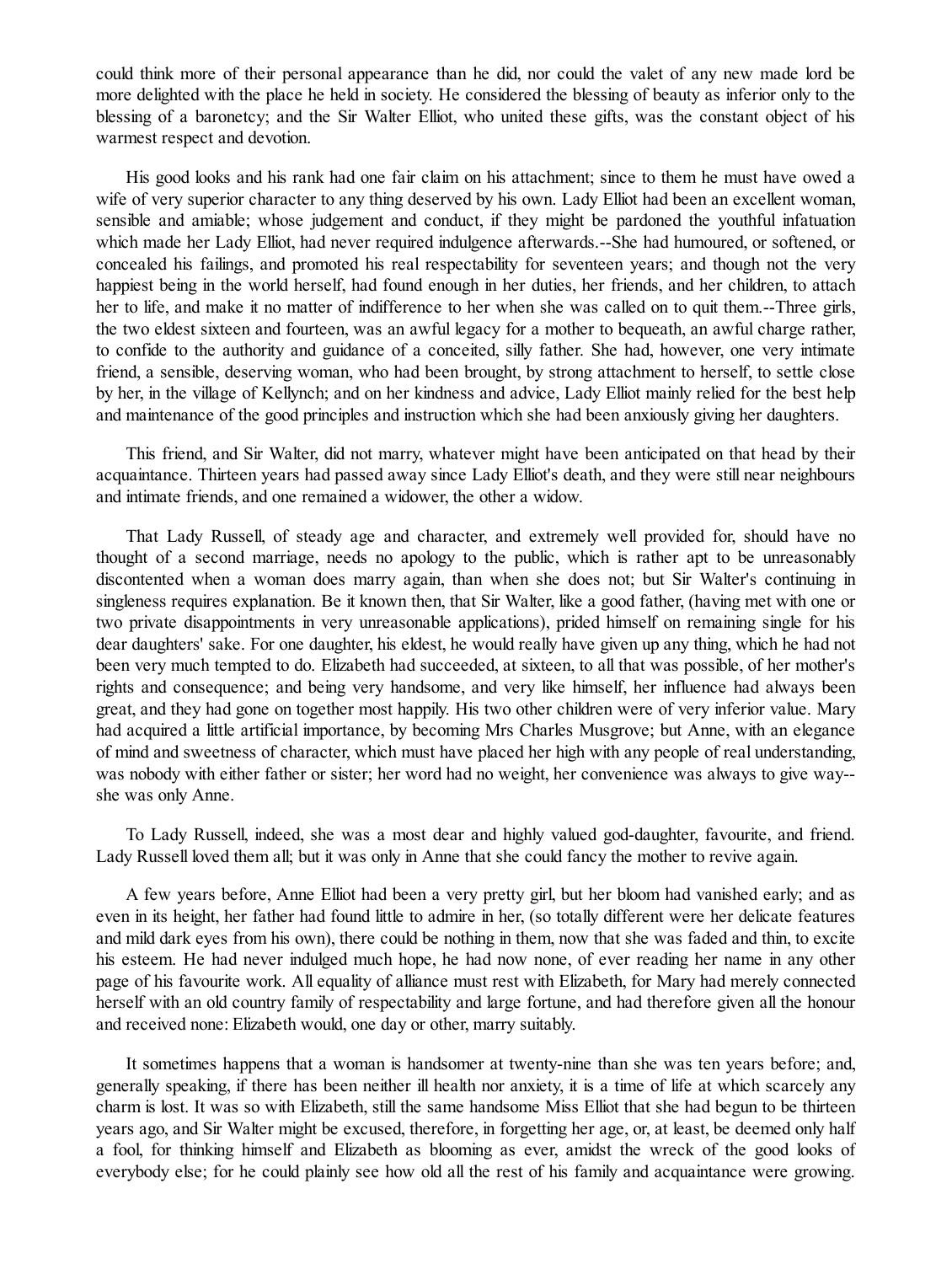could think more of their personal appearance than he did, nor could the valet of any new made lord be more delighted with the place he held in society. He considered the blessing of beauty as inferior only to the blessing of a baronetcy; and the Sir Walter Elliot, who united these gifts, was the constant object of his warmest respect and devotion.

His good looks and his rank had one fair claim on his attachment; since to them he must have owed a wife of very superior character to any thing deserved by his own. Lady Elliot had been an excellent woman, sensible and amiable; whose judgement and conduct, if they might be pardoned the youthful infatuation which made her Lady Elliot, had never required indulgence afterwards.--She had humoured, or softened, or concealed his failings, and promoted his real respectability for seventeen years; and though not the very happiest being in the world herself, had found enough in her duties, her friends, and her children, to attach her to life, and make it no matter of indifference to her when she was called on to quit them.--Three girls, the two eldest sixteen and fourteen, was an awful legacy for a mother to bequeath, an awful charge rather, to confide to the authority and guidance of a conceited, silly father. She had, however, one very intimate friend, a sensible, deserving woman, who had been brought, by strong attachment to herself, to settle close by her, in the village of Kellynch; and on her kindness and advice, Lady Elliot mainly relied for the best help and maintenance of the good principles and instruction which she had been anxiously giving her daughters.

This friend, and Sir Walter, did not marry, whatever might have been anticipated on that head by their acquaintance. Thirteen years had passed away since Lady Elliot's death, and they were still near neighbours and intimate friends, and one remained a widower, the other a widow.

That Lady Russell, of steady age and character, and extremely well provided for, should have no thought of a second marriage, needs no apology to the public, which is rather apt to be unreasonably discontented when a woman does marry again, than when she does not; but Sir Walter's continuing in singleness requires explanation. Be it known then, that Sir Walter, like a good father, (having met with one or two private disappointments in very unreasonable applications), prided himself on remaining single for his dear daughters' sake. For one daughter, his eldest, he would really have given up any thing, which he had not been very much tempted to do. Elizabeth had succeeded, at sixteen, to all that was possible, of her mother's rights and consequence; and being very handsome, and very like himself, her influence had always been great, and they had gone on together most happily. His two other children were of very inferior value. Mary had acquired a little artificial importance, by becoming Mrs Charles Musgrove; but Anne, with an elegance of mind and sweetness of character, which must have placed her high with any people of real understanding, was nobody with either father or sister; her word had no weight, her convenience was always to give way--she was only Anne.

To Lady Russell, indeed, she was a most dear and highly valued god-daughter, favourite, and friend. Lady Russell loved them all; but it was only in Anne that she could fancy the mother to revive again.

A few years before, Anne Elliot had been a very pretty girl, but her bloom had vanished early; and as even in its height, her father had found little to admire in her, (so totally different were her delicate features and mild dark eyes from his own), there could be nothing in them, now that she was faded and thin, to excite his esteem. He had never indulged much hope, he had now none, of ever reading her name in any other page of his favourite work. All equality of alliance must rest with Elizabeth, for Mary had merely connected herself with an old country family of respectability and large fortune, and had therefore given all the honour and received none: Elizabeth would, one day or other, marry suitably.

It sometimes happens that a woman is handsomer at twenty-nine than she was ten years before; and, generally speaking, if there has been neither ill health nor anxiety, it is a time of life at which scarcely any charm is lost. It was so with Elizabeth, still the same handsome Miss Elliot that she had begun to be thirteen years ago, and Sir Walter might be excused, therefore, in forgetting her age, or, at least, be deemed only half a fool, for thinking himself and Elizabeth as blooming as ever, amidst the wreck of the good looks of everybody else; for he could plainly see how old all the rest of his family and acquaintance were growing.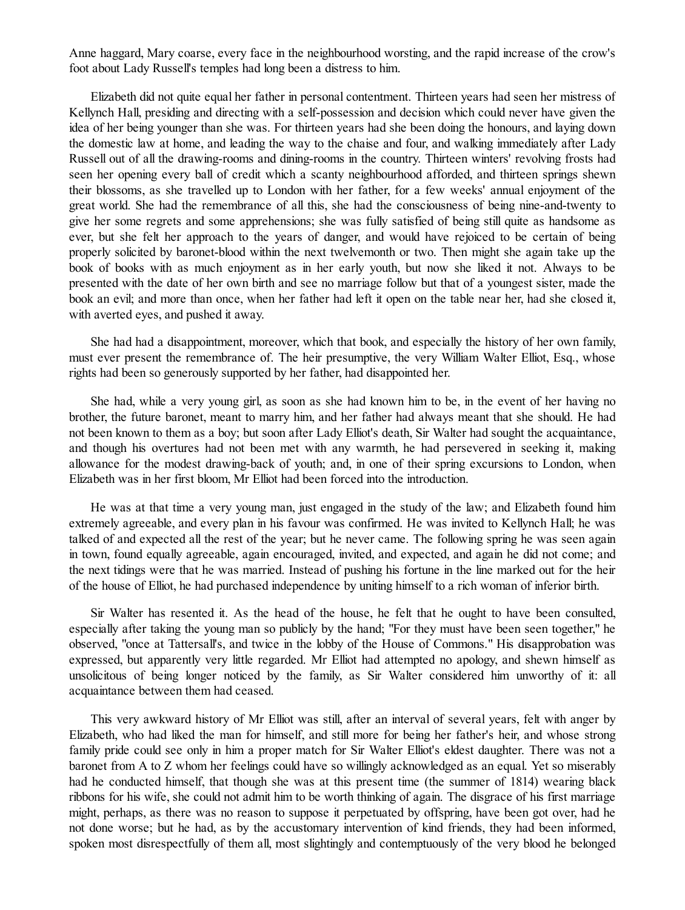Anne haggard, Mary coarse, every face in the neighbourhood worsting, and the rapid increase of the crow's foot about Lady Russell's temples had long been a distress to him.

Elizabeth did not quite equal her father in personal contentment. Thirteen years had seen her mistress of Kellynch Hall, presiding and directing with a self-possession and decision which could never have given the idea of her being younger than she was. For thirteen years had she been doing the honours, and laying down the domestic law at home, and leading the way to the chaise and four, and walking immediately after Lady Russell out of all the drawing-rooms and dining-rooms in the country. Thirteen winters' revolving frosts had seen her opening every ball of credit which a scanty neighbourhood afforded, and thirteen springs shewn their blossoms, as she travelled up to London with her father, for a few weeks' annual enjoyment of the great world. She had the remembrance of all this, she had the consciousness of being nine-and-twenty to give her some regrets and some apprehensions; she was fully satisfied of being still quite as handsome as ever, but she felt her approach to the years of danger, and would have rejoiced to be certain of being properly solicited by baronet-blood within the next twelvemonth or two. Then might she again take up the book of books with as much enjoyment as in her early youth, but now she liked it not. Always to be presented with the date of her own birth and see no marriage follow but that of a youngest sister, made the book an evil; and more than once, when her father had left it open on the table near her, had she closed it, with averted eyes, and pushed it away.

She had had a disappointment, moreover, which that book, and especially the history of her own family, must ever present the remembrance of. The heir presumptive, the very William Walter Elliot, Esq., whose rights had been so generously supported by her father, had disappointed her.

She had, while a very young girl, as soon as she had known him to be, in the event of her having no brother, the future baronet, meant to marry him, and her father had always meant that she should. He had not been known to them as a boy; but soon after Lady Elliot's death, Sir Walter had sought the acquaintance, and though his overtures had not been met with any warmth, he had persevered in seeking it, making allowance for the modest drawing-back of youth; and, in one of their spring excursions to London, when Elizabeth was in her first bloom, Mr Elliot had been forced into the introduction.

He was at that time a very young man, just engaged in the study of the law; and Elizabeth found him extremely agreeable, and every plan in his favour was confirmed. He was invited to Kellynch Hall; he was talked of and expected all the rest of the year; but he never came. The following spring he was seen again in town, found equally agreeable, again encouraged, invited, and expected, and again he did not come; and the next tidings were that he was married. Instead of pushing his fortune in the line marked out for the heir of the house of Elliot, he had purchased independence by uniting himself to a rich woman of inferior birth.

Sir Walter has resented it. As the head of the house, he felt that he ought to have been consulted, especially after taking the young man so publicly by the hand; "For they must have been seen together," he observed, "once at Tattersall's, and twice in the lobby of the House of Commons." His disapprobation was expressed, but apparently very little regarded. Mr Elliot had attempted no apology, and shewn himself as unsolicitous of being longer noticed by the family, as Sir Walter considered him unworthy of it: all acquaintance between them had ceased.

This very awkward history of Mr Elliot was still, after an interval of several years, felt with anger by Elizabeth, who had liked the man for himself, and still more for being her father's heir, and whose strong family pride could see only in him a proper match for Sir Walter Elliot's eldest daughter. There was not a baronet from A to Z whom her feelings could have so willingly acknowledged as an equal. Yet so miserably had he conducted himself, that though she was at this present time (the summer of 1814) wearing black ribbons for his wife, she could not admit him to be worth thinking of again. The disgrace of his first marriage might, perhaps, as there was no reason to suppose it perpetuated by offspring, have been got over, had he not done worse; but he had, as by the accustomary intervention of kind friends, they had been informed, spoken most disrespectfully of them all, most slightingly and contemptuously of the very blood he belonged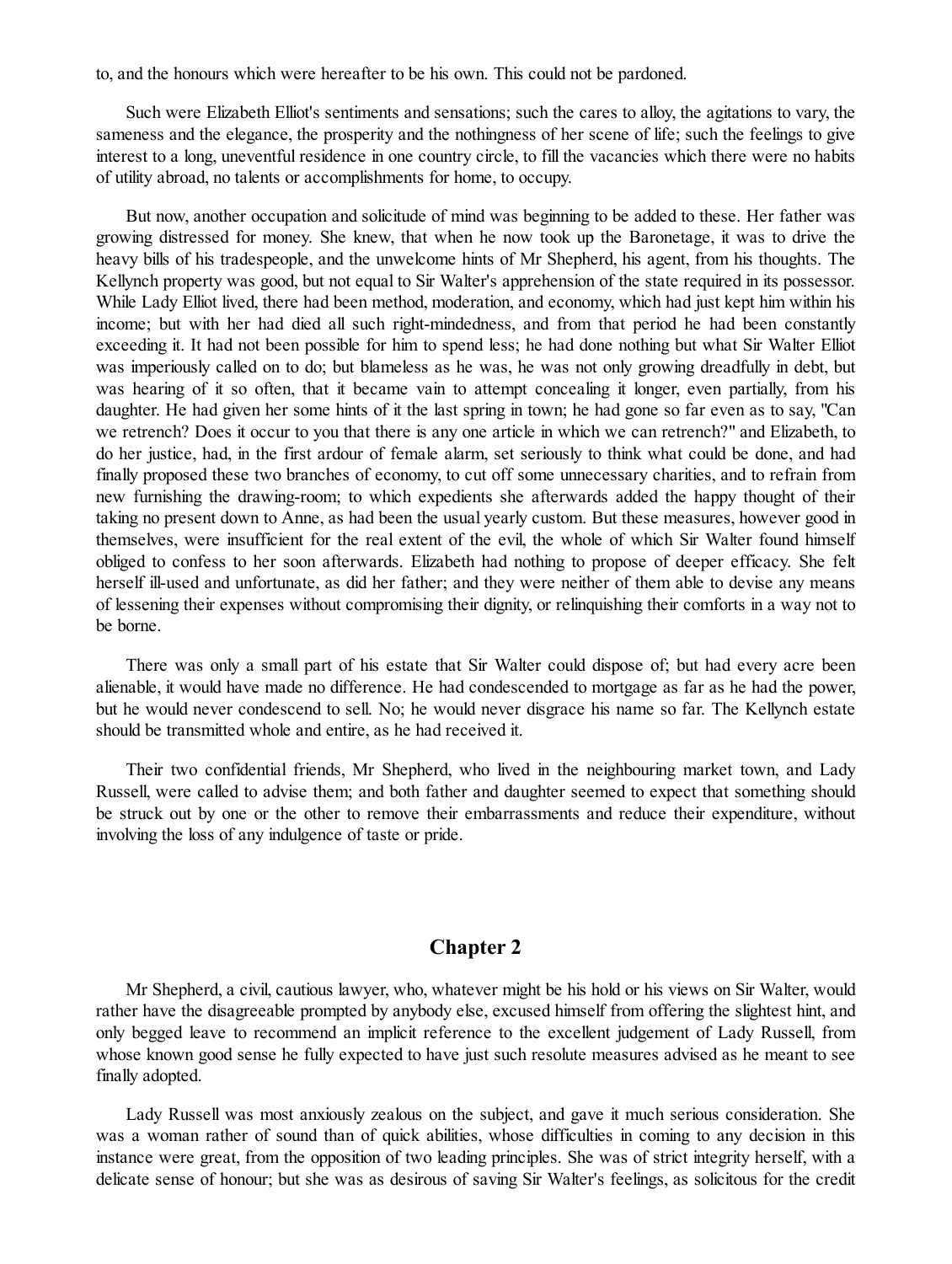to, and the honours which were hereafter to be his own. This could not be pardoned.

Such were Elizabeth Elliot's sentiments and sensations; such the cares to alloy, the agitations to vary, the sameness and the elegance, the prosperity and the nothingness of her scene of life; such the feelings to give interest to a long, uneventful residence in one country circle, to fill the vacancies which there were no habits of utility abroad, no talents or accomplishments for home, to occupy.

But now, another occupation and solicitude of mind was beginning to be added to these. Her father was growing distressed for money. She knew, that when he now took up the Baronetage, it was to drive the heavy bills of his tradespeople, and the unwelcome hints of Mr Shepherd, his agent, from his thoughts. The Kellynch property was good, but not equal to Sir Walter's apprehension of the state required in its possessor. While Lady Elliot lived, there had been method, moderation, and economy, which had just kept him within his income; but with her had died all such right-mindedness, and from that period he had been constantly exceeding it. It had not been possible for him to spend less; he had done nothing but what Sir Walter Elliot was imperiously called on to do; but blameless as he was, he was not only growing dreadfully in debt, but was hearing of it so often, that it became vain to attempt concealing it longer, even partially, from his daughter. He had given her some hints of it the last spring in town; he had gone so far even as to say, "Can we retrench? Does it occur to you that there is any one article in which we can retrench?" and Elizabeth, to do her justice, had, in the first ardour of female alarm, set seriously to think what could be done, and had finally proposed these two branches of economy, to cut off some unnecessary charities, and to refrain from new furnishing the drawing-room; to which expedients she afterwards added the happy thought of their taking no present down to Anne, as had been the usual yearly custom. But these measures, however good in themselves, were insufficient for the real extent of the evil, the whole of which Sir Walter found himself obliged to confess to her soon afterwards. Elizabeth had nothing to propose of deeper efficacy. She felt herself ill-used and unfortunate, as did her father; and they were neither of them able to devise any means of lessening their expenses without compromising their dignity, or relinquishing their comforts in a way not to be borne.

There was only a small part of his estate that Sir Walter could dispose of; but had every acre been alienable, it would have made no difference. He had condescended to mortgage as far as he had the power, but he would never condescend to sell. No; he would never disgrace his name so far. The Kellynch estate should be transmitted whole and entire, as he had received it.

Their two confidential friends, Mr Shepherd, who lived in the neighbouring market town, and Lady Russell, were called to advise them; and both father and daughter seemed to expect that something should be struck out by one or the other to remove their embarrassments and reduce their expenditure, without involving the loss of any indulgence of taste or pride.

## Chapter 2

Mr Shepherd, a civil, cautious lawyer, who, whatever might be his hold or his views on Sir Walter, would rather have the disagreeable prompted by anybody else, excused himself from offering the slightest hint, and only begged leave to recommend an implicit reference to the excellent judgement of Lady Russell, from whose known good sense he fully expected to have just such resolute measures advised as he meant to see finally adopted.

Lady Russell was most anxiously zealous on the subject, and gave it much serious consideration. She was a woman rather of sound than of quick abilities, whose difficulties in coming to any decision in this instance were great, from the opposition of two leading principles. She was of strict integrity herself, with a delicate sense of honour; but she was as desirous of saving Sir Walter's feelings, as solicitous for the credit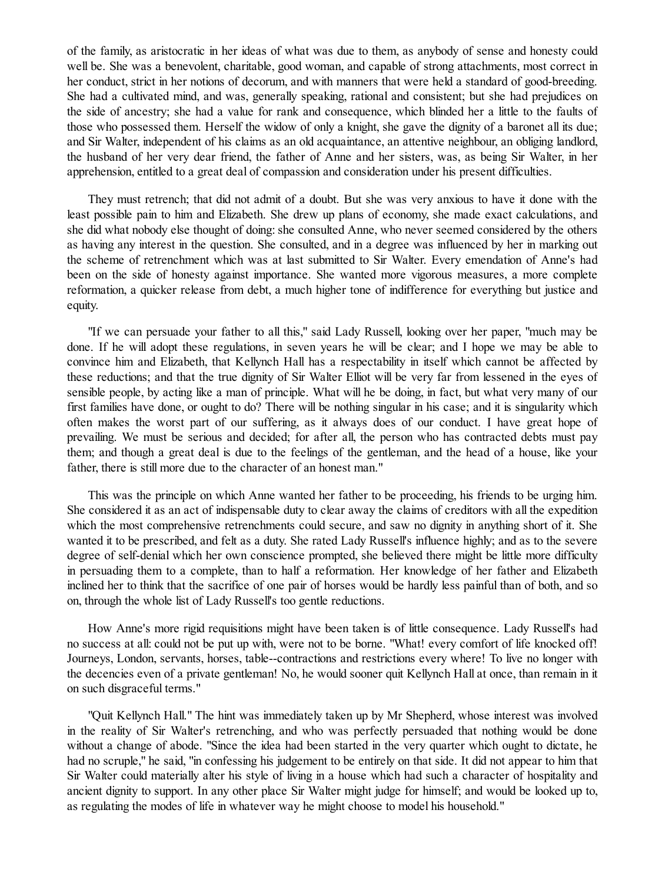of the family, as aristocratic in her ideas of what was due to them, as anybody of sense and honesty could well be. She was a benevolent, charitable, good woman, and capable of strong attachments, most correct in her conduct, strict in her notions of decorum, and with manners that were held a standard of good-breeding. She had a cultivated mind, and was, generally speaking, rational and consistent; but she had prejudices on the side of ancestry; she had a value for rank and consequence, which blinded her a little to the faults of those who possessed them. Herself the widow of only a knight, she gave the dignity of a baronet all its due; and Sir Walter, independent of his claims as an old acquaintance, an attentive neighbour, an obliging landlord, the husband of her very dear friend, the father of Anne and her sisters, was, as being Sir Walter, in her apprehension, entitled to a great deal of compassion and consideration under his present difficulties.

They must retrench; that did not admit of a doubt. But she was very anxious to have it done with the least possible pain to him and Elizabeth. She drew up plans of economy, she made exact calculations, and she did what nobody else thought of doing: she consulted Anne, who never seemed considered by the others as having any interest in the question. She consulted, and in a degree was influenced by her in marking out the scheme of retrenchment which was at last submitted to Sir Walter. Every emendation of Anne's had been on the side of honesty against importance. She wanted more vigorous measures, a more complete reformation, a quicker release from debt, a much higher tone of indifference for everything but justice and equity.

"If we can persuade your father to all this," said Lady Russell, looking over her paper, "much may be done. If he will adopt these regulations, in seven years he will be clear; and I hope we may be able to convince him and Elizabeth, that Kellynch Hall has a respectability in itself which cannot be affected by these reductions; and that the true dignity of Sir Walter Elliot will be very far from lessened in the eyes of sensible people, by acting like a man of principle. What will he be doing, in fact, but what very many of our first families have done, or ought to do? There will be nothing singular in his case; and it is singularity which often makes the worst part of our suffering, as it always does of our conduct. I have great hope of prevailing. We must be serious and decided; for after all, the person who has contracted debts must pay them; and though a great deal is due to the feelings of the gentleman, and the head of a house, like your father, there is still more due to the character of an honest man."

This was the principle on which Anne wanted her father to be proceeding, his friends to be urging him. She considered it as an act of indispensable duty to clear away the claims of creditors with all the expedition which the most comprehensive retrenchments could secure, and saw no dignity in anything short of it. She wanted it to be prescribed, and felt as a duty. She rated Lady Russell's influence highly; and as to the severe degree of self-denial which her own conscience prompted, she believed there might be little more difficulty in persuading them to a complete, than to half a reformation. Her knowledge of her father and Elizabeth inclined her to think that the sacrifice of one pair of horses would be hardly less painful than of both, and so on, through the whole list of Lady Russell's too gentle reductions.

How Anne's more rigid requisitions might have been taken is of little consequence. Lady Russell's had no success at all: could not be put up with, were not to be borne. "What! every comfort of life knocked off! Journeys, London, servants, horses, table--contractions and restrictions every where! To live no longer with the decencies even of a private gentleman! No, he would sooner quit Kellynch Hall at once, than remain in it on such disgraceful terms."

"Quit Kellynch Hall." The hint was immediately taken up by Mr Shepherd, whose interest was involved in the reality of Sir Walter's retrenching, and who was perfectly persuaded that nothing would be done without a change of abode. "Since the idea had been started in the very quarter which ought to dictate, he had no scruple," he said, "in confessing his judgement to be entirely on that side. It did not appear to him that Sir Walter could materially alter his style of living in a house which had such a character of hospitality and ancient dignity to support. In any other place Sir Walter might judge for himself; and would be looked up to, as regulating the modes of life in whatever way he might choose to model his household."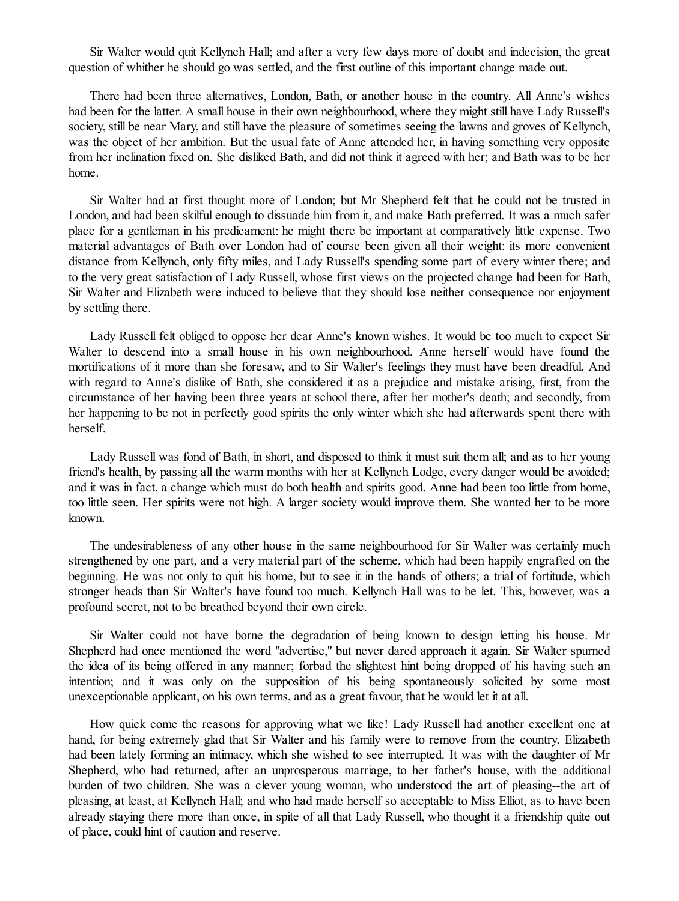Sir Walter would quit Kellynch Hall; and after a very few days more of doubt and indecision, the great question of whither he should go was settled, and the first outline of this important change made out.

There had been three alternatives, London, Bath, or another house in the country. All Anne's wishes had been for the latter. A small house in their own neighbourhood, where they might still have Lady Russell's society, still be near Mary, and still have the pleasure of sometimes seeing the lawns and groves of Kellynch, was the object of her ambition. But the usual fate of Anne attended her, in having something very opposite from her inclination fixed on. She disliked Bath, and did not think it agreed with her; and Bath was to be her home.

Sir Walter had at first thought more of London; but Mr Shepherd felt that he could not be trusted in London, and had been skilful enough to dissuade him from it, and make Bath preferred. It was a much safer place for a gentleman in his predicament: he might there be important at comparatively little expense. Two material advantages of Bath over London had of course been given all their weight: its more convenient distance from Kellynch, only fifty miles, and Lady Russell's spending some part of every winter there; and to the very great satisfaction of Lady Russell, whose first views on the projected change had been for Bath, Sir Walter and Elizabeth were induced to believe that they should lose neither consequence nor enjoyment by settling there.

Lady Russell felt obliged to oppose her dear Anne's known wishes. It would be too much to expect Sir Walter to descend into a small house in his own neighbourhood. Anne herself would have found the mortifications of it more than she foresaw, and to Sir Walter's feelings they must have been dreadful. And with regard to Anne's dislike of Bath, she considered it as a prejudice and mistake arising, first, from the circumstance of her having been three years at school there, after her mother's death; and secondly, from her happening to be not in perfectly good spirits the only winter which she had afterwards spent there with herself.

Lady Russell was fond of Bath, in short, and disposed to think it must suit them all; and as to her young friend's health, by passing all the warm months with her at Kellynch Lodge, every danger would be avoided; and it was in fact, a change which must do both health and spirits good. Anne had been too little from home, too little seen. Her spirits were not high. A larger society would improve them. She wanted her to be more known.

The undesirableness of any other house in the same neighbourhood for Sir Walter was certainly much strengthened by one part, and a very material part of the scheme, which had been happily engrafted on the beginning. He was not only to quit his home, but to see it in the hands of others; a trial of fortitude, which stronger heads than Sir Walter's have found too much. Kellynch Hall was to be let. This, however, was a profound secret, not to be breathed beyond their own circle.

Sir Walter could not have borne the degradation of being known to design letting his house. Mr Shepherd had once mentioned the word "advertise," but never dared approach it again. Sir Walter spurned the idea of its being offered in any manner; forbad the slightest hint being dropped of his having such an intention; and it was only on the supposition of his being spontaneously solicited by some most unexceptionable applicant, on his own terms, and as a great favour, that he would let it at all.

How quick come the reasons for approving what we like! Lady Russell had another excellent one at hand, for being extremely glad that Sir Walter and his family were to remove from the country. Elizabeth had been lately forming an intimacy, which she wished to see interrupted. It was with the daughter of Mr Shepherd, who had returned, after an unprosperous marriage, to her father's house, with the additional burden of two children. She was a clever young woman, who understood the art of pleasing--the art of pleasing, at least, at Kellynch Hall; and who had made herself so acceptable to Miss Elliot, as to have been already staying there more than once, in spite of all that Lady Russell, who thought it a friendship quite out of place, could hint of caution and reserve.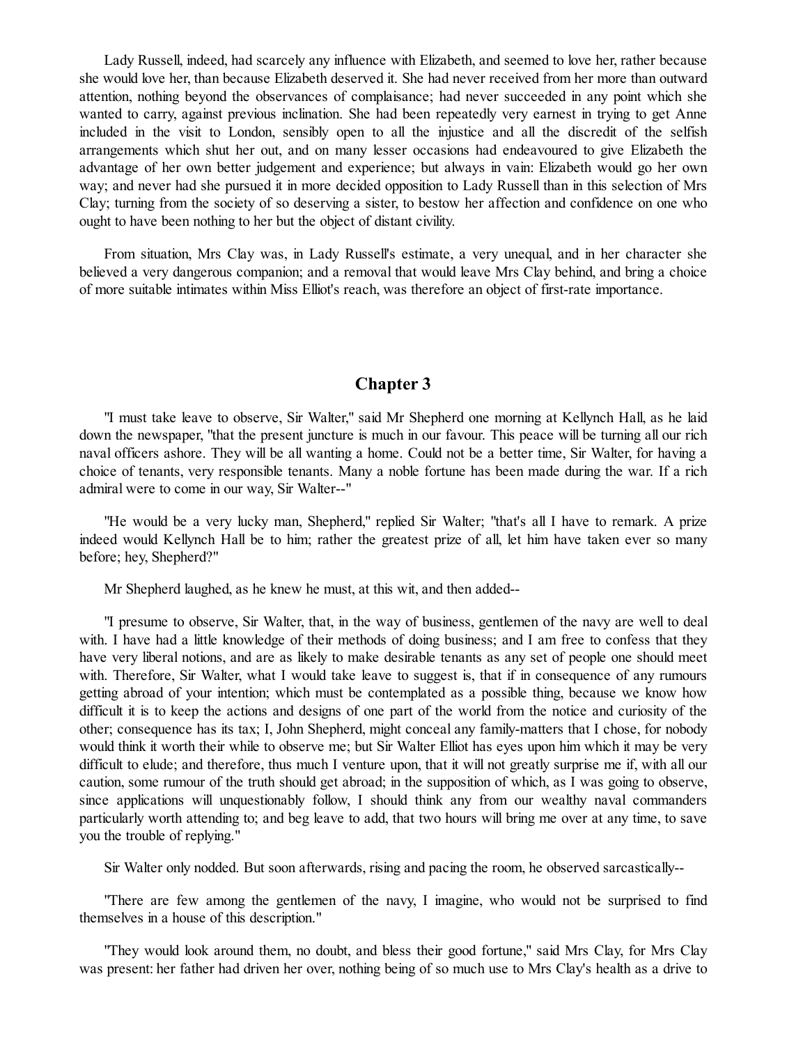Lady Russell, indeed, had scarcely any influence with Elizabeth, and seemed to love her, rather because she would love her, than because Elizabeth deserved it. She had never received from her more than outward attention, nothing beyond the observances of complaisance; had never succeeded in any point which she wanted to carry, against previous inclination. She had been repeatedly very earnest in trying to get Anne included in the visit to London, sensibly open to all the injustice and all the discredit of the selfish arrangements which shut her out, and on many lesser occasions had endeavoured to give Elizabeth the advantage of her own better judgement and experience; but always in vain: Elizabeth would go her own way; and never had she pursued it in more decided opposition to Lady Russell than in this selection of Mrs Clay; turning from the society of so deserving a sister, to bestow her affection and confidence on one who ought to have been nothing to her but the object of distant civility.

From situation, Mrs Clay was, in Lady Russell's estimate, a very unequal, and in her character she believed a very dangerous companion; and a removal that would leave Mrs Clay behind, and bring a choice of more suitable intimates within Miss Elliot's reach, was therefore an object of first-rate importance.

## Chapter 3

"I must take leave to observe, Sir Walter," said Mr Shepherd one morning at Kellynch Hall, as he laid down the newspaper, "that the present juncture is much in our favour. This peace will be turning all our rich naval officers ashore. They will be all wanting a home. Could not be a better time, Sir Walter, for having a choice of tenants, very responsible tenants. Many a noble fortune has been made during the war. If a rich admiral were to come in our way, Sir Walter--"

"He would be a very lucky man, Shepherd," replied Sir Walter; "that's all I have to remark. A prize indeed would Kellynch Hall be to him; rather the greatest prize of all, let him have taken ever so many before; hey, Shepherd?"

Mr Shepherd laughed, as he knew he must, at this wit, and then added--

"I presume to observe, Sir Walter, that, in the way of business, gentlemen of the navy are well to deal with. I have had a little knowledge of their methods of doing business; and I am free to confess that they have very liberal notions, and are as likely to make desirable tenants as any set of people one should meet with. Therefore, Sir Walter, what I would take leave to suggest is, that if in consequence of any rumours getting abroad of your intention; which must be contemplated as a possible thing, because we know how difficult it is to keep the actions and designs of one part of the world from the notice and curiosity of the other; consequence has its tax; I, John Shepherd, might conceal any family-matters that I chose, for nobody would think it worth their while to observe me; but Sir Walter Elliot has eyes upon him which it may be very difficult to elude; and therefore, thus much I venture upon, that it will not greatly surprise me if, with all our caution, some rumour of the truth should get abroad; in the supposition of which, as I was going to observe, since applications will unquestionably follow, I should think any from our wealthy naval commanders particularly worth attending to; and beg leave to add, that two hours will bring me over at any time, to save you the trouble of replying."

Sir Walter only nodded. But soon afterwards, rising and pacing the room, he observed sarcastically--

"There are few among the gentlemen of the navy, I imagine, who would not be surprised to find themselves in a house of this description."

"They would look around them, no doubt, and bless their good fortune," said Mrs Clay, for Mrs Clay was present: her father had driven her over, nothing being of so much use to Mrs Clay's health as a drive to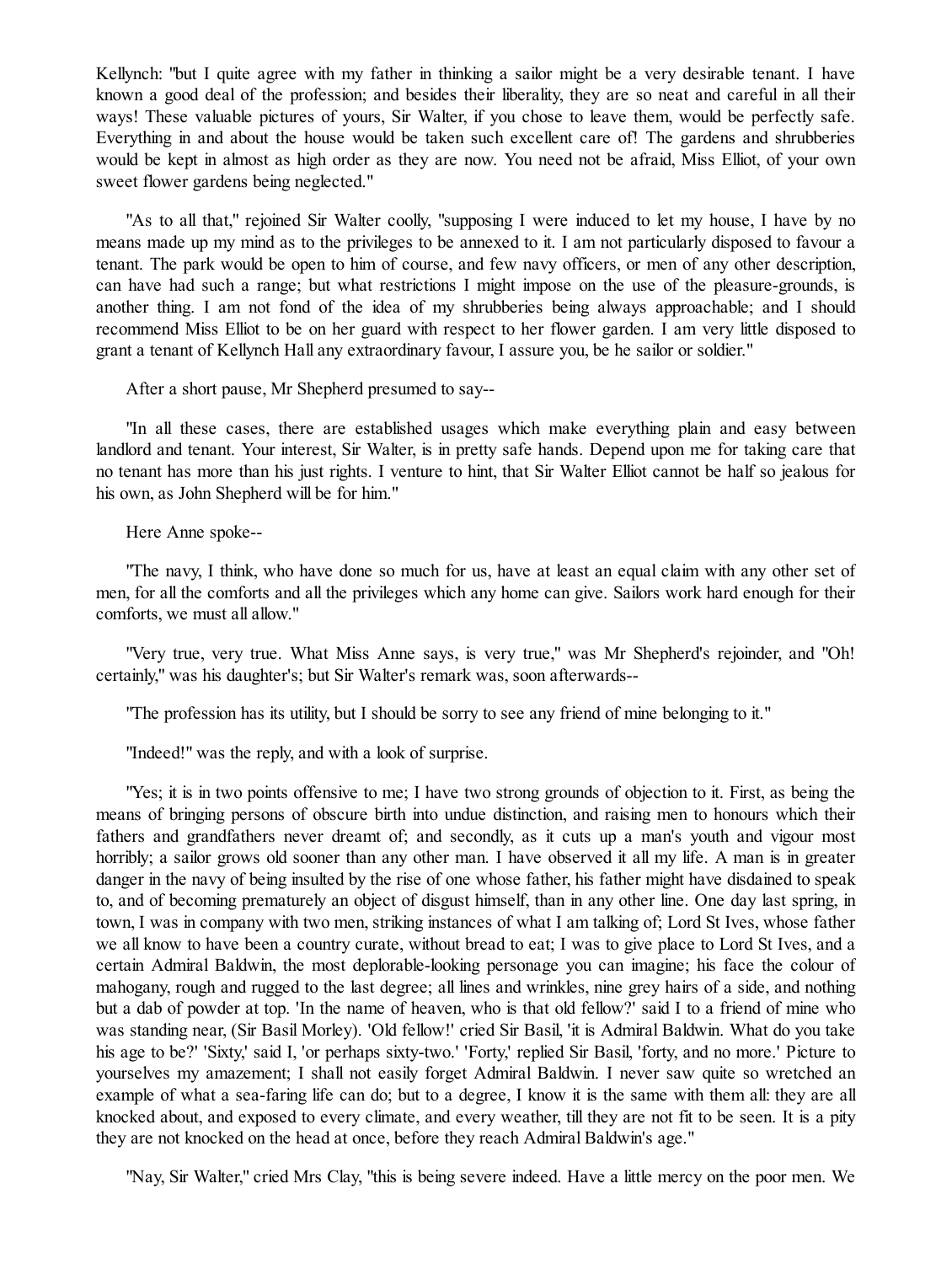Kellynch: "but I quite agree with my father in thinking a sailor might be a very desirable tenant. I have known a good deal of the profession; and besides their liberality, they are so neat and careful in all their ways! These valuable pictures of yours, Sir Walter, if you chose to leave them, would be perfectly safe. Everything in and about the house would be taken such excellent care of! The gardens and shrubberies would be kept in almost as high order as they are now. You need not be afraid, Miss Elliot, of your own sweet flower gardens being neglected."

"As to all that," rejoined Sir Walter coolly, "supposing I were induced to let my house, I have by no means made up my mind as to the privileges to be annexed to it. I am not particularly disposed to favour a tenant. The park would be open to him of course, and few navy officers, or men of any other description, can have had such a range; but what restrictions I might impose on the use of the pleasure-grounds, is another thing. I am not fond of the idea of my shrubberies being always approachable; and I should recommend Miss Elliot to be on her guard with respect to her flower garden. I am very little disposed to grant a tenant of Kellynch Hall any extraordinary favour, I assure you, be he sailor or soldier."

After a short pause, Mr Shepherd presumed to say--

"In all these cases, there are established usages which make everything plain and easy between landlord and tenant. Your interest, Sir Walter, is in pretty safe hands. Depend upon me for taking care that no tenant has more than his just rights. I venture to hint, that Sir Walter Elliot cannot be half so jealous for his own, as John Shepherd will be for him."

Here Anne spoke--

"The navy, I think, who have done so much for us, have at least an equal claim with any other set of men, for all the comforts and all the privileges which any home can give. Sailors work hard enough for their comforts, we must all allow."

"Very true, very true. What Miss Anne says, is very true," was Mr Shepherd's rejoinder, and "Oh! certainly," was his daughter's; but Sir Walter's remark was, soon afterwards--

"The profession has its utility, but I should be sorry to see any friend of mine belonging to it."

"Indeed!" was the reply, and with a look of surprise.

"Yes; it is in two points offensive to me; I have two strong grounds of objection to it. First, as being the means of bringing persons of obscure birth into undue distinction, and raising men to honours which their fathers and grandfathers never dreamt of; and secondly, as it cuts up a man's youth and vigour most horribly; a sailor grows old sooner than any other man. I have observed it all my life. A man is in greater danger in the navy of being insulted by the rise of one whose father, his father might have disdained to speak to, and of becoming prematurely an object of disgust himself, than in any other line. One day last spring, in town, I was in company with two men, striking instances of what I am talking of; Lord St Ives, whose father we all know to have been a country curate, without bread to eat; I was to give place to Lord St Ives, and a certain Admiral Baldwin, the most deplorable-looking personage you can imagine; his face the colour of mahogany, rough and rugged to the last degree; all lines and wrinkles, nine grey hairs of a side, and nothing but a dab of powder at top. 'In the name of heaven, who is that old fellow?' said I to a friend of mine who was standing near, (Sir Basil Morley). 'Old fellow!' cried Sir Basil, 'it is Admiral Baldwin. What do you take his age to be?' 'Sixty,' said I, 'or perhaps sixty-two.' 'Forty,' replied Sir Basil, 'forty, and no more.' Picture to yourselves my amazement; I shall not easily forget Admiral Baldwin. I never saw quite so wretched an example of what a sea-faring life can do; but to a degree, I know it is the same with them all: they are all knocked about, and exposed to every climate, and every weather, till they are not fit to be seen. It is a pity they are not knocked on the head at once, before they reach Admiral Baldwin's age."

"Nay, Sir Walter," cried Mrs Clay, "this is being severe indeed. Have a little mercy on the poor men. We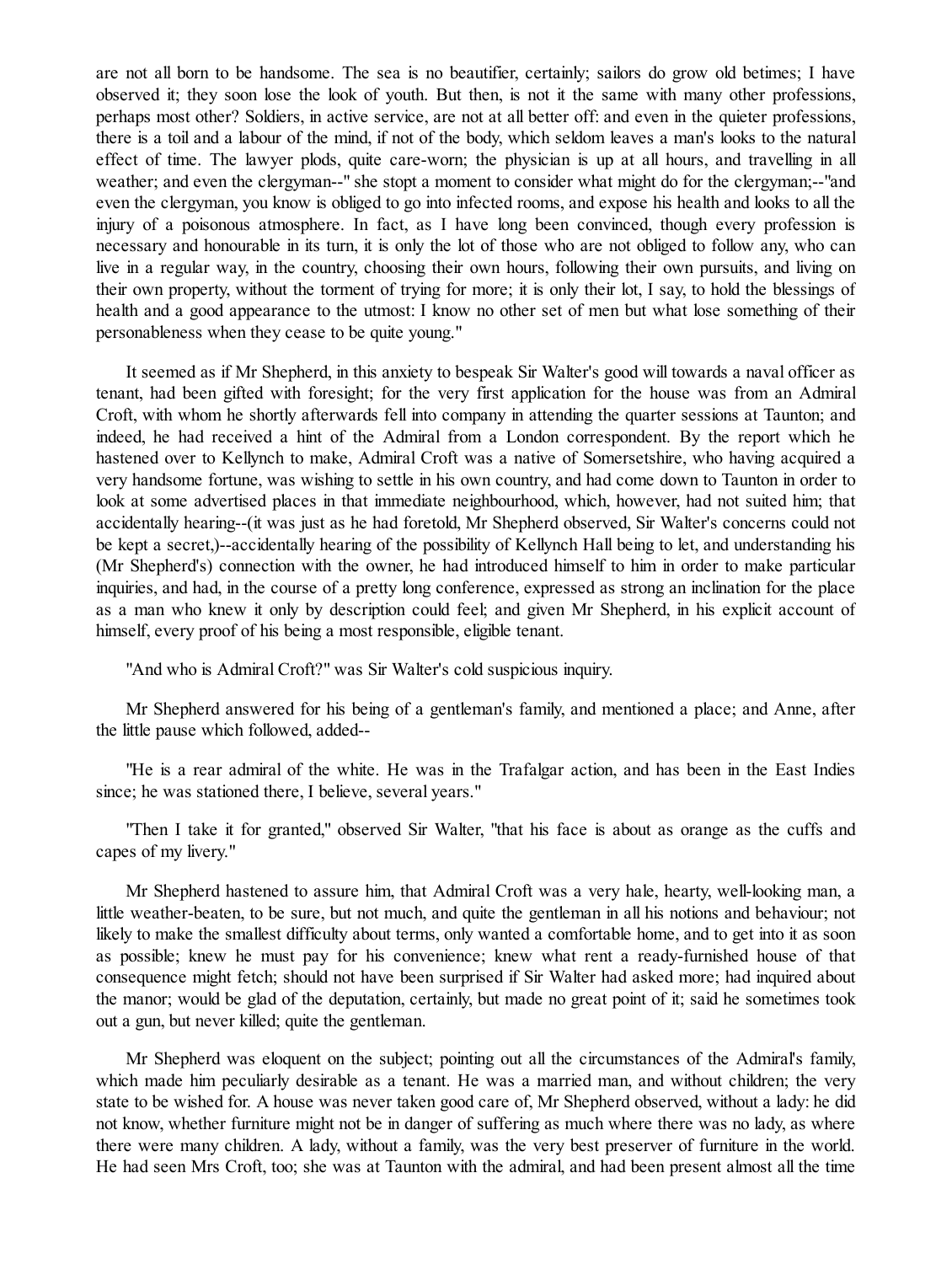are not all born to be handsome. The sea is no beautifier, certainly; sailors do grow old betimes; I have observed it; they soon lose the look of youth. But then, is not it the same with many other professions, perhaps most other? Soldiers, in active service, are not at all better off: and even in the quieter professions, there is a toil and a labour of the mind, if not of the body, which seldom leaves a man's looks to the natural effect of time. The lawyer plods, quite care-worn; the physician is up at all hours, and travelling in all weather; and even the clergyman--" she stopt a moment to consider what might do for the clergyman;--"and even the clergyman, you know is obliged to go into infected rooms, and expose his health and looks to all the injury of a poisonous atmosphere. In fact, as I have long been convinced, though every profession is necessary and honourable in its turn, it is only the lot of those who are not obliged to follow any, who can live in a regular way, in the country, choosing their own hours, following their own pursuits, and living on their own property, without the torment of trying for more; it is only their lot, I say, to hold the blessings of health and a good appearance to the utmost: I know no other set of men but what lose something of their personableness when they cease to be quite young."

It seemed as if Mr Shepherd, in this anxiety to bespeak Sir Walter's good will towards a naval officer as tenant, had been gifted with foresight; for the very first application for the house was from an Admiral Croft, with whom he shortly afterwards fell into company in attending the quarter sessions at Taunton; and indeed, he had received a hint of the Admiral from a London correspondent. By the report which he hastened over to Kellynch to make, Admiral Croft was a native of Somersetshire, who having acquired a very handsome fortune, was wishing to settle in his own country, and had come down to Taunton in order to look at some advertised places in that immediate neighbourhood, which, however, had not suited him; that accidentally hearing--(it was just as he had foretold, Mr Shepherd observed, Sir Walter's concerns could not be kept a secret,)--accidentally hearing of the possibility of Kellynch Hall being to let, and understanding his (Mr Shepherd's) connection with the owner, he had introduced himself to him in order to make particular inquiries, and had, in the course of a pretty long conference, expressed as strong an inclination for the place as a man who knew it only by description could feel; and given Mr Shepherd, in his explicit account of himself, every proof of his being a most responsible, eligible tenant.

"And who is Admiral Croft?" was Sir Walter's cold suspicious inquiry.

Mr Shepherd answered for his being of a gentleman's family, and mentioned a place; and Anne, after the little pause which followed, added--

"He is a rear admiral of the white. He was in the Trafalgar action, and has been in the East Indies since; he was stationed there, I believe, several years."

"Then I take it for granted," observed Sir Walter, "that his face is about as orange as the cuffs and capes of my livery."

Mr Shepherd hastened to assure him, that Admiral Croft was a very hale, hearty, well-looking man, a little weather-beaten, to be sure, but not much, and quite the gentleman in all his notions and behaviour; not likely to make the smallest difficulty about terms, only wanted a comfortable home, and to get into it as soon as possible; knew he must pay for his convenience; knew what rent a ready-furnished house of that consequence might fetch; should not have been surprised if Sir Walter had asked more; had inquired about the manor; would be glad of the deputation, certainly, but made no great point of it; said he sometimes took out a gun, but never killed; quite the gentleman.

Mr Shepherd was eloquent on the subject; pointing out all the circumstances of the Admiral's family, which made him peculiarly desirable as a tenant. He was a married man, and without children; the very state to be wished for. A house was never taken good care of, Mr Shepherd observed, without a lady: he did not know, whether furniture might not be in danger of suffering as much where there was no lady, as where there were many children. A lady, without a family, was the very best preserver of furniture in the world. He had seen Mrs Croft, too; she was at Taunton with the admiral, and had been present almost all the time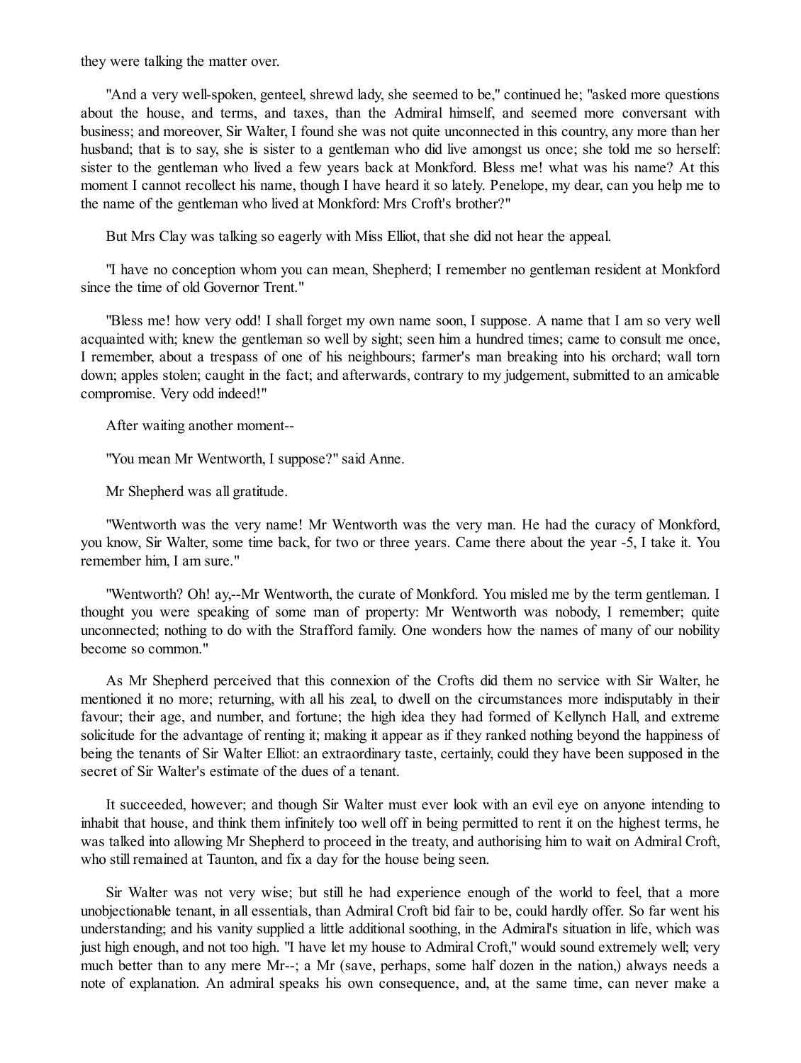they were talking the matter over.

"And a very well-spoken, genteel, shrewd lady, she seemed to be," continued he; "asked more questions about the house, and terms, and taxes, than the Admiral himself, and seemed more conversant with business; and moreover, Sir Walter, I found she was not quite unconnected in this country, any more than her husband; that is to say, she is sister to a gentleman who did live amongst us once; she told me so herself: sister to the gentleman who lived a few years back at Monkford. Bless me! what was his name? At this moment I cannot recollect his name, though I have heard it so lately. Penelope, my dear, can you help me to the name of the gentleman who lived at Monkford: Mrs Croft's brother?"

But Mrs Clay was talking so eagerly with Miss Elliot, that she did not hear the appeal.

"I have no conception whom you can mean, Shepherd; I remember no gentleman resident at Monkford since the time of old Governor Trent."

"Bless me! how very odd! I shall forget my own name soon, I suppose. A name that I am so very well acquainted with; knew the gentleman so well by sight; seen him a hundred times; came to consult me once, I remember, about a trespass of one of his neighbours; farmer's man breaking into his orchard; wall torn down; apples stolen; caught in the fact; and afterwards, contrary to my judgement, submitted to an amicable compromise. Very odd indeed!"

After waiting another moment--

"You mean Mr Wentworth, I suppose?" said Anne.

Mr Shepherd was all gratitude.

"Wentworth was the very name! Mr Wentworth was the very man. He had the curacy of Monkford, you know, Sir Walter, some time back, for two or three years. Came there about the year -5, I take it. You remember him, I am sure."

"Wentworth? Oh! ay,--Mr Wentworth, the curate of Monkford. You misled me by the term gentleman. I thought you were speaking of some man of property: Mr Wentworth was nobody, I remember; quite unconnected; nothing to do with the Strafford family. One wonders how the names of many of our nobility become so common."

As Mr Shepherd perceived that this connexion of the Crofts did them no service with Sir Walter, he mentioned it no more; returning, with all his zeal, to dwell on the circumstances more indisputably in their favour; their age, and number, and fortune; the high idea they had formed of Kellynch Hall, and extreme solicitude for the advantage of renting it; making it appear as if they ranked nothing beyond the happiness of being the tenants of Sir Walter Elliot: an extraordinary taste, certainly, could they have been supposed in the secret of Sir Walter's estimate of the dues of a tenant.

It succeeded, however; and though Sir Walter must ever look with an evil eye on anyone intending to inhabit that house, and think them infinitely too well off in being permitted to rent it on the highest terms, he was talked into allowing Mr Shepherd to proceed in the treaty, and authorising him to wait on Admiral Croft, who still remained at Taunton, and fix a day for the house being seen.

Sir Walter was not very wise; but still he had experience enough of the world to feel, that a more unobjectionable tenant, in all essentials, than Admiral Croft bid fair to be, could hardly offer. So far went his understanding; and his vanity supplied a little additional soothing, in the Admiral's situation in life, which was just high enough, and not too high. "I have let my house to Admiral Croft," would sound extremely well; very much better than to any mere Mr--; a Mr (save, perhaps, some half dozen in the nation,) always needs a note of explanation. An admiral speaks his own consequence, and, at the same time, can never make a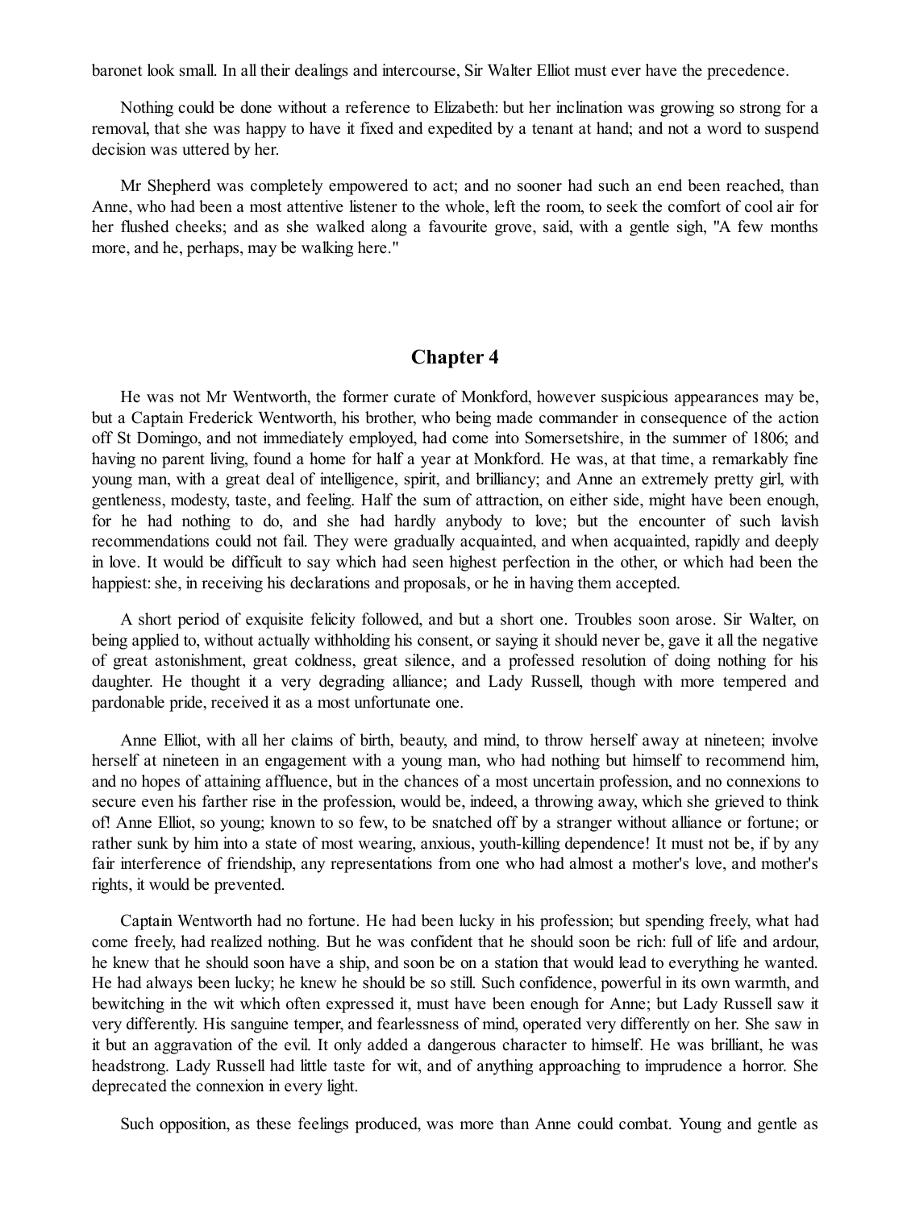baronet look small. In all their dealings and intercourse, Sir Walter Elliot must ever have the precedence.

Nothing could be done without a reference to Elizabeth: but her inclination was growing so strong for a removal, that she was happy to have it fixed and expedited by a tenant at hand; and not a word to suspend decision was uttered by her.

Mr Shepherd was completely empowered to act; and no sooner had such an end been reached, than Anne, who had been a most attentive listener to the whole, left the room, to seek the comfort of cool air for her flushed cheeks; and as she walked along a favourite grove, said, with a gentle sigh, "A few months more, and he, perhaps, may be walking here."

## Chapter 4

He was not Mr Wentworth, the former curate of Monkford, however suspicious appearances may be, but a Captain Frederick Wentworth, his brother, who being made commander in consequence of the action off St Domingo, and not immediately employed, had come into Somersetshire, in the summer of 1806; and having no parent living, found a home for half a year at Monkford. He was, at that time, a remarkably fine young man, with a great deal of intelligence, spirit, and brilliancy; and Anne an extremely pretty girl, with gentleness, modesty, taste, and feeling. Half the sum of attraction, on either side, might have been enough, for he had nothing to do, and she had hardly anybody to love; but the encounter of such lavish recommendations could not fail. They were gradually acquainted, and when acquainted, rapidly and deeply in love. It would be difficult to say which had seen highest perfection in the other, or which had been the happiest: she, in receiving his declarations and proposals, or he in having them accepted.

A short period of exquisite felicity followed, and but a short one. Troubles soon arose. Sir Walter, on being applied to, without actually withholding his consent, or saying it should never be, gave it all the negative of great astonishment, great coldness, great silence, and a professed resolution of doing nothing for his daughter. He thought it a very degrading alliance; and Lady Russell, though with more tempered and pardonable pride, received it as a most unfortunate one.

Anne Elliot, with all her claims of birth, beauty, and mind, to throw herself away at nineteen; involve herself at nineteen in an engagement with a young man, who had nothing but himself to recommend him, and no hopes of attaining affluence, but in the chances of a most uncertain profession, and no connexions to secure even his farther rise in the profession, would be, indeed, a throwing away, which she grieved to think of! Anne Elliot, so young; known to so few, to be snatched off by a stranger without alliance or fortune; or rather sunk by him into a state of most wearing, anxious, youth-killing dependence! It must not be, if by any fair interference of friendship, any representations from one who had almost a mother's love, and mother's rights, it would be prevented.

Captain Wentworth had no fortune. He had been lucky in his profession; but spending freely, what had come freely, had realized nothing. But he was confident that he should soon be rich: full of life and ardour, he knew that he should soon have a ship, and soon be on a station that would lead to everything he wanted. He had always been lucky; he knew he should be so still. Such confidence, powerful in its own warmth, and bewitching in the wit which often expressed it, must have been enough for Anne; but Lady Russell saw it very differently. His sanguine temper, and fearlessness of mind, operated very differently on her. She saw in it but an aggravation of the evil. It only added a dangerous character to himself. He was brilliant, he was headstrong. Lady Russell had little taste for wit, and of anything approaching to imprudence a horror. She deprecated the connexion in every light.

Such opposition, as these feelings produced, was more than Anne could combat. Young and gentle as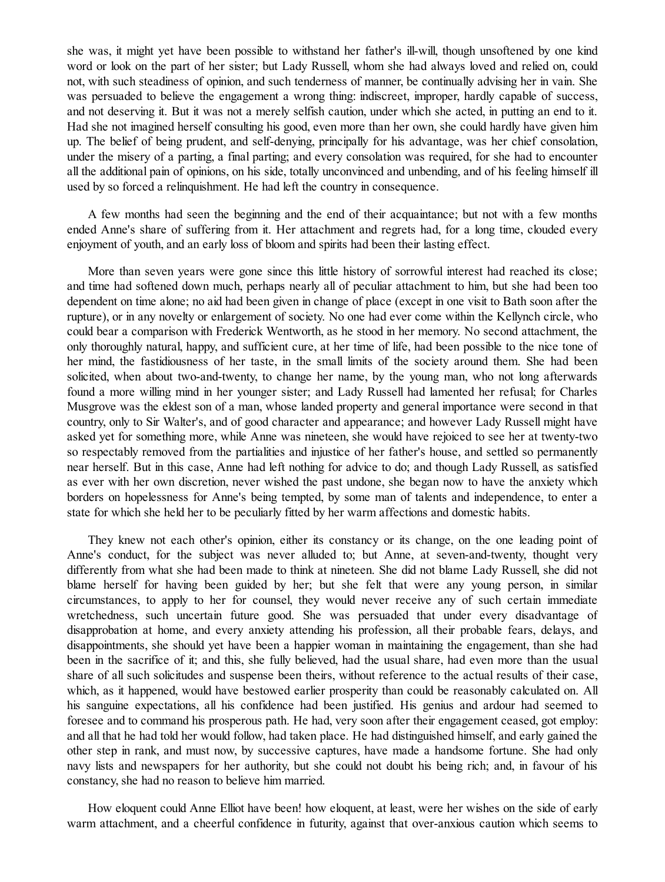she was, it might yet have been possible to withstand her father's ill-will, though unsoftened by one kind word or look on the part of her sister; but Lady Russell, whom she had always loved and relied on, could not, with such steadiness of opinion, and such tenderness of manner, be continually advising her in vain. She was persuaded to believe the engagement a wrong thing: indiscreet, improper, hardly capable of success, and not deserving it. But it was not a merely selfish caution, under which she acted, in putting an end to it. Had she not imagined herself consulting his good, even more than her own, she could hardly have given him up. The belief of being prudent, and self-denying, principally for his advantage, was her chief consolation, under the misery of a parting, a final parting; and every consolation was required, for she had to encounter all the additional pain of opinions, on his side, totally unconvinced and unbending, and of his feeling himself ill used by so forced a relinquishment. He had left the country in consequence.

A few months had seen the beginning and the end of their acquaintance; but not with a few months ended Anne's share of suffering from it. Her attachment and regrets had, for a long time, clouded every enjoyment of youth, and an early loss of bloom and spirits had been their lasting effect.

More than seven years were gone since this little history of sorrowful interest had reached its close; and time had softened down much, perhaps nearly all of peculiar attachment to him, but she had been too dependent on time alone; no aid had been given in change of place (except in one visit to Bath soon after the rupture), or in any novelty or enlargement of society. No one had ever come within the Kellynch circle, who could bear a comparison with Frederick Wentworth, as he stood in her memory. No second attachment, the only thoroughly natural, happy, and sufficient cure, at her time of life, had been possible to the nice tone of her mind, the fastidiousness of her taste, in the small limits of the society around them. She had been solicited, when about two-and-twenty, to change her name, by the young man, who not long afterwards found a more willing mind in her younger sister; and Lady Russell had lamented her refusal; for Charles Musgrove was the eldest son of a man, whose landed property and general importance were second in that country, only to Sir Walter's, and of good character and appearance; and however Lady Russell might have asked yet for something more, while Anne was nineteen, she would have rejoiced to see her at twenty-two so respectably removed from the partialities and injustice of her father's house, and settled so permanently near herself. But in this case, Anne had left nothing for advice to do; and though Lady Russell, as satisfied as ever with her own discretion, never wished the past undone, she began now to have the anxiety which borders on hopelessness for Anne's being tempted, by some man of talents and independence, to enter a state for which she held her to be peculiarly fitted by her warm affections and domestic habits.

They knew not each other's opinion, either its constancy or its change, on the one leading point of Anne's conduct, for the subject was never alluded to; but Anne, at seven-and-twenty, thought very differently from what she had been made to think at nineteen. She did not blame Lady Russell, she did not blame herself for having been guided by her; but she felt that were any young person, in similar circumstances, to apply to her for counsel, they would never receive any of such certain immediate wretchedness, such uncertain future good. She was persuaded that under every disadvantage of disapprobation at home, and every anxiety attending his profession, all their probable fears, delays, and disappointments, she should yet have been a happier woman in maintaining the engagement, than she had been in the sacrifice of it; and this, she fully believed, had the usual share, had even more than the usual share of all such solicitudes and suspense been theirs, without reference to the actual results of their case, which, as it happened, would have bestowed earlier prosperity than could be reasonably calculated on. All his sanguine expectations, all his confidence had been justified. His genius and ardour had seemed to foresee and to command his prosperous path. He had, very soon after their engagement ceased, got employ: and all that he had told her would follow, had taken place. He had distinguished himself, and early gained the other step in rank, and must now, by successive captures, have made a handsome fortune. She had only navy lists and newspapers for her authority, but she could not doubt his being rich; and, in favour of his constancy, she had no reason to believe him married.

How eloquent could Anne Elliot have been! how eloquent, at least, were her wishes on the side of early warm attachment, and a cheerful confidence in futurity, against that over-anxious caution which seems to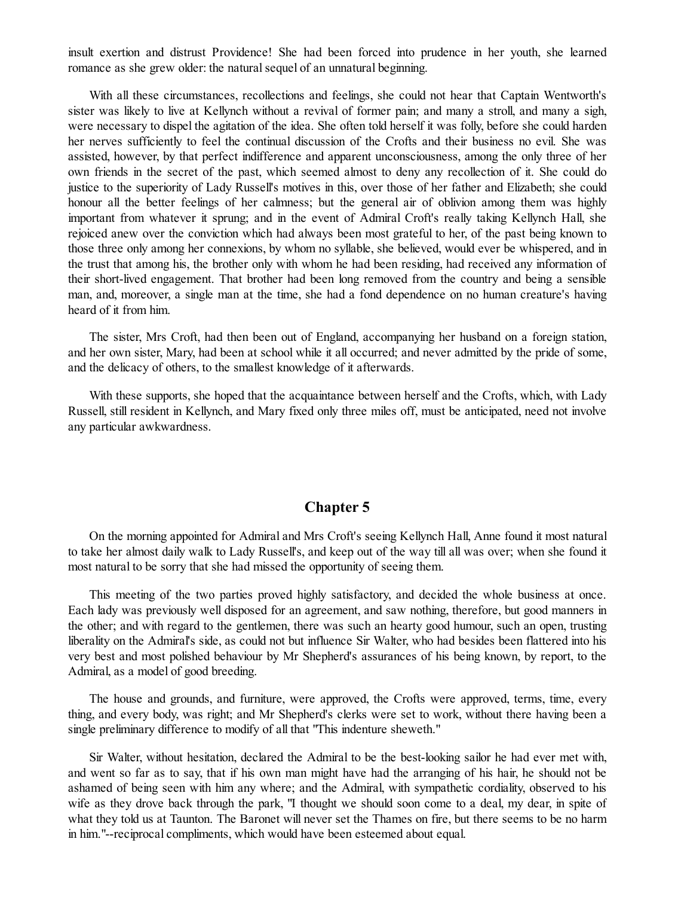insult exertion and distrust Providence! She had been forced into prudence in her youth, she learned romance as she grew older: the natural sequel of an unnatural beginning.

With all these circumstances, recollections and feelings, she could not hear that Captain Wentworth's sister was likely to live at Kellynch without a revival of former pain; and many a stroll, and many a sigh, were necessary to dispel the agitation of the idea. She often told herself it was folly, before she could harden her nerves sufficiently to feel the continual discussion of the Crofts and their business no evil. She was assisted, however, by that perfect indifference and apparent unconsciousness, among the only three of her own friends in the secret of the past, which seemed almost to deny any recollection of it. She could do justice to the superiority of Lady Russell's motives in this, over those of her father and Elizabeth; she could honour all the better feelings of her calmness; but the general air of oblivion among them was highly important from whatever it sprung; and in the event of Admiral Croft's really taking Kellynch Hall, she rejoiced anew over the conviction which had always been most grateful to her, of the past being known to those three only among her connexions, by whom no syllable, she believed, would ever be whispered, and in the trust that among his, the brother only with whom he had been residing, had received any information of their short-lived engagement. That brother had been long removed from the country and being a sensible man, and, moreover, a single man at the time, she had a fond dependence on no human creature's having heard of it from him.

The sister, Mrs Croft, had then been out of England, accompanying her husband on a foreign station, and her own sister, Mary, had been at school while it all occurred; and never admitted by the pride of some, and the delicacy of others, to the smallest knowledge of it afterwards.

With these supports, she hoped that the acquaintance between herself and the Crofts, which, with Lady Russell, still resident in Kellynch, and Mary fixed only three miles off, must be anticipated, need not involve any particular awkwardness.

## Chapter 5

On the morning appointed for Admiral and Mrs Croft's seeing Kellynch Hall, Anne found it most natural to take her almost daily walk to Lady Russell's, and keep out of the way till all was over; when she found it most natural to be sorry that she had missed the opportunity of seeing them.

This meeting of the two parties proved highly satisfactory, and decided the whole business at once. Each lady was previously well disposed for an agreement, and saw nothing, therefore, but good manners in the other; and with regard to the gentlemen, there was such an hearty good humour, such an open, trusting liberality on the Admiral's side, as could not but influence Sir Walter, who had besides been flattered into his very best and most polished behaviour by Mr Shepherd's assurances of his being known, by report, to the Admiral, as a model of good breeding.

The house and grounds, and furniture, were approved, the Crofts were approved, terms, time, every thing, and every body, was right; and Mr Shepherd's clerks were set to work, without there having been a single preliminary difference to modify of all that "This indenture sheweth."

Sir Walter, without hesitation, declared the Admiral to be the best-looking sailor he had ever met with, and went so far as to say, that if his own man might have had the arranging of his hair, he should not be ashamed of being seen with him any where; and the Admiral, with sympathetic cordiality, observed to his wife as they drove back through the park, "I thought we should soon come to a deal, my dear, in spite of what they told us at Taunton. The Baronet will never set the Thames on fire, but there seems to be no harm in him."--reciprocal compliments, which would have been esteemed about equal.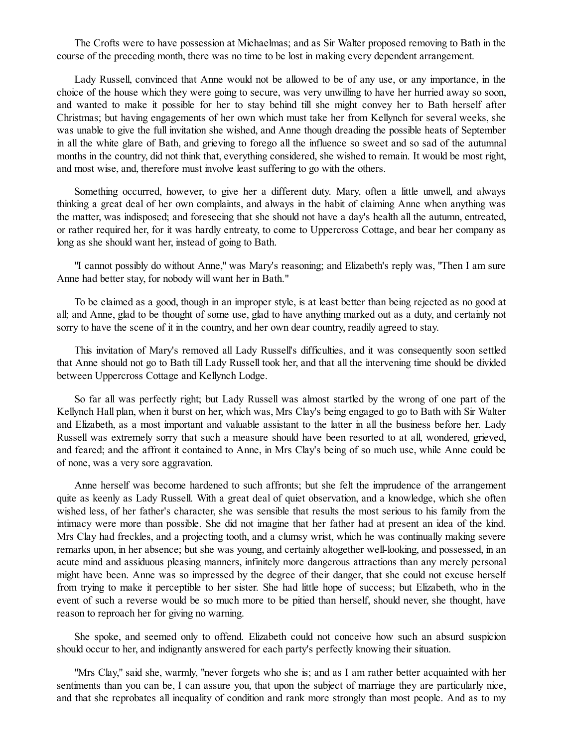The Crofts were to have possession at Michaelmas; and as Sir Walter proposed removing to Bath in the course of the preceding month, there was no time to be lost in making every dependent arrangement.

Lady Russell, convinced that Anne would not be allowed to be of any use, or any importance, in the choice of the house which they were going to secure, was very unwilling to have her hurried away so soon, and wanted to make it possible for her to stay behind till she might convey her to Bath herself after Christmas; but having engagements of her own which must take her from Kellynch for several weeks, she was unable to give the full invitation she wished, and Anne though dreading the possible heats of September in all the white glare of Bath, and grieving to forego all the influence so sweet and so sad of the autumnal months in the country, did not think that, everything considered, she wished to remain. It would be most right, and most wise, and, therefore must involve least suffering to go with the others.

Something occurred, however, to give her a different duty. Mary, often a little unwell, and always thinking a great deal of her own complaints, and always in the habit of claiming Anne when anything was the matter, was indisposed; and foreseeing that she should not have a day's health all the autumn, entreated, or rather required her, for it was hardly entreaty, to come to Uppercross Cottage, and bear her company as long as she should want her, instead of going to Bath.

"I cannot possibly do without Anne," was Mary's reasoning; and Elizabeth's reply was, "Then I am sure Anne had better stay, for nobody will want her in Bath."

To be claimed as a good, though in an improper style, is at least better than being rejected as no good at all; and Anne, glad to be thought of some use, glad to have anything marked out as a duty, and certainly not sorry to have the scene of it in the country, and her own dear country, readily agreed to stay.

This invitation of Mary's removed all Lady Russell's difficulties, and it was consequently soon settled that Anne should not go to Bath till Lady Russell took her, and that all the intervening time should be divided between Uppercross Cottage and Kellynch Lodge.

So far all was perfectly right; but Lady Russell was almost startled by the wrong of one part of the Kellynch Hall plan, when it burst on her, which was, Mrs Clay's being engaged to go to Bath with Sir Walter and Elizabeth, as a most important and valuable assistant to the latter in all the business before her. Lady Russell was extremely sorry that such a measure should have been resorted to at all, wondered, grieved, and feared; and the affront it contained to Anne, in Mrs Clay's being of so much use, while Anne could be of none, was a very sore aggravation.

Anne herself was become hardened to such affronts; but she felt the imprudence of the arrangement quite as keenly as Lady Russell. With a great deal of quiet observation, and a knowledge, which she often wished less, of her father's character, she was sensible that results the most serious to his family from the intimacy were more than possible. She did not imagine that her father had at present an idea of the kind. Mrs Clay had freckles, and a projecting tooth, and a clumsy wrist, which he was continually making severe remarks upon, in her absence; but she was young, and certainly altogether well-looking, and possessed, in an acute mind and assiduous pleasing manners, infinitely more dangerous attractions than any merely personal might have been. Anne was so impressed by the degree of their danger, that she could not excuse herself from trying to make it perceptible to her sister. She had little hope of success; but Elizabeth, who in the event of such a reverse would be so much more to be pitied than herself, should never, she thought, have reason to reproach her for giving no warning.

She spoke, and seemed only to offend. Elizabeth could not conceive how such an absurd suspicion should occur to her, and indignantly answered for each party's perfectly knowing their situation.

"Mrs Clay," said she, warmly, "never forgets who she is; and as I am rather better acquainted with her sentiments than you can be, I can assure you, that upon the subject of marriage they are particularly nice, and that she reprobates all inequality of condition and rank more strongly than most people. And as to my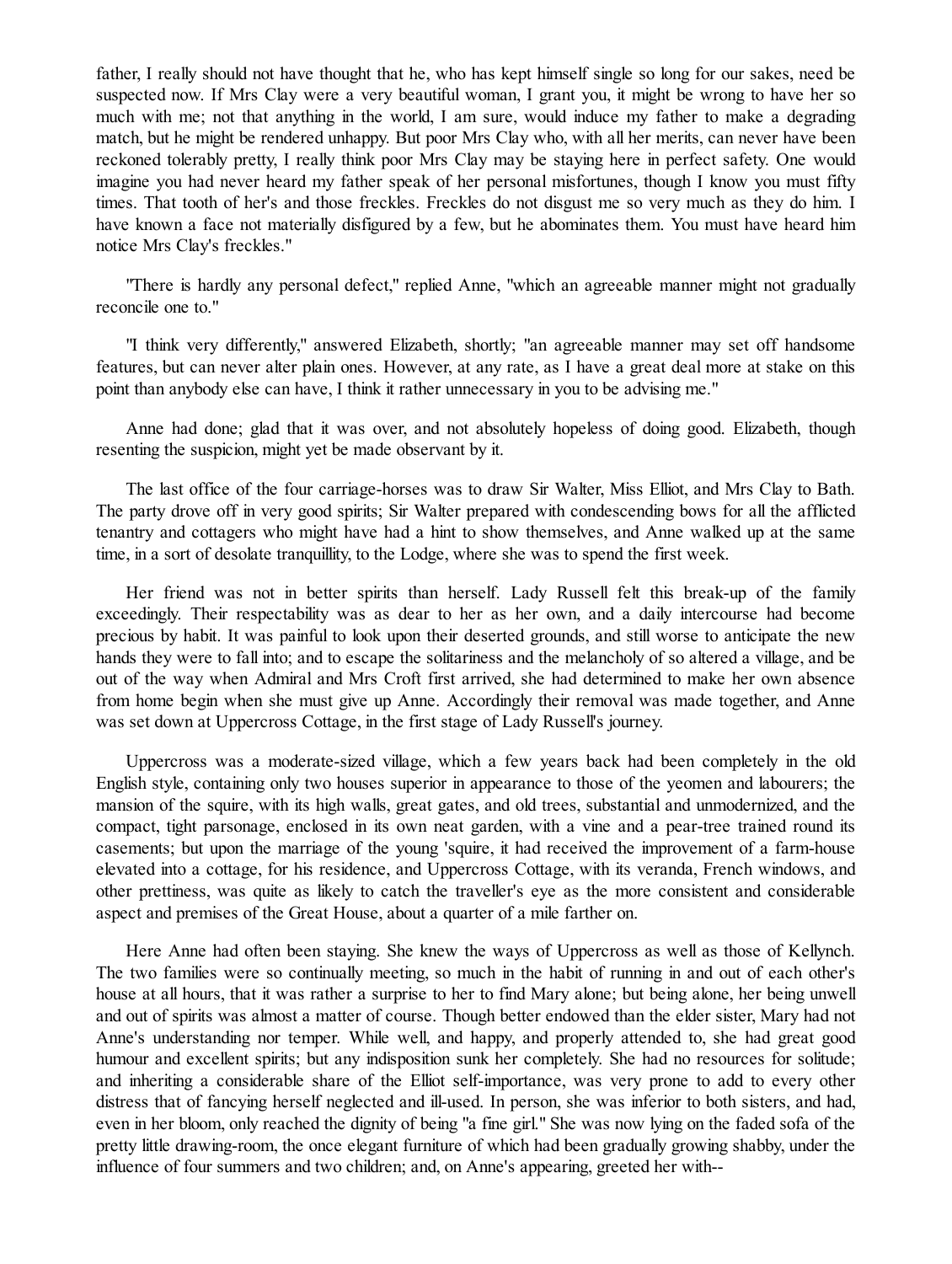father, I really should not have thought that he, who has kept himself single so long for our sakes, need be suspected now. If Mrs Clay were a very beautiful woman, I grant you, it might be wrong to have her so much with me; not that anything in the world, I am sure, would induce my father to make a degrading match, but he might be rendered unhappy. But poor Mrs Clay who, with all her merits, can never have been reckoned tolerably pretty, I really think poor Mrs Clay may be staying here in perfect safety. One would imagine you had never heard my father speak of her personal misfortunes, though I know you must fifty times. That tooth of her's and those freckles. Freckles do not disgust me so very much as they do him. I have known a face not materially disfigured by a few, but he abominates them. You must have heard him notice Mrs Clay's freckles."

"There is hardly any personal defect," replied Anne, "which an agreeable manner might not gradually reconcile one to."

"I think very differently," answered Elizabeth, shortly; "an agreeable manner may set off handsome features, but can never alter plain ones. However, at any rate, as I have a great deal more at stake on this point than anybody else can have, I think it rather unnecessary in you to be advising me."

Anne had done; glad that it was over, and not absolutely hopeless of doing good. Elizabeth, though resenting the suspicion, might yet be made observant by it.

The last office of the four carriage-horses was to draw Sir Walter, Miss Elliot, and Mrs Clay to Bath. The party drove off in very good spirits; Sir Walter prepared with condescending bows for all the afflicted tenantry and cottagers who might have had a hint to show themselves, and Anne walked up at the same time, in a sort of desolate tranquillity, to the Lodge, where she was to spend the first week.

Her friend was not in better spirits than herself. Lady Russell felt this break-up of the family exceedingly. Their respectability was as dear to her as her own, and a daily intercourse had become precious by habit. It was painful to look upon their deserted grounds, and still worse to anticipate the new hands they were to fall into; and to escape the solitariness and the melancholy of so altered a village, and be out of the way when Admiral and Mrs Croft first arrived, she had determined to make her own absence from home begin when she must give up Anne. Accordingly their removal was made together, and Anne was set down at Uppercross Cottage, in the first stage of Lady Russell's journey.

Uppercross was a moderate-sized village, which a few years back had been completely in the old English style, containing only two houses superior in appearance to those of the yeomen and labourers; the mansion of the squire, with its high walls, great gates, and old trees, substantial and unmodernized, and the compact, tight parsonage, enclosed in its own neat garden, with a vine and a pear-tree trained round its casements; but upon the marriage of the young 'squire, it had received the improvement of a farm-house elevated into a cottage, for his residence, and Uppercross Cottage, with its veranda, French windows, and other prettiness, was quite as likely to catch the traveller's eye as the more consistent and considerable aspect and premises of the Great House, about a quarter of a mile farther on.

Here Anne had often been staying. She knew the ways of Uppercross as well as those of Kellynch. The two families were so continually meeting, so much in the habit of running in and out of each other's house at all hours, that it was rather a surprise to her to find Mary alone; but being alone, her being unwell and out of spirits was almost a matter of course. Though better endowed than the elder sister, Mary had not Anne's understanding nor temper. While well, and happy, and properly attended to, she had great good humour and excellent spirits; but any indisposition sunk her completely. She had no resources for solitude; and inheriting a considerable share of the Elliot self-importance, was very prone to add to every other distress that of fancying herself neglected and ill-used. In person, she was inferior to both sisters, and had, even in her bloom, only reached the dignity of being "a fine girl." She was now lying on the faded sofa of the pretty little drawing-room, the once elegant furniture of which had been gradually growing shabby, under the influence of four summers and two children; and, on Anne's appearing, greeted her with--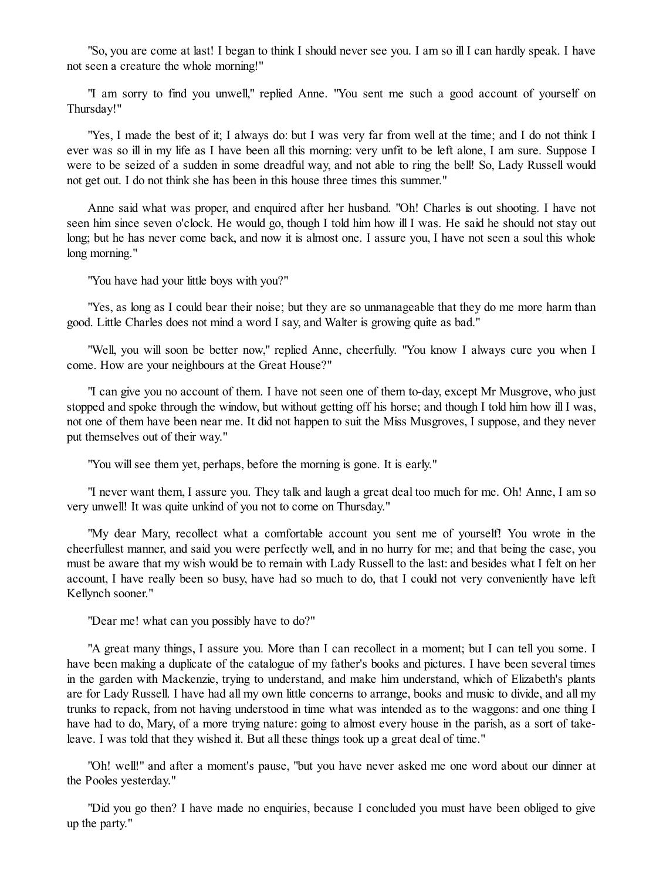"So, you are come at last! I began to think I should never see you. I am so ill I can hardly speak. I have not seen a creature the whole morning!"

"I am sorry to find you unwell," replied Anne. "You sent me such a good account of yourself on Thursday!"

"Yes, I made the best of it; I always do: but I was very far from well at the time; and I do not think I ever was so ill in my life as I have been all this morning: very unfit to be left alone, I am sure. Suppose I were to be seized of a sudden in some dreadful way, and not able to ring the bell! So, Lady Russell would not get out. I do not think she has been in this house three times this summer."

Anne said what was proper, and enquired after her husband. "Oh! Charles is out shooting. I have not seen him since seven o'clock. He would go, though I told him how ill I was. He said he should not stay out long; but he has never come back, and now it is almost one. I assure you, I have not seen a soul this whole long morning."

"You have had your little boys with you?"

"Yes, as long as I could bear their noise; but they are so unmanageable that they do me more harm than good. Little Charles does not mind a word I say, and Walter is growing quite as bad."

"Well, you will soon be better now," replied Anne, cheerfully. "You know I always cure you when I come. How are your neighbours at the Great House?"

"I can give you no account of them. I have not seen one of them to-day, except Mr Musgrove, who just stopped and spoke through the window, but without getting off his horse; and though I told him how ill I was, not one of them have been near me. It did not happen to suit the Miss Musgroves, I suppose, and they never put themselves out of their way."

"You will see them yet, perhaps, before the morning is gone. It is early."

"I never want them, I assure you. They talk and laugh a great deal too much for me. Oh! Anne, I am so very unwell! It was quite unkind of you not to come on Thursday."

"My dear Mary, recollect what a comfortable account you sent me of yourself! You wrote in the cheerfullest manner, and said you were perfectly well, and in no hurry for me; and that being the case, you must be aware that my wish would be to remain with Lady Russell to the last: and besides what I felt on her account, I have really been so busy, have had so much to do, that I could not very conveniently have left Kellynch sooner."

"Dear me! what can you possibly have to do?"

"A great many things, I assure you. More than I can recollect in a moment; but I can tell you some. I have been making a duplicate of the catalogue of my father's books and pictures. I have been several times in the garden with Mackenzie, trying to understand, and make him understand, which of Elizabeth's plants are for Lady Russell. I have had all my own little concerns to arrange, books and music to divide, and all my trunks to repack, from not having understood in time what was intended as to the waggons: and one thing I have had to do, Mary, of a more trying nature: going to almost every house in the parish, as a sort of take-leave. I was told that they wished it. But all these things took up a great deal of time."

"Oh! well!" and after a moment's pause, "but you have never asked me one word about our dinner at the Pooles yesterday."

"Did you go then? I have made no enquiries, because I concluded you must have been obliged to give up the party."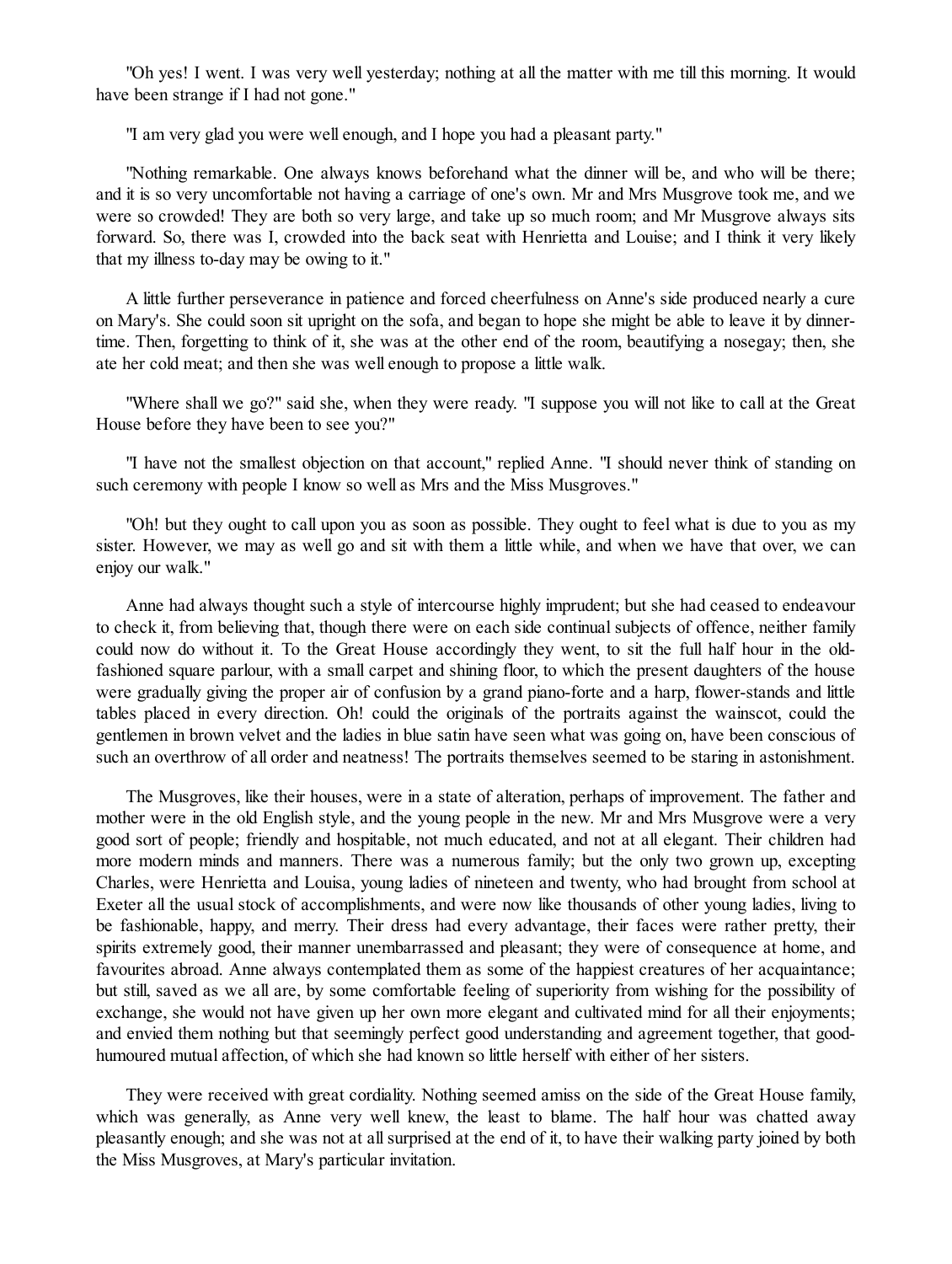"Oh yes! I went. I was very well yesterday; nothing at all the matter with me till this morning. It would have been strange if I had not gone."

"I am very glad you were well enough, and I hope you had a pleasant party."

"Nothing remarkable. One always knows beforehand what the dinner will be, and who will be there; and it is so very uncomfortable not having a carriage of one's own. Mr and Mrs Musgrove took me, and we were so crowded! They are both so very large, and take up so much room; and Mr Musgrove always sits forward. So, there was I, crowded into the back seat with Henrietta and Louise; and I think it very likely that my illness to-day may be owing to it."

A little further perseverance in patience and forced cheerfulness on Anne's side produced nearly a cure on Mary's. She could soon sit upright on the sofa, and began to hope she might be able to leave it by dinner-time. Then, forgetting to think of it, she was at the other end of the room, beautifying a nosegay; then, she ate her cold meat; and then she was well enough to propose a little walk.

"Where shall we go?" said she, when they were ready. "I suppose you will not like to call at the Great House before they have been to see you?"

"I have not the smallest objection on that account," replied Anne. "I should never think of standing on such ceremony with people I know so well as Mrs and the Miss Musgroves."

"Oh! but they ought to call upon you as soon as possible. They ought to feel what is due to you as my sister. However, we may as well go and sit with them a little while, and when we have that over, we can enjoy our walk."

Anne had always thought such a style of intercourse highly imprudent; but she had ceased to endeavour to check it, from believing that, though there were on each side continual subjects of offence, neither family could now do without it. To the Great House accordingly they went, to sit the full half hour in the old-fashioned square parlour, with a small carpet and shining floor, to which the present daughters of the house were gradually giving the proper air of confusion by a grand piano-forte and a harp, flower-stands and little tables placed in every direction. Oh! could the originals of the portraits against the wainscot, could the gentlemen in brown velvet and the ladies in blue satin have seen what was going on, have been conscious of such an overthrow of all order and neatness! The portraits themselves seemed to be staring in astonishment.

The Musgroves, like their houses, were in a state of alteration, perhaps of improvement. The father and mother were in the old English style, and the young people in the new. Mr and Mrs Musgrove were a very good sort of people; friendly and hospitable, not much educated, and not at all elegant. Their children had more modern minds and manners. There was a numerous family; but the only two grown up, excepting Charles, were Henrietta and Louisa, young ladies of nineteen and twenty, who had brought from school at Exeter all the usual stock of accomplishments, and were now like thousands of other young ladies, living to be fashionable, happy, and merry. Their dress had every advantage, their faces were rather pretty, their spirits extremely good, their manner unembarrassed and pleasant; they were of consequence at home, and favourites abroad. Anne always contemplated them as some of the happiest creatures of her acquaintance; but still, saved as we all are, by some comfortable feeling of superiority from wishing for the possibility of exchange, she would not have given up her own more elegant and cultivated mind for all their enjoyments; and envied them nothing but that seemingly perfect good understanding and agreement together, that good-humoured mutual affection, of which she had known so little herself with either of her sisters.

They were received with great cordiality. Nothing seemed amiss on the side of the Great House family, which was generally, as Anne very well knew, the least to blame. The half hour was chatted away pleasantly enough; and she was not at all surprised at the end of it, to have their walking party joined by both the Miss Musgroves, at Mary's particular invitation.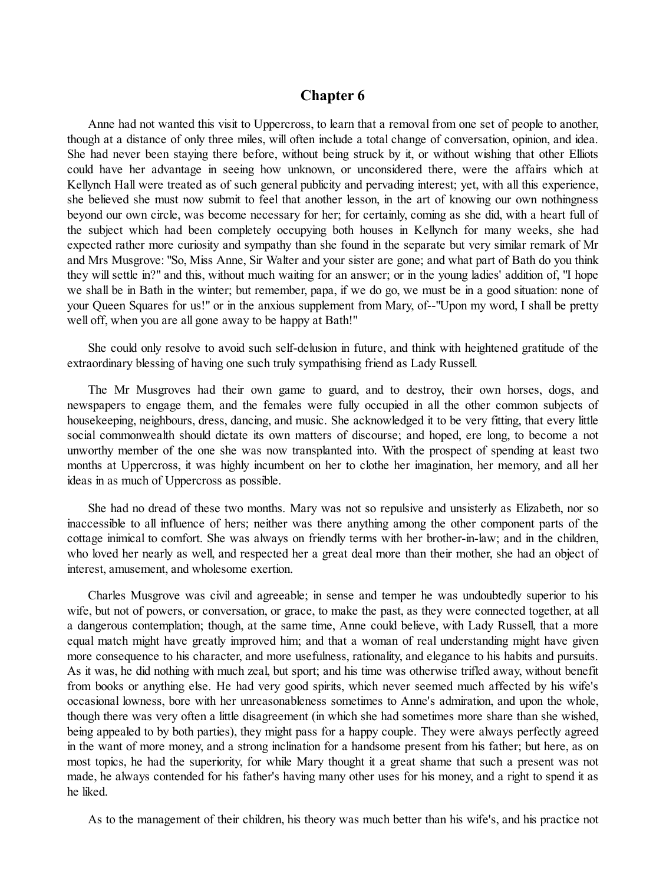## Chapter 6

Anne had not wanted this visit to Uppercross, to learn that a removal from one set of people to another, though at a distance of only three miles, will often include a total change of conversation, opinion, and idea. She had never been staying there before, without being struck by it, or without wishing that other Elliots could have her advantage in seeing how unknown, or unconsidered there, were the affairs which at Kellynch Hall were treated as of such general publicity and pervading interest; yet, with all this experience, she believed she must now submit to feel that another lesson, in the art of knowing our own nothingness beyond our own circle, was become necessary for her; for certainly, coming as she did, with a heart full of the subject which had been completely occupying both houses in Kellynch for many weeks, she had expected rather more curiosity and sympathy than she found in the separate but very similar remark of Mr and Mrs Musgrove: "So, Miss Anne, Sir Walter and your sister are gone; and what part of Bath do you think they will settle in?" and this, without much waiting for an answer; or in the young ladies' addition of, "I hope we shall be in Bath in the winter; but remember, papa, if we do go, we must be in a good situation: none of your Queen Squares for us!" or in the anxious supplement from Mary, of--"Upon my word, I shall be pretty well off, when you are all gone away to be happy at Bath!"

She could only resolve to avoid such self-delusion in future, and think with heightened gratitude of the extraordinary blessing of having one such truly sympathising friend as Lady Russell.

The Mr Musgroves had their own game to guard, and to destroy, their own horses, dogs, and newspapers to engage them, and the females were fully occupied in all the other common subjects of housekeeping, neighbours, dress, dancing, and music. She acknowledged it to be very fitting, that every little social commonwealth should dictate its own matters of discourse; and hoped, ere long, to become a not unworthy member of the one she was now transplanted into. With the prospect of spending at least two months at Uppercross, it was highly incumbent on her to clothe her imagination, her memory, and all her ideas in as much of Uppercross as possible.

She had no dread of these two months. Mary was not so repulsive and unsisterly as Elizabeth, nor so inaccessible to all influence of hers; neither was there anything among the other component parts of the cottage inimical to comfort. She was always on friendly terms with her brother-in-law; and in the children, who loved her nearly as well, and respected her a great deal more than their mother, she had an object of interest, amusement, and wholesome exertion.

Charles Musgrove was civil and agreeable; in sense and temper he was undoubtedly superior to his wife, but not of powers, or conversation, or grace, to make the past, as they were connected together, at all a dangerous contemplation; though, at the same time, Anne could believe, with Lady Russell, that a more equal match might have greatly improved him; and that a woman of real understanding might have given more consequence to his character, and more usefulness, rationality, and elegance to his habits and pursuits. As it was, he did nothing with much zeal, but sport; and his time was otherwise trifled away, without benefit from books or anything else. He had very good spirits, which never seemed much affected by his wife's occasional lowness, bore with her unreasonableness sometimes to Anne's admiration, and upon the whole, though there was very often a little disagreement (in which she had sometimes more share than she wished, being appealed to by both parties), they might pass for a happy couple. They were always perfectly agreed in the want of more money, and a strong inclination for a handsome present from his father; but here, as on most topics, he had the superiority, for while Mary thought it a great shame that such a present was not made, he always contended for his father's having many other uses for his money, and a right to spend it as he liked.

As to the management of their children, his theory was much better than his wife's, and his practice not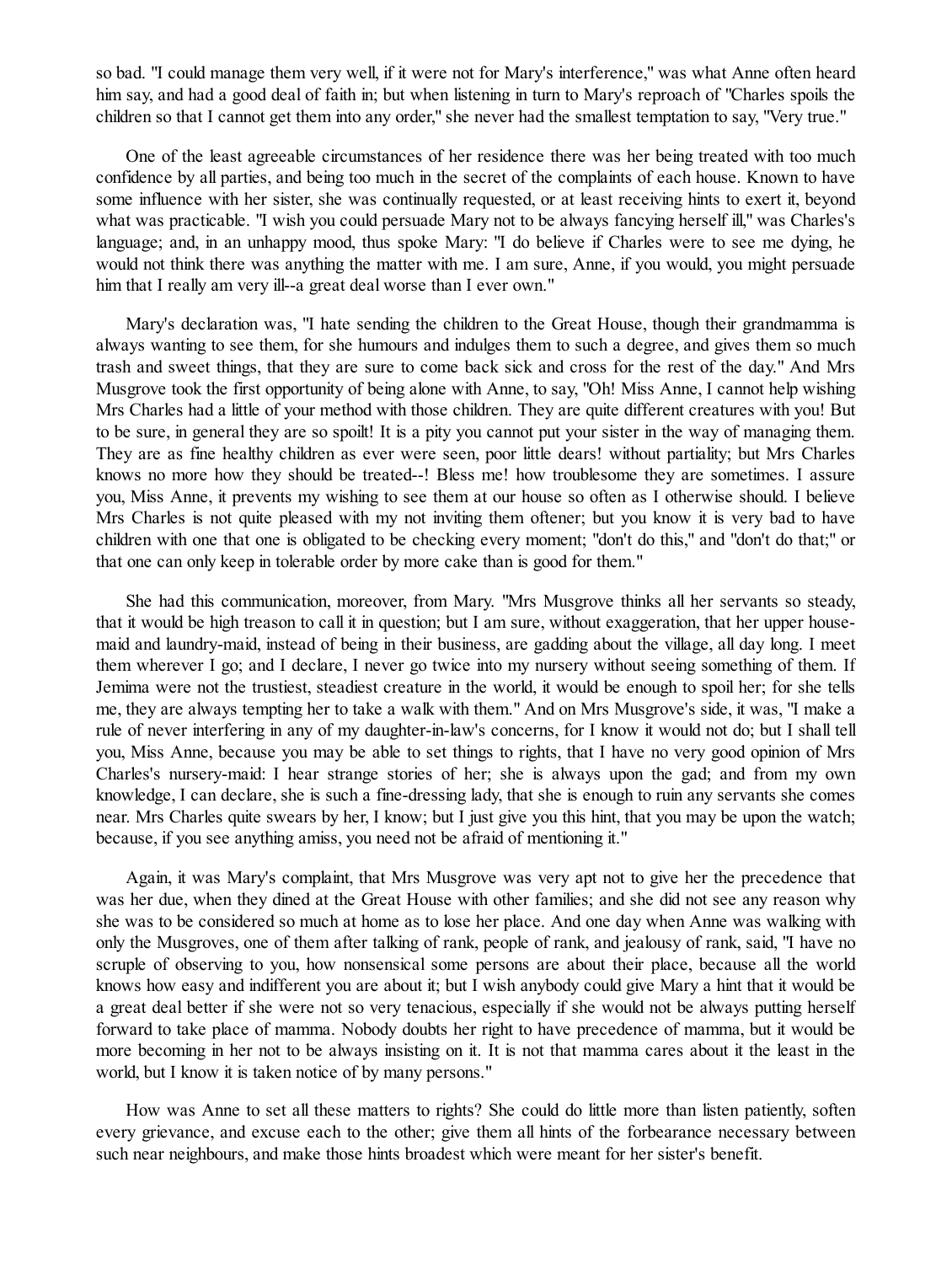so bad. "I could manage them very well, if it were not for Mary's interference," was what Anne often heard him say, and had a good deal of faith in; but when listening in turn to Mary's reproach of "Charles spoils the children so that I cannot get them into any order," she never had the smallest temptation to say, "Very true."

One of the least agreeable circumstances of her residence there was her being treated with too much confidence by all parties, and being too much in the secret of the complaints of each house. Known to have some influence with her sister, she was continually requested, or at least receiving hints to exert it, beyond what was practicable. "I wish you could persuade Mary not to be always fancying herself ill," was Charles's language; and, in an unhappy mood, thus spoke Mary: "I do believe if Charles were to see me dying, he would not think there was anything the matter with me. I am sure, Anne, if you would, you might persuade him that I really am very ill--a great deal worse than I ever own."

Mary's declaration was, "I hate sending the children to the Great House, though their grandmamma is always wanting to see them, for she humours and indulges them to such a degree, and gives them so much trash and sweet things, that they are sure to come back sick and cross for the rest of the day." And Mrs Musgrove took the first opportunity of being alone with Anne, to say, "Oh! Miss Anne, I cannot help wishing Mrs Charles had a little of your method with those children. They are quite different creatures with you! But to be sure, in general they are so spoilt! It is a pity you cannot put your sister in the way of managing them. They are as fine healthy children as ever were seen, poor little dears! without partiality; but Mrs Charles knows no more how they should be treated--! Bless me! how troublesome they are sometimes. I assure you, Miss Anne, it prevents my wishing to see them at our house so often as I otherwise should. I believe Mrs Charles is not quite pleased with my not inviting them oftener; but you know it is very bad to have children with one that one is obligated to be checking every moment; "don't do this," and "don't do that;" or that one can only keep in tolerable order by more cake than is good for them."

She had this communication, moreover, from Mary. "Mrs Musgrove thinks all her servants so steady, that it would be high treason to call it in question; but I am sure, without exaggeration, that her upper house-maid and laundry-maid, instead of being in their business, are gadding about the village, all day long. I meet them wherever I go; and I declare, I never go twice into my nursery without seeing something of them. If Jemima were not the trustiest, steadiest creature in the world, it would be enough to spoil her; for she tells me, they are always tempting her to take a walk with them." And on Mrs Musgrove's side, it was, "I make a rule of never interfering in any of my daughter-in-law's concerns, for I know it would not do; but I shall tell you, Miss Anne, because you may be able to set things to rights, that I have no very good opinion of Mrs Charles's nursery-maid: I hear strange stories of her; she is always upon the gad; and from my own knowledge, I can declare, she is such a fine-dressing lady, that she is enough to ruin any servants she comes near. Mrs Charles quite swears by her, I know; but I just give you this hint, that you may be upon the watch; because, if you see anything amiss, you need not be afraid of mentioning it."

Again, it was Mary's complaint, that Mrs Musgrove was very apt not to give her the precedence that was her due, when they dined at the Great House with other families; and she did not see any reason why she was to be considered so much at home as to lose her place. And one day when Anne was walking with only the Musgroves, one of them after talking of rank, people of rank, and jealousy of rank, said, "I have no scruple of observing to you, how nonsensical some persons are about their place, because all the world knows how easy and indifferent you are about it; but I wish anybody could give Mary a hint that it would be a great deal better if she were not so very tenacious, especially if she would not be always putting herself forward to take place of mamma. Nobody doubts her right to have precedence of mamma, but it would be more becoming in her not to be always insisting on it. It is not that mamma cares about it the least in the world, but I know it is taken notice of by many persons."

How was Anne to set all these matters to rights? She could do little more than listen patiently, soften every grievance, and excuse each to the other; give them all hints of the forbearance necessary between such near neighbours, and make those hints broadest which were meant for her sister's benefit.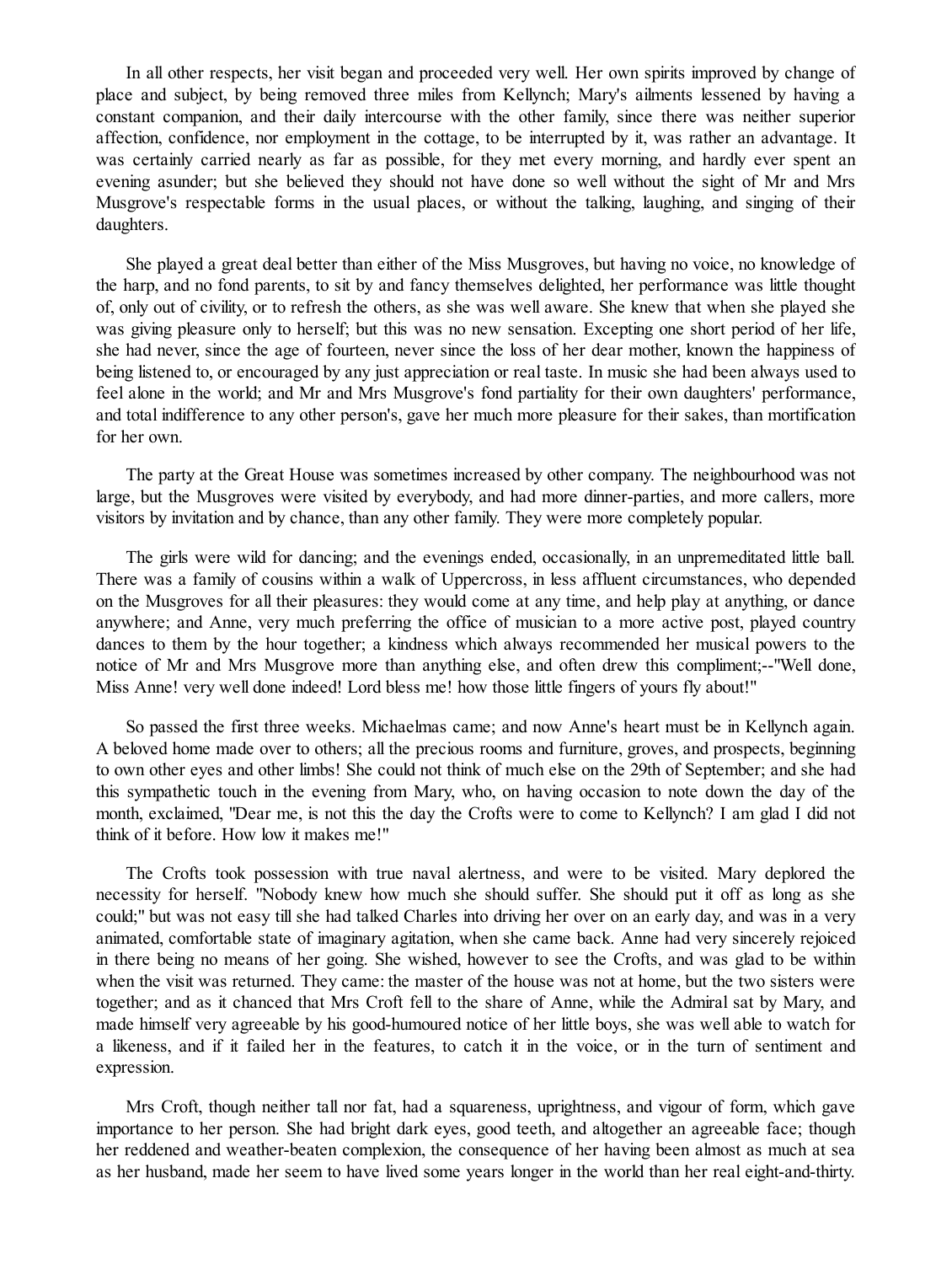In all other respects, her visit began and proceeded very well. Her own spirits improved by change of place and subject, by being removed three miles from Kellynch; Mary's ailments lessened by having a constant companion, and their daily intercourse with the other family, since there was neither superior affection, confidence, nor employment in the cottage, to be interrupted by it, was rather an advantage. It was certainly carried nearly as far as possible, for they met every morning, and hardly ever spent an evening asunder; but she believed they should not have done so well without the sight of Mr and Mrs Musgrove's respectable forms in the usual places, or without the talking, laughing, and singing of their daughters.

She played a great deal better than either of the Miss Musgroves, but having no voice, no knowledge of the harp, and no fond parents, to sit by and fancy themselves delighted, her performance was little thought of, only out of civility, or to refresh the others, as she was well aware. She knew that when she played she was giving pleasure only to herself; but this was no new sensation. Excepting one short period of her life, she had never, since the age of fourteen, never since the loss of her dear mother, known the happiness of being listened to, or encouraged by any just appreciation or real taste. In music she had been always used to feel alone in the world; and Mr and Mrs Musgrove's fond partiality for their own daughters' performance, and total indifference to any other person's, gave her much more pleasure for their sakes, than mortification for her own.

The party at the Great House was sometimes increased by other company. The neighbourhood was not large, but the Musgroves were visited by everybody, and had more dinner-parties, and more callers, more visitors by invitation and by chance, than any other family. They were more completely popular.

The girls were wild for dancing; and the evenings ended, occasionally, in an unpremeditated little ball. There was a family of cousins within a walk of Uppercross, in less affluent circumstances, who depended on the Musgroves for all their pleasures: they would come at any time, and help play at anything, or dance anywhere; and Anne, very much preferring the office of musician to a more active post, played country dances to them by the hour together; a kindness which always recommended her musical powers to the notice of Mr and Mrs Musgrove more than anything else, and often drew this compliment;--"Well done, Miss Anne! very well done indeed! Lord bless me! how those little fingers of yours fly about!"

So passed the first three weeks. Michaelmas came; and now Anne's heart must be in Kellynch again. A beloved home made over to others; all the precious rooms and furniture, groves, and prospects, beginning to own other eyes and other limbs! She could not think of much else on the 29th of September; and she had this sympathetic touch in the evening from Mary, who, on having occasion to note down the day of the month, exclaimed, "Dear me, is not this the day the Crofts were to come to Kellynch? I am glad I did not think of it before. How low it makes me!"

The Crofts took possession with true naval alertness, and were to be visited. Mary deplored the necessity for herself. "Nobody knew how much she should suffer. She should put it off as long as she could;" but was not easy till she had talked Charles into driving her over on an early day, and was in a very animated, comfortable state of imaginary agitation, when she came back. Anne had very sincerely rejoiced in there being no means of her going. She wished, however to see the Crofts, and was glad to be within when the visit was returned. They came: the master of the house was not at home, but the two sisters were together; and as it chanced that Mrs Croft fell to the share of Anne, while the Admiral sat by Mary, and made himself very agreeable by his good-humoured notice of her little boys, she was well able to watch for a likeness, and if it failed her in the features, to catch it in the voice, or in the turn of sentiment and expression.

Mrs Croft, though neither tall nor fat, had a squareness, uprightness, and vigour of form, which gave importance to her person. She had bright dark eyes, good teeth, and altogether an agreeable face; though her reddened and weather-beaten complexion, the consequence of her having been almost as much at sea as her husband, made her seem to have lived some years longer in the world than her real eight-and-thirty.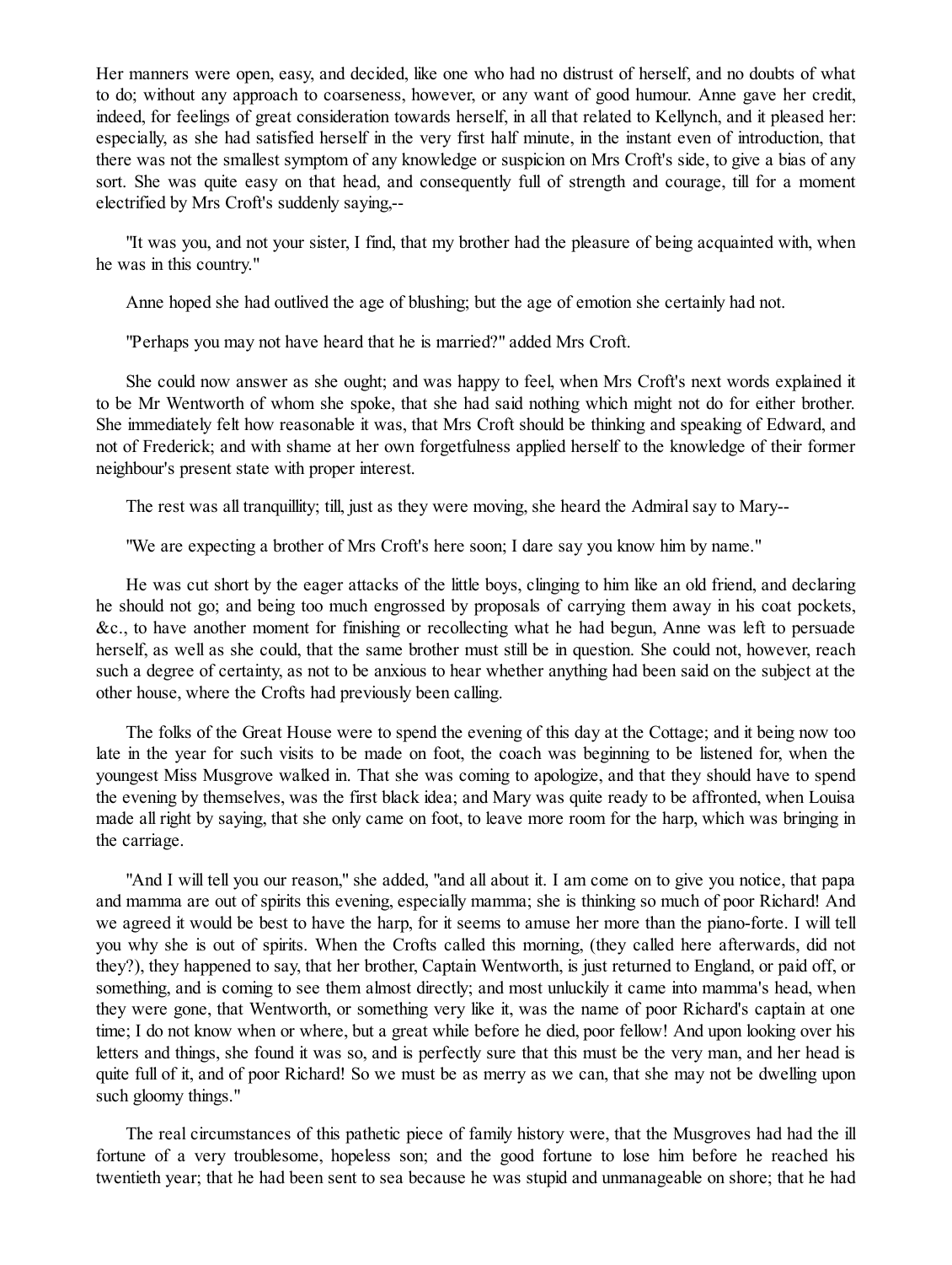Her manners were open, easy, and decided, like one who had no distrust of herself, and no doubts of what to do; without any approach to coarseness, however, or any want of good humour. Anne gave her credit, indeed, for feelings of great consideration towards herself, in all that related to Kellynch, and it pleased her: especially, as she had satisfied herself in the very first half minute, in the instant even of introduction, that there was not the smallest symptom of any knowledge or suspicion on Mrs Croft's side, to give a bias of any sort. She was quite easy on that head, and consequently full of strength and courage, till for a moment electrified by Mrs Croft's suddenly saying,--

"It was you, and not your sister, I find, that my brother had the pleasure of being acquainted with, when he was in this country."

Anne hoped she had outlived the age of blushing; but the age of emotion she certainly had not.

"Perhaps you may not have heard that he is married?" added Mrs Croft.

She could now answer as she ought; and was happy to feel, when Mrs Croft's next words explained it to be Mr Wentworth of whom she spoke, that she had said nothing which might not do for either brother. She immediately felt how reasonable it was, that Mrs Croft should be thinking and speaking of Edward, and not of Frederick; and with shame at her own forgetfulness applied herself to the knowledge of their former neighbour's present state with proper interest.

The rest was all tranquillity; till, just as they were moving, she heard the Admiral say to Mary--

"We are expecting a brother of Mrs Croft's here soon; I dare say you know him by name."

He was cut short by the eager attacks of the little boys, clinging to him like an old friend, and declaring he should not go; and being too much engrossed by proposals of carrying them away in his coat pockets, &c., to have another moment for finishing or recollecting what he had begun, Anne was left to persuade herself, as well as she could, that the same brother must still be in question. She could not, however, reach such a degree of certainty, as not to be anxious to hear whether anything had been said on the subject at the other house, where the Crofts had previously been calling.

The folks of the Great House were to spend the evening of this day at the Cottage; and it being now too late in the year for such visits to be made on foot, the coach was beginning to be listened for, when the youngest Miss Musgrove walked in. That she was coming to apologize, and that they should have to spend the evening by themselves, was the first black idea; and Mary was quite ready to be affronted, when Louisa made all right by saying, that she only came on foot, to leave more room for the harp, which was bringing in the carriage.

"And I will tell you our reason," she added, "and all about it. I am come on to give you notice, that papa and mamma are out of spirits this evening, especially mamma; she is thinking so much of poor Richard! And we agreed it would be best to have the harp, for it seems to amuse her more than the piano-forte. I will tell you why she is out of spirits. When the Crofts called this morning, (they called here afterwards, did not they?), they happened to say, that her brother, Captain Wentworth, is just returned to England, or paid off, or something, and is coming to see them almost directly; and most unluckily it came into mamma's head, when they were gone, that Wentworth, or something very like it, was the name of poor Richard's captain at one time; I do not know when or where, but a great while before he died, poor fellow! And upon looking over his letters and things, she found it was so, and is perfectly sure that this must be the very man, and her head is quite full of it, and of poor Richard! So we must be as merry as we can, that she may not be dwelling upon such gloomy things."

The real circumstances of this pathetic piece of family history were, that the Musgroves had had the ill fortune of a very troublesome, hopeless son; and the good fortune to lose him before he reached his twentieth year; that he had been sent to sea because he was stupid and unmanageable on shore; that he had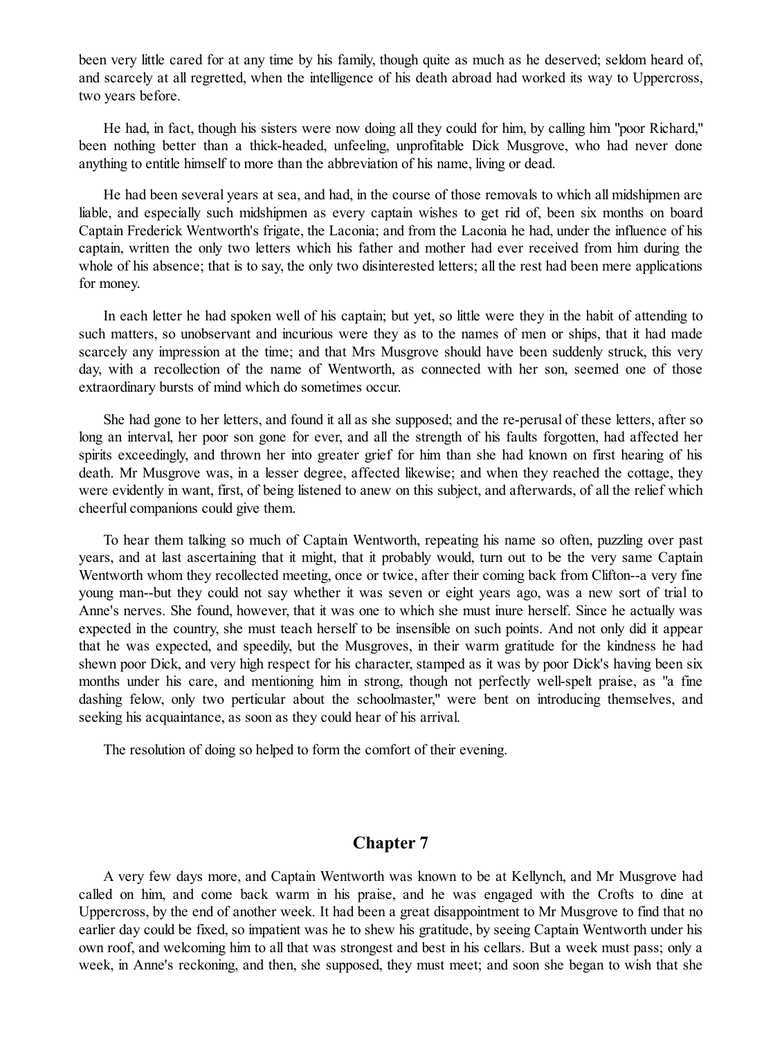been very little cared for at any time by his family, though quite as much as he deserved; seldom heard of, and scarcely at all regretted, when the intelligence of his death abroad had worked its way to Uppercross, two years before.

He had, in fact, though his sisters were now doing all they could for him, by calling him "poor Richard," been nothing better than a thick-headed, unfeeling, unprofitable Dick Musgrove, who had never done anything to entitle himself to more than the abbreviation of his name, living or dead.

He had been several years at sea, and had, in the course of those removals to which all midshipmen are liable, and especially such midshipmen as every captain wishes to get rid of, been six months on board Captain Frederick Wentworth's frigate, the Laconia; and from the Laconia he had, under the influence of his captain, written the only two letters which his father and mother had ever received from him during the whole of his absence; that is to say, the only two disinterested letters; all the rest had been mere applications for money.

In each letter he had spoken well of his captain; but yet, so little were they in the habit of attending to such matters, so unobservant and incurious were they as to the names of men or ships, that it had made scarcely any impression at the time; and that Mrs Musgrove should have been suddenly struck, this very day, with a recollection of the name of Wentworth, as connected with her son, seemed one of those extraordinary bursts of mind which do sometimes occur.

She had gone to her letters, and found it all as she supposed; and the re-perusal of these letters, after so long an interval, her poor son gone for ever, and all the strength of his faults forgotten, had affected her spirits exceedingly, and thrown her into greater grief for him than she had known on first hearing of his death. Mr Musgrove was, in a lesser degree, affected likewise; and when they reached the cottage, they were evidently in want, first, of being listened to anew on this subject, and afterwards, of all the relief which cheerful companions could give them.

To hear them talking so much of Captain Wentworth, repeating his name so often, puzzling over past years, and at last ascertaining that it might, that it probably would, turn out to be the very same Captain Wentworth whom they recollected meeting, once or twice, after their coming back from Clifton--a very fine young man--but they could not say whether it was seven or eight years ago, was a new sort of trial to Anne's nerves. She found, however, that it was one to which she must inure herself. Since he actually was expected in the country, she must teach herself to be insensible on such points. And not only did it appear that he was expected, and speedily, but the Musgroves, in their warm gratitude for the kindness he had shewn poor Dick, and very high respect for his character, stamped as it was by poor Dick's having been six months under his care, and mentioning him in strong, though not perfectly well-spelt praise, as "a fine dashing felow, only two perticular about the schoolmaster," were bent on introducing themselves, and seeking his acquaintance, as soon as they could hear of his arrival.

The resolution of doing so helped to form the comfort of their evening.

## Chapter 7

A very few days more, and Captain Wentworth was known to be at Kellynch, and Mr Musgrove had called on him, and come back warm in his praise, and he was engaged with the Crofts to dine at Uppercross, by the end of another week. It had been a great disappointment to Mr Musgrove to find that no earlier day could be fixed, so impatient was he to shew his gratitude, by seeing Captain Wentworth under his own roof, and welcoming him to all that was strongest and best in his cellars. But a week must pass; only a week, in Anne's reckoning, and then, she supposed, they must meet; and soon she began to wish that she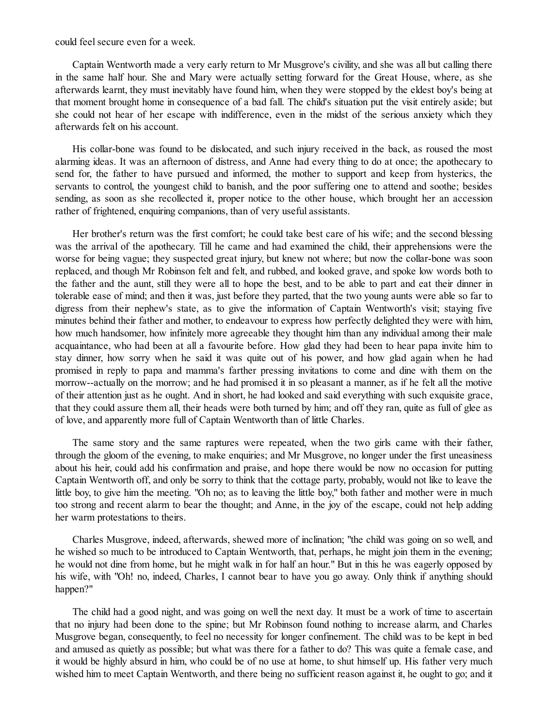could feel secure even for a week.

Captain Wentworth made a very early return to Mr Musgrove's civility, and she was all but calling there in the same half hour. She and Mary were actually setting forward for the Great House, where, as she afterwards learnt, they must inevitably have found him, when they were stopped by the eldest boy's being at that moment brought home in consequence of a bad fall. The child's situation put the visit entirely aside; but she could not hear of her escape with indifference, even in the midst of the serious anxiety which they afterwards felt on his account.

His collar-bone was found to be dislocated, and such injury received in the back, as roused the most alarming ideas. It was an afternoon of distress, and Anne had every thing to do at once; the apothecary to send for, the father to have pursued and informed, the mother to support and keep from hysterics, the servants to control, the youngest child to banish, and the poor suffering one to attend and soothe; besides sending, as soon as she recollected it, proper notice to the other house, which brought her an accession rather of frightened, enquiring companions, than of very useful assistants.

Her brother's return was the first comfort; he could take best care of his wife; and the second blessing was the arrival of the apothecary. Till he came and had examined the child, their apprehensions were the worse for being vague; they suspected great injury, but knew not where; but now the collar-bone was soon replaced, and though Mr Robinson felt and felt, and rubbed, and looked grave, and spoke low words both to the father and the aunt, still they were all to hope the best, and to be able to part and eat their dinner in tolerable ease of mind; and then it was, just before they parted, that the two young aunts were able so far to digress from their nephew's state, as to give the information of Captain Wentworth's visit; staying five minutes behind their father and mother, to endeavour to express how perfectly delighted they were with him, how much handsomer, how infinitely more agreeable they thought him than any individual among their male acquaintance, who had been at all a favourite before. How glad they had been to hear papa invite him to stay dinner, how sorry when he said it was quite out of his power, and how glad again when he had promised in reply to papa and mamma's farther pressing invitations to come and dine with them on the morrow--actually on the morrow; and he had promised it in so pleasant a manner, as if he felt all the motive of their attention just as he ought. And in short, he had looked and said everything with such exquisite grace, that they could assure them all, their heads were both turned by him; and off they ran, quite as full of glee as of love, and apparently more full of Captain Wentworth than of little Charles.

The same story and the same raptures were repeated, when the two girls came with their father, through the gloom of the evening, to make enquiries; and Mr Musgrove, no longer under the first uneasiness about his heir, could add his confirmation and praise, and hope there would be now no occasion for putting Captain Wentworth off, and only be sorry to think that the cottage party, probably, would not like to leave the little boy, to give him the meeting. "Oh no; as to leaving the little boy," both father and mother were in much too strong and recent alarm to bear the thought; and Anne, in the joy of the escape, could not help adding her warm protestations to theirs.

Charles Musgrove, indeed, afterwards, shewed more of inclination; "the child was going on so well, and he wished so much to be introduced to Captain Wentworth, that, perhaps, he might join them in the evening; he would not dine from home, but he might walk in for half an hour." But in this he was eagerly opposed by his wife, with "Oh! no, indeed, Charles, I cannot bear to have you go away. Only think if anything should happen?"

The child had a good night, and was going on well the next day. It must be a work of time to ascertain that no injury had been done to the spine; but Mr Robinson found nothing to increase alarm, and Charles Musgrove began, consequently, to feel no necessity for longer confinement. The child was to be kept in bed and amused as quietly as possible; but what was there for a father to do? This was quite a female case, and it would be highly absurd in him, who could be of no use at home, to shut himself up. His father very much wished him to meet Captain Wentworth, and there being no sufficient reason against it, he ought to go; and it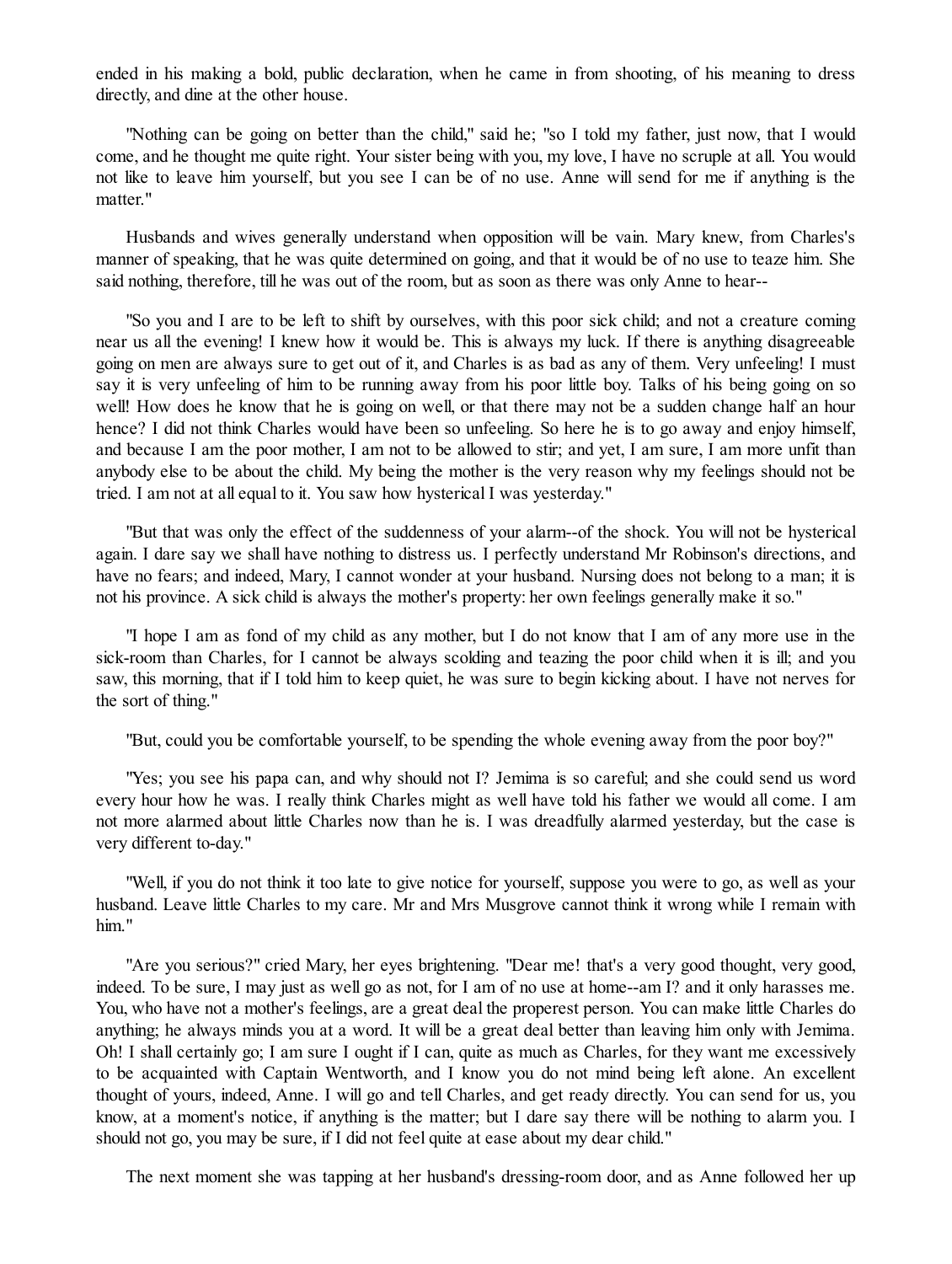ended in his making a bold, public declaration, when he came in from shooting, of his meaning to dress directly, and dine at the other house.

"Nothing can be going on better than the child," said he; "so I told my father, just now, that I would come, and he thought me quite right. Your sister being with you, my love, I have no scruple at all. You would not like to leave him yourself, but you see I can be of no use. Anne will send for me if anything is the matter."

Husbands and wives generally understand when opposition will be vain. Mary knew, from Charles's manner of speaking, that he was quite determined on going, and that it would be of no use to teaze him. She said nothing, therefore, till he was out of the room, but as soon as there was only Anne to hear--

"So you and I are to be left to shift by ourselves, with this poor sick child; and not a creature coming near us all the evening! I knew how it would be. This is always my luck. If there is anything disagreeable going on men are always sure to get out of it, and Charles is as bad as any of them. Very unfeeling! I must say it is very unfeeling of him to be running away from his poor little boy. Talks of his being going on so well! How does he know that he is going on well, or that there may not be a sudden change half an hour hence? I did not think Charles would have been so unfeeling. So here he is to go away and enjoy himself, and because I am the poor mother, I am not to be allowed to stir; and yet, I am sure, I am more unfit than anybody else to be about the child. My being the mother is the very reason why my feelings should not be tried. I am not at all equal to it. You saw how hysterical I was yesterday."

"But that was only the effect of the suddenness of your alarm--of the shock. You will not be hysterical again. I dare say we shall have nothing to distress us. I perfectly understand Mr Robinson's directions, and have no fears; and indeed, Mary, I cannot wonder at your husband. Nursing does not belong to a man; it is not his province. A sick child is always the mother's property: her own feelings generally make it so."

"I hope I am as fond of my child as any mother, but I do not know that I am of any more use in the sick-room than Charles, for I cannot be always scolding and teazing the poor child when it is ill; and you saw, this morning, that if I told him to keep quiet, he was sure to begin kicking about. I have not nerves for the sort of thing."

"But, could you be comfortable yourself, to be spending the whole evening away from the poor boy?"

"Yes; you see his papa can, and why should not I? Jemima is so careful; and she could send us word every hour how he was. I really think Charles might as well have told his father we would all come. I am not more alarmed about little Charles now than he is. I was dreadfully alarmed yesterday, but the case is very different to-day."

"Well, if you do not think it too late to give notice for yourself, suppose you were to go, as well as your husband. Leave little Charles to my care. Mr and Mrs Musgrove cannot think it wrong while I remain with him."

"Are you serious?" cried Mary, her eyes brightening. "Dear me! that's a very good thought, very good, indeed. To be sure, I may just as well go as not, for I am of no use at home--am I? and it only harasses me. You, who have not a mother's feelings, are a great deal the properest person. You can make little Charles do anything; he always minds you at a word. It will be a great deal better than leaving him only with Jemima. Oh! I shall certainly go; I am sure I ought if I can, quite as much as Charles, for they want me excessively to be acquainted with Captain Wentworth, and I know you do not mind being left alone. An excellent thought of yours, indeed, Anne. I will go and tell Charles, and get ready directly. You can send for us, you know, at a moment's notice, if anything is the matter; but I dare say there will be nothing to alarm you. I should not go, you may be sure, if I did not feel quite at ease about my dear child."

The next moment she was tapping at her husband's dressing-room door, and as Anne followed her up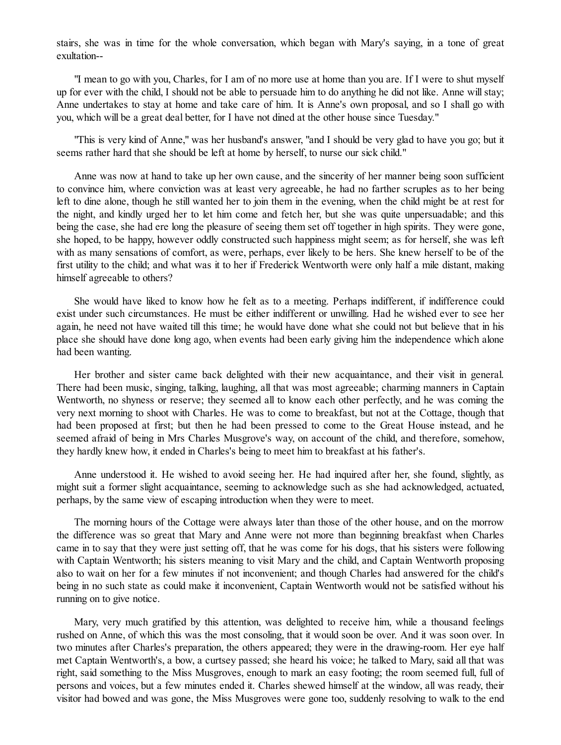stairs, she was in time for the whole conversation, which began with Mary's saying, in a tone of great exultation--

"I mean to go with you, Charles, for I am of no more use at home than you are. If I were to shut myself up for ever with the child, I should not be able to persuade him to do anything he did not like. Anne will stay; Anne undertakes to stay at home and take care of him. It is Anne's own proposal, and so I shall go with you, which will be a great deal better, for I have not dined at the other house since Tuesday."

"This is very kind of Anne," was her husband's answer, "and I should be very glad to have you go; but it seems rather hard that she should be left at home by herself, to nurse our sick child."

Anne was now at hand to take up her own cause, and the sincerity of her manner being soon sufficient to convince him, where conviction was at least very agreeable, he had no farther scruples as to her being left to dine alone, though he still wanted her to join them in the evening, when the child might be at rest for the night, and kindly urged her to let him come and fetch her, but she was quite unpersuadable; and this being the case, she had ere long the pleasure of seeing them set off together in high spirits. They were gone, she hoped, to be happy, however oddly constructed such happiness might seem; as for herself, she was left with as many sensations of comfort, as were, perhaps, ever likely to be hers. She knew herself to be of the first utility to the child; and what was it to her if Frederick Wentworth were only half a mile distant, making himself agreeable to others?

She would have liked to know how he felt as to a meeting. Perhaps indifferent, if indifference could exist under such circumstances. He must be either indifferent or unwilling. Had he wished ever to see her again, he need not have waited till this time; he would have done what she could not but believe that in his place she should have done long ago, when events had been early giving him the independence which alone had been wanting.

Her brother and sister came back delighted with their new acquaintance, and their visit in general. There had been music, singing, talking, laughing, all that was most agreeable; charming manners in Captain Wentworth, no shyness or reserve; they seemed all to know each other perfectly, and he was coming the very next morning to shoot with Charles. He was to come to breakfast, but not at the Cottage, though that had been proposed at first; but then he had been pressed to come to the Great House instead, and he seemed afraid of being in Mrs Charles Musgrove's way, on account of the child, and therefore, somehow, they hardly knew how, it ended in Charles's being to meet him to breakfast at his father's.

Anne understood it. He wished to avoid seeing her. He had inquired after her, she found, slightly, as might suit a former slight acquaintance, seeming to acknowledge such as she had acknowledged, actuated, perhaps, by the same view of escaping introduction when they were to meet.

The morning hours of the Cottage were always later than those of the other house, and on the morrow the difference was so great that Mary and Anne were not more than beginning breakfast when Charles came in to say that they were just setting off, that he was come for his dogs, that his sisters were following with Captain Wentworth; his sisters meaning to visit Mary and the child, and Captain Wentworth proposing also to wait on her for a few minutes if not inconvenient; and though Charles had answered for the child's being in no such state as could make it inconvenient, Captain Wentworth would not be satisfied without his running on to give notice.

Mary, very much gratified by this attention, was delighted to receive him, while a thousand feelings rushed on Anne, of which this was the most consoling, that it would soon be over. And it was soon over. In two minutes after Charles's preparation, the others appeared; they were in the drawing-room. Her eye half met Captain Wentworth's, a bow, a curtsey passed; she heard his voice; he talked to Mary, said all that was right, said something to the Miss Musgroves, enough to mark an easy footing; the room seemed full, full of persons and voices, but a few minutes ended it. Charles shewed himself at the window, all was ready, their visitor had bowed and was gone, the Miss Musgroves were gone too, suddenly resolving to walk to the end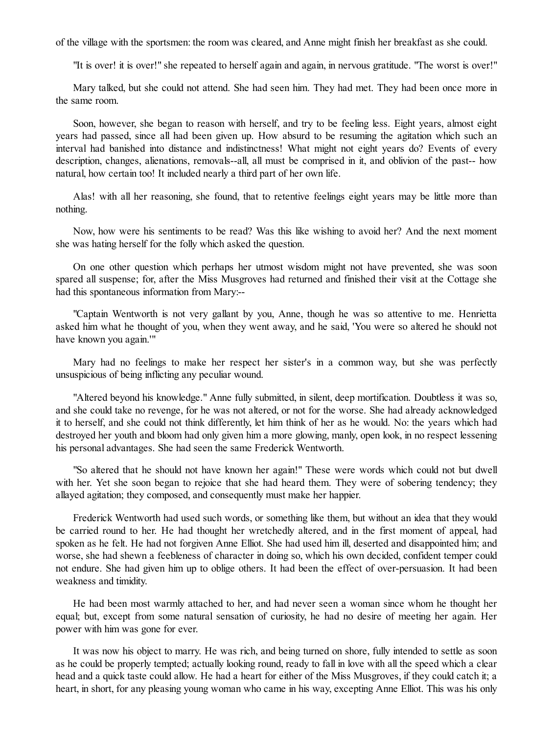of the village with the sportsmen: the room was cleared, and Anne might finish her breakfast as she could.

"It is over! it is over!" she repeated to herself again and again, in nervous gratitude. "The worst is over!"

Mary talked, but she could not attend. She had seen him. They had met. They had been once more in the same room.

Soon, however, she began to reason with herself, and try to be feeling less. Eight years, almost eight years had passed, since all had been given up. How absurd to be resuming the agitation which such an interval had banished into distance and indistinctness! What might not eight years do? Events of every description, changes, alienations, removals--all, all must be comprised in it, and oblivion of the past-- how natural, how certain too! It included nearly a third part of her own life.

Alas! with all her reasoning, she found, that to retentive feelings eight years may be little more than nothing.

Now, how were his sentiments to be read? Was this like wishing to avoid her? And the next moment she was hating herself for the folly which asked the question.

On one other question which perhaps her utmost wisdom might not have prevented, she was soon spared all suspense; for, after the Miss Musgroves had returned and finished their visit at the Cottage she had this spontaneous information from Mary:--

"Captain Wentworth is not very gallant by you, Anne, though he was so attentive to me. Henrietta asked him what he thought of you, when they went away, and he said, 'You were so altered he should not have known you again.'"

Mary had no feelings to make her respect her sister's in a common way, but she was perfectly unsuspicious of being inflicting any peculiar wound.

"Altered beyond his knowledge." Anne fully submitted, in silent, deep mortification. Doubtless it was so, and she could take no revenge, for he was not altered, or not for the worse. She had already acknowledged it to herself, and she could not think differently, let him think of her as he would. No: the years which had destroyed her youth and bloom had only given him a more glowing, manly, open look, in no respect lessening his personal advantages. She had seen the same Frederick Wentworth.

"So altered that he should not have known her again!" These were words which could not but dwell with her. Yet she soon began to rejoice that she had heard them. They were of sobering tendency; they allayed agitation; they composed, and consequently must make her happier.

Frederick Wentworth had used such words, or something like them, but without an idea that they would be carried round to her. He had thought her wretchedly altered, and in the first moment of appeal, had spoken as he felt. He had not forgiven Anne Elliot. She had used him ill, deserted and disappointed him; and worse, she had shewn a feebleness of character in doing so, which his own decided, confident temper could not endure. She had given him up to oblige others. It had been the effect of over-persuasion. It had been weakness and timidity.

He had been most warmly attached to her, and had never seen a woman since whom he thought her equal; but, except from some natural sensation of curiosity, he had no desire of meeting her again. Her power with him was gone for ever.

It was now his object to marry. He was rich, and being turned on shore, fully intended to settle as soon as he could be properly tempted; actually looking round, ready to fall in love with all the speed which a clear head and a quick taste could allow. He had a heart for either of the Miss Musgroves, if they could catch it; a heart, in short, for any pleasing young woman who came in his way, excepting Anne Elliot. This was his only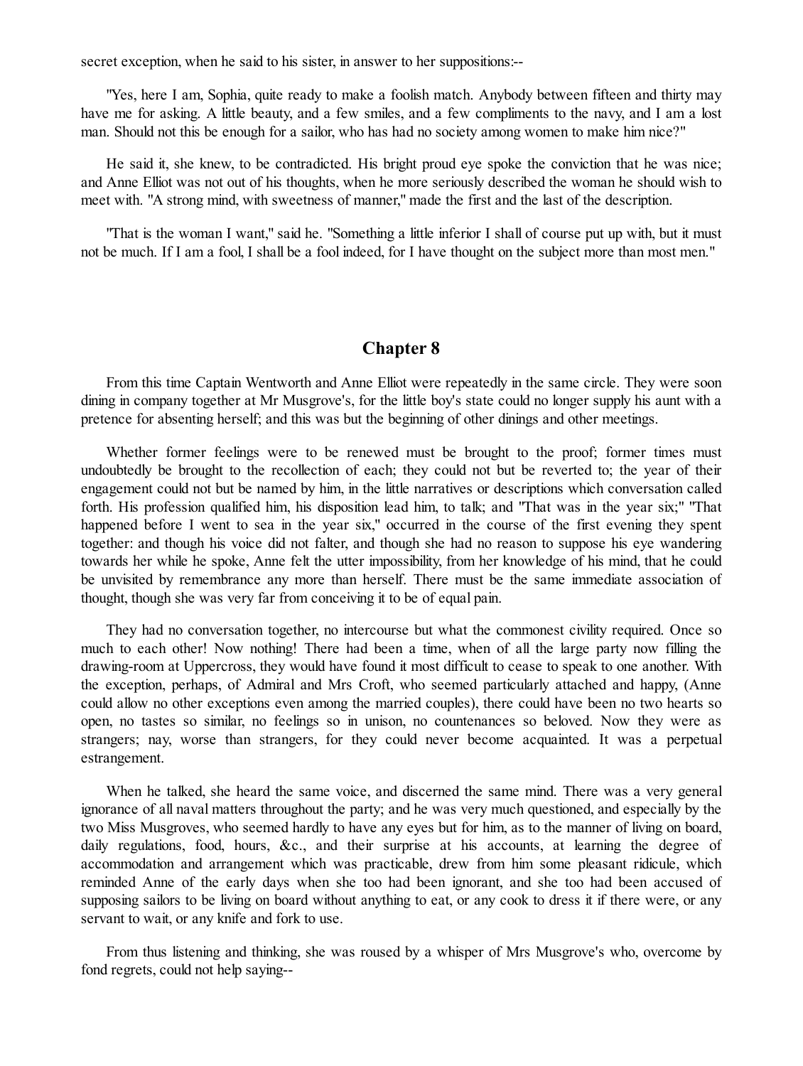secret exception, when he said to his sister, in answer to her suppositions:--

"Yes, here I am, Sophia, quite ready to make a foolish match. Anybody between fifteen and thirty may have me for asking. A little beauty, and a few smiles, and a few compliments to the navy, and I am a lost man. Should not this be enough for a sailor, who has had no society among women to make him nice?"

He said it, she knew, to be contradicted. His bright proud eye spoke the conviction that he was nice; and Anne Elliot was not out of his thoughts, when he more seriously described the woman he should wish to meet with. "A strong mind, with sweetness of manner," made the first and the last of the description.

"That is the woman I want," said he. "Something a little inferior I shall of course put up with, but it must not be much. If I am a fool, I shall be a fool indeed, for I have thought on the subject more than most men."

## Chapter 8

From this time Captain Wentworth and Anne Elliot were repeatedly in the same circle. They were soon dining in company together at Mr Musgrove's, for the little boy's state could no longer supply his aunt with a pretence for absenting herself; and this was but the beginning of other dinings and other meetings.

Whether former feelings were to be renewed must be brought to the proof; former times must undoubtedly be brought to the recollection of each; they could not but be reverted to; the year of their engagement could not but be named by him, in the little narratives or descriptions which conversation called forth. His profession qualified him, his disposition lead him, to talk; and "That was in the year six;" "That happened before I went to sea in the year six," occurred in the course of the first evening they spent together: and though his voice did not falter, and though she had no reason to suppose his eye wandering towards her while he spoke, Anne felt the utter impossibility, from her knowledge of his mind, that he could be unvisited by remembrance any more than herself. There must be the same immediate association of thought, though she was very far from conceiving it to be of equal pain.

They had no conversation together, no intercourse but what the commonest civility required. Once so much to each other! Now nothing! There had been a time, when of all the large party now filling the drawing-room at Uppercross, they would have found it most difficult to cease to speak to one another. With the exception, perhaps, of Admiral and Mrs Croft, who seemed particularly attached and happy, (Anne could allow no other exceptions even among the married couples), there could have been no two hearts so open, no tastes so similar, no feelings so in unison, no countenances so beloved. Now they were as strangers; nay, worse than strangers, for they could never become acquainted. It was a perpetual estrangement.

When he talked, she heard the same voice, and discerned the same mind. There was a very general ignorance of all naval matters throughout the party; and he was very much questioned, and especially by the two Miss Musgroves, who seemed hardly to have any eyes but for him, as to the manner of living on board, daily regulations, food, hours, &c., and their surprise at his accounts, at learning the degree of accommodation and arrangement which was practicable, drew from him some pleasant ridicule, which reminded Anne of the early days when she too had been ignorant, and she too had been accused of supposing sailors to be living on board without anything to eat, or any cook to dress it if there were, or any servant to wait, or any knife and fork to use.

From thus listening and thinking, she was roused by a whisper of Mrs Musgrove's who, overcome by fond regrets, could not help saying--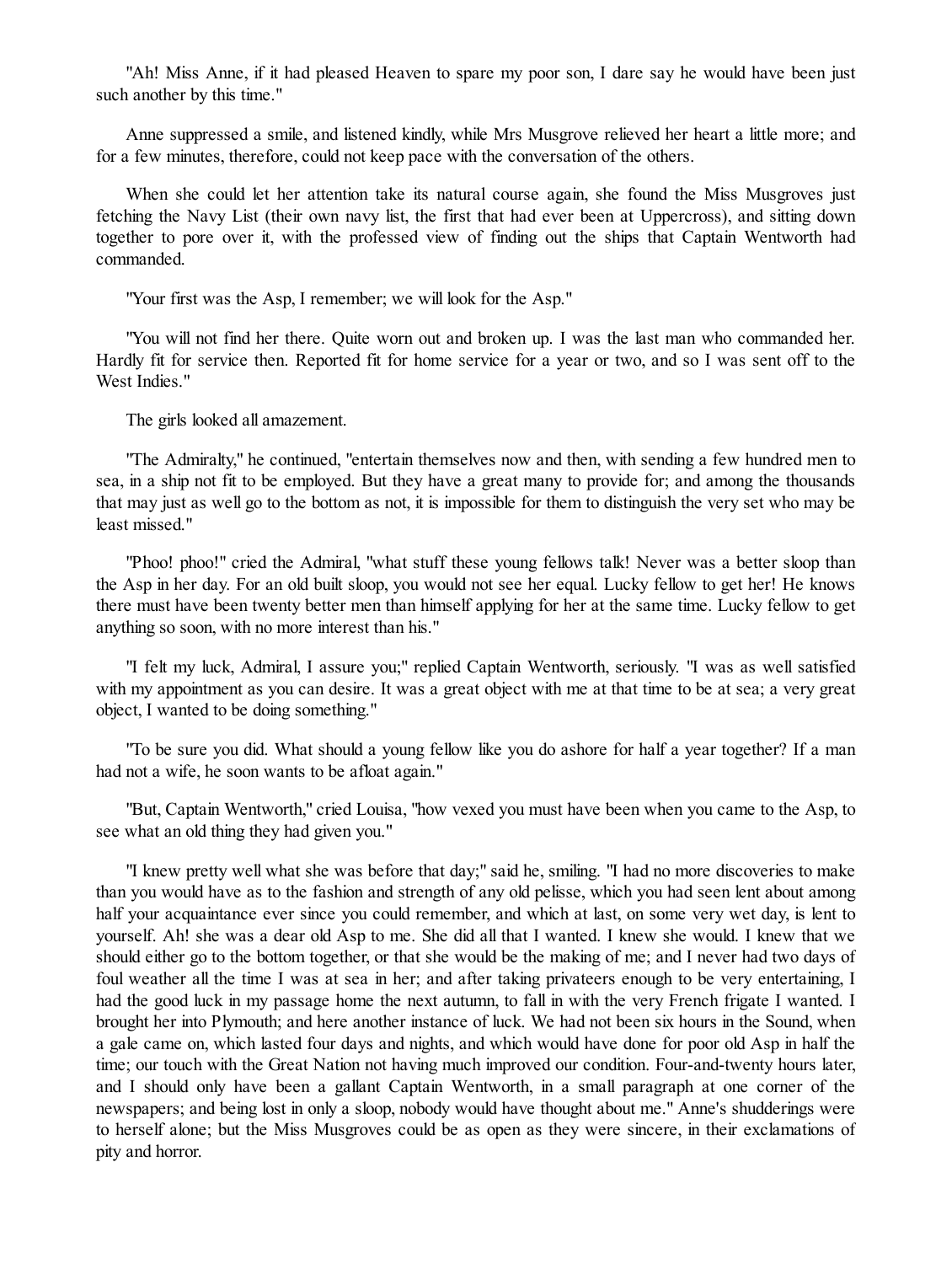"Ah! Miss Anne, if it had pleased Heaven to spare my poor son, I dare say he would have been just such another by this time."

Anne suppressed a smile, and listened kindly, while Mrs Musgrove relieved her heart a little more; and for a few minutes, therefore, could not keep pace with the conversation of the others.

When she could let her attention take its natural course again, she found the Miss Musgroves just fetching the Navy List (their own navy list, the first that had ever been at Uppercross), and sitting down together to pore over it, with the professed view of finding out the ships that Captain Wentworth had commanded.

"Your first was the Asp, I remember; we will look for the Asp."

"You will not find her there. Quite worn out and broken up. I was the last man who commanded her. Hardly fit for service then. Reported fit for home service for a year or two, and so I was sent off to the West Indies."

The girls looked all amazement.

"The Admiralty," he continued, "entertain themselves now and then, with sending a few hundred men to sea, in a ship not fit to be employed. But they have a great many to provide for; and among the thousands that may just as well go to the bottom as not, it is impossible for them to distinguish the very set who may be least missed."

"Phoo! phoo!" cried the Admiral, "what stuff these young fellows talk! Never was a better sloop than the Asp in her day. For an old built sloop, you would not see her equal. Lucky fellow to get her! He knows there must have been twenty better men than himself applying for her at the same time. Lucky fellow to get anything so soon, with no more interest than his."

"I felt my luck, Admiral, I assure you;" replied Captain Wentworth, seriously. "I was as well satisfied with my appointment as you can desire. It was a great object with me at that time to be at sea; a very great object, I wanted to be doing something."

"To be sure you did. What should a young fellow like you do ashore for half a year together? If a man had not a wife, he soon wants to be afloat again."

"But, Captain Wentworth," cried Louisa, "how vexed you must have been when you came to the Asp, to see what an old thing they had given you."

"I knew pretty well what she was before that day;" said he, smiling. "I had no more discoveries to make than you would have as to the fashion and strength of any old pelisse, which you had seen lent about among half your acquaintance ever since you could remember, and which at last, on some very wet day, is lent to yourself. Ah! she was a dear old Asp to me. She did all that I wanted. I knew she would. I knew that we should either go to the bottom together, or that she would be the making of me; and I never had two days of foul weather all the time I was at sea in her; and after taking privateers enough to be very entertaining, I had the good luck in my passage home the next autumn, to fall in with the very French frigate I wanted. I brought her into Plymouth; and here another instance of luck. We had not been six hours in the Sound, when a gale came on, which lasted four days and nights, and which would have done for poor old Asp in half the time; our touch with the Great Nation not having much improved our condition. Four-and-twenty hours later, and I should only have been a gallant Captain Wentworth, in a small paragraph at one corner of the newspapers; and being lost in only a sloop, nobody would have thought about me." Anne's shudderings were to herself alone; but the Miss Musgroves could be as open as they were sincere, in their exclamations of pity and horror.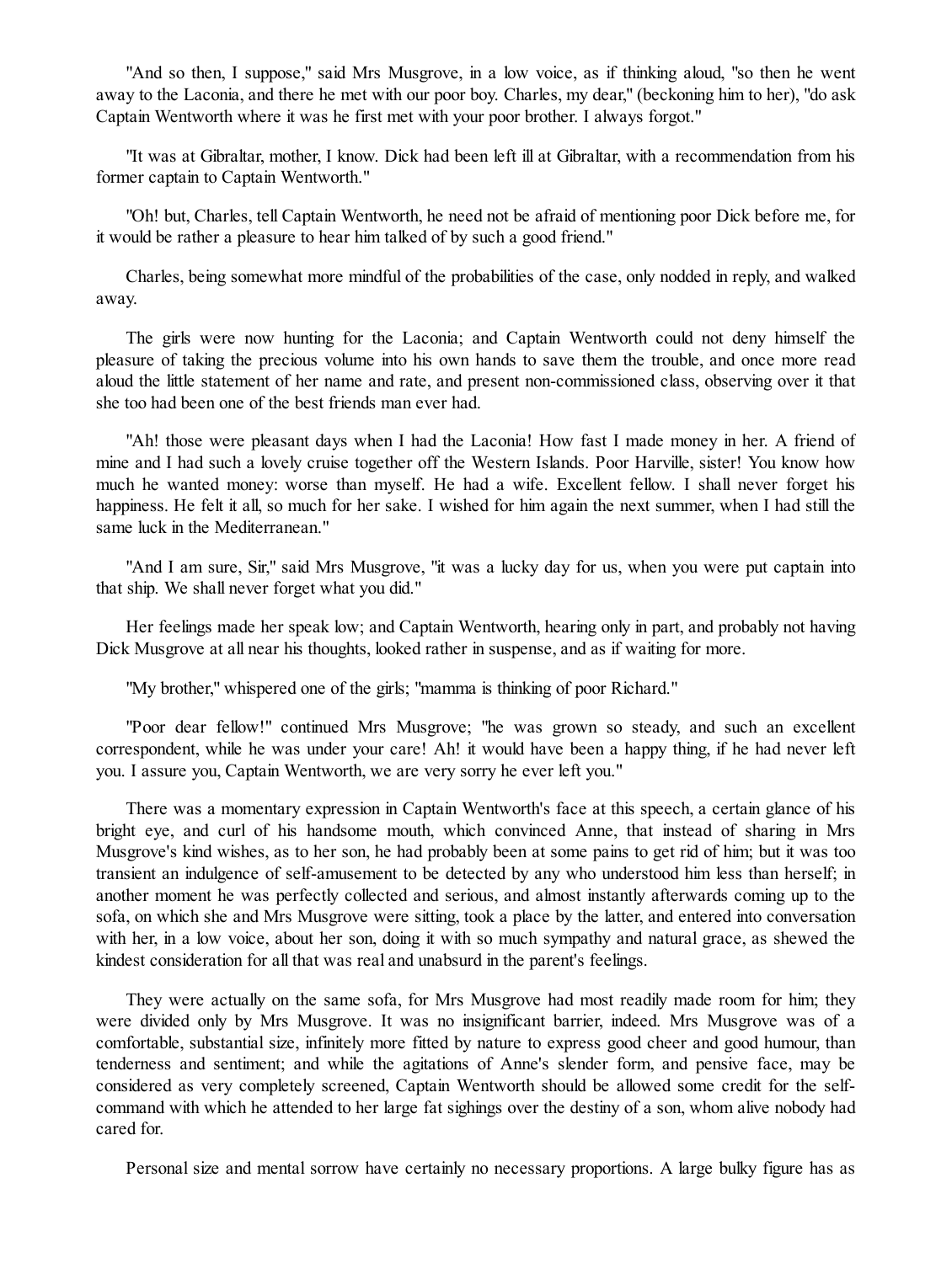"And so then, I suppose," said Mrs Musgrove, in a low voice, as if thinking aloud, "so then he went away to the Laconia, and there he met with our poor boy. Charles, my dear," (beckoning him to her), "do ask Captain Wentworth where it was he first met with your poor brother. I always forgot."

"It was at Gibraltar, mother, I know. Dick had been left ill at Gibraltar, with a recommendation from his former captain to Captain Wentworth."

"Oh! but, Charles, tell Captain Wentworth, he need not be afraid of mentioning poor Dick before me, for it would be rather a pleasure to hear him talked of by such a good friend."

Charles, being somewhat more mindful of the probabilities of the case, only nodded in reply, and walked away.

The girls were now hunting for the Laconia; and Captain Wentworth could not deny himself the pleasure of taking the precious volume into his own hands to save them the trouble, and once more read aloud the little statement of her name and rate, and present non-commissioned class, observing over it that she too had been one of the best friends man ever had.

"Ah! those were pleasant days when I had the Laconia! How fast I made money in her. A friend of mine and I had such a lovely cruise together off the Western Islands. Poor Harville, sister! You know how much he wanted money: worse than myself. He had a wife. Excellent fellow. I shall never forget his happiness. He felt it all, so much for her sake. I wished for him again the next summer, when I had still the same luck in the Mediterranean."

"And I am sure, Sir," said Mrs Musgrove, "it was a lucky day for us, when you were put captain into that ship. We shall never forget what you did."

Her feelings made her speak low; and Captain Wentworth, hearing only in part, and probably not having Dick Musgrove at all near his thoughts, looked rather in suspense, and as if waiting for more.

"My brother," whispered one of the girls; "mamma is thinking of poor Richard."

"Poor dear fellow!" continued Mrs Musgrove; "he was grown so steady, and such an excellent correspondent, while he was under your care! Ah! it would have been a happy thing, if he had never left you. I assure you, Captain Wentworth, we are very sorry he ever left you."

There was a momentary expression in Captain Wentworth's face at this speech, a certain glance of his bright eye, and curl of his handsome mouth, which convinced Anne, that instead of sharing in Mrs Musgrove's kind wishes, as to her son, he had probably been at some pains to get rid of him; but it was too transient an indulgence of self-amusement to be detected by any who understood him less than herself; in another moment he was perfectly collected and serious, and almost instantly afterwards coming up to the sofa, on which she and Mrs Musgrove were sitting, took a place by the latter, and entered into conversation with her, in a low voice, about her son, doing it with so much sympathy and natural grace, as shewed the kindest consideration for all that was real and unabsurd in the parent's feelings.

They were actually on the same sofa, for Mrs Musgrove had most readily made room for him; they were divided only by Mrs Musgrove. It was no insignificant barrier, indeed. Mrs Musgrove was of a comfortable, substantial size, infinitely more fitted by nature to express good cheer and good humour, than tenderness and sentiment; and while the agitations of Anne's slender form, and pensive face, may be considered as very completely screened, Captain Wentworth should be allowed some credit for the self-command with which he attended to her large fat sighings over the destiny of a son, whom alive nobody had cared for.

Personal size and mental sorrow have certainly no necessary proportions. A large bulky figure has as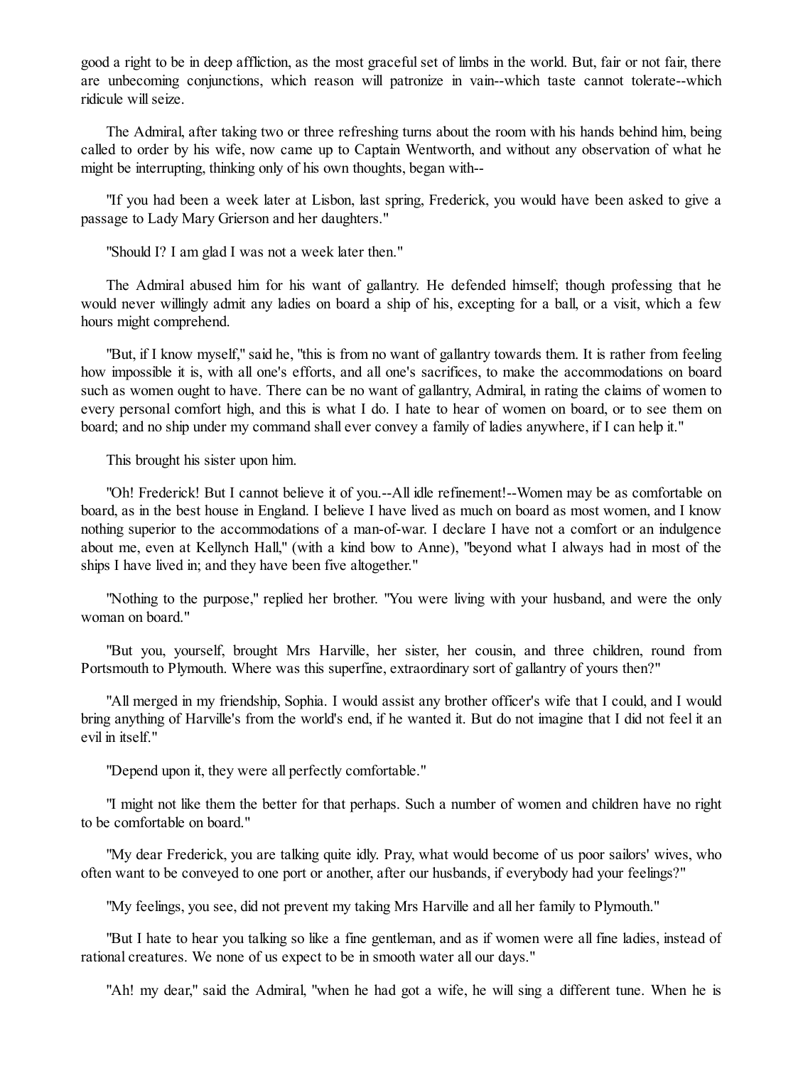good a right to be in deep affliction, as the most graceful set of limbs in the world. But, fair or not fair, there are unbecoming conjunctions, which reason will patronize in vain--which taste cannot tolerate--which ridicule will seize.

The Admiral, after taking two or three refreshing turns about the room with his hands behind him, being called to order by his wife, now came up to Captain Wentworth, and without any observation of what he might be interrupting, thinking only of his own thoughts, began with--

"If you had been a week later at Lisbon, last spring, Frederick, you would have been asked to give a passage to Lady Mary Grierson and her daughters."

"Should I? I am glad I was not a week later then."

The Admiral abused him for his want of gallantry. He defended himself; though professing that he would never willingly admit any ladies on board a ship of his, excepting for a ball, or a visit, which a few hours might comprehend.

"But, if I know myself," said he, "this is from no want of gallantry towards them. It is rather from feeling how impossible it is, with all one's efforts, and all one's sacrifices, to make the accommodations on board such as women ought to have. There can be no want of gallantry, Admiral, in rating the claims of women to every personal comfort high, and this is what I do. I hate to hear of women on board, or to see them on board; and no ship under my command shall ever convey a family of ladies anywhere, if I can help it."

This brought his sister upon him.

"Oh! Frederick! But I cannot believe it of you.--All idle refinement!--Women may be as comfortable on board, as in the best house in England. I believe I have lived as much on board as most women, and I know nothing superior to the accommodations of a man-of-war. I declare I have not a comfort or an indulgence about me, even at Kellynch Hall," (with a kind bow to Anne), "beyond what I always had in most of the ships I have lived in; and they have been five altogether."

"Nothing to the purpose," replied her brother. "You were living with your husband, and were the only woman on board."

"But you, yourself, brought Mrs Harville, her sister, her cousin, and three children, round from Portsmouth to Plymouth. Where was this superfine, extraordinary sort of gallantry of yours then?"

"All merged in my friendship, Sophia. I would assist any brother officer's wife that I could, and I would bring anything of Harville's from the world's end, if he wanted it. But do not imagine that I did not feel it an evil in itself."

"Depend upon it, they were all perfectly comfortable."

"I might not like them the better for that perhaps. Such a number of women and children have no right to be comfortable on board."

"My dear Frederick, you are talking quite idly. Pray, what would become of us poor sailors' wives, who often want to be conveyed to one port or another, after our husbands, if everybody had your feelings?"

"My feelings, you see, did not prevent my taking Mrs Harville and all her family to Plymouth."

"But I hate to hear you talking so like a fine gentleman, and as if women were all fine ladies, instead of rational creatures. We none of us expect to be in smooth water all our days."

"Ah! my dear," said the Admiral, "when he had got a wife, he will sing a different tune. When he is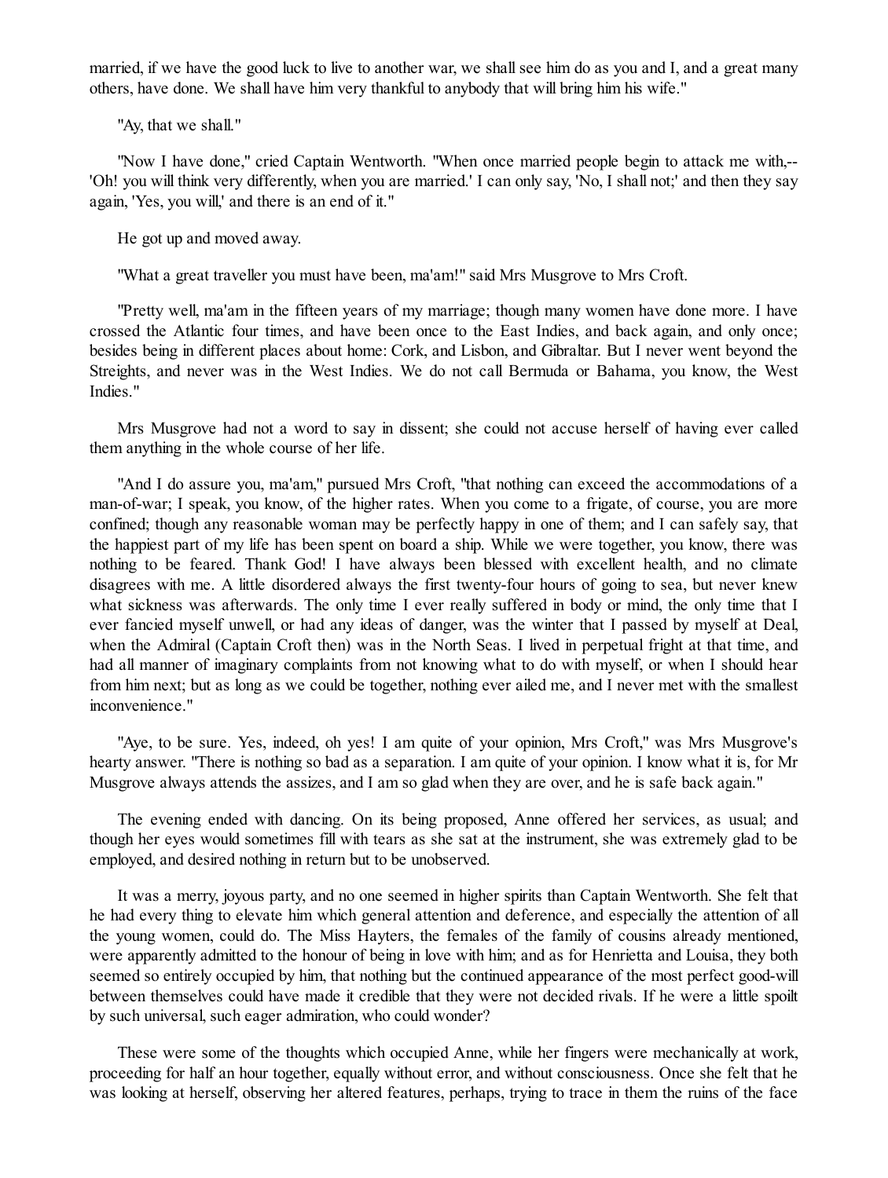married, if we have the good luck to live to another war, we shall see him do as you and I, and a great many others, have done. We shall have him very thankful to anybody that will bring him his wife."

"Ay, that we shall."

"Now I have done," cried Captain Wentworth. "When once married people begin to attack me with,--'Oh! you will think very differently, when you are married.' I can only say, 'No, I shall not;' and then they say again, 'Yes, you will,' and there is an end of it."

He got up and moved away.

"What a great traveller you must have been, ma'am!" said Mrs Musgrove to Mrs Croft.

"Pretty well, ma'am in the fifteen years of my marriage; though many women have done more. I have crossed the Atlantic four times, and have been once to the East Indies, and back again, and only once; besides being in different places about home: Cork, and Lisbon, and Gibraltar. But I never went beyond the Streights, and never was in the West Indies. We do not call Bermuda or Bahama, you know, the West Indies."

Mrs Musgrove had not a word to say in dissent; she could not accuse herself of having ever called them anything in the whole course of her life.

"And I do assure you, ma'am," pursued Mrs Croft, "that nothing can exceed the accommodations of a man-of-war; I speak, you know, of the higher rates. When you come to a frigate, of course, you are more confined; though any reasonable woman may be perfectly happy in one of them; and I can safely say, that the happiest part of my life has been spent on board a ship. While we were together, you know, there was nothing to be feared. Thank God! I have always been blessed with excellent health, and no climate disagrees with me. A little disordered always the first twenty-four hours of going to sea, but never knew what sickness was afterwards. The only time I ever really suffered in body or mind, the only time that I ever fancied myself unwell, or had any ideas of danger, was the winter that I passed by myself at Deal, when the Admiral (Captain Croft then) was in the North Seas. I lived in perpetual fright at that time, and had all manner of imaginary complaints from not knowing what to do with myself, or when I should hear from him next; but as long as we could be together, nothing ever ailed me, and I never met with the smallest inconvenience."

"Aye, to be sure. Yes, indeed, oh yes! I am quite of your opinion, Mrs Croft," was Mrs Musgrove's hearty answer. "There is nothing so bad as a separation. I am quite of your opinion. I know what it is, for Mr Musgrove always attends the assizes, and I am so glad when they are over, and he is safe back again."

The evening ended with dancing. On its being proposed, Anne offered her services, as usual; and though her eyes would sometimes fill with tears as she sat at the instrument, she was extremely glad to be employed, and desired nothing in return but to be unobserved.

It was a merry, joyous party, and no one seemed in higher spirits than Captain Wentworth. She felt that he had every thing to elevate him which general attention and deference, and especially the attention of all the young women, could do. The Miss Hayters, the females of the family of cousins already mentioned, were apparently admitted to the honour of being in love with him; and as for Henrietta and Louisa, they both seemed so entirely occupied by him, that nothing but the continued appearance of the most perfect good-will between themselves could have made it credible that they were not decided rivals. If he were a little spoilt by such universal, such eager admiration, who could wonder?

These were some of the thoughts which occupied Anne, while her fingers were mechanically at work, proceeding for half an hour together, equally without error, and without consciousness. Once she felt that he was looking at herself, observing her altered features, perhaps, trying to trace in them the ruins of the face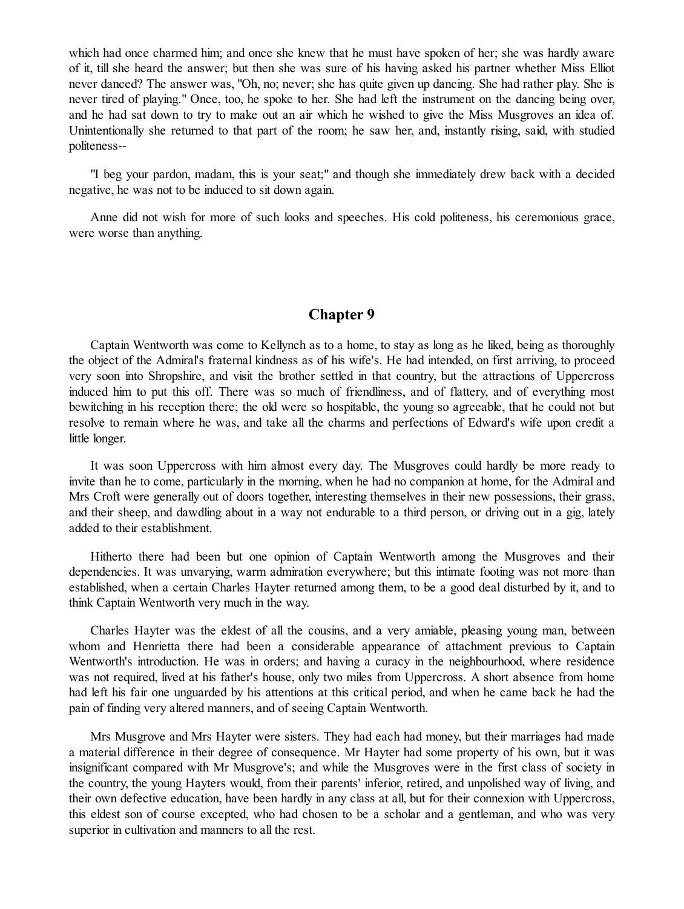which had once charmed him; and once she knew that he must have spoken of her; she was hardly aware of it, till she heard the answer; but then she was sure of his having asked his partner whether Miss Elliot never danced? The answer was, "Oh, no; never; she has quite given up dancing. She had rather play. She is never tired of playing." Once, too, he spoke to her. She had left the instrument on the dancing being over, and he had sat down to try to make out an air which he wished to give the Miss Musgroves an idea of. Unintentionally she returned to that part of the room; he saw her, and, instantly rising, said, with studied politeness--

"I beg your pardon, madam, this is your seat;" and though she immediately drew back with a decided negative, he was not to be induced to sit down again.

Anne did not wish for more of such looks and speeches. His cold politeness, his ceremonious grace, were worse than anything.

## Chapter 9

Captain Wentworth was come to Kellynch as to a home, to stay as long as he liked, being as thoroughly the object of the Admiral's fraternal kindness as of his wife's. He had intended, on first arriving, to proceed very soon into Shropshire, and visit the brother settled in that country, but the attractions of Uppercross induced him to put this off. There was so much of friendliness, and of flattery, and of everything most bewitching in his reception there; the old were so hospitable, the young so agreeable, that he could not but resolve to remain where he was, and take all the charms and perfections of Edward's wife upon credit a little longer.

It was soon Uppercross with him almost every day. The Musgroves could hardly be more ready to invite than he to come, particularly in the morning, when he had no companion at home, for the Admiral and Mrs Croft were generally out of doors together, interesting themselves in their new possessions, their grass, and their sheep, and dawdling about in a way not endurable to a third person, or driving out in a gig, lately added to their establishment.

Hitherto there had been but one opinion of Captain Wentworth among the Musgroves and their dependencies. It was unvarying, warm admiration everywhere; but this intimate footing was not more than established, when a certain Charles Hayter returned among them, to be a good deal disturbed by it, and to think Captain Wentworth very much in the way.

Charles Hayter was the eldest of all the cousins, and a very amiable, pleasing young man, between whom and Henrietta there had been a considerable appearance of attachment previous to Captain Wentworth's introduction. He was in orders; and having a curacy in the neighbourhood, where residence was not required, lived at his father's house, only two miles from Uppercross. A short absence from home had left his fair one unguarded by his attentions at this critical period, and when he came back he had the pain of finding very altered manners, and of seeing Captain Wentworth.

Mrs Musgrove and Mrs Hayter were sisters. They had each had money, but their marriages had made a material difference in their degree of consequence. Mr Hayter had some property of his own, but it was insignificant compared with Mr Musgrove's; and while the Musgroves were in the first class of society in the country, the young Hayters would, from their parents' inferior, retired, and unpolished way of living, and their own defective education, have been hardly in any class at all, but for their connexion with Uppercross, this eldest son of course excepted, who had chosen to be a scholar and a gentleman, and who was very superior in cultivation and manners to all the rest.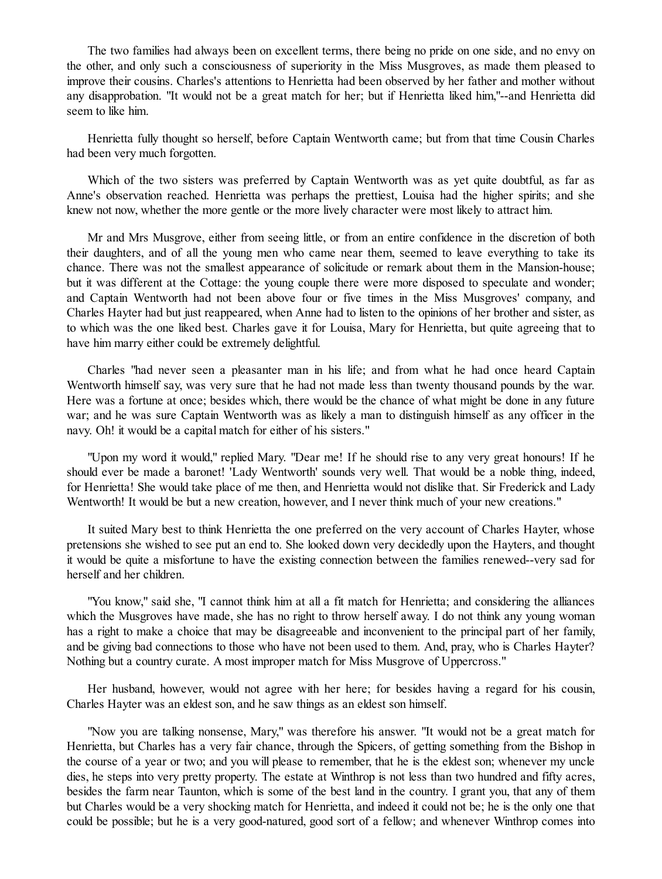The two families had always been on excellent terms, there being no pride on one side, and no envy on the other, and only such a consciousness of superiority in the Miss Musgroves, as made them pleased to improve their cousins. Charles's attentions to Henrietta had been observed by her father and mother without any disapprobation. "It would not be a great match for her; but if Henrietta liked him,"--and Henrietta did seem to like him.

Henrietta fully thought so herself, before Captain Wentworth came; but from that time Cousin Charles had been very much forgotten.

Which of the two sisters was preferred by Captain Wentworth was as yet quite doubtful, as far as Anne's observation reached. Henrietta was perhaps the prettiest, Louisa had the higher spirits; and she knew not now, whether the more gentle or the more lively character were most likely to attract him.

Mr and Mrs Musgrove, either from seeing little, or from an entire confidence in the discretion of both their daughters, and of all the young men who came near them, seemed to leave everything to take its chance. There was not the smallest appearance of solicitude or remark about them in the Mansion-house; but it was different at the Cottage: the young couple there were more disposed to speculate and wonder; and Captain Wentworth had not been above four or five times in the Miss Musgroves' company, and Charles Hayter had but just reappeared, when Anne had to listen to the opinions of her brother and sister, as to which was the one liked best. Charles gave it for Louisa, Mary for Henrietta, but quite agreeing that to have him marry either could be extremely delightful.

Charles "had never seen a pleasanter man in his life; and from what he had once heard Captain Wentworth himself say, was very sure that he had not made less than twenty thousand pounds by the war. Here was a fortune at once; besides which, there would be the chance of what might be done in any future war; and he was sure Captain Wentworth was as likely a man to distinguish himself as any officer in the navy. Oh! it would be a capital match for either of his sisters."

"Upon my word it would," replied Mary. "Dear me! If he should rise to any very great honours! If he should ever be made a baronet! 'Lady Wentworth' sounds very well. That would be a noble thing, indeed, for Henrietta! She would take place of me then, and Henrietta would not dislike that. Sir Frederick and Lady Wentworth! It would be but a new creation, however, and I never think much of your new creations."

It suited Mary best to think Henrietta the one preferred on the very account of Charles Hayter, whose pretensions she wished to see put an end to. She looked down very decidedly upon the Hayters, and thought it would be quite a misfortune to have the existing connection between the families renewed--very sad for herself and her children.

"You know," said she, "I cannot think him at all a fit match for Henrietta; and considering the alliances which the Musgroves have made, she has no right to throw herself away. I do not think any young woman has a right to make a choice that may be disagreeable and inconvenient to the principal part of her family, and be giving bad connections to those who have not been used to them. And, pray, who is Charles Hayter? Nothing but a country curate. A most improper match for Miss Musgrove of Uppercross."

Her husband, however, would not agree with her here; for besides having a regard for his cousin, Charles Hayter was an eldest son, and he saw things as an eldest son himself.

"Now you are talking nonsense, Mary," was therefore his answer. "It would not be a great match for Henrietta, but Charles has a very fair chance, through the Spicers, of getting something from the Bishop in the course of a year or two; and you will please to remember, that he is the eldest son; whenever my uncle dies, he steps into very pretty property. The estate at Winthrop is not less than two hundred and fifty acres, besides the farm near Taunton, which is some of the best land in the country. I grant you, that any of them but Charles would be a very shocking match for Henrietta, and indeed it could not be; he is the only one that could be possible; but he is a very good-natured, good sort of a fellow; and whenever Winthrop comes into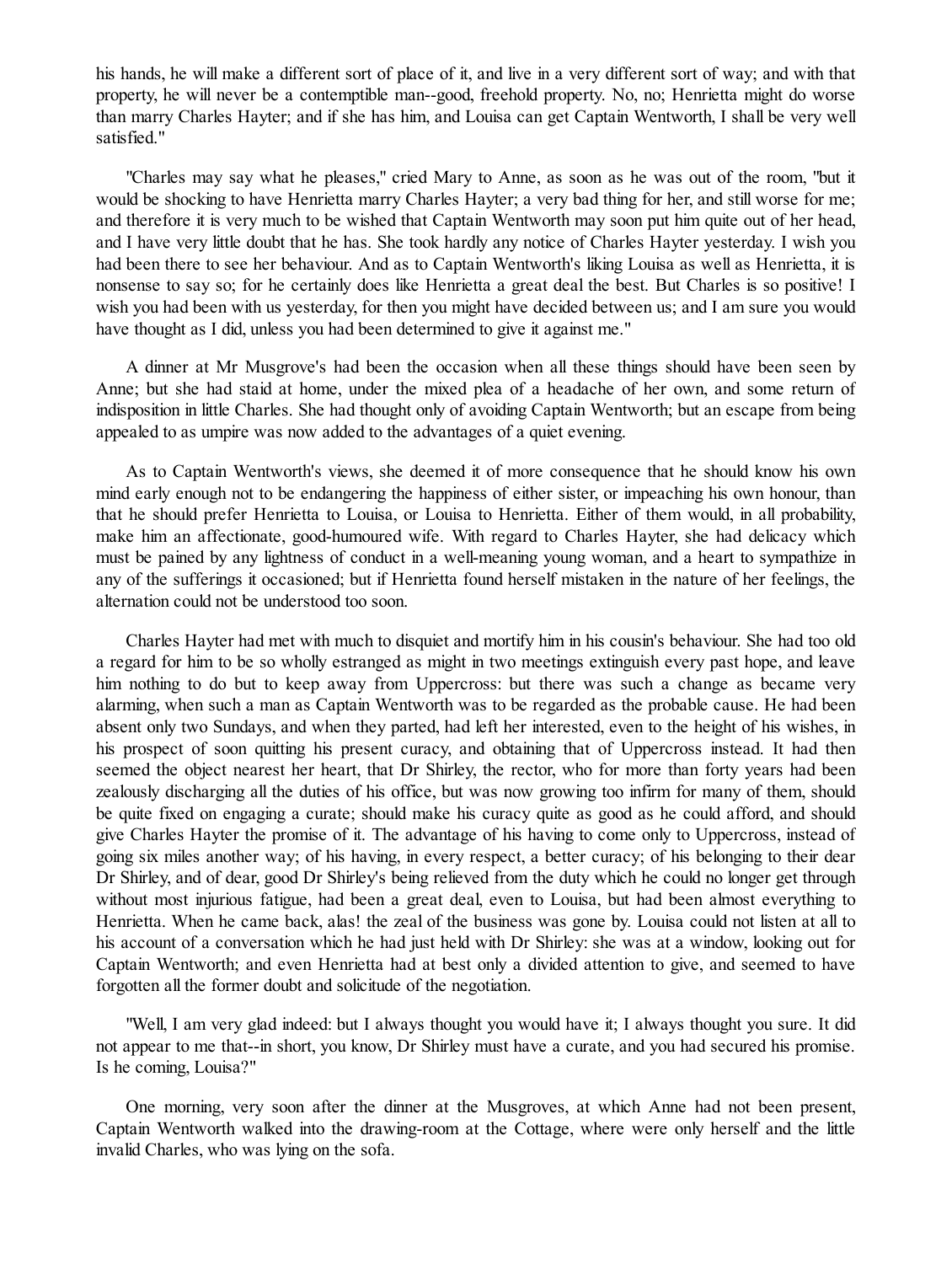his hands, he will make a different sort of place of it, and live in a very different sort of way; and with that property, he will never be a contemptible man--good, freehold property. No, no; Henrietta might do worse than marry Charles Hayter; and if she has him, and Louisa can get Captain Wentworth, I shall be very well satisfied."

"Charles may say what he pleases," cried Mary to Anne, as soon as he was out of the room, "but it would be shocking to have Henrietta marry Charles Hayter; a very bad thing for her, and still worse for me; and therefore it is very much to be wished that Captain Wentworth may soon put him quite out of her head, and I have very little doubt that he has. She took hardly any notice of Charles Hayter yesterday. I wish you had been there to see her behaviour. And as to Captain Wentworth's liking Louisa as well as Henrietta, it is nonsense to say so; for he certainly does like Henrietta a great deal the best. But Charles is so positive! I wish you had been with us yesterday, for then you might have decided between us; and I am sure you would have thought as I did, unless you had been determined to give it against me."

A dinner at Mr Musgrove's had been the occasion when all these things should have been seen by Anne; but she had staid at home, under the mixed plea of a headache of her own, and some return of indisposition in little Charles. She had thought only of avoiding Captain Wentworth; but an escape from being appealed to as umpire was now added to the advantages of a quiet evening.

As to Captain Wentworth's views, she deemed it of more consequence that he should know his own mind early enough not to be endangering the happiness of either sister, or impeaching his own honour, than that he should prefer Henrietta to Louisa, or Louisa to Henrietta. Either of them would, in all probability, make him an affectionate, good-humoured wife. With regard to Charles Hayter, she had delicacy which must be pained by any lightness of conduct in a well-meaning young woman, and a heart to sympathize in any of the sufferings it occasioned; but if Henrietta found herself mistaken in the nature of her feelings, the alternation could not be understood too soon.

Charles Hayter had met with much to disquiet and mortify him in his cousin's behaviour. She had too old a regard for him to be so wholly estranged as might in two meetings extinguish every past hope, and leave him nothing to do but to keep away from Uppercross: but there was such a change as became very alarming, when such a man as Captain Wentworth was to be regarded as the probable cause. He had been absent only two Sundays, and when they parted, had left her interested, even to the height of his wishes, in his prospect of soon quitting his present curacy, and obtaining that of Uppercross instead. It had then seemed the object nearest her heart, that Dr Shirley, the rector, who for more than forty years had been zealously discharging all the duties of his office, but was now growing too infirm for many of them, should be quite fixed on engaging a curate; should make his curacy quite as good as he could afford, and should give Charles Hayter the promise of it. The advantage of his having to come only to Uppercross, instead of going six miles another way; of his having, in every respect, a better curacy; of his belonging to their dear Dr Shirley, and of dear, good Dr Shirley's being relieved from the duty which he could no longer get through without most injurious fatigue, had been a great deal, even to Louisa, but had been almost everything to Henrietta. When he came back, alas! the zeal of the business was gone by. Louisa could not listen at all to his account of a conversation which he had just held with Dr Shirley: she was at a window, looking out for Captain Wentworth; and even Henrietta had at best only a divided attention to give, and seemed to have forgotten all the former doubt and solicitude of the negotiation.

"Well, I am very glad indeed: but I always thought you would have it; I always thought you sure. It did not appear to me that--in short, you know, Dr Shirley must have a curate, and you had secured his promise. Is he coming, Louisa?"

One morning, very soon after the dinner at the Musgroves, at which Anne had not been present, Captain Wentworth walked into the drawing-room at the Cottage, where were only herself and the little invalid Charles, who was lying on the sofa.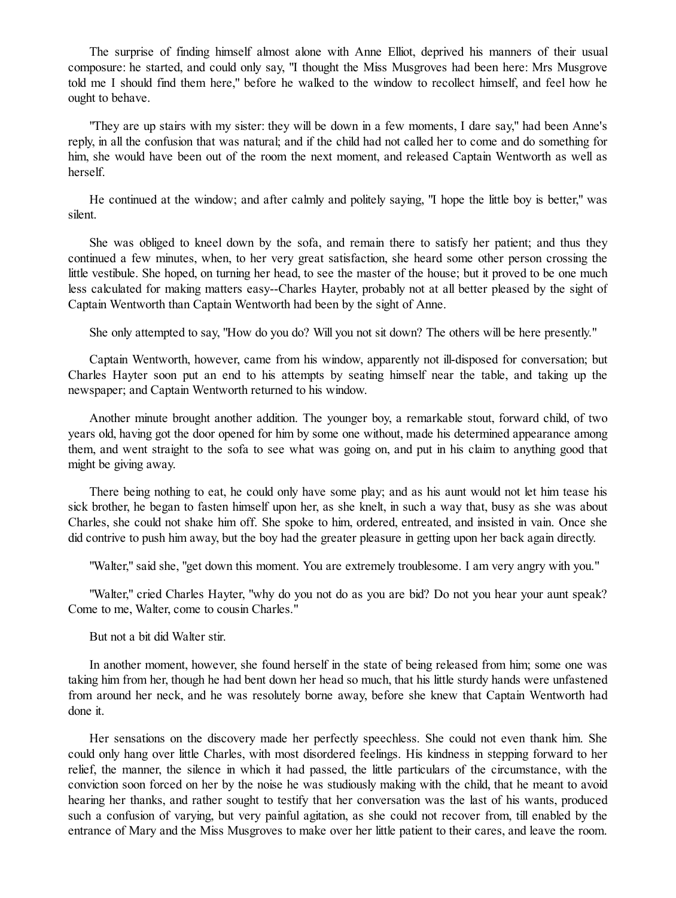The surprise of finding himself almost alone with Anne Elliot, deprived his manners of their usual composure: he started, and could only say, "I thought the Miss Musgroves had been here: Mrs Musgrove told me I should find them here," before he walked to the window to recollect himself, and feel how he ought to behave.

"They are up stairs with my sister: they will be down in a few moments, I dare say," had been Anne's reply, in all the confusion that was natural; and if the child had not called her to come and do something for him, she would have been out of the room the next moment, and released Captain Wentworth as well as herself.

He continued at the window; and after calmly and politely saying, "I hope the little boy is better," was silent.

She was obliged to kneel down by the sofa, and remain there to satisfy her patient; and thus they continued a few minutes, when, to her very great satisfaction, she heard some other person crossing the little vestibule. She hoped, on turning her head, to see the master of the house; but it proved to be one much less calculated for making matters easy--Charles Hayter, probably not at all better pleased by the sight of Captain Wentworth than Captain Wentworth had been by the sight of Anne.

She only attempted to say, "How do you do? Will you not sit down? The others will be here presently."

Captain Wentworth, however, came from his window, apparently not ill-disposed for conversation; but Charles Hayter soon put an end to his attempts by seating himself near the table, and taking up the newspaper; and Captain Wentworth returned to his window.

Another minute brought another addition. The younger boy, a remarkable stout, forward child, of two years old, having got the door opened for him by some one without, made his determined appearance among them, and went straight to the sofa to see what was going on, and put in his claim to anything good that might be giving away.

There being nothing to eat, he could only have some play; and as his aunt would not let him tease his sick brother, he began to fasten himself upon her, as she knelt, in such a way that, busy as she was about Charles, she could not shake him off. She spoke to him, ordered, entreated, and insisted in vain. Once she did contrive to push him away, but the boy had the greater pleasure in getting upon her back again directly.

"Walter," said she, "get down this moment. You are extremely troublesome. I am very angry with you."

"Walter," cried Charles Hayter, "why do you not do as you are bid? Do not you hear your aunt speak? Come to me, Walter, come to cousin Charles."

But not a bit did Walter stir.

In another moment, however, she found herself in the state of being released from him; some one was taking him from her, though he had bent down her head so much, that his little sturdy hands were unfastened from around her neck, and he was resolutely borne away, before she knew that Captain Wentworth had done it.

Her sensations on the discovery made her perfectly speechless. She could not even thank him. She could only hang over little Charles, with most disordered feelings. His kindness in stepping forward to her relief, the manner, the silence in which it had passed, the little particulars of the circumstance, with the conviction soon forced on her by the noise he was studiously making with the child, that he meant to avoid hearing her thanks, and rather sought to testify that her conversation was the last of his wants, produced such a confusion of varying, but very painful agitation, as she could not recover from, till enabled by the entrance of Mary and the Miss Musgroves to make over her little patient to their cares, and leave the room.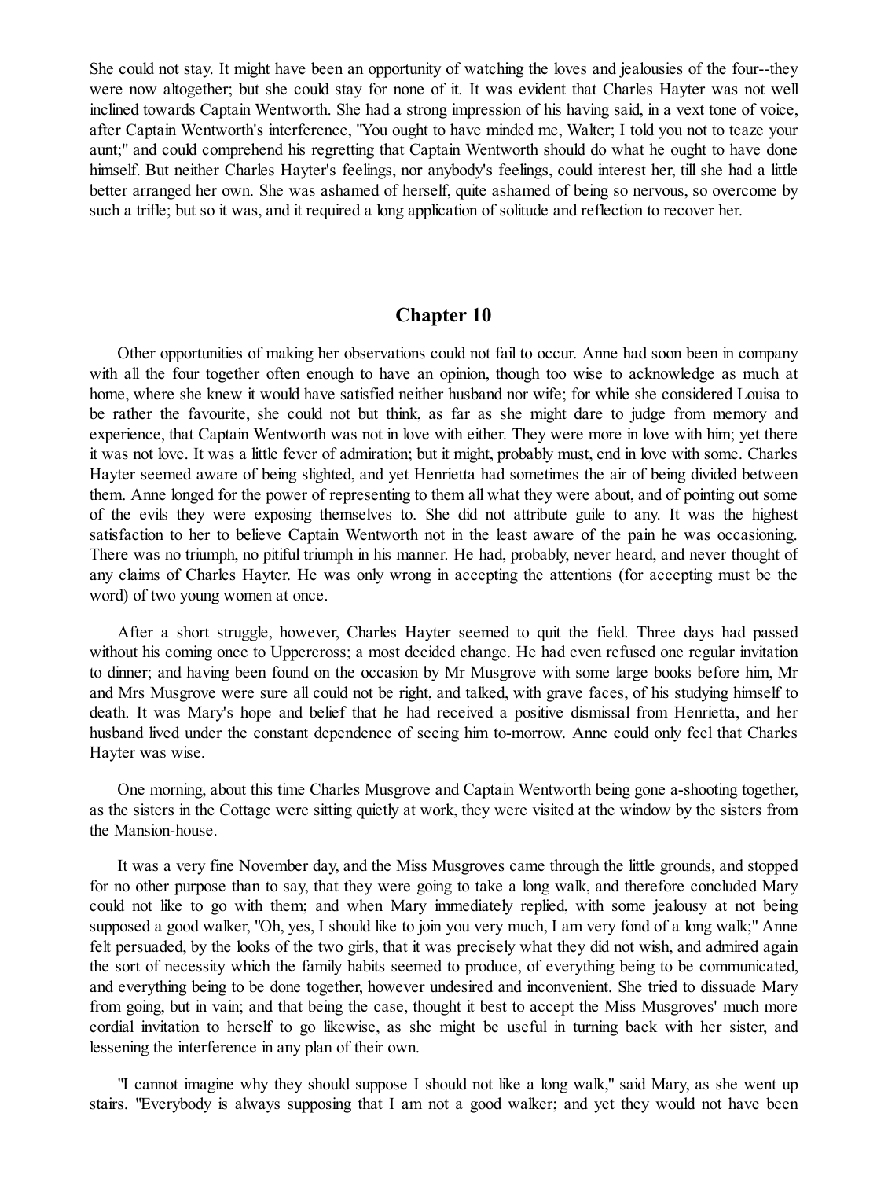She could not stay. It might have been an opportunity of watching the loves and jealousies of the four--they were now altogether; but she could stay for none of it. It was evident that Charles Hayter was not well inclined towards Captain Wentworth. She had a strong impression of his having said, in a vext tone of voice, after Captain Wentworth's interference, "You ought to have minded me, Walter; I told you not to teaze your aunt;" and could comprehend his regretting that Captain Wentworth should do what he ought to have done himself. But neither Charles Hayter's feelings, nor anybody's feelings, could interest her, till she had a little better arranged her own. She was ashamed of herself, quite ashamed of being so nervous, so overcome by such a trifle; but so it was, and it required a long application of solitude and reflection to recover her.

## Chapter 10

Other opportunities of making her observations could not fail to occur. Anne had soon been in company with all the four together often enough to have an opinion, though too wise to acknowledge as much at home, where she knew it would have satisfied neither husband nor wife; for while she considered Louisa to be rather the favourite, she could not but think, as far as she might dare to judge from memory and experience, that Captain Wentworth was not in love with either. They were more in love with him; yet there it was not love. It was a little fever of admiration; but it might, probably must, end in love with some. Charles Hayter seemed aware of being slighted, and yet Henrietta had sometimes the air of being divided between them. Anne longed for the power of representing to them all what they were about, and of pointing out some of the evils they were exposing themselves to. She did not attribute guile to any. It was the highest satisfaction to her to believe Captain Wentworth not in the least aware of the pain he was occasioning. There was no triumph, no pitiful triumph in his manner. He had, probably, never heard, and never thought of any claims of Charles Hayter. He was only wrong in accepting the attentions (for accepting must be the word) of two young women at once.

After a short struggle, however, Charles Hayter seemed to quit the field. Three days had passed without his coming once to Uppercross; a most decided change. He had even refused one regular invitation to dinner; and having been found on the occasion by Mr Musgrove with some large books before him, Mr and Mrs Musgrove were sure all could not be right, and talked, with grave faces, of his studying himself to death. It was Mary's hope and belief that he had received a positive dismissal from Henrietta, and her husband lived under the constant dependence of seeing him to-morrow. Anne could only feel that Charles Hayter was wise.

One morning, about this time Charles Musgrove and Captain Wentworth being gone a-shooting together, as the sisters in the Cottage were sitting quietly at work, they were visited at the window by the sisters from the Mansion-house.

It was a very fine November day, and the Miss Musgroves came through the little grounds, and stopped for no other purpose than to say, that they were going to take a long walk, and therefore concluded Mary could not like to go with them; and when Mary immediately replied, with some jealousy at not being supposed a good walker, "Oh, yes, I should like to join you very much, I am very fond of a long walk;" Anne felt persuaded, by the looks of the two girls, that it was precisely what they did not wish, and admired again the sort of necessity which the family habits seemed to produce, of everything being to be communicated, and everything being to be done together, however undesired and inconvenient. She tried to dissuade Mary from going, but in vain; and that being the case, thought it best to accept the Miss Musgroves' much more cordial invitation to herself to go likewise, as she might be useful in turning back with her sister, and lessening the interference in any plan of their own.

"I cannot imagine why they should suppose I should not like a long walk," said Mary, as she went up stairs. "Everybody is always supposing that I am not a good walker; and yet they would not have been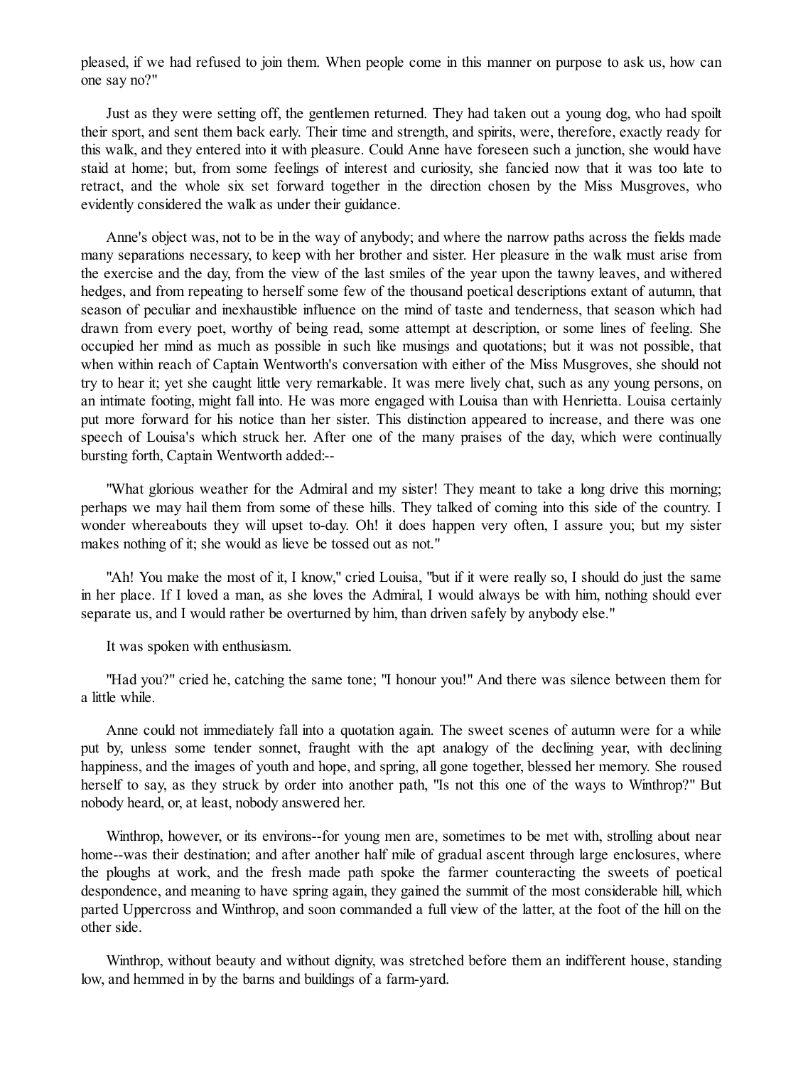pleased, if we had refused to join them. When people come in this manner on purpose to ask us, how can one say no?"

Just as they were setting off, the gentlemen returned. They had taken out a young dog, who had spoilt their sport, and sent them back early. Their time and strength, and spirits, were, therefore, exactly ready for this walk, and they entered into it with pleasure. Could Anne have foreseen such a junction, she would have staid at home; but, from some feelings of interest and curiosity, she fancied now that it was too late to retract, and the whole six set forward together in the direction chosen by the Miss Musgroves, who evidently considered the walk as under their guidance.

Anne's object was, not to be in the way of anybody; and where the narrow paths across the fields made many separations necessary, to keep with her brother and sister. Her pleasure in the walk must arise from the exercise and the day, from the view of the last smiles of the year upon the tawny leaves, and withered hedges, and from repeating to herself some few of the thousand poetical descriptions extant of autumn, that season of peculiar and inexhaustible influence on the mind of taste and tenderness, that season which had drawn from every poet, worthy of being read, some attempt at description, or some lines of feeling. She occupied her mind as much as possible in such like musings and quotations; but it was not possible, that when within reach of Captain Wentworth's conversation with either of the Miss Musgroves, she should not try to hear it; yet she caught little very remarkable. It was mere lively chat, such as any young persons, on an intimate footing, might fall into. He was more engaged with Louisa than with Henrietta. Louisa certainly put more forward for his notice than her sister. This distinction appeared to increase, and there was one speech of Louisa's which struck her. After one of the many praises of the day, which were continually bursting forth, Captain Wentworth added:--

"What glorious weather for the Admiral and my sister! They meant to take a long drive this morning; perhaps we may hail them from some of these hills. They talked of coming into this side of the country. I wonder whereabouts they will upset to-day. Oh! it does happen very often, I assure you; but my sister makes nothing of it; she would as lieve be tossed out as not."

"Ah! You make the most of it, I know," cried Louisa, "but if it were really so, I should do just the same in her place. If I loved a man, as she loves the Admiral, I would always be with him, nothing should ever separate us, and I would rather be overturned by him, than driven safely by anybody else."

It was spoken with enthusiasm.

"Had you?" cried he, catching the same tone; "I honour you!" And there was silence between them for a little while.

Anne could not immediately fall into a quotation again. The sweet scenes of autumn were for a while put by, unless some tender sonnet, fraught with the apt analogy of the declining year, with declining happiness, and the images of youth and hope, and spring, all gone together, blessed her memory. She roused herself to say, as they struck by order into another path, "Is not this one of the ways to Winthrop?" But nobody heard, or, at least, nobody answered her.

Winthrop, however, or its environs--for young men are, sometimes to be met with, strolling about near home--was their destination; and after another half mile of gradual ascent through large enclosures, where the ploughs at work, and the fresh made path spoke the farmer counteracting the sweets of poetical despondence, and meaning to have spring again, they gained the summit of the most considerable hill, which parted Uppercross and Winthrop, and soon commanded a full view of the latter, at the foot of the hill on the other side.

Winthrop, without beauty and without dignity, was stretched before them an indifferent house, standing low, and hemmed in by the barns and buildings of a farm-yard.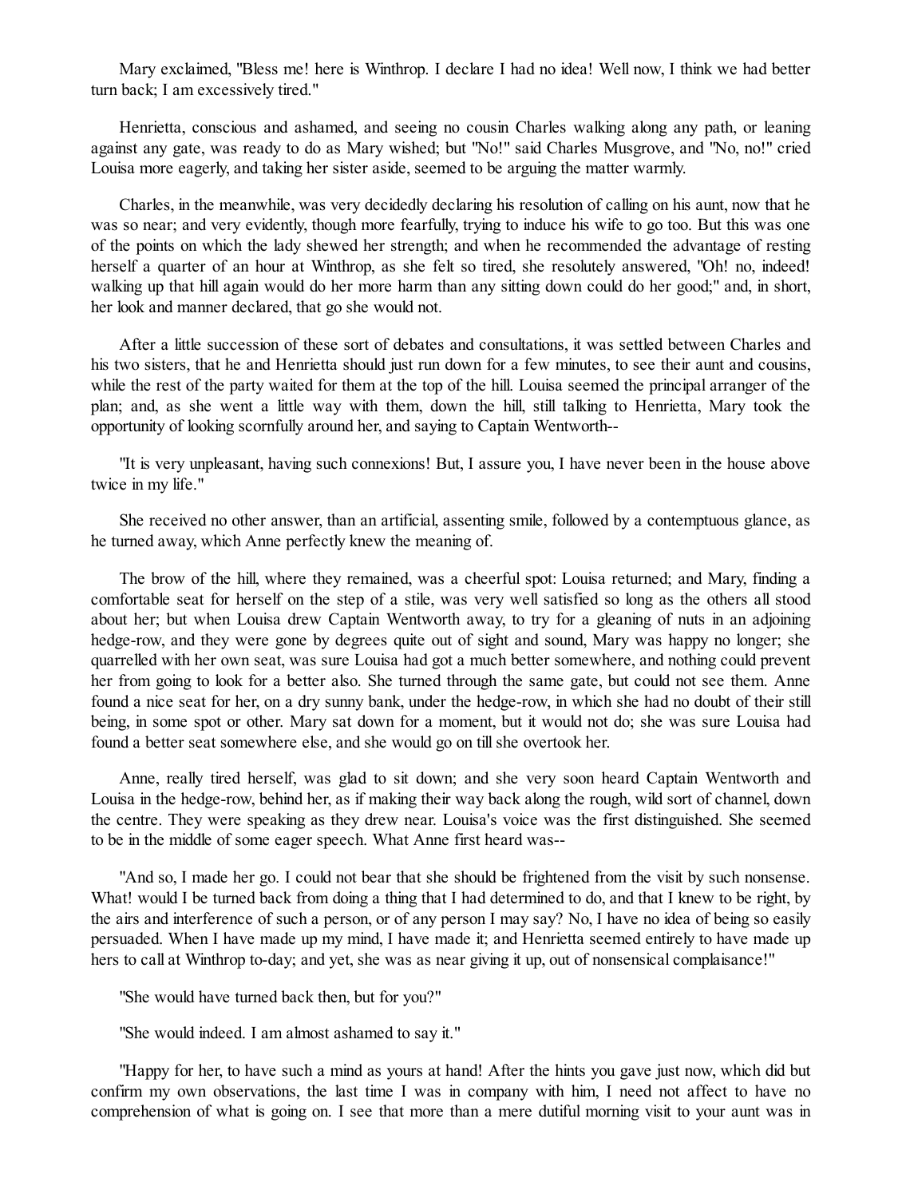Mary exclaimed, "Bless me! here is Winthrop. I declare I had no idea! Well now, I think we had better turn back; I am excessively tired."

Henrietta, conscious and ashamed, and seeing no cousin Charles walking along any path, or leaning against any gate, was ready to do as Mary wished; but "No!" said Charles Musgrove, and "No, no!" cried Louisa more eagerly, and taking her sister aside, seemed to be arguing the matter warmly.

Charles, in the meanwhile, was very decidedly declaring his resolution of calling on his aunt, now that he was so near; and very evidently, though more fearfully, trying to induce his wife to go too. But this was one of the points on which the lady shewed her strength; and when he recommended the advantage of resting herself a quarter of an hour at Winthrop, as she felt so tired, she resolutely answered, "Oh! no, indeed! walking up that hill again would do her more harm than any sitting down could do her good;" and, in short, her look and manner declared, that go she would not.

After a little succession of these sort of debates and consultations, it was settled between Charles and his two sisters, that he and Henrietta should just run down for a few minutes, to see their aunt and cousins, while the rest of the party waited for them at the top of the hill. Louisa seemed the principal arranger of the plan; and, as she went a little way with them, down the hill, still talking to Henrietta, Mary took the opportunity of looking scornfully around her, and saying to Captain Wentworth--

"It is very unpleasant, having such connexions! But, I assure you, I have never been in the house above twice in my life."

She received no other answer, than an artificial, assenting smile, followed by a contemptuous glance, as he turned away, which Anne perfectly knew the meaning of.

The brow of the hill, where they remained, was a cheerful spot: Louisa returned; and Mary, finding a comfortable seat for herself on the step of a stile, was very well satisfied so long as the others all stood about her; but when Louisa drew Captain Wentworth away, to try for a gleaning of nuts in an adjoining hedge-row, and they were gone by degrees quite out of sight and sound, Mary was happy no longer; she quarrelled with her own seat, was sure Louisa had got a much better somewhere, and nothing could prevent her from going to look for a better also. She turned through the same gate, but could not see them. Anne found a nice seat for her, on a dry sunny bank, under the hedge-row, in which she had no doubt of their still being, in some spot or other. Mary sat down for a moment, but it would not do; she was sure Louisa had found a better seat somewhere else, and she would go on till she overtook her.

Anne, really tired herself, was glad to sit down; and she very soon heard Captain Wentworth and Louisa in the hedge-row, behind her, as if making their way back along the rough, wild sort of channel, down the centre. They were speaking as they drew near. Louisa's voice was the first distinguished. She seemed to be in the middle of some eager speech. What Anne first heard was--

"And so, I made her go. I could not bear that she should be frightened from the visit by such nonsense. What! would I be turned back from doing a thing that I had determined to do, and that I knew to be right, by the airs and interference of such a person, or of any person I may say? No, I have no idea of being so easily persuaded. When I have made up my mind, I have made it; and Henrietta seemed entirely to have made up hers to call at Winthrop to-day; and yet, she was as near giving it up, out of nonsensical complaisance!"

"She would have turned back then, but for you?"

"She would indeed. I am almost ashamed to say it."

"Happy for her, to have such a mind as yours at hand! After the hints you gave just now, which did but confirm my own observations, the last time I was in company with him, I need not affect to have no comprehension of what is going on. I see that more than a mere dutiful morning visit to your aunt was in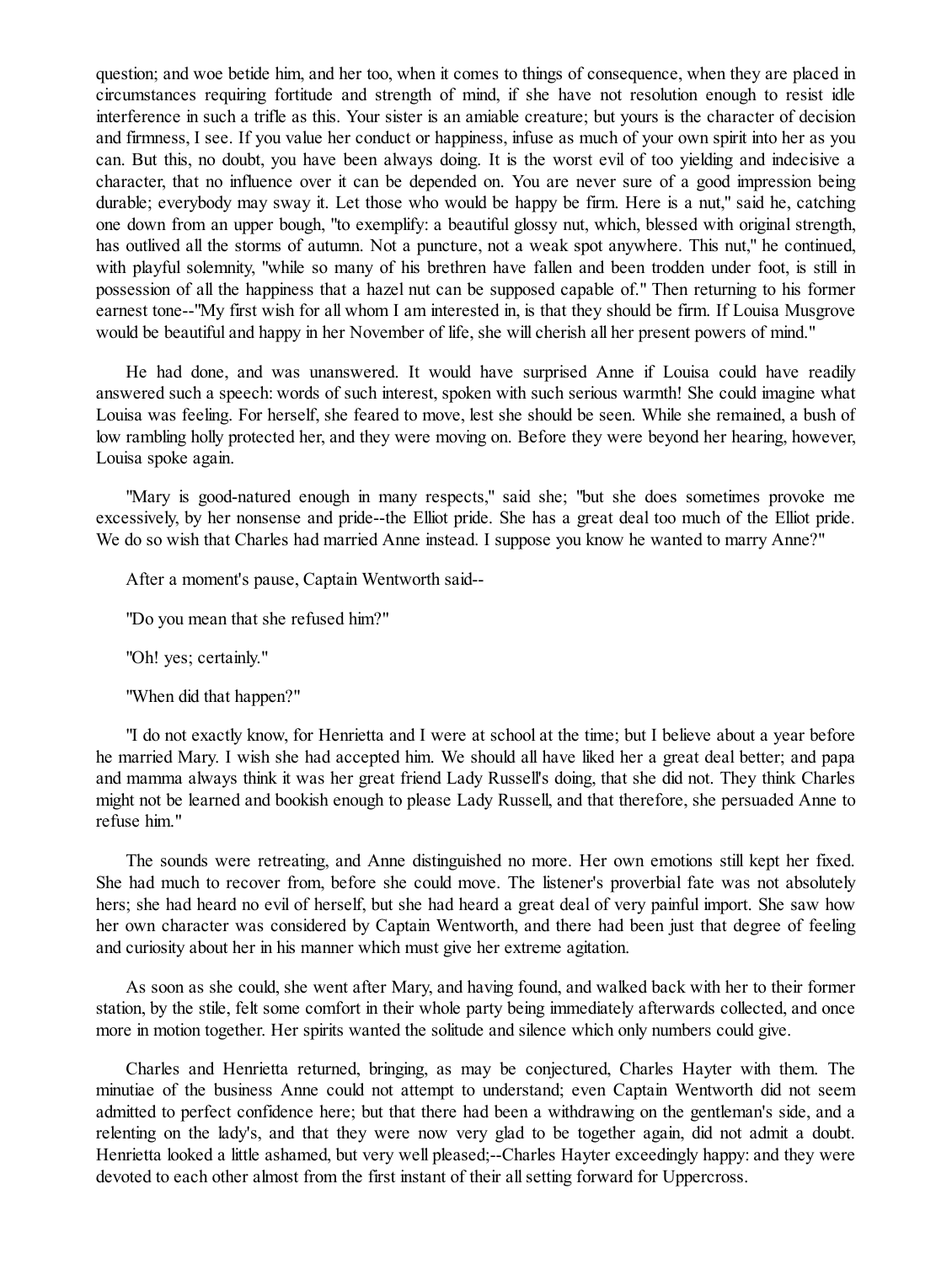question; and woe betide him, and her too, when it comes to things of consequence, when they are placed in circumstances requiring fortitude and strength of mind, if she have not resolution enough to resist idle interference in such a trifle as this. Your sister is an amiable creature; but yours is the character of decision and firmness, I see. If you value her conduct or happiness, infuse as much of your own spirit into her as you can. But this, no doubt, you have been always doing. It is the worst evil of too yielding and indecisive a character, that no influence over it can be depended on. You are never sure of a good impression being durable; everybody may sway it. Let those who would be happy be firm. Here is a nut," said he, catching one down from an upper bough, "to exemplify: a beautiful glossy nut, which, blessed with original strength, has outlived all the storms of autumn. Not a puncture, not a weak spot anywhere. This nut," he continued, with playful solemnity, "while so many of his brethren have fallen and been trodden under foot, is still in possession of all the happiness that a hazel nut can be supposed capable of." Then returning to his former earnest tone--"My first wish for all whom I am interested in, is that they should be firm. If Louisa Musgrove would be beautiful and happy in her November of life, she will cherish all her present powers of mind."

He had done, and was unanswered. It would have surprised Anne if Louisa could have readily answered such a speech: words of such interest, spoken with such serious warmth! She could imagine what Louisa was feeling. For herself, she feared to move, lest she should be seen. While she remained, a bush of low rambling holly protected her, and they were moving on. Before they were beyond her hearing, however, Louisa spoke again.

"Mary is good-natured enough in many respects," said she; "but she does sometimes provoke me excessively, by her nonsense and pride--the Elliot pride. She has a great deal too much of the Elliot pride. We do so wish that Charles had married Anne instead. I suppose you know he wanted to marry Anne?"

After a moment's pause, Captain Wentworth said--

"Do you mean that she refused him?"

"Oh! yes; certainly."

"When did that happen?"

"I do not exactly know, for Henrietta and I were at school at the time; but I believe about a year before he married Mary. I wish she had accepted him. We should all have liked her a great deal better; and papa and mamma always think it was her great friend Lady Russell's doing, that she did not. They think Charles might not be learned and bookish enough to please Lady Russell, and that therefore, she persuaded Anne to refuse him."

The sounds were retreating, and Anne distinguished no more. Her own emotions still kept her fixed. She had much to recover from, before she could move. The listener's proverbial fate was not absolutely hers; she had heard no evil of herself, but she had heard a great deal of very painful import. She saw how her own character was considered by Captain Wentworth, and there had been just that degree of feeling and curiosity about her in his manner which must give her extreme agitation.

As soon as she could, she went after Mary, and having found, and walked back with her to their former station, by the stile, felt some comfort in their whole party being immediately afterwards collected, and once more in motion together. Her spirits wanted the solitude and silence which only numbers could give.

Charles and Henrietta returned, bringing, as may be conjectured, Charles Hayter with them. The minutiae of the business Anne could not attempt to understand; even Captain Wentworth did not seem admitted to perfect confidence here; but that there had been a withdrawing on the gentleman's side, and a relenting on the lady's, and that they were now very glad to be together again, did not admit a doubt. Henrietta looked a little ashamed, but very well pleased;--Charles Hayter exceedingly happy: and they were devoted to each other almost from the first instant of their all setting forward for Uppercross.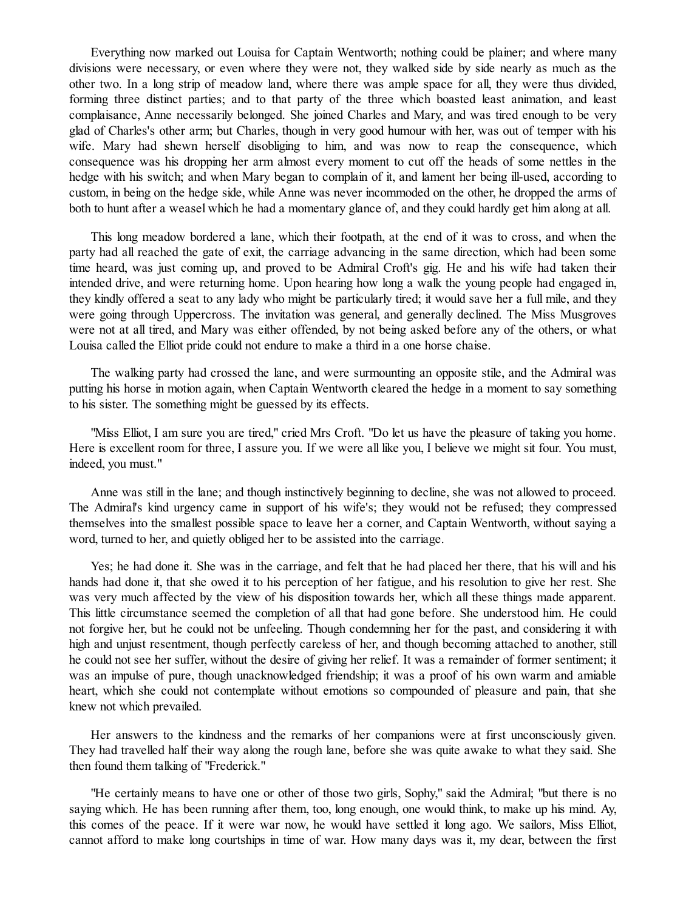Everything now marked out Louisa for Captain Wentworth; nothing could be plainer; and where many divisions were necessary, or even where they were not, they walked side by side nearly as much as the other two. In a long strip of meadow land, where there was ample space for all, they were thus divided, forming three distinct parties; and to that party of the three which boasted least animation, and least complaisance, Anne necessarily belonged. She joined Charles and Mary, and was tired enough to be very glad of Charles's other arm; but Charles, though in very good humour with her, was out of temper with his wife. Mary had shewn herself disobliging to him, and was now to reap the consequence, which consequence was his dropping her arm almost every moment to cut off the heads of some nettles in the hedge with his switch; and when Mary began to complain of it, and lament her being ill-used, according to custom, in being on the hedge side, while Anne was never incommoded on the other, he dropped the arms of both to hunt after a weasel which he had a momentary glance of, and they could hardly get him along at all.

This long meadow bordered a lane, which their footpath, at the end of it was to cross, and when the party had all reached the gate of exit, the carriage advancing in the same direction, which had been some time heard, was just coming up, and proved to be Admiral Croft's gig. He and his wife had taken their intended drive, and were returning home. Upon hearing how long a walk the young people had engaged in, they kindly offered a seat to any lady who might be particularly tired; it would save her a full mile, and they were going through Uppercross. The invitation was general, and generally declined. The Miss Musgroves were not at all tired, and Mary was either offended, by not being asked before any of the others, or what Louisa called the Elliot pride could not endure to make a third in a one horse chaise.

The walking party had crossed the lane, and were surmounting an opposite stile, and the Admiral was putting his horse in motion again, when Captain Wentworth cleared the hedge in a moment to say something to his sister. The something might be guessed by its effects.

"Miss Elliot, I am sure you are tired," cried Mrs Croft. "Do let us have the pleasure of taking you home. Here is excellent room for three, I assure you. If we were all like you, I believe we might sit four. You must, indeed, you must."

Anne was still in the lane; and though instinctively beginning to decline, she was not allowed to proceed. The Admiral's kind urgency came in support of his wife's; they would not be refused; they compressed themselves into the smallest possible space to leave her a corner, and Captain Wentworth, without saying a word, turned to her, and quietly obliged her to be assisted into the carriage.

Yes; he had done it. She was in the carriage, and felt that he had placed her there, that his will and his hands had done it, that she owed it to his perception of her fatigue, and his resolution to give her rest. She was very much affected by the view of his disposition towards her, which all these things made apparent. This little circumstance seemed the completion of all that had gone before. She understood him. He could not forgive her, but he could not be unfeeling. Though condemning her for the past, and considering it with high and unjust resentment, though perfectly careless of her, and though becoming attached to another, still he could not see her suffer, without the desire of giving her relief. It was a remainder of former sentiment; it was an impulse of pure, though unacknowledged friendship; it was a proof of his own warm and amiable heart, which she could not contemplate without emotions so compounded of pleasure and pain, that she knew not which prevailed.

Her answers to the kindness and the remarks of her companions were at first unconsciously given. They had travelled half their way along the rough lane, before she was quite awake to what they said. She then found them talking of "Frederick."

"He certainly means to have one or other of those two girls, Sophy," said the Admiral; "but there is no saying which. He has been running after them, too, long enough, one would think, to make up his mind. Ay, this comes of the peace. If it were war now, he would have settled it long ago. We sailors, Miss Elliot, cannot afford to make long courtships in time of war. How many days was it, my dear, between the first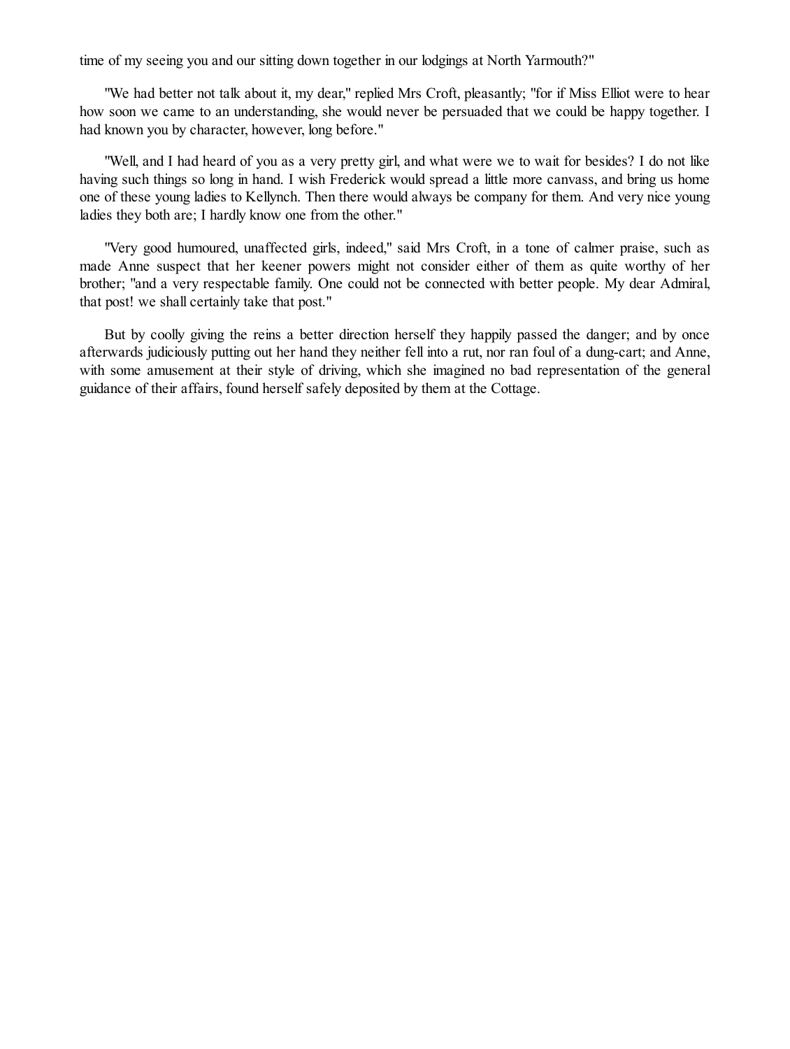time of my seeing you and our sitting down together in our lodgings at North Yarmouth?"

"We had better not talk about it, my dear," replied Mrs Croft, pleasantly; "for if Miss Elliot were to hear how soon we came to an understanding, she would never be persuaded that we could be happy together. I had known you by character, however, long before."

"Well, and I had heard of you as a very pretty girl, and what were we to wait for besides? I do not like having such things so long in hand. I wish Frederick would spread a little more canvass, and bring us home one of these young ladies to Kellynch. Then there would always be company for them. And very nice young ladies they both are; I hardly know one from the other."

"Very good humoured, unaffected girls, indeed," said Mrs Croft, in a tone of calmer praise, such as made Anne suspect that her keener powers might not consider either of them as quite worthy of her brother; "and a very respectable family. One could not be connected with better people. My dear Admiral, that post! we shall certainly take that post."

But by coolly giving the reins a better direction herself they happily passed the danger; and by once afterwards judiciously putting out her hand they neither fell into a rut, nor ran foul of a dung-cart; and Anne, with some amusement at their style of driving, which she imagined no bad representation of the general guidance of their affairs, found herself safely deposited by them at the Cottage.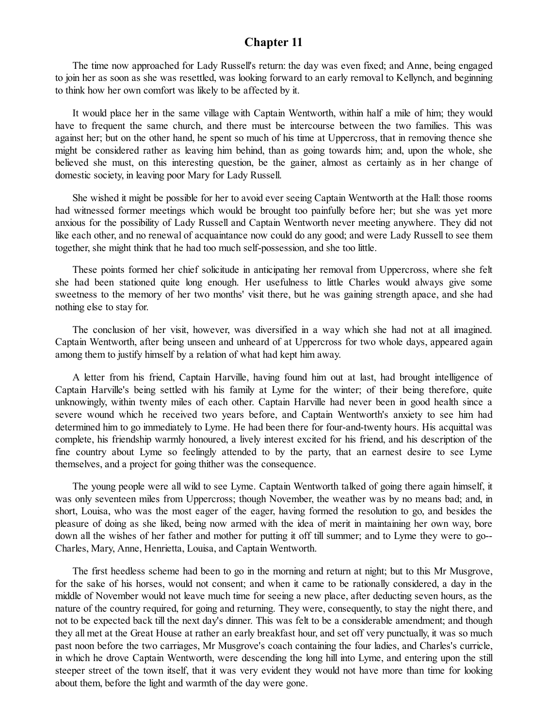# Chapter 11

The time now approached for Lady Russell's return: the day was even fixed; and Anne, being engaged to join her as soon as she was resettled, was looking forward to an early removal to Kellynch, and beginning to think how her own comfort was likely to be affected by it.

It would place her in the same village with Captain Wentworth, within half a mile of him; they would have to frequent the same church, and there must be intercourse between the two families. This was against her; but on the other hand, he spent so much of his time at Uppercross, that in removing thence she might be considered rather as leaving him behind, than as going towards him; and, upon the whole, she believed she must, on this interesting question, be the gainer, almost as certainly as in her change of domestic society, in leaving poor Mary for Lady Russell.

She wished it might be possible for her to avoid ever seeing Captain Wentworth at the Hall: those rooms had witnessed former meetings which would be brought too painfully before her; but she was yet more anxious for the possibility of Lady Russell and Captain Wentworth never meeting anywhere. They did not like each other, and no renewal of acquaintance now could do any good; and were Lady Russell to see them together, she might think that he had too much self-possession, and she too little.

These points formed her chief solicitude in anticipating her removal from Uppercross, where she felt she had been stationed quite long enough. Her usefulness to little Charles would always give some sweetness to the memory of her two months' visit there, but he was gaining strength apace, and she had nothing else to stay for.

The conclusion of her visit, however, was diversified in a way which she had not at all imagined. Captain Wentworth, after being unseen and unheard of at Uppercross for two whole days, appeared again among them to justify himself by a relation of what had kept him away.

A letter from his friend, Captain Harville, having found him out at last, had brought intelligence of Captain Harville's being settled with his family at Lyme for the winter; of their being therefore, quite unknowingly, within twenty miles of each other. Captain Harville had never been in good health since a severe wound which he received two years before, and Captain Wentworth's anxiety to see him had determined him to go immediately to Lyme. He had been there for four-and-twenty hours. His acquittal was complete, his friendship warmly honoured, a lively interest excited for his friend, and his description of the fine country about Lyme so feelingly attended to by the party, that an earnest desire to see Lyme themselves, and a project for going thither was the consequence.

The young people were all wild to see Lyme. Captain Wentworth talked of going there again himself, it was only seventeen miles from Uppercross; though November, the weather was by no means bad; and, in short, Louisa, who was the most eager of the eager, having formed the resolution to go, and besides the pleasure of doing as she liked, being now armed with the idea of merit in maintaining her own way, bore down all the wishes of her father and mother for putting it off till summer; and to Lyme they were to go--Charles, Mary, Anne, Henrietta, Louisa, and Captain Wentworth.

The first heedless scheme had been to go in the morning and return at night; but to this Mr Musgrove, for the sake of his horses, would not consent; and when it came to be rationally considered, a day in the middle of November would not leave much time for seeing a new place, after deducting seven hours, as the nature of the country required, for going and returning. They were, consequently, to stay the night there, and not to be expected back till the next day's dinner. This was felt to be a considerable amendment; and though they all met at the Great House at rather an early breakfast hour, and set off very punctually, it was so much past noon before the two carriages, Mr Musgrove's coach containing the four ladies, and Charles's curricle, in which he drove Captain Wentworth, were descending the long hill into Lyme, and entering upon the still steeper street of the town itself, that it was very evident they would not have more than time for looking about them, before the light and warmth of the day were gone.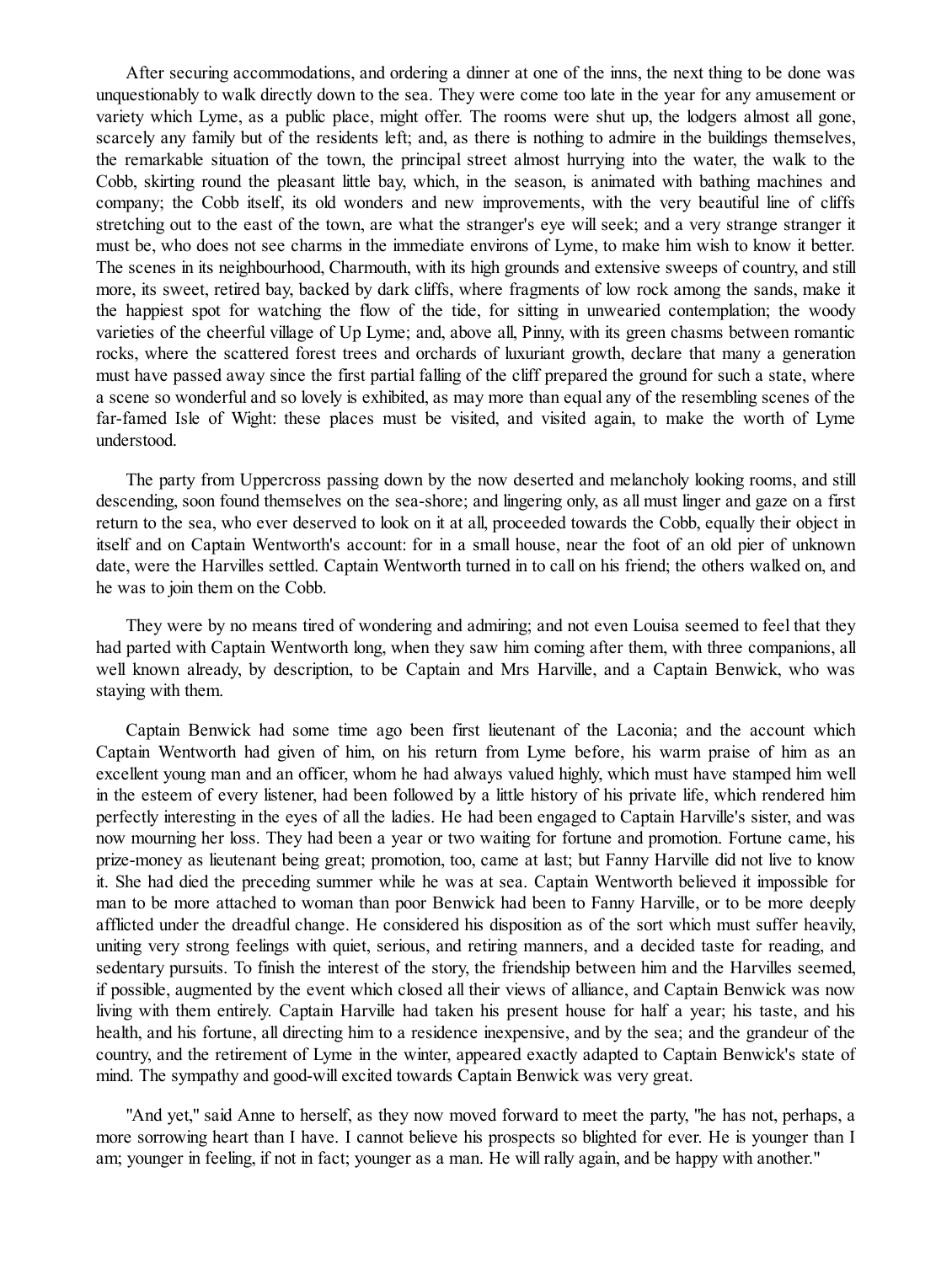After securing accommodations, and ordering a dinner at one of the inns, the next thing to be done was unquestionably to walk directly down to the sea. They were come too late in the year for any amusement or variety which Lyme, as a public place, might offer. The rooms were shut up, the lodgers almost all gone, scarcely any family but of the residents left; and, as there is nothing to admire in the buildings themselves, the remarkable situation of the town, the principal street almost hurrying into the water, the walk to the Cobb, skirting round the pleasant little bay, which, in the season, is animated with bathing machines and company; the Cobb itself, its old wonders and new improvements, with the very beautiful line of cliffs stretching out to the east of the town, are what the stranger's eye will seek; and a very strange stranger it must be, who does not see charms in the immediate environs of Lyme, to make him wish to know it better. The scenes in its neighbourhood, Charmouth, with its high grounds and extensive sweeps of country, and still more, its sweet, retired bay, backed by dark cliffs, where fragments of low rock among the sands, make it the happiest spot for watching the flow of the tide, for sitting in unwearied contemplation; the woody varieties of the cheerful village of Up Lyme; and, above all, Pinny, with its green chasms between romantic rocks, where the scattered forest trees and orchards of luxuriant growth, declare that many a generation must have passed away since the first partial falling of the cliff prepared the ground for such a state, where a scene so wonderful and so lovely is exhibited, as may more than equal any of the resembling scenes of the far-famed Isle of Wight: these places must be visited, and visited again, to make the worth of Lyme understood.

The party from Uppercross passing down by the now deserted and melancholy looking rooms, and still descending, soon found themselves on the sea-shore; and lingering only, as all must linger and gaze on a first return to the sea, who ever deserved to look on it at all, proceeded towards the Cobb, equally their object in itself and on Captain Wentworth's account: for in a small house, near the foot of an old pier of unknown date, were the Harvilles settled. Captain Wentworth turned in to call on his friend; the others walked on, and he was to join them on the Cobb.

They were by no means tired of wondering and admiring; and not even Louisa seemed to feel that they had parted with Captain Wentworth long, when they saw him coming after them, with three companions, all well known already, by description, to be Captain and Mrs Harville, and a Captain Benwick, who was staying with them.

Captain Benwick had some time ago been first lieutenant of the Laconia; and the account which Captain Wentworth had given of him, on his return from Lyme before, his warm praise of him as an excellent young man and an officer, whom he had always valued highly, which must have stamped him well in the esteem of every listener, had been followed by a little history of his private life, which rendered him perfectly interesting in the eyes of all the ladies. He had been engaged to Captain Harville's sister, and was now mourning her loss. They had been a year or two waiting for fortune and promotion. Fortune came, his prize-money as lieutenant being great; promotion, too, came at last; but Fanny Harville did not live to know it. She had died the preceding summer while he was at sea. Captain Wentworth believed it impossible for man to be more attached to woman than poor Benwick had been to Fanny Harville, or to be more deeply afflicted under the dreadful change. He considered his disposition as of the sort which must suffer heavily, uniting very strong feelings with quiet, serious, and retiring manners, and a decided taste for reading, and sedentary pursuits. To finish the interest of the story, the friendship between him and the Harvilles seemed, if possible, augmented by the event which closed all their views of alliance, and Captain Benwick was now living with them entirely. Captain Harville had taken his present house for half a year; his taste, and his health, and his fortune, all directing him to a residence inexpensive, and by the sea; and the grandeur of the country, and the retirement of Lyme in the winter, appeared exactly adapted to Captain Benwick's state of mind. The sympathy and good-will excited towards Captain Benwick was very great.

"And yet," said Anne to herself, as they now moved forward to meet the party, "he has not, perhaps, a more sorrowing heart than I have. I cannot believe his prospects so blighted for ever. He is younger than I am; younger in feeling, if not in fact; younger as a man. He will rally again, and be happy with another."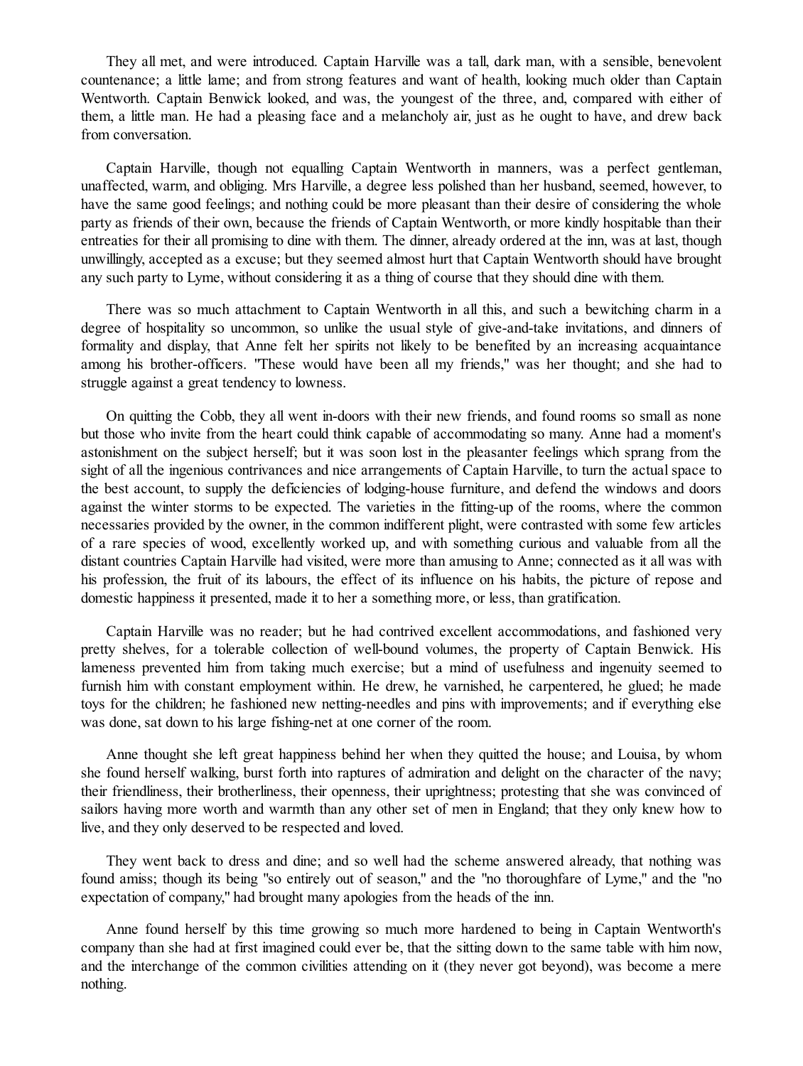They all met, and were introduced. Captain Harville was a tall, dark man, with a sensible, benevolent countenance; a little lame; and from strong features and want of health, looking much older than Captain Wentworth. Captain Benwick looked, and was, the youngest of the three, and, compared with either of them, a little man. He had a pleasing face and a melancholy air, just as he ought to have, and drew back from conversation.

Captain Harville, though not equalling Captain Wentworth in manners, was a perfect gentleman, unaffected, warm, and obliging. Mrs Harville, a degree less polished than her husband, seemed, however, to have the same good feelings; and nothing could be more pleasant than their desire of considering the whole party as friends of their own, because the friends of Captain Wentworth, or more kindly hospitable than their entreaties for their all promising to dine with them. The dinner, already ordered at the inn, was at last, though unwillingly, accepted as a excuse; but they seemed almost hurt that Captain Wentworth should have brought any such party to Lyme, without considering it as a thing of course that they should dine with them.

There was so much attachment to Captain Wentworth in all this, and such a bewitching charm in a degree of hospitality so uncommon, so unlike the usual style of give-and-take invitations, and dinners of formality and display, that Anne felt her spirits not likely to be benefited by an increasing acquaintance among his brother-officers. "These would have been all my friends," was her thought; and she had to struggle against a great tendency to lowness.

On quitting the Cobb, they all went in-doors with their new friends, and found rooms so small as none but those who invite from the heart could think capable of accommodating so many. Anne had a moment's astonishment on the subject herself; but it was soon lost in the pleasanter feelings which sprang from the sight of all the ingenious contrivances and nice arrangements of Captain Harville, to turn the actual space to the best account, to supply the deficiencies of lodging-house furniture, and defend the windows and doors against the winter storms to be expected. The varieties in the fitting-up of the rooms, where the common necessaries provided by the owner, in the common indifferent plight, were contrasted with some few articles of a rare species of wood, excellently worked up, and with something curious and valuable from all the distant countries Captain Harville had visited, were more than amusing to Anne; connected as it all was with his profession, the fruit of its labours, the effect of its influence on his habits, the picture of repose and domestic happiness it presented, made it to her a something more, or less, than gratification.

Captain Harville was no reader; but he had contrived excellent accommodations, and fashioned very pretty shelves, for a tolerable collection of well-bound volumes, the property of Captain Benwick. His lameness prevented him from taking much exercise; but a mind of usefulness and ingenuity seemed to furnish him with constant employment within. He drew, he varnished, he carpentered, he glued; he made toys for the children; he fashioned new netting-needles and pins with improvements; and if everything else was done, sat down to his large fishing-net at one corner of the room.

Anne thought she left great happiness behind her when they quitted the house; and Louisa, by whom she found herself walking, burst forth into raptures of admiration and delight on the character of the navy; their friendliness, their brotherliness, their openness, their uprightness; protesting that she was convinced of sailors having more worth and warmth than any other set of men in England; that they only knew how to live, and they only deserved to be respected and loved.

They went back to dress and dine; and so well had the scheme answered already, that nothing was found amiss; though its being "so entirely out of season," and the "no thoroughfare of Lyme," and the "no expectation of company," had brought many apologies from the heads of the inn.

Anne found herself by this time growing so much more hardened to being in Captain Wentworth's company than she had at first imagined could ever be, that the sitting down to the same table with him now, and the interchange of the common civilities attending on it (they never got beyond), was become a mere nothing.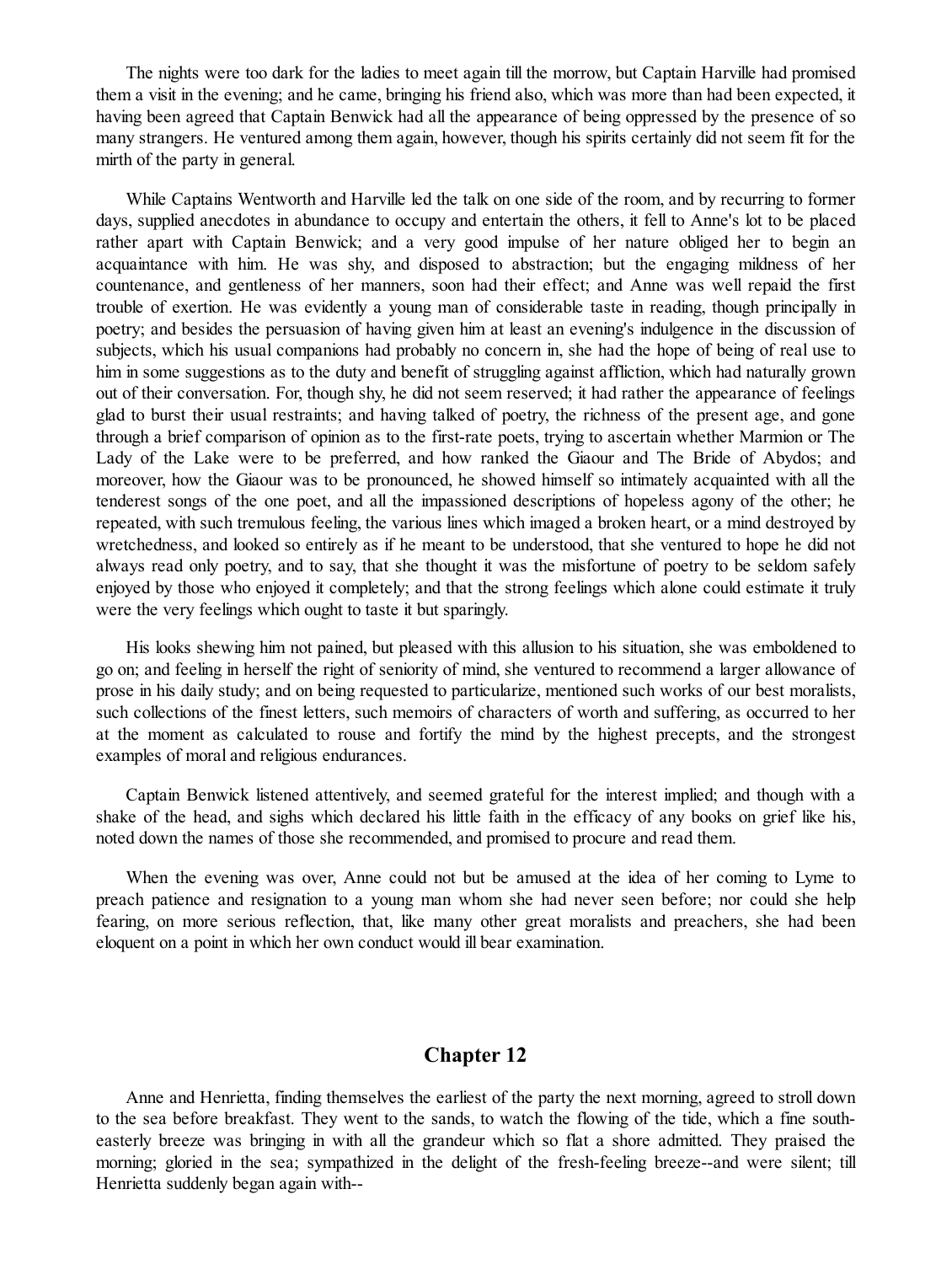The nights were too dark for the ladies to meet again till the morrow, but Captain Harville had promised them a visit in the evening; and he came, bringing his friend also, which was more than had been expected, it having been agreed that Captain Benwick had all the appearance of being oppressed by the presence of so many strangers. He ventured among them again, however, though his spirits certainly did not seem fit for the mirth of the party in general.

While Captains Wentworth and Harville led the talk on one side of the room, and by recurring to former days, supplied anecdotes in abundance to occupy and entertain the others, it fell to Anne's lot to be placed rather apart with Captain Benwick; and a very good impulse of her nature obliged her to begin an acquaintance with him. He was shy, and disposed to abstraction; but the engaging mildness of her countenance, and gentleness of her manners, soon had their effect; and Anne was well repaid the first trouble of exertion. He was evidently a young man of considerable taste in reading, though principally in poetry; and besides the persuasion of having given him at least an evening's indulgence in the discussion of subjects, which his usual companions had probably no concern in, she had the hope of being of real use to him in some suggestions as to the duty and benefit of struggling against affliction, which had naturally grown out of their conversation. For, though shy, he did not seem reserved; it had rather the appearance of feelings glad to burst their usual restraints; and having talked of poetry, the richness of the present age, and gone through a brief comparison of opinion as to the first-rate poets, trying to ascertain whether Marmion or The Lady of the Lake were to be preferred, and how ranked the Giaour and The Bride of Abydos; and moreover, how the Giaour was to be pronounced, he showed himself so intimately acquainted with all the tenderest songs of the one poet, and all the impassioned descriptions of hopeless agony of the other; he repeated, with such tremulous feeling, the various lines which imaged a broken heart, or a mind destroyed by wretchedness, and looked so entirely as if he meant to be understood, that she ventured to hope he did not always read only poetry, and to say, that she thought it was the misfortune of poetry to be seldom safely enjoyed by those who enjoyed it completely; and that the strong feelings which alone could estimate it truly were the very feelings which ought to taste it but sparingly.

His looks shewing him not pained, but pleased with this allusion to his situation, she was emboldened to go on; and feeling in herself the right of seniority of mind, she ventured to recommend a larger allowance of prose in his daily study; and on being requested to particularize, mentioned such works of our best moralists, such collections of the finest letters, such memoirs of characters of worth and suffering, as occurred to her at the moment as calculated to rouse and fortify the mind by the highest precepts, and the strongest examples of moral and religious endurances.

Captain Benwick listened attentively, and seemed grateful for the interest implied; and though with a shake of the head, and sighs which declared his little faith in the efficacy of any books on grief like his, noted down the names of those she recommended, and promised to procure and read them.

When the evening was over, Anne could not but be amused at the idea of her coming to Lyme to preach patience and resignation to a young man whom she had never seen before; nor could she help fearing, on more serious reflection, that, like many other great moralists and preachers, she had been eloquent on a point in which her own conduct would ill bear examination.

## Chapter 12

Anne and Henrietta, finding themselves the earliest of the party the next morning, agreed to stroll down to the sea before breakfast. They went to the sands, to watch the flowing of the tide, which a fine south-easterly breeze was bringing in with all the grandeur which so flat a shore admitted. They praised the morning; gloried in the sea; sympathized in the delight of the fresh-feeling breeze--and were silent; till Henrietta suddenly began again with--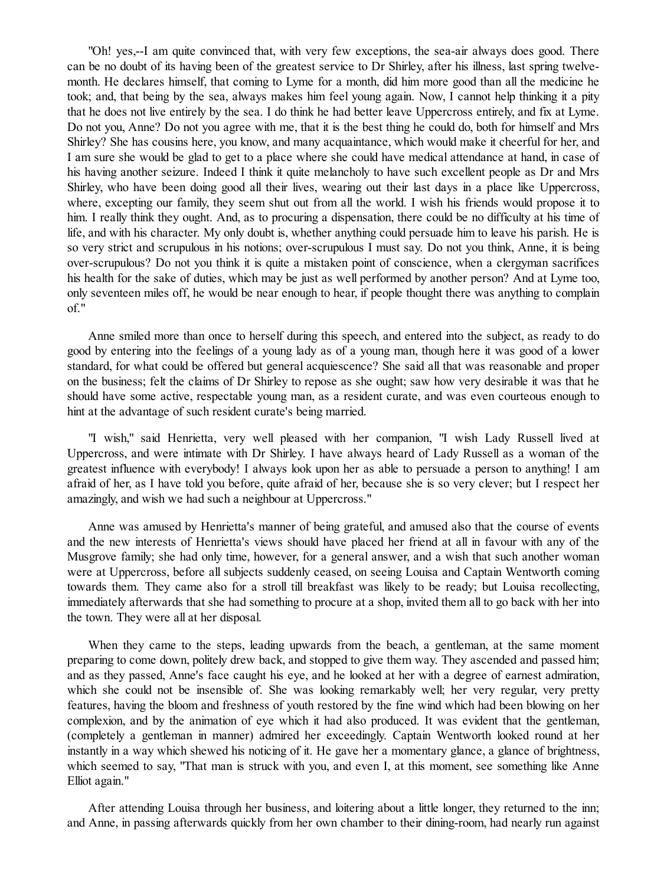"Oh! yes,--I am quite convinced that, with very few exceptions, the sea-air always does good. There can be no doubt of its having been of the greatest service to Dr Shirley, after his illness, last spring twelve-month. He declares himself, that coming to Lyme for a month, did him more good than all the medicine he took; and, that being by the sea, always makes him feel young again. Now, I cannot help thinking it a pity that he does not live entirely by the sea. I do think he had better leave Uppercross entirely, and fix at Lyme. Do not you, Anne? Do not you agree with me, that it is the best thing he could do, both for himself and Mrs Shirley? She has cousins here, you know, and many acquaintance, which would make it cheerful for her, and I am sure she would be glad to get to a place where she could have medical attendance at hand, in case of his having another seizure. Indeed I think it quite melancholy to have such excellent people as Dr and Mrs Shirley, who have been doing good all their lives, wearing out their last days in a place like Uppercross, where, excepting our family, they seem shut out from all the world. I wish his friends would propose it to him. I really think they ought. And, as to procuring a dispensation, there could be no difficulty at his time of life, and with his character. My only doubt is, whether anything could persuade him to leave his parish. He is so very strict and scrupulous in his notions; over-scrupulous I must say. Do not you think, Anne, it is being over-scrupulous? Do not you think it is quite a mistaken point of conscience, when a clergyman sacrifices his health for the sake of duties, which may be just as well performed by another person? And at Lyme too, only seventeen miles off, he would be near enough to hear, if people thought there was anything to complain of."

Anne smiled more than once to herself during this speech, and entered into the subject, as ready to do good by entering into the feelings of a young lady as of a young man, though here it was good of a lower standard, for what could be offered but general acquiescence? She said all that was reasonable and proper on the business; felt the claims of Dr Shirley to repose as she ought; saw how very desirable it was that he should have some active, respectable young man, as a resident curate, and was even courteous enough to hint at the advantage of such resident curate's being married.

"I wish," said Henrietta, very well pleased with her companion, "I wish Lady Russell lived at Uppercross, and were intimate with Dr Shirley. I have always heard of Lady Russell as a woman of the greatest influence with everybody! I always look upon her as able to persuade a person to anything! I am afraid of her, as I have told you before, quite afraid of her, because she is so very clever; but I respect her amazingly, and wish we had such a neighbour at Uppercross."

Anne was amused by Henrietta's manner of being grateful, and amused also that the course of events and the new interests of Henrietta's views should have placed her friend at all in favour with any of the Musgrove family; she had only time, however, for a general answer, and a wish that such another woman were at Uppercross, before all subjects suddenly ceased, on seeing Louisa and Captain Wentworth coming towards them. They came also for a stroll till breakfast was likely to be ready; but Louisa recollecting, immediately afterwards that she had something to procure at a shop, invited them all to go back with her into the town. They were all at her disposal.

When they came to the steps, leading upwards from the beach, a gentleman, at the same moment preparing to come down, politely drew back, and stopped to give them way. They ascended and passed him; and as they passed, Anne's face caught his eye, and he looked at her with a degree of earnest admiration, which she could not be insensible of. She was looking remarkably well; her very regular, very pretty features, having the bloom and freshness of youth restored by the fine wind which had been blowing on her complexion, and by the animation of eye which it had also produced. It was evident that the gentleman, (completely a gentleman in manner) admired her exceedingly. Captain Wentworth looked round at her instantly in a way which shewed his noticing of it. He gave her a momentary glance, a glance of brightness, which seemed to say, "That man is struck with you, and even I, at this moment, see something like Anne Elliot again."

After attending Louisa through her business, and loitering about a little longer, they returned to the inn; and Anne, in passing afterwards quickly from her own chamber to their dining-room, had nearly run against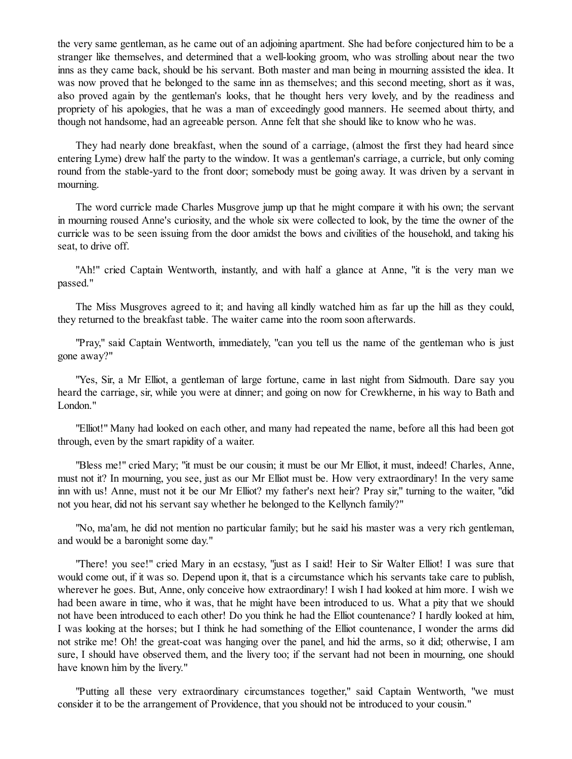the very same gentleman, as he came out of an adjoining apartment. She had before conjectured him to be a stranger like themselves, and determined that a well-looking groom, who was strolling about near the two inns as they came back, should be his servant. Both master and man being in mourning assisted the idea. It was now proved that he belonged to the same inn as themselves; and this second meeting, short as it was, also proved again by the gentleman's looks, that he thought hers very lovely, and by the readiness and propriety of his apologies, that he was a man of exceedingly good manners. He seemed about thirty, and though not handsome, had an agreeable person. Anne felt that she should like to know who he was.

They had nearly done breakfast, when the sound of a carriage, (almost the first they had heard since entering Lyme) drew half the party to the window. It was a gentleman's carriage, a curricle, but only coming round from the stable-yard to the front door; somebody must be going away. It was driven by a servant in mourning.

The word curricle made Charles Musgrove jump up that he might compare it with his own; the servant in mourning roused Anne's curiosity, and the whole six were collected to look, by the time the owner of the curricle was to be seen issuing from the door amidst the bows and civilities of the household, and taking his seat, to drive off.

"Ah!" cried Captain Wentworth, instantly, and with half a glance at Anne, "it is the very man we passed."

The Miss Musgroves agreed to it; and having all kindly watched him as far up the hill as they could, they returned to the breakfast table. The waiter came into the room soon afterwards.

"Pray," said Captain Wentworth, immediately, "can you tell us the name of the gentleman who is just gone away?"

"Yes, Sir, a Mr Elliot, a gentleman of large fortune, came in last night from Sidmouth. Dare say you heard the carriage, sir, while you were at dinner; and going on now for Crewkherne, in his way to Bath and London."

"Elliot!" Many had looked on each other, and many had repeated the name, before all this had been got through, even by the smart rapidity of a waiter.

"Bless me!" cried Mary; "it must be our cousin; it must be our Mr Elliot, it must, indeed! Charles, Anne, must not it? In mourning, you see, just as our Mr Elliot must be. How very extraordinary! In the very same inn with us! Anne, must not it be our Mr Elliot? my father's next heir? Pray sir," turning to the waiter, "did not you hear, did not his servant say whether he belonged to the Kellynch family?"

"No, ma'am, he did not mention no particular family; but he said his master was a very rich gentleman, and would be a baronight some day."

"There! you see!" cried Mary in an ecstasy, "just as I said! Heir to Sir Walter Elliot! I was sure that would come out, if it was so. Depend upon it, that is a circumstance which his servants take care to publish, wherever he goes. But, Anne, only conceive how extraordinary! I wish I had looked at him more. I wish we had been aware in time, who it was, that he might have been introduced to us. What a pity that we should not have been introduced to each other! Do you think he had the Elliot countenance? I hardly looked at him, I was looking at the horses; but I think he had something of the Elliot countenance, I wonder the arms did not strike me! Oh! the great-coat was hanging over the panel, and hid the arms, so it did; otherwise, I am sure, I should have observed them, and the livery too; if the servant had not been in mourning, one should have known him by the livery."

"Putting all these very extraordinary circumstances together," said Captain Wentworth, "we must consider it to be the arrangement of Providence, that you should not be introduced to your cousin."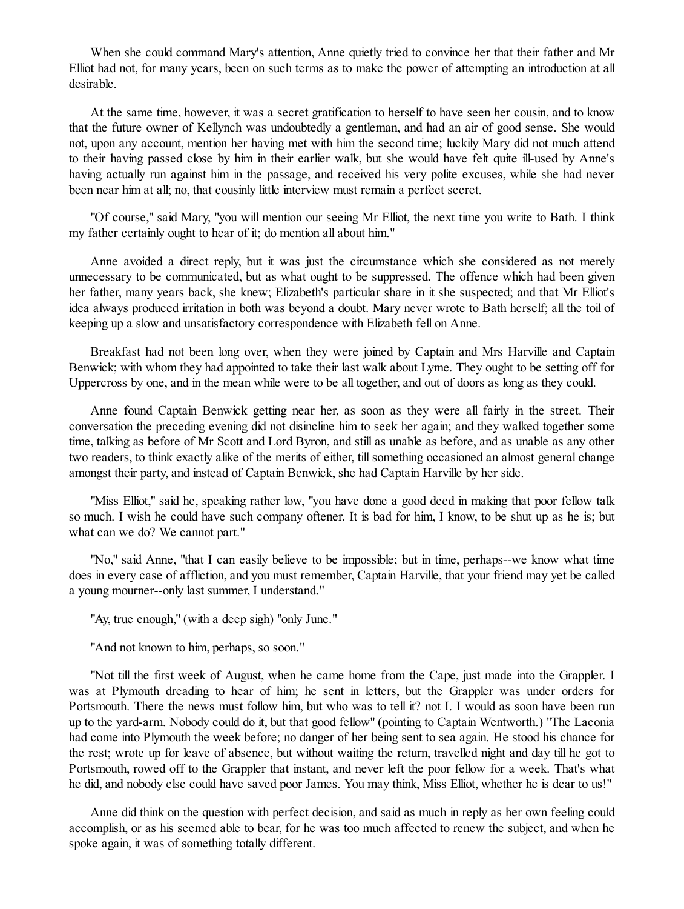When she could command Mary's attention, Anne quietly tried to convince her that their father and Mr Elliot had not, for many years, been on such terms as to make the power of attempting an introduction at all desirable.

At the same time, however, it was a secret gratification to herself to have seen her cousin, and to know that the future owner of Kellynch was undoubtedly a gentleman, and had an air of good sense. She would not, upon any account, mention her having met with him the second time; luckily Mary did not much attend to their having passed close by him in their earlier walk, but she would have felt quite ill-used by Anne's having actually run against him in the passage, and received his very polite excuses, while she had never been near him at all; no, that cousinly little interview must remain a perfect secret.

"Of course," said Mary, "you will mention our seeing Mr Elliot, the next time you write to Bath. I think my father certainly ought to hear of it; do mention all about him."

Anne avoided a direct reply, but it was just the circumstance which she considered as not merely unnecessary to be communicated, but as what ought to be suppressed. The offence which had been given her father, many years back, she knew; Elizabeth's particular share in it she suspected; and that Mr Elliot's idea always produced irritation in both was beyond a doubt. Mary never wrote to Bath herself; all the toil of keeping up a slow and unsatisfactory correspondence with Elizabeth fell on Anne.

Breakfast had not been long over, when they were joined by Captain and Mrs Harville and Captain Benwick; with whom they had appointed to take their last walk about Lyme. They ought to be setting off for Uppercross by one, and in the mean while were to be all together, and out of doors as long as they could.

Anne found Captain Benwick getting near her, as soon as they were all fairly in the street. Their conversation the preceding evening did not disincline him to seek her again; and they walked together some time, talking as before of Mr Scott and Lord Byron, and still as unable as before, and as unable as any other two readers, to think exactly alike of the merits of either, till something occasioned an almost general change amongst their party, and instead of Captain Benwick, she had Captain Harville by her side.

"Miss Elliot," said he, speaking rather low, "you have done a good deed in making that poor fellow talk so much. I wish he could have such company oftener. It is bad for him, I know, to be shut up as he is; but what can we do? We cannot part."

"No," said Anne, "that I can easily believe to be impossible; but in time, perhaps--we know what time does in every case of affliction, and you must remember, Captain Harville, that your friend may yet be called a young mourner--only last summer, I understand."

"Ay, true enough," (with a deep sigh) "only June."

"And not known to him, perhaps, so soon."

"Not till the first week of August, when he came home from the Cape, just made into the Grappler. I was at Plymouth dreading to hear of him; he sent in letters, but the Grappler was under orders for Portsmouth. There the news must follow him, but who was to tell it? not I. I would as soon have been run up to the yard-arm. Nobody could do it, but that good fellow" (pointing to Captain Wentworth.) "The Laconia had come into Plymouth the week before; no danger of her being sent to sea again. He stood his chance for the rest; wrote up for leave of absence, but without waiting the return, travelled night and day till he got to Portsmouth, rowed off to the Grappler that instant, and never left the poor fellow for a week. That's what he did, and nobody else could have saved poor James. You may think, Miss Elliot, whether he is dear to us!"

Anne did think on the question with perfect decision, and said as much in reply as her own feeling could accomplish, or as his seemed able to bear, for he was too much affected to renew the subject, and when he spoke again, it was of something totally different.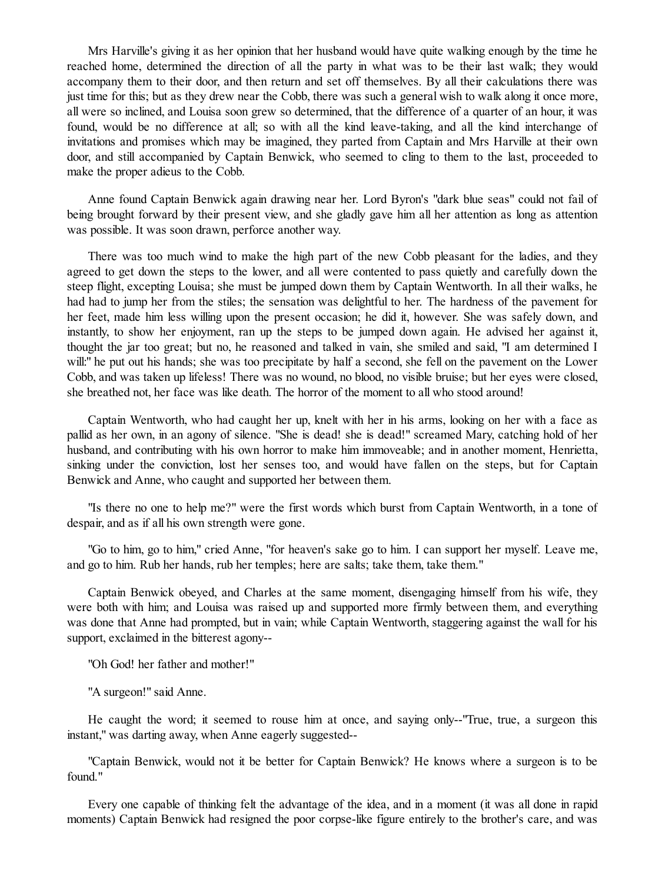Mrs Harville's giving it as her opinion that her husband would have quite walking enough by the time he reached home, determined the direction of all the party in what was to be their last walk; they would accompany them to their door, and then return and set off themselves. By all their calculations there was just time for this; but as they drew near the Cobb, there was such a general wish to walk along it once more, all were so inclined, and Louisa soon grew so determined, that the difference of a quarter of an hour, it was found, would be no difference at all; so with all the kind leave-taking, and all the kind interchange of invitations and promises which may be imagined, they parted from Captain and Mrs Harville at their own door, and still accompanied by Captain Benwick, who seemed to cling to them to the last, proceeded to make the proper adieus to the Cobb.

Anne found Captain Benwick again drawing near her. Lord Byron's "dark blue seas" could not fail of being brought forward by their present view, and she gladly gave him all her attention as long as attention was possible. It was soon drawn, perforce another way.

There was too much wind to make the high part of the new Cobb pleasant for the ladies, and they agreed to get down the steps to the lower, and all were contented to pass quietly and carefully down the steep flight, excepting Louisa; she must be jumped down them by Captain Wentworth. In all their walks, he had had to jump her from the stiles; the sensation was delightful to her. The hardness of the pavement for her feet, made him less willing upon the present occasion; he did it, however. She was safely down, and instantly, to show her enjoyment, ran up the steps to be jumped down again. He advised her against it, thought the jar too great; but no, he reasoned and talked in vain, she smiled and said, "I am determined I will:" he put out his hands; she was too precipitate by half a second, she fell on the pavement on the Lower Cobb, and was taken up lifeless! There was no wound, no blood, no visible bruise; but her eyes were closed, she breathed not, her face was like death. The horror of the moment to all who stood around!

Captain Wentworth, who had caught her up, knelt with her in his arms, looking on her with a face as pallid as her own, in an agony of silence. "She is dead! she is dead!" screamed Mary, catching hold of her husband, and contributing with his own horror to make him immoveable; and in another moment, Henrietta, sinking under the conviction, lost her senses too, and would have fallen on the steps, but for Captain Benwick and Anne, who caught and supported her between them.

"Is there no one to help me?" were the first words which burst from Captain Wentworth, in a tone of despair, and as if all his own strength were gone.

"Go to him, go to him," cried Anne, "for heaven's sake go to him. I can support her myself. Leave me, and go to him. Rub her hands, rub her temples; here are salts; take them, take them."

Captain Benwick obeyed, and Charles at the same moment, disengaging himself from his wife, they were both with him; and Louisa was raised up and supported more firmly between them, and everything was done that Anne had prompted, but in vain; while Captain Wentworth, staggering against the wall for his support, exclaimed in the bitterest agony--

"Oh God! her father and mother!"

"A surgeon!" said Anne.

He caught the word; it seemed to rouse him at once, and saying only--"True, true, a surgeon this instant," was darting away, when Anne eagerly suggested--

"Captain Benwick, would not it be better for Captain Benwick? He knows where a surgeon is to be found."

Every one capable of thinking felt the advantage of the idea, and in a moment (it was all done in rapid moments) Captain Benwick had resigned the poor corpse-like figure entirely to the brother's care, and was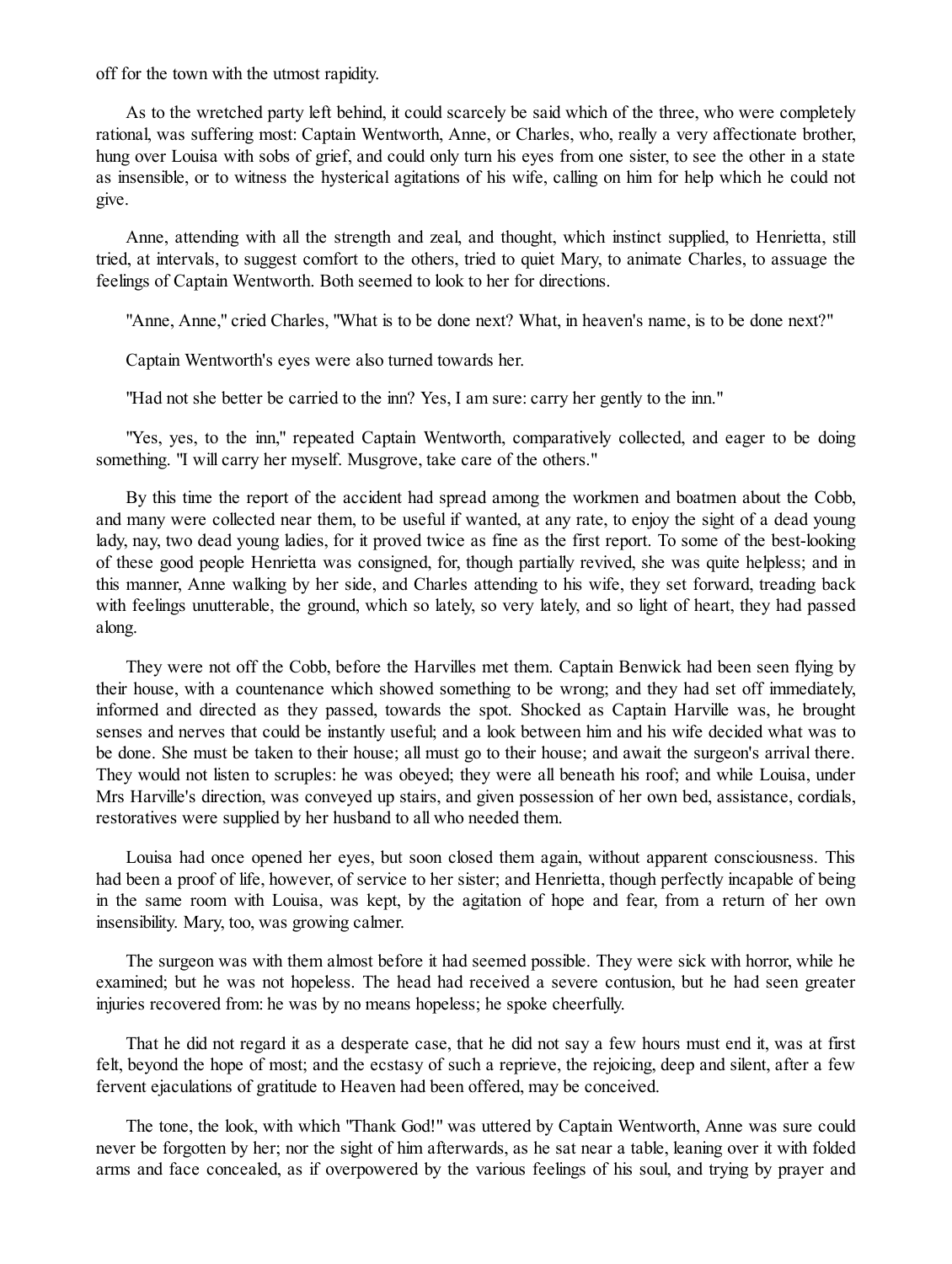off for the town with the utmost rapidity.

As to the wretched party left behind, it could scarcely be said which of the three, who were completely rational, was suffering most: Captain Wentworth, Anne, or Charles, who, really a very affectionate brother, hung over Louisa with sobs of grief, and could only turn his eyes from one sister, to see the other in a state as insensible, or to witness the hysterical agitations of his wife, calling on him for help which he could not give.

Anne, attending with all the strength and zeal, and thought, which instinct supplied, to Henrietta, still tried, at intervals, to suggest comfort to the others, tried to quiet Mary, to animate Charles, to assuage the feelings of Captain Wentworth. Both seemed to look to her for directions.

"Anne, Anne," cried Charles, "What is to be done next? What, in heaven's name, is to be done next?"

Captain Wentworth's eyes were also turned towards her.

"Had not she better be carried to the inn? Yes, I am sure: carry her gently to the inn."

"Yes, yes, to the inn," repeated Captain Wentworth, comparatively collected, and eager to be doing something. "I will carry her myself. Musgrove, take care of the others."

By this time the report of the accident had spread among the workmen and boatmen about the Cobb, and many were collected near them, to be useful if wanted, at any rate, to enjoy the sight of a dead young lady, nay, two dead young ladies, for it proved twice as fine as the first report. To some of the best-looking of these good people Henrietta was consigned, for, though partially revived, she was quite helpless; and in this manner, Anne walking by her side, and Charles attending to his wife, they set forward, treading back with feelings unutterable, the ground, which so lately, so very lately, and so light of heart, they had passed along.

They were not off the Cobb, before the Harvilles met them. Captain Benwick had been seen flying by their house, with a countenance which showed something to be wrong; and they had set off immediately, informed and directed as they passed, towards the spot. Shocked as Captain Harville was, he brought senses and nerves that could be instantly useful; and a look between him and his wife decided what was to be done. She must be taken to their house; all must go to their house; and await the surgeon's arrival there. They would not listen to scruples: he was obeyed; they were all beneath his roof; and while Louisa, under Mrs Harville's direction, was conveyed up stairs, and given possession of her own bed, assistance, cordials, restoratives were supplied by her husband to all who needed them.

Louisa had once opened her eyes, but soon closed them again, without apparent consciousness. This had been a proof of life, however, of service to her sister; and Henrietta, though perfectly incapable of being in the same room with Louisa, was kept, by the agitation of hope and fear, from a return of her own insensibility. Mary, too, was growing calmer.

The surgeon was with them almost before it had seemed possible. They were sick with horror, while he examined; but he was not hopeless. The head had received a severe contusion, but he had seen greater injuries recovered from: he was by no means hopeless; he spoke cheerfully.

That he did not regard it as a desperate case, that he did not say a few hours must end it, was at first felt, beyond the hope of most; and the ecstasy of such a reprieve, the rejoicing, deep and silent, after a few fervent ejaculations of gratitude to Heaven had been offered, may be conceived.

The tone, the look, with which "Thank God!" was uttered by Captain Wentworth, Anne was sure could never be forgotten by her; nor the sight of him afterwards, as he sat near a table, leaning over it with folded arms and face concealed, as if overpowered by the various feelings of his soul, and trying by prayer and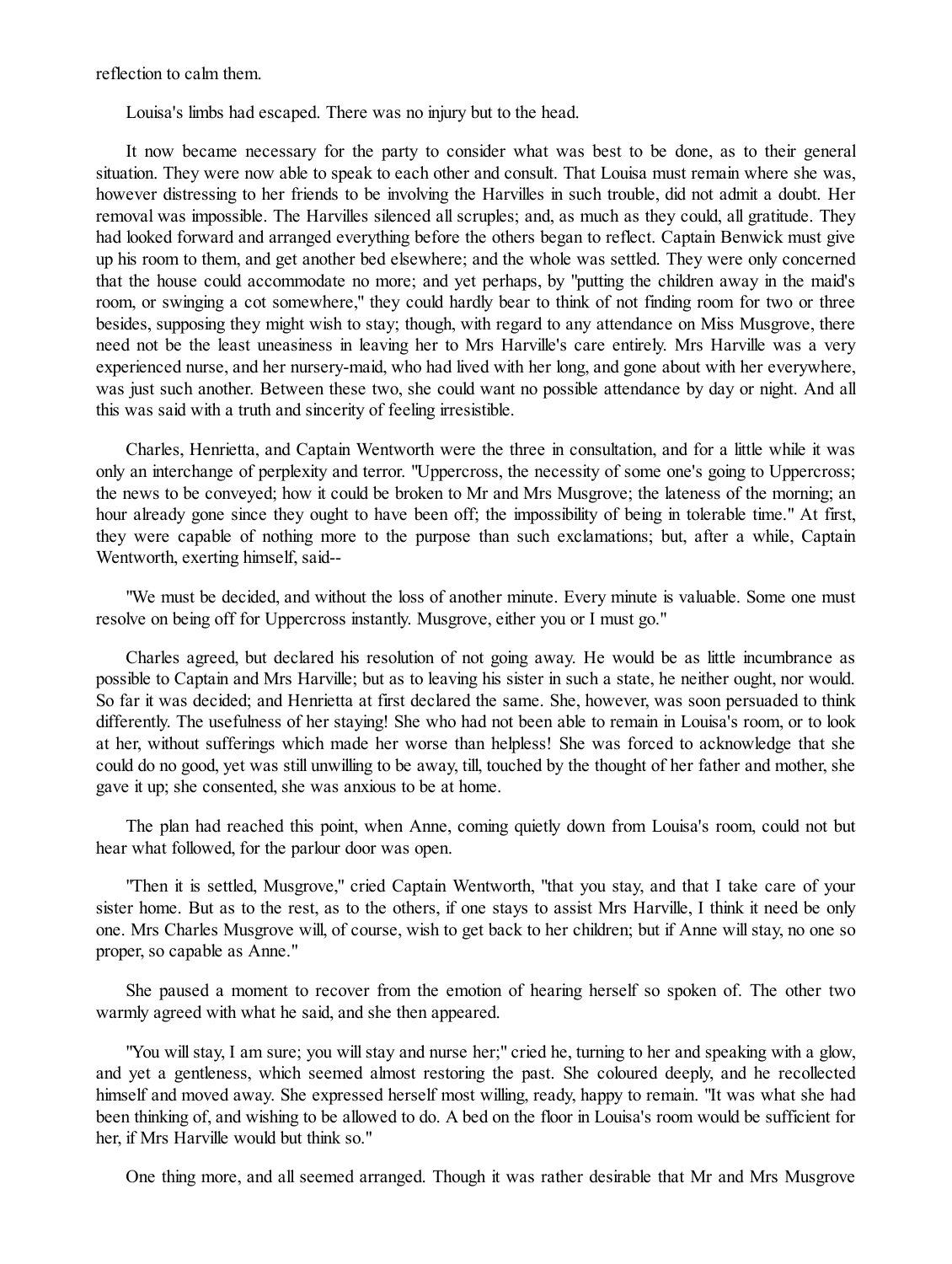reflection to calm them.

Louisa's limbs had escaped. There was no injury but to the head.

It now became necessary for the party to consider what was best to be done, as to their general situation. They were now able to speak to each other and consult. That Louisa must remain where she was, however distressing to her friends to be involving the Harvilles in such trouble, did not admit a doubt. Her removal was impossible. The Harvilles silenced all scruples; and, as much as they could, all gratitude. They had looked forward and arranged everything before the others began to reflect. Captain Benwick must give up his room to them, and get another bed elsewhere; and the whole was settled. They were only concerned that the house could accommodate no more; and yet perhaps, by "putting the children away in the maid's room, or swinging a cot somewhere," they could hardly bear to think of not finding room for two or three besides, supposing they might wish to stay; though, with regard to any attendance on Miss Musgrove, there need not be the least uneasiness in leaving her to Mrs Harville's care entirely. Mrs Harville was a very experienced nurse, and her nursery-maid, who had lived with her long, and gone about with her everywhere, was just such another. Between these two, she could want no possible attendance by day or night. And all this was said with a truth and sincerity of feeling irresistible.

Charles, Henrietta, and Captain Wentworth were the three in consultation, and for a little while it was only an interchange of perplexity and terror. "Uppercross, the necessity of some one's going to Uppercross; the news to be conveyed; how it could be broken to Mr and Mrs Musgrove; the lateness of the morning; an hour already gone since they ought to have been off; the impossibility of being in tolerable time." At first, they were capable of nothing more to the purpose than such exclamations; but, after a while, Captain Wentworth, exerting himself, said--

"We must be decided, and without the loss of another minute. Every minute is valuable. Some one must resolve on being off for Uppercross instantly. Musgrove, either you or I must go."

Charles agreed, but declared his resolution of not going away. He would be as little incumbrance as possible to Captain and Mrs Harville; but as to leaving his sister in such a state, he neither ought, nor would. So far it was decided; and Henrietta at first declared the same. She, however, was soon persuaded to think differently. The usefulness of her staying! She who had not been able to remain in Louisa's room, or to look at her, without sufferings which made her worse than helpless! She was forced to acknowledge that she could do no good, yet was still unwilling to be away, till, touched by the thought of her father and mother, she gave it up; she consented, she was anxious to be at home.

The plan had reached this point, when Anne, coming quietly down from Louisa's room, could not but hear what followed, for the parlour door was open.

"Then it is settled, Musgrove," cried Captain Wentworth, "that you stay, and that I take care of your sister home. But as to the rest, as to the others, if one stays to assist Mrs Harville, I think it need be only one. Mrs Charles Musgrove will, of course, wish to get back to her children; but if Anne will stay, no one so proper, so capable as Anne."

She paused a moment to recover from the emotion of hearing herself so spoken of. The other two warmly agreed with what he said, and she then appeared.

"You will stay, I am sure; you will stay and nurse her;" cried he, turning to her and speaking with a glow, and yet a gentleness, which seemed almost restoring the past. She coloured deeply, and he recollected himself and moved away. She expressed herself most willing, ready, happy to remain. "It was what she had been thinking of, and wishing to be allowed to do. A bed on the floor in Louisa's room would be sufficient for her, if Mrs Harville would but think so."

One thing more, and all seemed arranged. Though it was rather desirable that Mr and Mrs Musgrove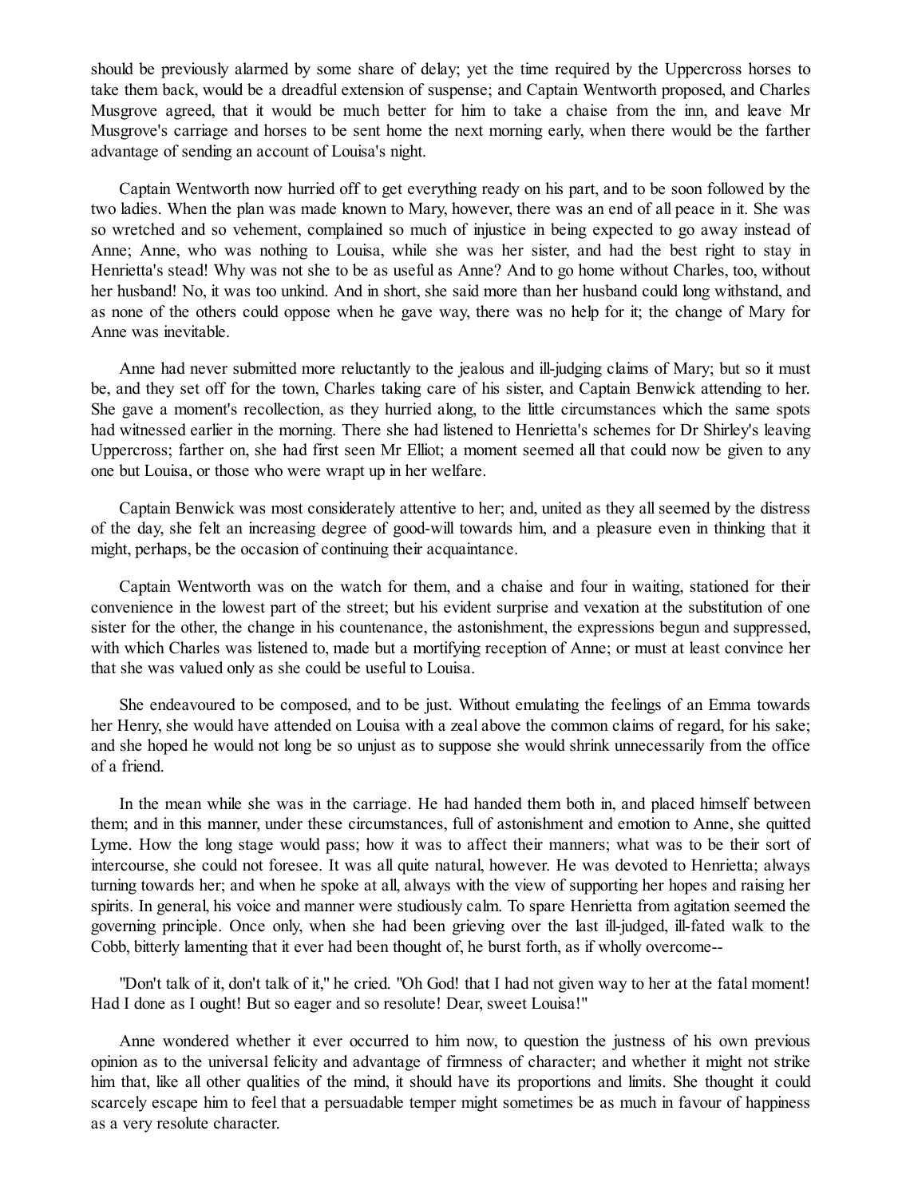should be previously alarmed by some share of delay; yet the time required by the Uppercross horses to take them back, would be a dreadful extension of suspense; and Captain Wentworth proposed, and Charles Musgrove agreed, that it would be much better for him to take a chaise from the inn, and leave Mr Musgrove's carriage and horses to be sent home the next morning early, when there would be the farther advantage of sending an account of Louisa's night.

Captain Wentworth now hurried off to get everything ready on his part, and to be soon followed by the two ladies. When the plan was made known to Mary, however, there was an end of all peace in it. She was so wretched and so vehement, complained so much of injustice in being expected to go away instead of Anne; Anne, who was nothing to Louisa, while she was her sister, and had the best right to stay in Henrietta's stead! Why was not she to be as useful as Anne? And to go home without Charles, too, without her husband! No, it was too unkind. And in short, she said more than her husband could long withstand, and as none of the others could oppose when he gave way, there was no help for it; the change of Mary for Anne was inevitable.

Anne had never submitted more reluctantly to the jealous and ill-judging claims of Mary; but so it must be, and they set off for the town, Charles taking care of his sister, and Captain Benwick attending to her. She gave a moment's recollection, as they hurried along, to the little circumstances which the same spots had witnessed earlier in the morning. There she had listened to Henrietta's schemes for Dr Shirley's leaving Uppercross; farther on, she had first seen Mr Elliot; a moment seemed all that could now be given to any one but Louisa, or those who were wrapt up in her welfare.

Captain Benwick was most considerately attentive to her; and, united as they all seemed by the distress of the day, she felt an increasing degree of good-will towards him, and a pleasure even in thinking that it might, perhaps, be the occasion of continuing their acquaintance.

Captain Wentworth was on the watch for them, and a chaise and four in waiting, stationed for their convenience in the lowest part of the street; but his evident surprise and vexation at the substitution of one sister for the other, the change in his countenance, the astonishment, the expressions begun and suppressed, with which Charles was listened to, made but a mortifying reception of Anne; or must at least convince her that she was valued only as she could be useful to Louisa.

She endeavoured to be composed, and to be just. Without emulating the feelings of an Emma towards her Henry, she would have attended on Louisa with a zeal above the common claims of regard, for his sake; and she hoped he would not long be so unjust as to suppose she would shrink unnecessarily from the office of a friend.

In the mean while she was in the carriage. He had handed them both in, and placed himself between them; and in this manner, under these circumstances, full of astonishment and emotion to Anne, she quitted Lyme. How the long stage would pass; how it was to affect their manners; what was to be their sort of intercourse, she could not foresee. It was all quite natural, however. He was devoted to Henrietta; always turning towards her; and when he spoke at all, always with the view of supporting her hopes and raising her spirits. In general, his voice and manner were studiously calm. To spare Henrietta from agitation seemed the governing principle. Once only, when she had been grieving over the last ill-judged, ill-fated walk to the Cobb, bitterly lamenting that it ever had been thought of, he burst forth, as if wholly overcome--

"Don't talk of it, don't talk of it," he cried. "Oh God! that I had not given way to her at the fatal moment! Had I done as I ought! But so eager and so resolute! Dear, sweet Louisa!"

Anne wondered whether it ever occurred to him now, to question the justness of his own previous opinion as to the universal felicity and advantage of firmness of character; and whether it might not strike him that, like all other qualities of the mind, it should have its proportions and limits. She thought it could scarcely escape him to feel that a persuadable temper might sometimes be as much in favour of happiness as a very resolute character.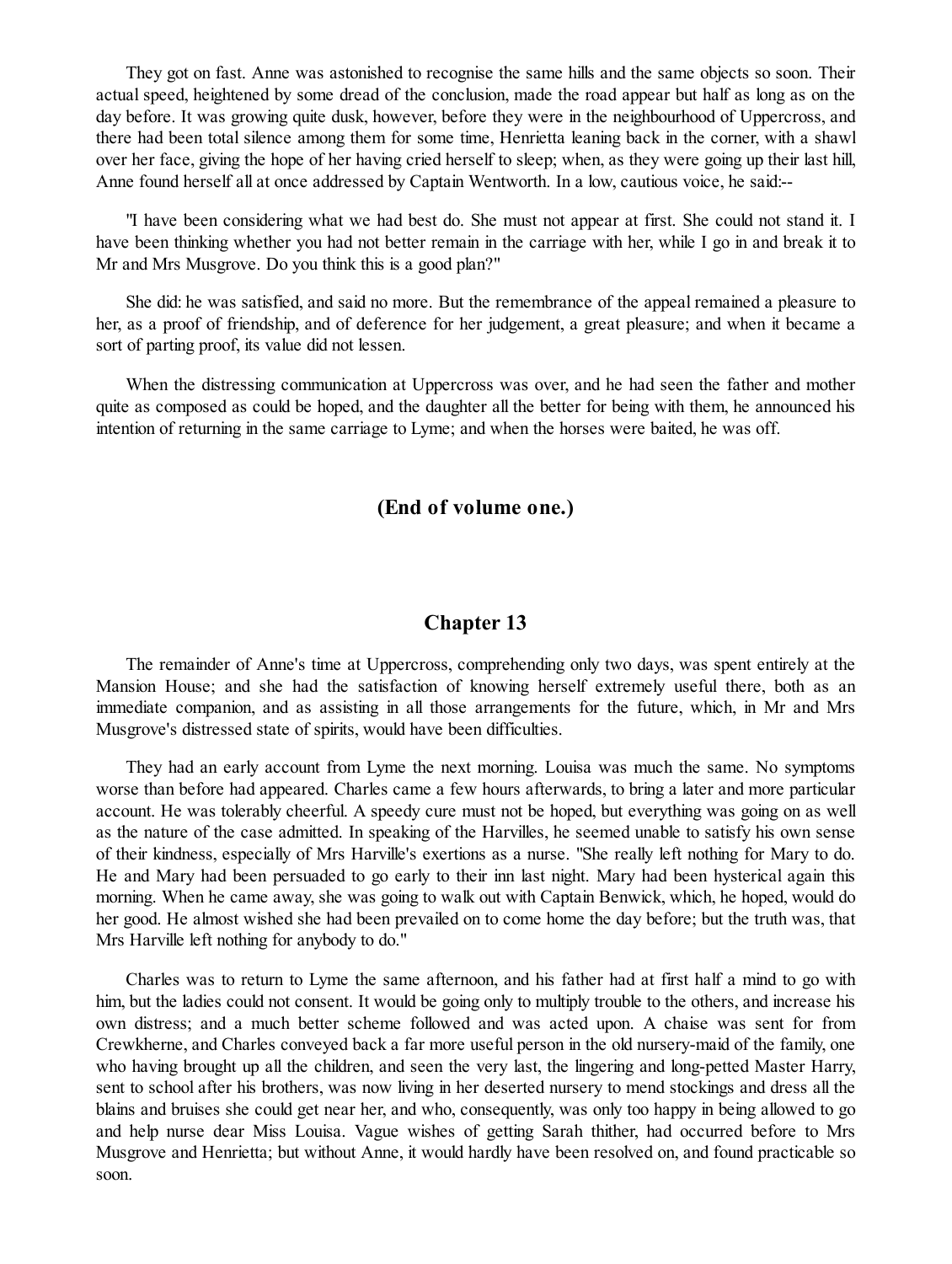They got on fast. Anne was astonished to recognise the same hills and the same objects so soon. Their actual speed, heightened by some dread of the conclusion, made the road appear but half as long as on the day before. It was growing quite dusk, however, before they were in the neighbourhood of Uppercross, and there had been total silence among them for some time, Henrietta leaning back in the corner, with a shawl over her face, giving the hope of her having cried herself to sleep; when, as they were going up their last hill, Anne found herself all at once addressed by Captain Wentworth. In a low, cautious voice, he said:--

"I have been considering what we had best do. She must not appear at first. She could not stand it. I have been thinking whether you had not better remain in the carriage with her, while I go in and break it to Mr and Mrs Musgrove. Do you think this is a good plan?"

She did: he was satisfied, and said no more. But the remembrance of the appeal remained a pleasure to her, as a proof of friendship, and of deference for her judgement, a great pleasure; and when it became a sort of parting proof, its value did not lessen.

When the distressing communication at Uppercross was over, and he had seen the father and mother quite as composed as could be hoped, and the daughter all the better for being with them, he announced his intention of returning in the same carriage to Lyme; and when the horses were baited, he was off.

### (End of volume one.)

## Chapter 13

The remainder of Anne's time at Uppercross, comprehending only two days, was spent entirely at the Mansion House; and she had the satisfaction of knowing herself extremely useful there, both as an immediate companion, and as assisting in all those arrangements for the future, which, in Mr and Mrs Musgrove's distressed state of spirits, would have been difficulties.

They had an early account from Lyme the next morning. Louisa was much the same. No symptoms worse than before had appeared. Charles came a few hours afterwards, to bring a later and more particular account. He was tolerably cheerful. A speedy cure must not be hoped, but everything was going on as well as the nature of the case admitted. In speaking of the Harvilles, he seemed unable to satisfy his own sense of their kindness, especially of Mrs Harville's exertions as a nurse. "She really left nothing for Mary to do. He and Mary had been persuaded to go early to their inn last night. Mary had been hysterical again this morning. When he came away, she was going to walk out with Captain Benwick, which, he hoped, would do her good. He almost wished she had been prevailed on to come home the day before; but the truth was, that Mrs Harville left nothing for anybody to do."

Charles was to return to Lyme the same afternoon, and his father had at first half a mind to go with him, but the ladies could not consent. It would be going only to multiply trouble to the others, and increase his own distress; and a much better scheme followed and was acted upon. A chaise was sent for from Crewkherne, and Charles conveyed back a far more useful person in the old nursery-maid of the family, one who having brought up all the children, and seen the very last, the lingering and long-petted Master Harry, sent to school after his brothers, was now living in her deserted nursery to mend stockings and dress all the blains and bruises she could get near her, and who, consequently, was only too happy in being allowed to go and help nurse dear Miss Louisa. Vague wishes of getting Sarah thither, had occurred before to Mrs Musgrove and Henrietta; but without Anne, it would hardly have been resolved on, and found practicable so soon.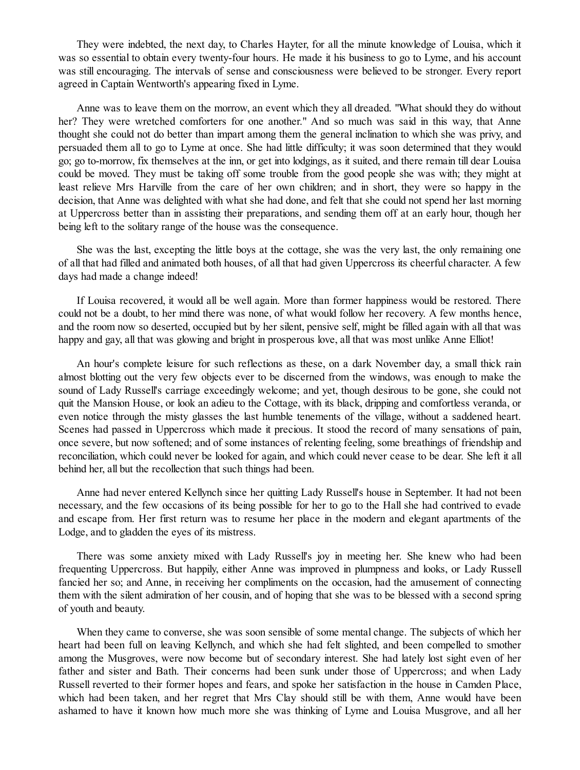They were indebted, the next day, to Charles Hayter, for all the minute knowledge of Louisa, which it was so essential to obtain every twenty-four hours. He made it his business to go to Lyme, and his account was still encouraging. The intervals of sense and consciousness were believed to be stronger. Every report agreed in Captain Wentworth's appearing fixed in Lyme.

Anne was to leave them on the morrow, an event which they all dreaded. "What should they do without her? They were wretched comforters for one another." And so much was said in this way, that Anne thought she could not do better than impart among them the general inclination to which she was privy, and persuaded them all to go to Lyme at once. She had little difficulty; it was soon determined that they would go; go to-morrow, fix themselves at the inn, or get into lodgings, as it suited, and there remain till dear Louisa could be moved. They must be taking off some trouble from the good people she was with; they might at least relieve Mrs Harville from the care of her own children; and in short, they were so happy in the decision, that Anne was delighted with what she had done, and felt that she could not spend her last morning at Uppercross better than in assisting their preparations, and sending them off at an early hour, though her being left to the solitary range of the house was the consequence.

She was the last, excepting the little boys at the cottage, she was the very last, the only remaining one of all that had filled and animated both houses, of all that had given Uppercross its cheerful character. A few days had made a change indeed!

If Louisa recovered, it would all be well again. More than former happiness would be restored. There could not be a doubt, to her mind there was none, of what would follow her recovery. A few months hence, and the room now so deserted, occupied but by her silent, pensive self, might be filled again with all that was happy and gay, all that was glowing and bright in prosperous love, all that was most unlike Anne Elliot!

An hour's complete leisure for such reflections as these, on a dark November day, a small thick rain almost blotting out the very few objects ever to be discerned from the windows, was enough to make the sound of Lady Russell's carriage exceedingly welcome; and yet, though desirous to be gone, she could not quit the Mansion House, or look an adieu to the Cottage, with its black, dripping and comfortless veranda, or even notice through the misty glasses the last humble tenements of the village, without a saddened heart. Scenes had passed in Uppercross which made it precious. It stood the record of many sensations of pain, once severe, but now softened; and of some instances of relenting feeling, some breathings of friendship and reconciliation, which could never be looked for again, and which could never cease to be dear. She left it all behind her, all but the recollection that such things had been.

Anne had never entered Kellynch since her quitting Lady Russell's house in September. It had not been necessary, and the few occasions of its being possible for her to go to the Hall she had contrived to evade and escape from. Her first return was to resume her place in the modern and elegant apartments of the Lodge, and to gladden the eyes of its mistress.

There was some anxiety mixed with Lady Russell's joy in meeting her. She knew who had been frequenting Uppercross. But happily, either Anne was improved in plumpness and looks, or Lady Russell fancied her so; and Anne, in receiving her compliments on the occasion, had the amusement of connecting them with the silent admiration of her cousin, and of hoping that she was to be blessed with a second spring of youth and beauty.

When they came to converse, she was soon sensible of some mental change. The subjects of which her heart had been full on leaving Kellynch, and which she had felt slighted, and been compelled to smother among the Musgroves, were now become but of secondary interest. She had lately lost sight even of her father and sister and Bath. Their concerns had been sunk under those of Uppercross; and when Lady Russell reverted to their former hopes and fears, and spoke her satisfaction in the house in Camden Place, which had been taken, and her regret that Mrs Clay should still be with them, Anne would have been ashamed to have it known how much more she was thinking of Lyme and Louisa Musgrove, and all her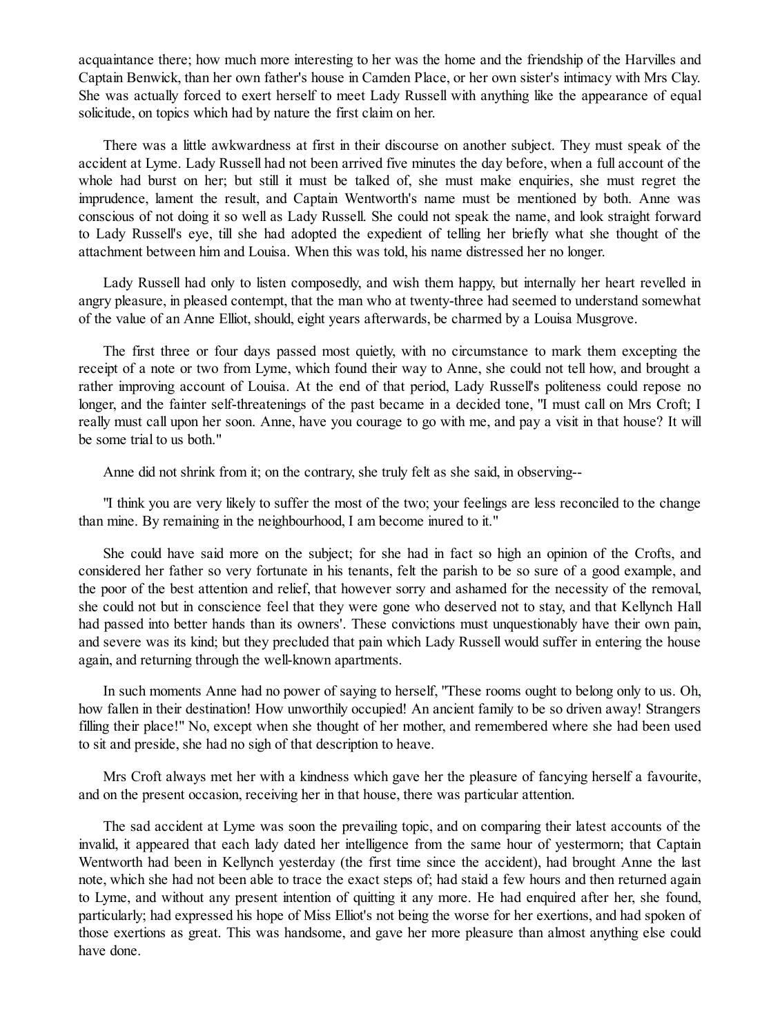acquaintance there; how much more interesting to her was the home and the friendship of the Harvilles and Captain Benwick, than her own father's house in Camden Place, or her own sister's intimacy with Mrs Clay. She was actually forced to exert herself to meet Lady Russell with anything like the appearance of equal solicitude, on topics which had by nature the first claim on her.

There was a little awkwardness at first in their discourse on another subject. They must speak of the accident at Lyme. Lady Russell had not been arrived five minutes the day before, when a full account of the whole had burst on her; but still it must be talked of, she must make enquiries, she must regret the imprudence, lament the result, and Captain Wentworth's name must be mentioned by both. Anne was conscious of not doing it so well as Lady Russell. She could not speak the name, and look straight forward to Lady Russell's eye, till she had adopted the expedient of telling her briefly what she thought of the attachment between him and Louisa. When this was told, his name distressed her no longer.

Lady Russell had only to listen composedly, and wish them happy, but internally her heart revelled in angry pleasure, in pleased contempt, that the man who at twenty-three had seemed to understand somewhat of the value of an Anne Elliot, should, eight years afterwards, be charmed by a Louisa Musgrove.

The first three or four days passed most quietly, with no circumstance to mark them excepting the receipt of a note or two from Lyme, which found their way to Anne, she could not tell how, and brought a rather improving account of Louisa. At the end of that period, Lady Russell's politeness could repose no longer, and the fainter self-threatenings of the past became in a decided tone, "I must call on Mrs Croft; I really must call upon her soon. Anne, have you courage to go with me, and pay a visit in that house? It will be some trial to us both."

Anne did not shrink from it; on the contrary, she truly felt as she said, in observing--

"I think you are very likely to suffer the most of the two; your feelings are less reconciled to the change than mine. By remaining in the neighbourhood, I am become inured to it."

She could have said more on the subject; for she had in fact so high an opinion of the Crofts, and considered her father so very fortunate in his tenants, felt the parish to be so sure of a good example, and the poor of the best attention and relief, that however sorry and ashamed for the necessity of the removal, she could not but in conscience feel that they were gone who deserved not to stay, and that Kellynch Hall had passed into better hands than its owners'. These convictions must unquestionably have their own pain, and severe was its kind; but they precluded that pain which Lady Russell would suffer in entering the house again, and returning through the well-known apartments.

In such moments Anne had no power of saying to herself, "These rooms ought to belong only to us. Oh, how fallen in their destination! How unworthily occupied! An ancient family to be so driven away! Strangers filling their place!" No, except when she thought of her mother, and remembered where she had been used to sit and preside, she had no sigh of that description to heave.

Mrs Croft always met her with a kindness which gave her the pleasure of fancying herself a favourite, and on the present occasion, receiving her in that house, there was particular attention.

The sad accident at Lyme was soon the prevailing topic, and on comparing their latest accounts of the invalid, it appeared that each lady dated her intelligence from the same hour of yestermorn; that Captain Wentworth had been in Kellynch yesterday (the first time since the accident), had brought Anne the last note, which she had not been able to trace the exact steps of; had staid a few hours and then returned again to Lyme, and without any present intention of quitting it any more. He had enquired after her, she found, particularly; had expressed his hope of Miss Elliot's not being the worse for her exertions, and had spoken of those exertions as great. This was handsome, and gave her more pleasure than almost anything else could have done.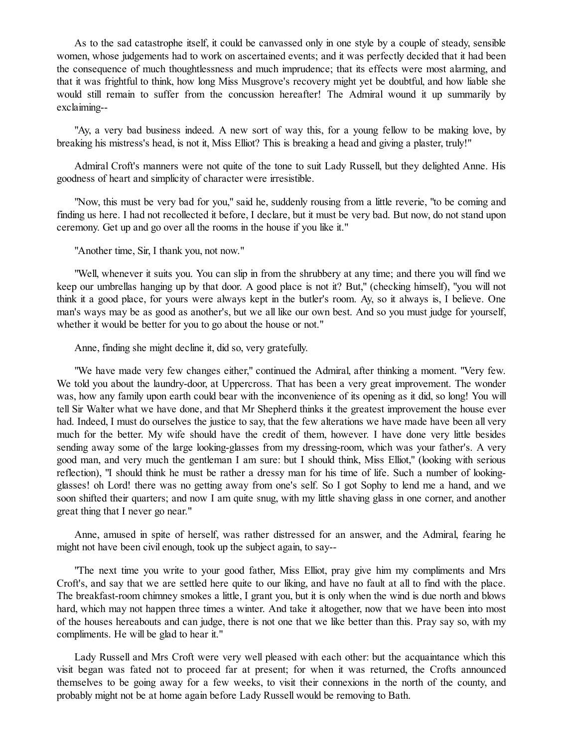As to the sad catastrophe itself, it could be canvassed only in one style by a couple of steady, sensible women, whose judgements had to work on ascertained events; and it was perfectly decided that it had been the consequence of much thoughtlessness and much imprudence; that its effects were most alarming, and that it was frightful to think, how long Miss Musgrove's recovery might yet be doubtful, and how liable she would still remain to suffer from the concussion hereafter! The Admiral wound it up summarily by exclaiming--

"Ay, a very bad business indeed. A new sort of way this, for a young fellow to be making love, by breaking his mistress's head, is not it, Miss Elliot? This is breaking a head and giving a plaster, truly!"

Admiral Croft's manners were not quite of the tone to suit Lady Russell, but they delighted Anne. His goodness of heart and simplicity of character were irresistible.

"Now, this must be very bad for you," said he, suddenly rousing from a little reverie, "to be coming and finding us here. I had not recollected it before, I declare, but it must be very bad. But now, do not stand upon ceremony. Get up and go over all the rooms in the house if you like it."

"Another time, Sir, I thank you, not now."

"Well, whenever it suits you. You can slip in from the shrubbery at any time; and there you will find we keep our umbrellas hanging up by that door. A good place is not it? But," (checking himself), "you will not think it a good place, for yours were always kept in the butler's room. Ay, so it always is, I believe. One man's ways may be as good as another's, but we all like our own best. And so you must judge for yourself, whether it would be better for you to go about the house or not."

Anne, finding she might decline it, did so, very gratefully.

"We have made very few changes either," continued the Admiral, after thinking a moment. "Very few. We told you about the laundry-door, at Uppercross. That has been a very great improvement. The wonder was, how any family upon earth could bear with the inconvenience of its opening as it did, so long! You will tell Sir Walter what we have done, and that Mr Shepherd thinks it the greatest improvement the house ever had. Indeed, I must do ourselves the justice to say, that the few alterations we have made have been all very much for the better. My wife should have the credit of them, however. I have done very little besides sending away some of the large looking-glasses from my dressing-room, which was your father's. A very good man, and very much the gentleman I am sure: but I should think, Miss Elliot," (looking with serious reflection), "I should think he must be rather a dressy man for his time of life. Such a number of looking-glasses! oh Lord! there was no getting away from one's self. So I got Sophy to lend me a hand, and we soon shifted their quarters; and now I am quite snug, with my little shaving glass in one corner, and another great thing that I never go near."

Anne, amused in spite of herself, was rather distressed for an answer, and the Admiral, fearing he might not have been civil enough, took up the subject again, to say--

"The next time you write to your good father, Miss Elliot, pray give him my compliments and Mrs Croft's, and say that we are settled here quite to our liking, and have no fault at all to find with the place. The breakfast-room chimney smokes a little, I grant you, but it is only when the wind is due north and blows hard, which may not happen three times a winter. And take it altogether, now that we have been into most of the houses hereabouts and can judge, there is not one that we like better than this. Pray say so, with my compliments. He will be glad to hear it."

Lady Russell and Mrs Croft were very well pleased with each other: but the acquaintance which this visit began was fated not to proceed far at present; for when it was returned, the Crofts announced themselves to be going away for a few weeks, to visit their connexions in the north of the county, and probably might not be at home again before Lady Russell would be removing to Bath.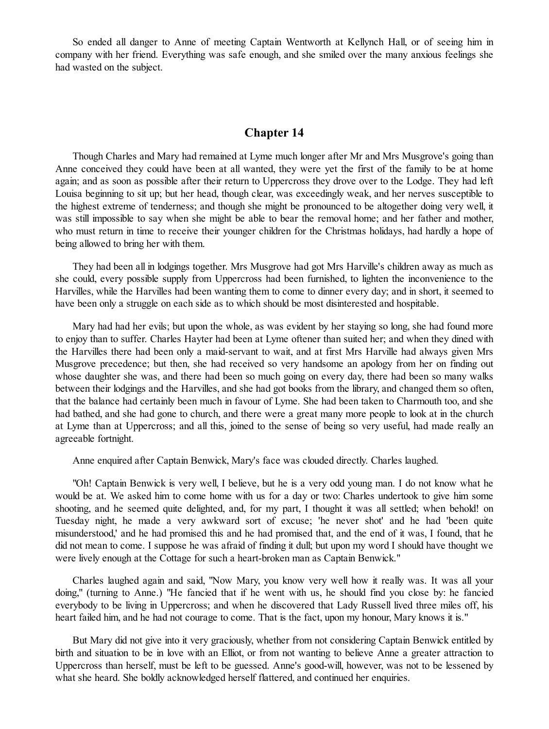So ended all danger to Anne of meeting Captain Wentworth at Kellynch Hall, or of seeing him in company with her friend. Everything was safe enough, and she smiled over the many anxious feelings she had wasted on the subject.

## Chapter 14

Though Charles and Mary had remained at Lyme much longer after Mr and Mrs Musgrove's going than Anne conceived they could have been at all wanted, they were yet the first of the family to be at home again; and as soon as possible after their return to Uppercross they drove over to the Lodge. They had left Louisa beginning to sit up; but her head, though clear, was exceedingly weak, and her nerves susceptible to the highest extreme of tenderness; and though she might be pronounced to be altogether doing very well, it was still impossible to say when she might be able to bear the removal home; and her father and mother, who must return in time to receive their younger children for the Christmas holidays, had hardly a hope of being allowed to bring her with them.

They had been all in lodgings together. Mrs Musgrove had got Mrs Harville's children away as much as she could, every possible supply from Uppercross had been furnished, to lighten the inconvenience to the Harvilles, while the Harvilles had been wanting them to come to dinner every day; and in short, it seemed to have been only a struggle on each side as to which should be most disinterested and hospitable.

Mary had had her evils; but upon the whole, as was evident by her staying so long, she had found more to enjoy than to suffer. Charles Hayter had been at Lyme oftener than suited her; and when they dined with the Harvilles there had been only a maid-servant to wait, and at first Mrs Harville had always given Mrs Musgrove precedence; but then, she had received so very handsome an apology from her on finding out whose daughter she was, and there had been so much going on every day, there had been so many walks between their lodgings and the Harvilles, and she had got books from the library, and changed them so often, that the balance had certainly been much in favour of Lyme. She had been taken to Charmouth too, and she had bathed, and she had gone to church, and there were a great many more people to look at in the church at Lyme than at Uppercross; and all this, joined to the sense of being so very useful, had made really an agreeable fortnight.

Anne enquired after Captain Benwick, Mary's face was clouded directly. Charles laughed.

"Oh! Captain Benwick is very well, I believe, but he is a very odd young man. I do not know what he would be at. We asked him to come home with us for a day or two: Charles undertook to give him some shooting, and he seemed quite delighted, and, for my part, I thought it was all settled; when behold! on Tuesday night, he made a very awkward sort of excuse; 'he never shot' and he had 'been quite misunderstood,' and he had promised this and he had promised that, and the end of it was, I found, that he did not mean to come. I suppose he was afraid of finding it dull; but upon my word I should have thought we were lively enough at the Cottage for such a heart-broken man as Captain Benwick."

Charles laughed again and said, "Now Mary, you know very well how it really was. It was all your doing," (turning to Anne.) "He fancied that if he went with us, he should find you close by: he fancied everybody to be living in Uppercross; and when he discovered that Lady Russell lived three miles off, his heart failed him, and he had not courage to come. That is the fact, upon my honour, Mary knows it is."

But Mary did not give into it very graciously, whether from not considering Captain Benwick entitled by birth and situation to be in love with an Elliot, or from not wanting to believe Anne a greater attraction to Uppercross than herself, must be left to be guessed. Anne's good-will, however, was not to be lessened by what she heard. She boldly acknowledged herself flattered, and continued her enquiries.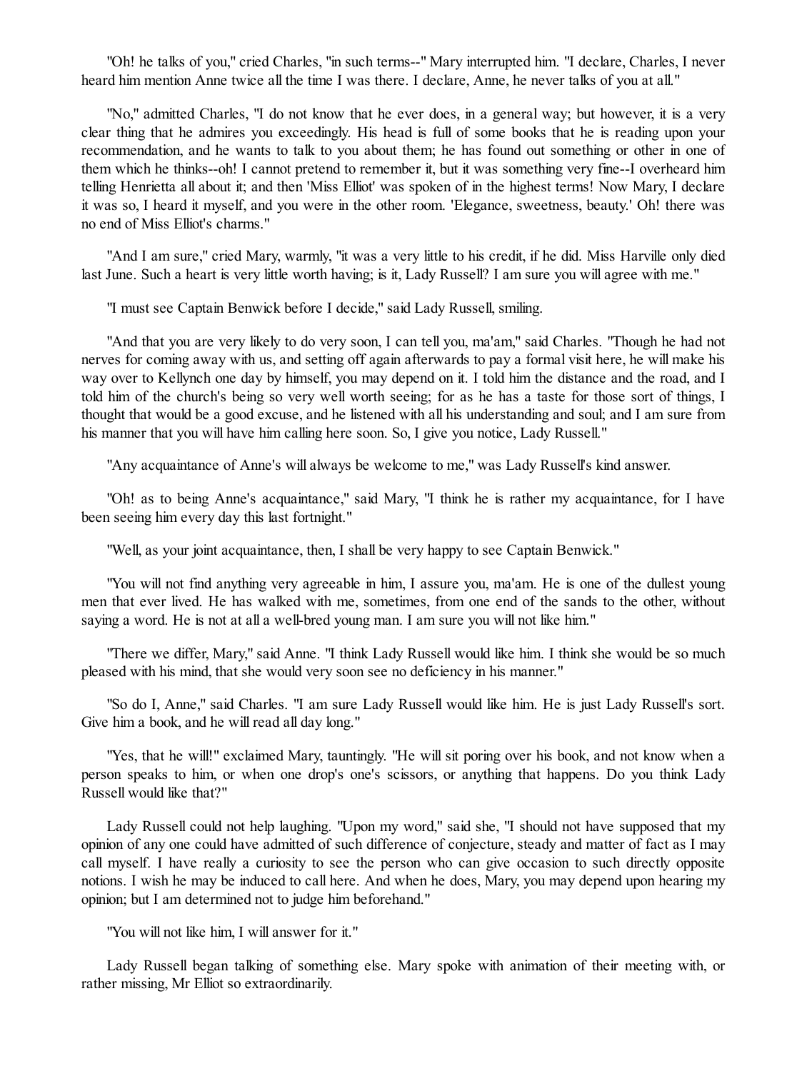"Oh! he talks of you," cried Charles, "in such terms--" Mary interrupted him. "I declare, Charles, I never heard him mention Anne twice all the time I was there. I declare, Anne, he never talks of you at all."

"No," admitted Charles, "I do not know that he ever does, in a general way; but however, it is a very clear thing that he admires you exceedingly. His head is full of some books that he is reading upon your recommendation, and he wants to talk to you about them; he has found out something or other in one of them which he thinks--oh! I cannot pretend to remember it, but it was something very fine--I overheard him telling Henrietta all about it; and then 'Miss Elliot' was spoken of in the highest terms! Now Mary, I declare it was so, I heard it myself, and you were in the other room. 'Elegance, sweetness, beauty.' Oh! there was no end of Miss Elliot's charms."

"And I am sure," cried Mary, warmly, "it was a very little to his credit, if he did. Miss Harville only died last June. Such a heart is very little worth having; is it, Lady Russell? I am sure you will agree with me."

"I must see Captain Benwick before I decide," said Lady Russell, smiling.

"And that you are very likely to do very soon, I can tell you, ma'am," said Charles. "Though he had not nerves for coming away with us, and setting off again afterwards to pay a formal visit here, he will make his way over to Kellynch one day by himself, you may depend on it. I told him the distance and the road, and I told him of the church's being so very well worth seeing; for as he has a taste for those sort of things, I thought that would be a good excuse, and he listened with all his understanding and soul; and I am sure from his manner that you will have him calling here soon. So, I give you notice, Lady Russell."

"Any acquaintance of Anne's will always be welcome to me," was Lady Russell's kind answer.

"Oh! as to being Anne's acquaintance," said Mary, "I think he is rather my acquaintance, for I have been seeing him every day this last fortnight."

"Well, as your joint acquaintance, then, I shall be very happy to see Captain Benwick."

"You will not find anything very agreeable in him, I assure you, ma'am. He is one of the dullest young men that ever lived. He has walked with me, sometimes, from one end of the sands to the other, without saying a word. He is not at all a well-bred young man. I am sure you will not like him."

"There we differ, Mary," said Anne. "I think Lady Russell would like him. I think she would be so much pleased with his mind, that she would very soon see no deficiency in his manner."

"So do I, Anne," said Charles. "I am sure Lady Russell would like him. He is just Lady Russell's sort. Give him a book, and he will read all day long."

"Yes, that he will!" exclaimed Mary, tauntingly. "He will sit poring over his book, and not know when a person speaks to him, or when one drop's one's scissors, or anything that happens. Do you think Lady Russell would like that?"

Lady Russell could not help laughing. "Upon my word," said she, "I should not have supposed that my opinion of any one could have admitted of such difference of conjecture, steady and matter of fact as I may call myself. I have really a curiosity to see the person who can give occasion to such directly opposite notions. I wish he may be induced to call here. And when he does, Mary, you may depend upon hearing my opinion; but I am determined not to judge him beforehand."

"You will not like him, I will answer for it."

Lady Russell began talking of something else. Mary spoke with animation of their meeting with, or rather missing, Mr Elliot so extraordinarily.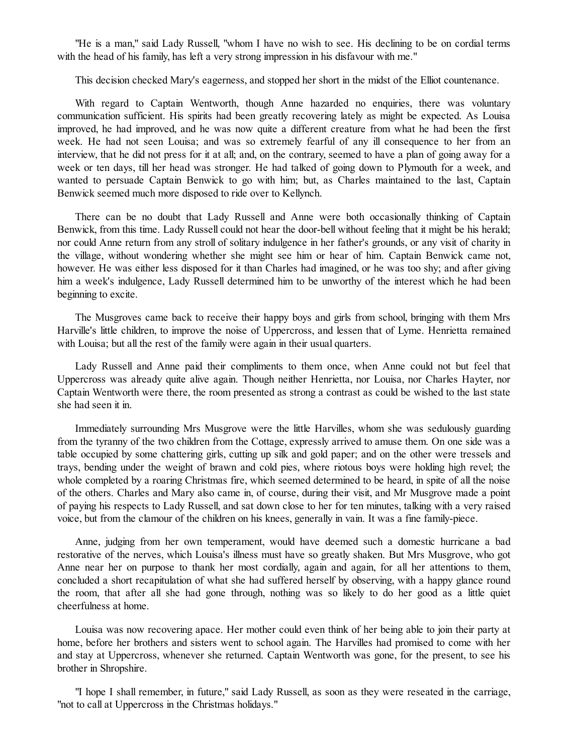"He is a man," said Lady Russell, "whom I have no wish to see. His declining to be on cordial terms with the head of his family, has left a very strong impression in his disfavour with me."

This decision checked Mary's eagerness, and stopped her short in the midst of the Elliot countenance.

With regard to Captain Wentworth, though Anne hazarded no enquiries, there was voluntary communication sufficient. His spirits had been greatly recovering lately as might be expected. As Louisa improved, he had improved, and he was now quite a different creature from what he had been the first week. He had not seen Louisa; and was so extremely fearful of any ill consequence to her from an interview, that he did not press for it at all; and, on the contrary, seemed to have a plan of going away for a week or ten days, till her head was stronger. He had talked of going down to Plymouth for a week, and wanted to persuade Captain Benwick to go with him; but, as Charles maintained to the last, Captain Benwick seemed much more disposed to ride over to Kellynch.

There can be no doubt that Lady Russell and Anne were both occasionally thinking of Captain Benwick, from this time. Lady Russell could not hear the door-bell without feeling that it might be his herald; nor could Anne return from any stroll of solitary indulgence in her father's grounds, or any visit of charity in the village, without wondering whether she might see him or hear of him. Captain Benwick came not, however. He was either less disposed for it than Charles had imagined, or he was too shy; and after giving him a week's indulgence, Lady Russell determined him to be unworthy of the interest which he had been beginning to excite.

The Musgroves came back to receive their happy boys and girls from school, bringing with them Mrs Harville's little children, to improve the noise of Uppercross, and lessen that of Lyme. Henrietta remained with Louisa; but all the rest of the family were again in their usual quarters.

Lady Russell and Anne paid their compliments to them once, when Anne could not but feel that Uppercross was already quite alive again. Though neither Henrietta, nor Louisa, nor Charles Hayter, nor Captain Wentworth were there, the room presented as strong a contrast as could be wished to the last state she had seen it in.

Immediately surrounding Mrs Musgrove were the little Harvilles, whom she was sedulously guarding from the tyranny of the two children from the Cottage, expressly arrived to amuse them. On one side was a table occupied by some chattering girls, cutting up silk and gold paper; and on the other were tressels and trays, bending under the weight of brawn and cold pies, where riotous boys were holding high revel; the whole completed by a roaring Christmas fire, which seemed determined to be heard, in spite of all the noise of the others. Charles and Mary also came in, of course, during their visit, and Mr Musgrove made a point of paying his respects to Lady Russell, and sat down close to her for ten minutes, talking with a very raised voice, but from the clamour of the children on his knees, generally in vain. It was a fine family-piece.

Anne, judging from her own temperament, would have deemed such a domestic hurricane a bad restorative of the nerves, which Louisa's illness must have so greatly shaken. But Mrs Musgrove, who got Anne near her on purpose to thank her most cordially, again and again, for all her attentions to them, concluded a short recapitulation of what she had suffered herself by observing, with a happy glance round the room, that after all she had gone through, nothing was so likely to do her good as a little quiet cheerfulness at home.

Louisa was now recovering apace. Her mother could even think of her being able to join their party at home, before her brothers and sisters went to school again. The Harvilles had promised to come with her and stay at Uppercross, whenever she returned. Captain Wentworth was gone, for the present, to see his brother in Shropshire.

"I hope I shall remember, in future," said Lady Russell, as soon as they were reseated in the carriage, "not to call at Uppercross in the Christmas holidays."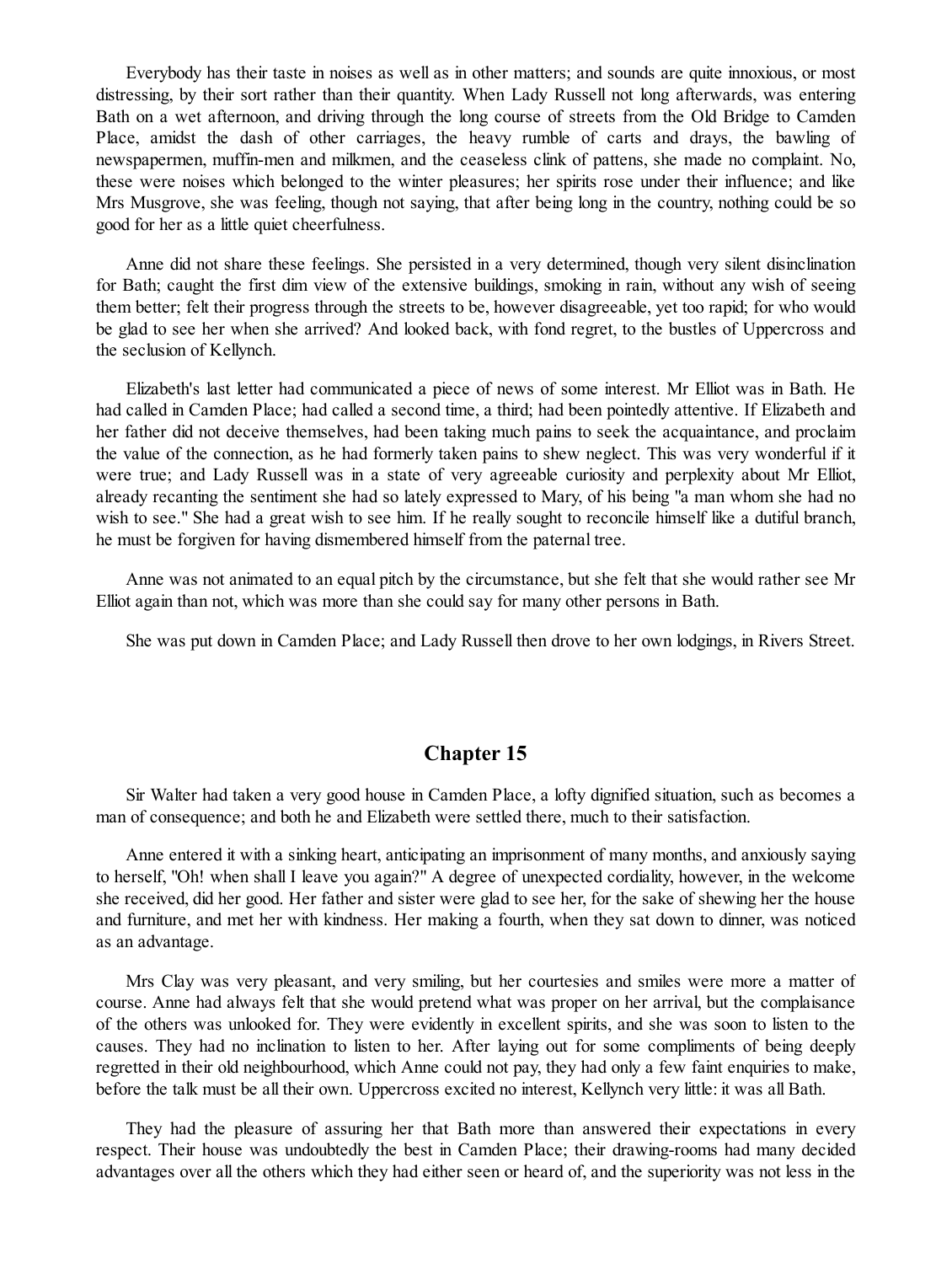Everybody has their taste in noises as well as in other matters; and sounds are quite innoxious, or most distressing, by their sort rather than their quantity. When Lady Russell not long afterwards, was entering Bath on a wet afternoon, and driving through the long course of streets from the Old Bridge to Camden Place, amidst the dash of other carriages, the heavy rumble of carts and drays, the bawling of newspapermen, muffin-men and milkmen, and the ceaseless clink of pattens, she made no complaint. No, these were noises which belonged to the winter pleasures; her spirits rose under their influence; and like Mrs Musgrove, she was feeling, though not saying, that after being long in the country, nothing could be so good for her as a little quiet cheerfulness.

Anne did not share these feelings. She persisted in a very determined, though very silent disinclination for Bath; caught the first dim view of the extensive buildings, smoking in rain, without any wish of seeing them better; felt their progress through the streets to be, however disagreeable, yet too rapid; for who would be glad to see her when she arrived? And looked back, with fond regret, to the bustles of Uppercross and the seclusion of Kellynch.

Elizabeth's last letter had communicated a piece of news of some interest. Mr Elliot was in Bath. He had called in Camden Place; had called a second time, a third; had been pointedly attentive. If Elizabeth and her father did not deceive themselves, had been taking much pains to seek the acquaintance, and proclaim the value of the connection, as he had formerly taken pains to shew neglect. This was very wonderful if it were true; and Lady Russell was in a state of very agreeable curiosity and perplexity about Mr Elliot, already recanting the sentiment she had so lately expressed to Mary, of his being "a man whom she had no wish to see." She had a great wish to see him. If he really sought to reconcile himself like a dutiful branch, he must be forgiven for having dismembered himself from the paternal tree.

Anne was not animated to an equal pitch by the circumstance, but she felt that she would rather see Mr Elliot again than not, which was more than she could say for many other persons in Bath.

She was put down in Camden Place; and Lady Russell then drove to her own lodgings, in Rivers Street.

## Chapter 15

Sir Walter had taken a very good house in Camden Place, a lofty dignified situation, such as becomes a man of consequence; and both he and Elizabeth were settled there, much to their satisfaction.

Anne entered it with a sinking heart, anticipating an imprisonment of many months, and anxiously saying to herself, "Oh! when shall I leave you again?" A degree of unexpected cordiality, however, in the welcome she received, did her good. Her father and sister were glad to see her, for the sake of shewing her the house and furniture, and met her with kindness. Her making a fourth, when they sat down to dinner, was noticed as an advantage.

Mrs Clay was very pleasant, and very smiling, but her courtesies and smiles were more a matter of course. Anne had always felt that she would pretend what was proper on her arrival, but the complaisance of the others was unlooked for. They were evidently in excellent spirits, and she was soon to listen to the causes. They had no inclination to listen to her. After laying out for some compliments of being deeply regretted in their old neighbourhood, which Anne could not pay, they had only a few faint enquiries to make, before the talk must be all their own. Uppercross excited no interest, Kellynch very little: it was all Bath.

They had the pleasure of assuring her that Bath more than answered their expectations in every respect. Their house was undoubtedly the best in Camden Place; their drawing-rooms had many decided advantages over all the others which they had either seen or heard of, and the superiority was not less in the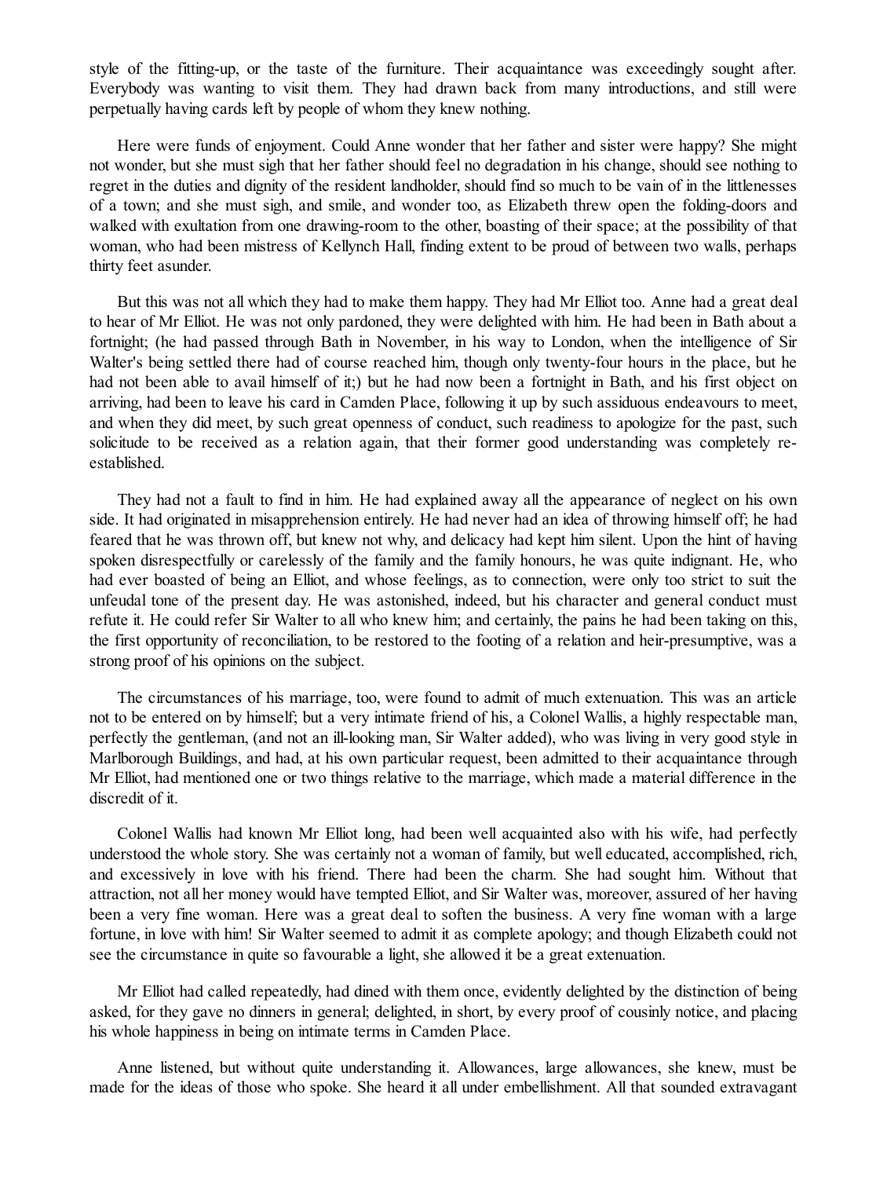style of the fitting-up, or the taste of the furniture. Their acquaintance was exceedingly sought after. Everybody was wanting to visit them. They had drawn back from many introductions, and still were perpetually having cards left by people of whom they knew nothing.

Here were funds of enjoyment. Could Anne wonder that her father and sister were happy? She might not wonder, but she must sigh that her father should feel no degradation in his change, should see nothing to regret in the duties and dignity of the resident landholder, should find so much to be vain of in the littlenesses of a town; and she must sigh, and smile, and wonder too, as Elizabeth threw open the folding-doors and walked with exultation from one drawing-room to the other, boasting of their space; at the possibility of that woman, who had been mistress of Kellynch Hall, finding extent to be proud of between two walls, perhaps thirty feet asunder.

But this was not all which they had to make them happy. They had Mr Elliot too. Anne had a great deal to hear of Mr Elliot. He was not only pardoned, they were delighted with him. He had been in Bath about a fortnight; (he had passed through Bath in November, in his way to London, when the intelligence of Sir Walter's being settled there had of course reached him, though only twenty-four hours in the place, but he had not been able to avail himself of it;) but he had now been a fortnight in Bath, and his first object on arriving, had been to leave his card in Camden Place, following it up by such assiduous endeavours to meet, and when they did meet, by such great openness of conduct, such readiness to apologize for the past, such solicitude to be received as a relation again, that their former good understanding was completely re-established.

They had not a fault to find in him. He had explained away all the appearance of neglect on his own side. It had originated in misapprehension entirely. He had never had an idea of throwing himself off; he had feared that he was thrown off, but knew not why, and delicacy had kept him silent. Upon the hint of having spoken disrespectfully or carelessly of the family and the family honours, he was quite indignant. He, who had ever boasted of being an Elliot, and whose feelings, as to connection, were only too strict to suit the unfeudal tone of the present day. He was astonished, indeed, but his character and general conduct must refute it. He could refer Sir Walter to all who knew him; and certainly, the pains he had been taking on this, the first opportunity of reconciliation, to be restored to the footing of a relation and heir-presumptive, was a strong proof of his opinions on the subject.

The circumstances of his marriage, too, were found to admit of much extenuation. This was an article not to be entered on by himself; but a very intimate friend of his, a Colonel Wallis, a highly respectable man, perfectly the gentleman, (and not an ill-looking man, Sir Walter added), who was living in very good style in Marlborough Buildings, and had, at his own particular request, been admitted to their acquaintance through Mr Elliot, had mentioned one or two things relative to the marriage, which made a material difference in the discredit of it.

Colonel Wallis had known Mr Elliot long, had been well acquainted also with his wife, had perfectly understood the whole story. She was certainly not a woman of family, but well educated, accomplished, rich, and excessively in love with his friend. There had been the charm. She had sought him. Without that attraction, not all her money would have tempted Elliot, and Sir Walter was, moreover, assured of her having been a very fine woman. Here was a great deal to soften the business. A very fine woman with a large fortune, in love with him! Sir Walter seemed to admit it as complete apology; and though Elizabeth could not see the circumstance in quite so favourable a light, she allowed it be a great extenuation.

Mr Elliot had called repeatedly, had dined with them once, evidently delighted by the distinction of being asked, for they gave no dinners in general; delighted, in short, by every proof of cousinly notice, and placing his whole happiness in being on intimate terms in Camden Place.

Anne listened, but without quite understanding it. Allowances, large allowances, she knew, must be made for the ideas of those who spoke. She heard it all under embellishment. All that sounded extravagant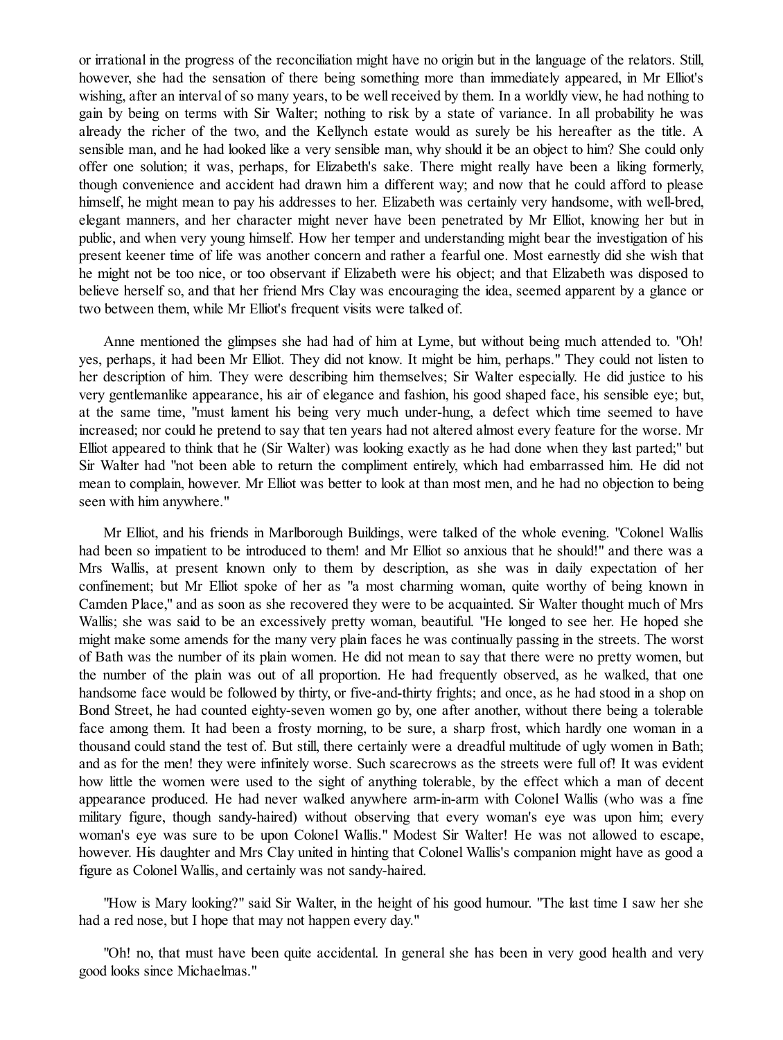or irrational in the progress of the reconciliation might have no origin but in the language of the relators. Still, however, she had the sensation of there being something more than immediately appeared, in Mr Elliot's wishing, after an interval of so many years, to be well received by them. In a worldly view, he had nothing to gain by being on terms with Sir Walter; nothing to risk by a state of variance. In all probability he was already the richer of the two, and the Kellynch estate would as surely be his hereafter as the title. A sensible man, and he had looked like a very sensible man, why should it be an object to him? She could only offer one solution; it was, perhaps, for Elizabeth's sake. There might really have been a liking formerly, though convenience and accident had drawn him a different way; and now that he could afford to please himself, he might mean to pay his addresses to her. Elizabeth was certainly very handsome, with well-bred, elegant manners, and her character might never have been penetrated by Mr Elliot, knowing her but in public, and when very young himself. How her temper and understanding might bear the investigation of his present keener time of life was another concern and rather a fearful one. Most earnestly did she wish that he might not be too nice, or too observant if Elizabeth were his object; and that Elizabeth was disposed to believe herself so, and that her friend Mrs Clay was encouraging the idea, seemed apparent by a glance or two between them, while Mr Elliot's frequent visits were talked of.

Anne mentioned the glimpses she had had of him at Lyme, but without being much attended to. "Oh! yes, perhaps, it had been Mr Elliot. They did not know. It might be him, perhaps." They could not listen to her description of him. They were describing him themselves; Sir Walter especially. He did justice to his very gentlemanlike appearance, his air of elegance and fashion, his good shaped face, his sensible eye; but, at the same time, "must lament his being very much under-hung, a defect which time seemed to have increased; nor could he pretend to say that ten years had not altered almost every feature for the worse. Mr Elliot appeared to think that he (Sir Walter) was looking exactly as he had done when they last parted;" but Sir Walter had "not been able to return the compliment entirely, which had embarrassed him. He did not mean to complain, however. Mr Elliot was better to look at than most men, and he had no objection to being seen with him anywhere."

Mr Elliot, and his friends in Marlborough Buildings, were talked of the whole evening. "Colonel Wallis had been so impatient to be introduced to them! and Mr Elliot so anxious that he should!" and there was a Mrs Wallis, at present known only to them by description, as she was in daily expectation of her confinement; but Mr Elliot spoke of her as "a most charming woman, quite worthy of being known in Camden Place," and as soon as she recovered they were to be acquainted. Sir Walter thought much of Mrs Wallis; she was said to be an excessively pretty woman, beautiful. "He longed to see her. He hoped she might make some amends for the many very plain faces he was continually passing in the streets. The worst of Bath was the number of its plain women. He did not mean to say that there were no pretty women, but the number of the plain was out of all proportion. He had frequently observed, as he walked, that one handsome face would be followed by thirty, or five-and-thirty frights; and once, as he had stood in a shop on Bond Street, he had counted eighty-seven women go by, one after another, without there being a tolerable face among them. It had been a frosty morning, to be sure, a sharp frost, which hardly one woman in a thousand could stand the test of. But still, there certainly were a dreadful multitude of ugly women in Bath; and as for the men! they were infinitely worse. Such scarecrows as the streets were full of! It was evident how little the women were used to the sight of anything tolerable, by the effect which a man of decent appearance produced. He had never walked anywhere arm-in-arm with Colonel Wallis (who was a fine military figure, though sandy-haired) without observing that every woman's eye was upon him; every woman's eye was sure to be upon Colonel Wallis." Modest Sir Walter! He was not allowed to escape, however. His daughter and Mrs Clay united in hinting that Colonel Wallis's companion might have as good a figure as Colonel Wallis, and certainly was not sandy-haired.

"How is Mary looking?" said Sir Walter, in the height of his good humour. "The last time I saw her she had a red nose, but I hope that may not happen every day."

"Oh! no, that must have been quite accidental. In general she has been in very good health and very good looks since Michaelmas."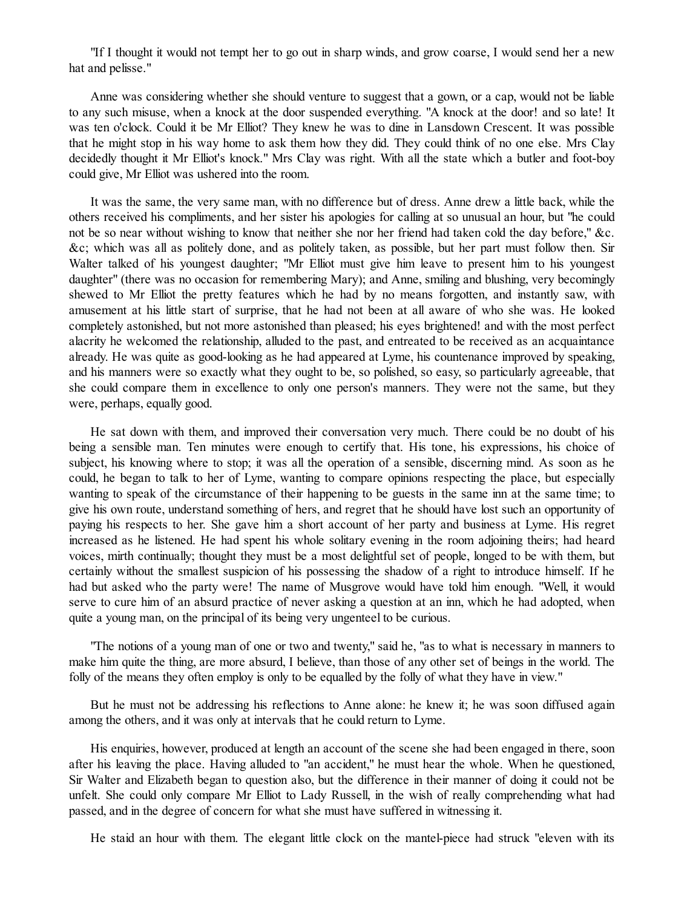"If I thought it would not tempt her to go out in sharp winds, and grow coarse, I would send her a new hat and pelisse."

Anne was considering whether she should venture to suggest that a gown, or a cap, would not be liable to any such misuse, when a knock at the door suspended everything. "A knock at the door! and so late! It was ten o'clock. Could it be Mr Elliot? They knew he was to dine in Lansdown Crescent. It was possible that he might stop in his way home to ask them how they did. They could think of no one else. Mrs Clay decidedly thought it Mr Elliot's knock." Mrs Clay was right. With all the state which a butler and foot-boy could give, Mr Elliot was ushered into the room.

It was the same, the very same man, with no difference but of dress. Anne drew a little back, while the others received his compliments, and her sister his apologies for calling at so unusual an hour, but "he could not be so near without wishing to know that neither she nor her friend had taken cold the day before," &c. &c; which was all as politely done, and as politely taken, as possible, but her part must follow then. Sir Walter talked of his youngest daughter; "Mr Elliot must give him leave to present him to his youngest daughter" (there was no occasion for remembering Mary); and Anne, smiling and blushing, very becomingly shewed to Mr Elliot the pretty features which he had by no means forgotten, and instantly saw, with amusement at his little start of surprise, that he had not been at all aware of who she was. He looked completely astonished, but not more astonished than pleased; his eyes brightened! and with the most perfect alacrity he welcomed the relationship, alluded to the past, and entreated to be received as an acquaintance already. He was quite as good-looking as he had appeared at Lyme, his countenance improved by speaking, and his manners were so exactly what they ought to be, so polished, so easy, so particularly agreeable, that she could compare them in excellence to only one person's manners. They were not the same, but they were, perhaps, equally good.

He sat down with them, and improved their conversation very much. There could be no doubt of his being a sensible man. Ten minutes were enough to certify that. His tone, his expressions, his choice of subject, his knowing where to stop; it was all the operation of a sensible, discerning mind. As soon as he could, he began to talk to her of Lyme, wanting to compare opinions respecting the place, but especially wanting to speak of the circumstance of their happening to be guests in the same inn at the same time; to give his own route, understand something of hers, and regret that he should have lost such an opportunity of paying his respects to her. She gave him a short account of her party and business at Lyme. His regret increased as he listened. He had spent his whole solitary evening in the room adjoining theirs; had heard voices, mirth continually; thought they must be a most delightful set of people, longed to be with them, but certainly without the smallest suspicion of his possessing the shadow of a right to introduce himself. If he had but asked who the party were! The name of Musgrove would have told him enough. "Well, it would serve to cure him of an absurd practice of never asking a question at an inn, which he had adopted, when quite a young man, on the principal of its being very ungenteel to be curious.

"The notions of a young man of one or two and twenty," said he, "as to what is necessary in manners to make him quite the thing, are more absurd, I believe, than those of any other set of beings in the world. The folly of the means they often employ is only to be equalled by the folly of what they have in view."

But he must not be addressing his reflections to Anne alone: he knew it; he was soon diffused again among the others, and it was only at intervals that he could return to Lyme.

His enquiries, however, produced at length an account of the scene she had been engaged in there, soon after his leaving the place. Having alluded to "an accident," he must hear the whole. When he questioned, Sir Walter and Elizabeth began to question also, but the difference in their manner of doing it could not be unfelt. She could only compare Mr Elliot to Lady Russell, in the wish of really comprehending what had passed, and in the degree of concern for what she must have suffered in witnessing it.

He staid an hour with them. The elegant little clock on the mantel-piece had struck "eleven with its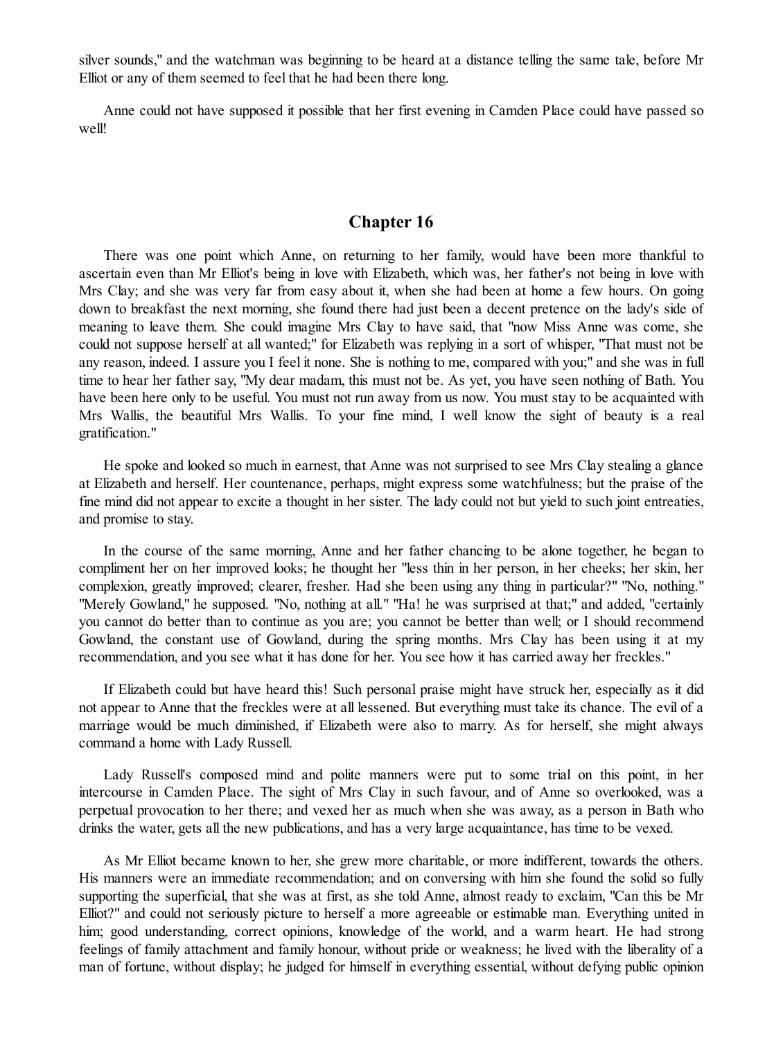silver sounds," and the watchman was beginning to be heard at a distance telling the same tale, before Mr Elliot or any of them seemed to feel that he had been there long.

Anne could not have supposed it possible that her first evening in Camden Place could have passed so well!

## Chapter 16

There was one point which Anne, on returning to her family, would have been more thankful to ascertain even than Mr Elliot's being in love with Elizabeth, which was, her father's not being in love with Mrs Clay; and she was very far from easy about it, when she had been at home a few hours. On going down to breakfast the next morning, she found there had just been a decent pretence on the lady's side of meaning to leave them. She could imagine Mrs Clay to have said, that "now Miss Anne was come, she could not suppose herself at all wanted;" for Elizabeth was replying in a sort of whisper, "That must not be any reason, indeed. I assure you I feel it none. She is nothing to me, compared with you;" and she was in full time to hear her father say, "My dear madam, this must not be. As yet, you have seen nothing of Bath. You have been here only to be useful. You must not run away from us now. You must stay to be acquainted with Mrs Wallis, the beautiful Mrs Wallis. To your fine mind, I well know the sight of beauty is a real gratification."

He spoke and looked so much in earnest, that Anne was not surprised to see Mrs Clay stealing a glance at Elizabeth and herself. Her countenance, perhaps, might express some watchfulness; but the praise of the fine mind did not appear to excite a thought in her sister. The lady could not but yield to such joint entreaties, and promise to stay.

In the course of the same morning, Anne and her father chancing to be alone together, he began to compliment her on her improved looks; he thought her "less thin in her person, in her cheeks; her skin, her complexion, greatly improved; clearer, fresher. Had she been using any thing in particular?" "No, nothing." "Merely Gowland," he supposed. "No, nothing at all." "Ha! he was surprised at that;" and added, "certainly you cannot do better than to continue as you are; you cannot be better than well; or I should recommend Gowland, the constant use of Gowland, during the spring months. Mrs Clay has been using it at my recommendation, and you see what it has done for her. You see how it has carried away her freckles."

If Elizabeth could but have heard this! Such personal praise might have struck her, especially as it did not appear to Anne that the freckles were at all lessened. But everything must take its chance. The evil of a marriage would be much diminished, if Elizabeth were also to marry. As for herself, she might always command a home with Lady Russell.

Lady Russell's composed mind and polite manners were put to some trial on this point, in her intercourse in Camden Place. The sight of Mrs Clay in such favour, and of Anne so overlooked, was a perpetual provocation to her there; and vexed her as much when she was away, as a person in Bath who drinks the water, gets all the new publications, and has a very large acquaintance, has time to be vexed.

As Mr Elliot became known to her, she grew more charitable, or more indifferent, towards the others. His manners were an immediate recommendation; and on conversing with him she found the solid so fully supporting the superficial, that she was at first, as she told Anne, almost ready to exclaim, "Can this be Mr Elliot?" and could not seriously picture to herself a more agreeable or estimable man. Everything united in him; good understanding, correct opinions, knowledge of the world, and a warm heart. He had strong feelings of family attachment and family honour, without pride or weakness; he lived with the liberality of a man of fortune, without display; he judged for himself in everything essential, without defying public opinion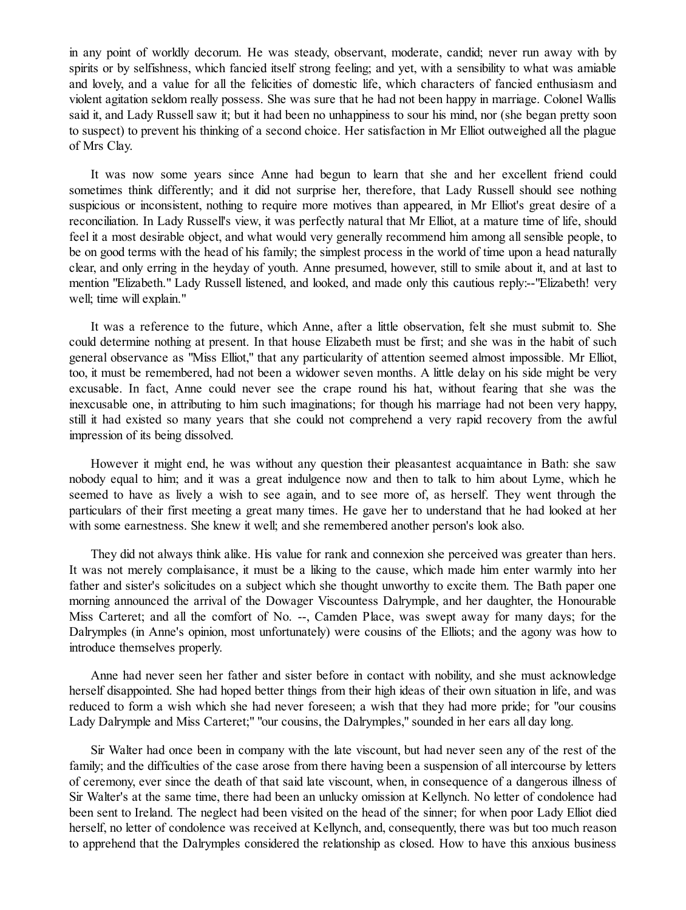in any point of worldly decorum. He was steady, observant, moderate, candid; never run away with by spirits or by selfishness, which fancied itself strong feeling; and yet, with a sensibility to what was amiable and lovely, and a value for all the felicities of domestic life, which characters of fancied enthusiasm and violent agitation seldom really possess. She was sure that he had not been happy in marriage. Colonel Wallis said it, and Lady Russell saw it; but it had been no unhappiness to sour his mind, nor (she began pretty soon to suspect) to prevent his thinking of a second choice. Her satisfaction in Mr Elliot outweighed all the plague of Mrs Clay.

It was now some years since Anne had begun to learn that she and her excellent friend could sometimes think differently; and it did not surprise her, therefore, that Lady Russell should see nothing suspicious or inconsistent, nothing to require more motives than appeared, in Mr Elliot's great desire of a reconciliation. In Lady Russell's view, it was perfectly natural that Mr Elliot, at a mature time of life, should feel it a most desirable object, and what would very generally recommend him among all sensible people, to be on good terms with the head of his family; the simplest process in the world of time upon a head naturally clear, and only erring in the heyday of youth. Anne presumed, however, still to smile about it, and at last to mention "Elizabeth." Lady Russell listened, and looked, and made only this cautious reply:--"Elizabeth! very well; time will explain."

It was a reference to the future, which Anne, after a little observation, felt she must submit to. She could determine nothing at present. In that house Elizabeth must be first; and she was in the habit of such general observance as "Miss Elliot," that any particularity of attention seemed almost impossible. Mr Elliot, too, it must be remembered, had not been a widower seven months. A little delay on his side might be very excusable. In fact, Anne could never see the crape round his hat, without fearing that she was the inexcusable one, in attributing to him such imaginations; for though his marriage had not been very happy, still it had existed so many years that she could not comprehend a very rapid recovery from the awful impression of its being dissolved.

However it might end, he was without any question their pleasantest acquaintance in Bath: she saw nobody equal to him; and it was a great indulgence now and then to talk to him about Lyme, which he seemed to have as lively a wish to see again, and to see more of, as herself. They went through the particulars of their first meeting a great many times. He gave her to understand that he had looked at her with some earnestness. She knew it well; and she remembered another person's look also.

They did not always think alike. His value for rank and connexion she perceived was greater than hers. It was not merely complaisance, it must be a liking to the cause, which made him enter warmly into her father and sister's solicitudes on a subject which she thought unworthy to excite them. The Bath paper one morning announced the arrival of the Dowager Viscountess Dalrymple, and her daughter, the Honourable Miss Carteret; and all the comfort of No. --, Camden Place, was swept away for many days; for the Dalrymples (in Anne's opinion, most unfortunately) were cousins of the Elliots; and the agony was how to introduce themselves properly.

Anne had never seen her father and sister before in contact with nobility, and she must acknowledge herself disappointed. She had hoped better things from their high ideas of their own situation in life, and was reduced to form a wish which she had never foreseen; a wish that they had more pride; for "our cousins Lady Dalrymple and Miss Carteret;" "our cousins, the Dalrymples," sounded in her ears all day long.

Sir Walter had once been in company with the late viscount, but had never seen any of the rest of the family; and the difficulties of the case arose from there having been a suspension of all intercourse by letters of ceremony, ever since the death of that said late viscount, when, in consequence of a dangerous illness of Sir Walter's at the same time, there had been an unlucky omission at Kellynch. No letter of condolence had been sent to Ireland. The neglect had been visited on the head of the sinner; for when poor Lady Elliot died herself, no letter of condolence was received at Kellynch, and, consequently, there was but too much reason to apprehend that the Dalrymples considered the relationship as closed. How to have this anxious business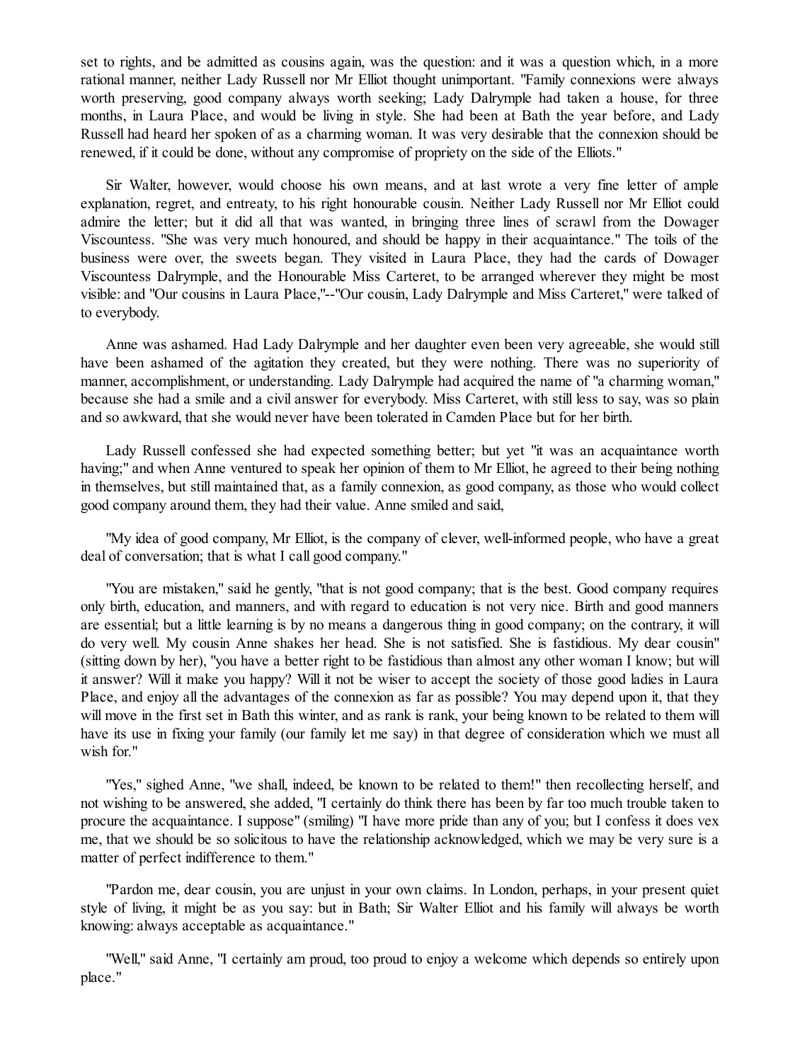set to rights, and be admitted as cousins again, was the question: and it was a question which, in a more rational manner, neither Lady Russell nor Mr Elliot thought unimportant. "Family connexions were always worth preserving, good company always worth seeking; Lady Dalrymple had taken a house, for three months, in Laura Place, and would be living in style. She had been at Bath the year before, and Lady Russell had heard her spoken of as a charming woman. It was very desirable that the connexion should be renewed, if it could be done, without any compromise of propriety on the side of the Elliots."

Sir Walter, however, would choose his own means, and at last wrote a very fine letter of ample explanation, regret, and entreaty, to his right honourable cousin. Neither Lady Russell nor Mr Elliot could admire the letter; but it did all that was wanted, in bringing three lines of scrawl from the Dowager Viscountess. "She was very much honoured, and should be happy in their acquaintance." The toils of the business were over, the sweets began. They visited in Laura Place, they had the cards of Dowager Viscountess Dalrymple, and the Honourable Miss Carteret, to be arranged wherever they might be most visible: and "Our cousins in Laura Place,"--"Our cousin, Lady Dalrymple and Miss Carteret," were talked of to everybody.

Anne was ashamed. Had Lady Dalrymple and her daughter even been very agreeable, she would still have been ashamed of the agitation they created, but they were nothing. There was no superiority of manner, accomplishment, or understanding. Lady Dalrymple had acquired the name of "a charming woman," because she had a smile and a civil answer for everybody. Miss Carteret, with still less to say, was so plain and so awkward, that she would never have been tolerated in Camden Place but for her birth.

Lady Russell confessed she had expected something better; but yet "it was an acquaintance worth having;" and when Anne ventured to speak her opinion of them to Mr Elliot, he agreed to their being nothing in themselves, but still maintained that, as a family connexion, as good company, as those who would collect good company around them, they had their value. Anne smiled and said,

"My idea of good company, Mr Elliot, is the company of clever, well-informed people, who have a great deal of conversation; that is what I call good company."

"You are mistaken," said he gently, "that is not good company; that is the best. Good company requires only birth, education, and manners, and with regard to education is not very nice. Birth and good manners are essential; but a little learning is by no means a dangerous thing in good company; on the contrary, it will do very well. My cousin Anne shakes her head. She is not satisfied. She is fastidious. My dear cousin" (sitting down by her), "you have a better right to be fastidious than almost any other woman I know; but will it answer? Will it make you happy? Will it not be wiser to accept the society of those good ladies in Laura Place, and enjoy all the advantages of the connexion as far as possible? You may depend upon it, that they will move in the first set in Bath this winter, and as rank is rank, your being known to be related to them will have its use in fixing your family (our family let me say) in that degree of consideration which we must all wish for."

"Yes," sighed Anne, "we shall, indeed, be known to be related to them!" then recollecting herself, and not wishing to be answered, she added, "I certainly do think there has been by far too much trouble taken to procure the acquaintance. I suppose" (smiling) "I have more pride than any of you; but I confess it does vex me, that we should be so solicitous to have the relationship acknowledged, which we may be very sure is a matter of perfect indifference to them."

"Pardon me, dear cousin, you are unjust in your own claims. In London, perhaps, in your present quiet style of living, it might be as you say: but in Bath; Sir Walter Elliot and his family will always be worth knowing: always acceptable as acquaintance."

"Well," said Anne, "I certainly am proud, too proud to enjoy a welcome which depends so entirely upon place."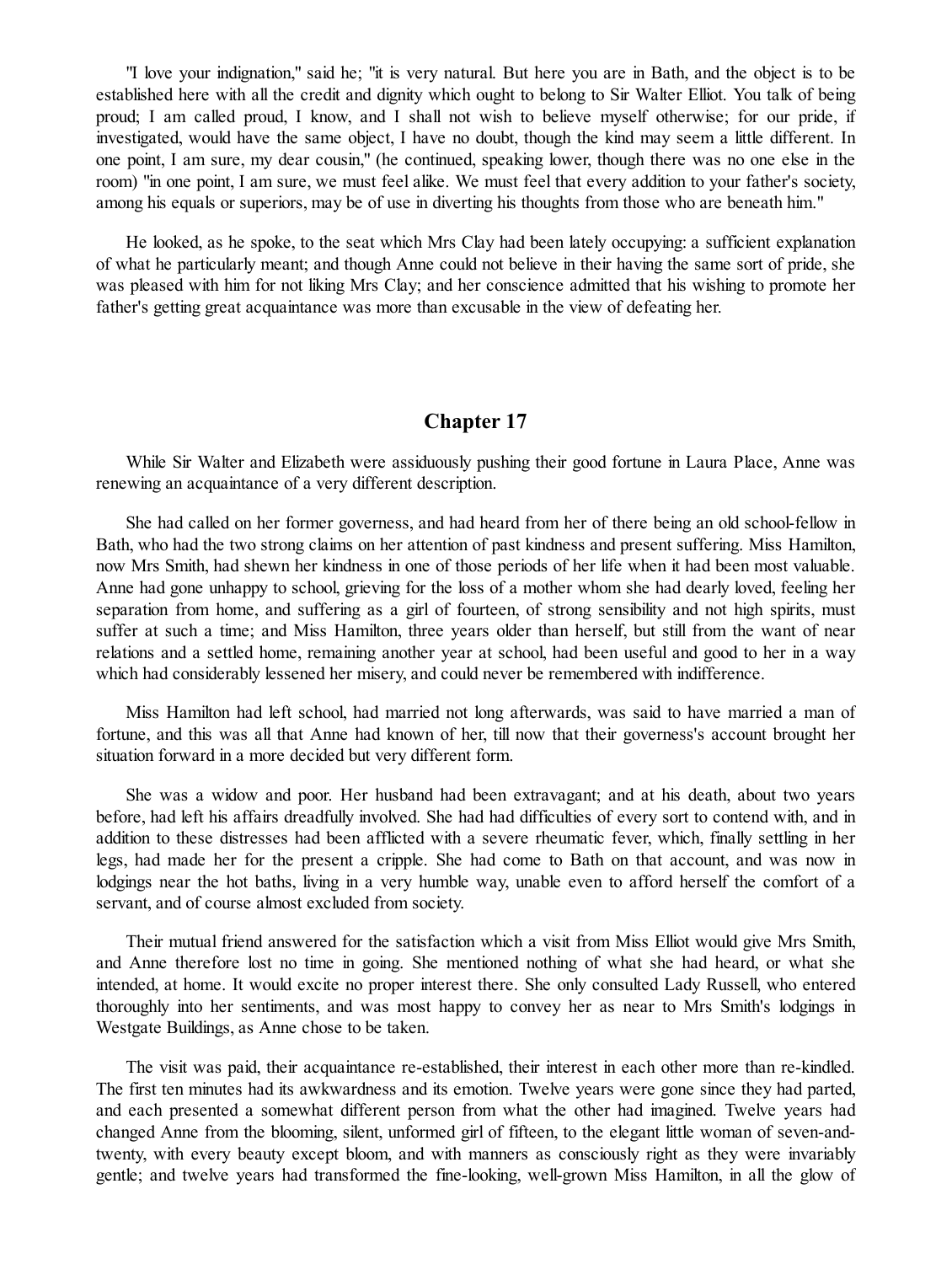"I love your indignation," said he; "it is very natural. But here you are in Bath, and the object is to be established here with all the credit and dignity which ought to belong to Sir Walter Elliot. You talk of being proud; I am called proud, I know, and I shall not wish to believe myself otherwise; for our pride, if investigated, would have the same object, I have no doubt, though the kind may seem a little different. In one point, I am sure, my dear cousin," (he continued, speaking lower, though there was no one else in the room) "in one point, I am sure, we must feel alike. We must feel that every addition to your father's society, among his equals or superiors, may be of use in diverting his thoughts from those who are beneath him."

He looked, as he spoke, to the seat which Mrs Clay had been lately occupying: a sufficient explanation of what he particularly meant; and though Anne could not believe in their having the same sort of pride, she was pleased with him for not liking Mrs Clay; and her conscience admitted that his wishing to promote her father's getting great acquaintance was more than excusable in the view of defeating her.

## Chapter 17

While Sir Walter and Elizabeth were assiduously pushing their good fortune in Laura Place, Anne was renewing an acquaintance of a very different description.

She had called on her former governess, and had heard from her of there being an old school-fellow in Bath, who had the two strong claims on her attention of past kindness and present suffering. Miss Hamilton, now Mrs Smith, had shewn her kindness in one of those periods of her life when it had been most valuable. Anne had gone unhappy to school, grieving for the loss of a mother whom she had dearly loved, feeling her separation from home, and suffering as a girl of fourteen, of strong sensibility and not high spirits, must suffer at such a time; and Miss Hamilton, three years older than herself, but still from the want of near relations and a settled home, remaining another year at school, had been useful and good to her in a way which had considerably lessened her misery, and could never be remembered with indifference.

Miss Hamilton had left school, had married not long afterwards, was said to have married a man of fortune, and this was all that Anne had known of her, till now that their governess's account brought her situation forward in a more decided but very different form.

She was a widow and poor. Her husband had been extravagant; and at his death, about two years before, had left his affairs dreadfully involved. She had had difficulties of every sort to contend with, and in addition to these distresses had been afflicted with a severe rheumatic fever, which, finally settling in her legs, had made her for the present a cripple. She had come to Bath on that account, and was now in lodgings near the hot baths, living in a very humble way, unable even to afford herself the comfort of a servant, and of course almost excluded from society.

Their mutual friend answered for the satisfaction which a visit from Miss Elliot would give Mrs Smith, and Anne therefore lost no time in going. She mentioned nothing of what she had heard, or what she intended, at home. It would excite no proper interest there. She only consulted Lady Russell, who entered thoroughly into her sentiments, and was most happy to convey her as near to Mrs Smith's lodgings in Westgate Buildings, as Anne chose to be taken.

The visit was paid, their acquaintance re-established, their interest in each other more than re-kindled. The first ten minutes had its awkwardness and its emotion. Twelve years were gone since they had parted, and each presented a somewhat different person from what the other had imagined. Twelve years had changed Anne from the blooming, silent, unformed girl of fifteen, to the elegant little woman of seven-and-twenty, with every beauty except bloom, and with manners as consciously right as they were invariably gentle; and twelve years had transformed the fine-looking, well-grown Miss Hamilton, in all the glow of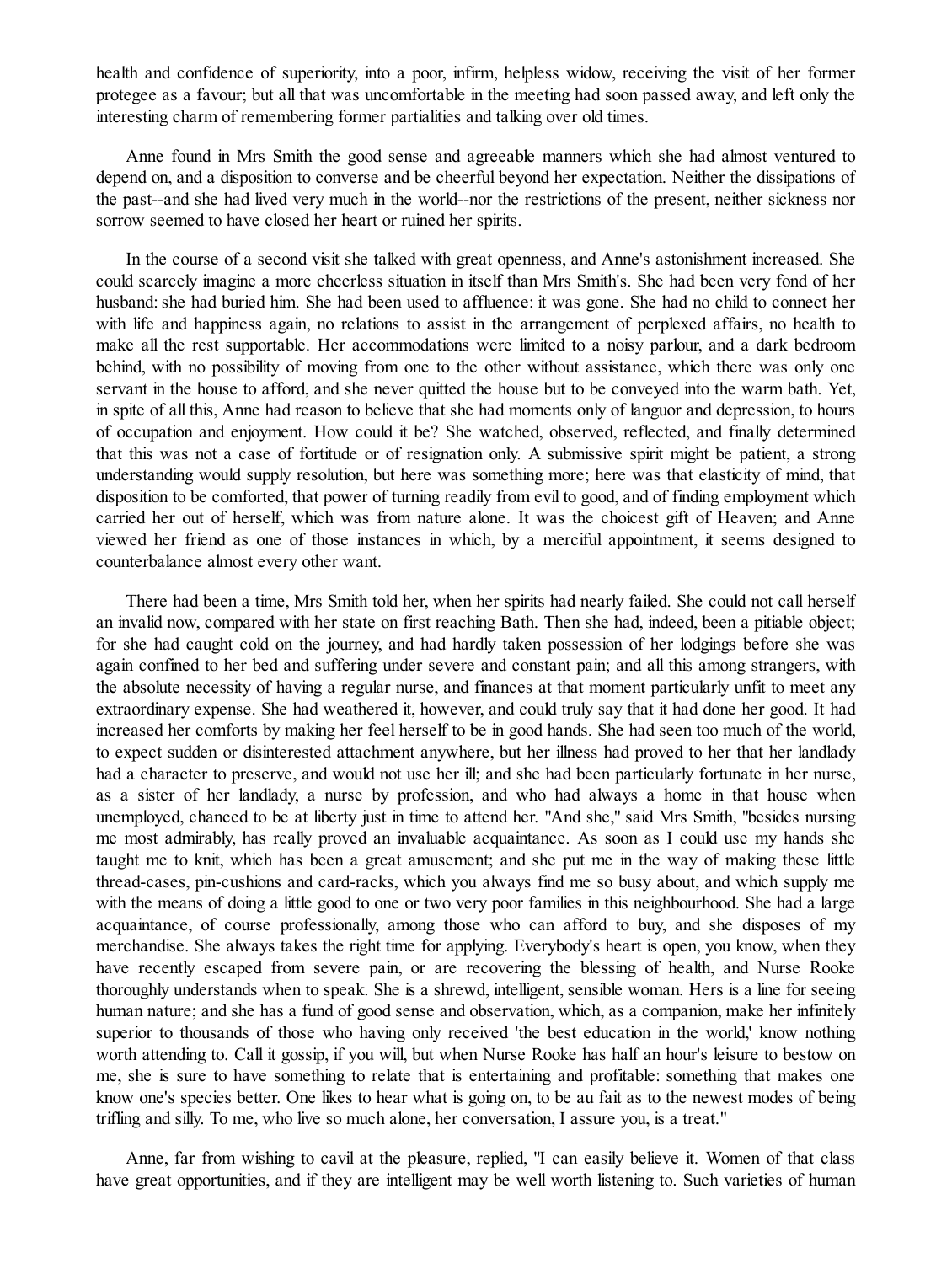health and confidence of superiority, into a poor, infirm, helpless widow, receiving the visit of her former protegee as a favour; but all that was uncomfortable in the meeting had soon passed away, and left only the interesting charm of remembering former partialities and talking over old times.

Anne found in Mrs Smith the good sense and agreeable manners which she had almost ventured to depend on, and a disposition to converse and be cheerful beyond her expectation. Neither the dissipations of the past--and she had lived very much in the world--nor the restrictions of the present, neither sickness nor sorrow seemed to have closed her heart or ruined her spirits.

In the course of a second visit she talked with great openness, and Anne's astonishment increased. She could scarcely imagine a more cheerless situation in itself than Mrs Smith's. She had been very fond of her husband: she had buried him. She had been used to affluence: it was gone. She had no child to connect her with life and happiness again, no relations to assist in the arrangement of perplexed affairs, no health to make all the rest supportable. Her accommodations were limited to a noisy parlour, and a dark bedroom behind, with no possibility of moving from one to the other without assistance, which there was only one servant in the house to afford, and she never quitted the house but to be conveyed into the warm bath. Yet, in spite of all this, Anne had reason to believe that she had moments only of languor and depression, to hours of occupation and enjoyment. How could it be? She watched, observed, reflected, and finally determined that this was not a case of fortitude or of resignation only. A submissive spirit might be patient, a strong understanding would supply resolution, but here was something more; here was that elasticity of mind, that disposition to be comforted, that power of turning readily from evil to good, and of finding employment which carried her out of herself, which was from nature alone. It was the choicest gift of Heaven; and Anne viewed her friend as one of those instances in which, by a merciful appointment, it seems designed to counterbalance almost every other want.

There had been a time, Mrs Smith told her, when her spirits had nearly failed. She could not call herself an invalid now, compared with her state on first reaching Bath. Then she had, indeed, been a pitiable object; for she had caught cold on the journey, and had hardly taken possession of her lodgings before she was again confined to her bed and suffering under severe and constant pain; and all this among strangers, with the absolute necessity of having a regular nurse, and finances at that moment particularly unfit to meet any extraordinary expense. She had weathered it, however, and could truly say that it had done her good. It had increased her comforts by making her feel herself to be in good hands. She had seen too much of the world, to expect sudden or disinterested attachment anywhere, but her illness had proved to her that her landlady had a character to preserve, and would not use her ill; and she had been particularly fortunate in her nurse, as a sister of her landlady, a nurse by profession, and who had always a home in that house when unemployed, chanced to be at liberty just in time to attend her. "And she," said Mrs Smith, "besides nursing me most admirably, has really proved an invaluable acquaintance. As soon as I could use my hands she taught me to knit, which has been a great amusement; and she put me in the way of making these little thread-cases, pin-cushions and card-racks, which you always find me so busy about, and which supply me with the means of doing a little good to one or two very poor families in this neighbourhood. She had a large acquaintance, of course professionally, among those who can afford to buy, and she disposes of my merchandise. She always takes the right time for applying. Everybody's heart is open, you know, when they have recently escaped from severe pain, or are recovering the blessing of health, and Nurse Rooke thoroughly understands when to speak. She is a shrewd, intelligent, sensible woman. Hers is a line for seeing human nature; and she has a fund of good sense and observation, which, as a companion, make her infinitely superior to thousands of those who having only received 'the best education in the world,' know nothing worth attending to. Call it gossip, if you will, but when Nurse Rooke has half an hour's leisure to bestow on me, she is sure to have something to relate that is entertaining and profitable: something that makes one know one's species better. One likes to hear what is going on, to be au fait as to the newest modes of being trifling and silly. To me, who live so much alone, her conversation, I assure you, is a treat."

Anne, far from wishing to cavil at the pleasure, replied, "I can easily believe it. Women of that class have great opportunities, and if they are intelligent may be well worth listening to. Such varieties of human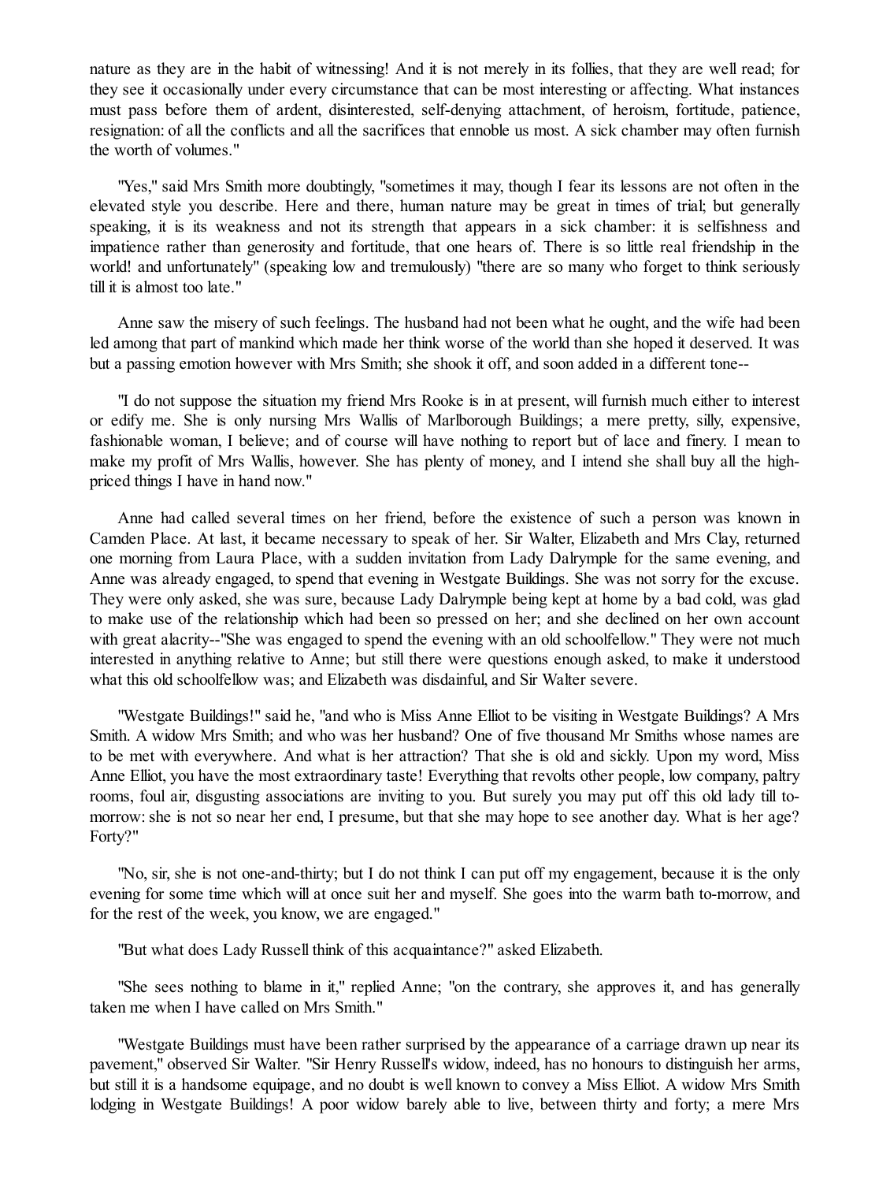nature as they are in the habit of witnessing! And it is not merely in its follies, that they are well read; for they see it occasionally under every circumstance that can be most interesting or affecting. What instances must pass before them of ardent, disinterested, self-denying attachment, of heroism, fortitude, patience, resignation: of all the conflicts and all the sacrifices that ennoble us most. A sick chamber may often furnish the worth of volumes."

"Yes," said Mrs Smith more doubtingly, "sometimes it may, though I fear its lessons are not often in the elevated style you describe. Here and there, human nature may be great in times of trial; but generally speaking, it is its weakness and not its strength that appears in a sick chamber: it is selfishness and impatience rather than generosity and fortitude, that one hears of. There is so little real friendship in the world! and unfortunately" (speaking low and tremulously) "there are so many who forget to think seriously till it is almost too late."

Anne saw the misery of such feelings. The husband had not been what he ought, and the wife had been led among that part of mankind which made her think worse of the world than she hoped it deserved. It was but a passing emotion however with Mrs Smith; she shook it off, and soon added in a different tone--

"I do not suppose the situation my friend Mrs Rooke is in at present, will furnish much either to interest or edify me. She is only nursing Mrs Wallis of Marlborough Buildings; a mere pretty, silly, expensive, fashionable woman, I believe; and of course will have nothing to report but of lace and finery. I mean to make my profit of Mrs Wallis, however. She has plenty of money, and I intend she shall buy all the high-priced things I have in hand now."

Anne had called several times on her friend, before the existence of such a person was known in Camden Place. At last, it became necessary to speak of her. Sir Walter, Elizabeth and Mrs Clay, returned one morning from Laura Place, with a sudden invitation from Lady Dalrymple for the same evening, and Anne was already engaged, to spend that evening in Westgate Buildings. She was not sorry for the excuse. They were only asked, she was sure, because Lady Dalrymple being kept at home by a bad cold, was glad to make use of the relationship which had been so pressed on her; and she declined on her own account with great alacrity--"She was engaged to spend the evening with an old schoolfellow." They were not much interested in anything relative to Anne; but still there were questions enough asked, to make it understood what this old schoolfellow was; and Elizabeth was disdainful, and Sir Walter severe.

"Westgate Buildings!" said he, "and who is Miss Anne Elliot to be visiting in Westgate Buildings? A Mrs Smith. A widow Mrs Smith; and who was her husband? One of five thousand Mr Smiths whose names are to be met with everywhere. And what is her attraction? That she is old and sickly. Upon my word, Miss Anne Elliot, you have the most extraordinary taste! Everything that revolts other people, low company, paltry rooms, foul air, disgusting associations are inviting to you. But surely you may put off this old lady till to-morrow: she is not so near her end, I presume, but that she may hope to see another day. What is her age? Forty?"

"No, sir, she is not one-and-thirty; but I do not think I can put off my engagement, because it is the only evening for some time which will at once suit her and myself. She goes into the warm bath to-morrow, and for the rest of the week, you know, we are engaged."

"But what does Lady Russell think of this acquaintance?" asked Elizabeth.

"She sees nothing to blame in it," replied Anne; "on the contrary, she approves it, and has generally taken me when I have called on Mrs Smith."

"Westgate Buildings must have been rather surprised by the appearance of a carriage drawn up near its pavement," observed Sir Walter. "Sir Henry Russell's widow, indeed, has no honours to distinguish her arms, but still it is a handsome equipage, and no doubt is well known to convey a Miss Elliot. A widow Mrs Smith lodging in Westgate Buildings! A poor widow barely able to live, between thirty and forty; a mere Mrs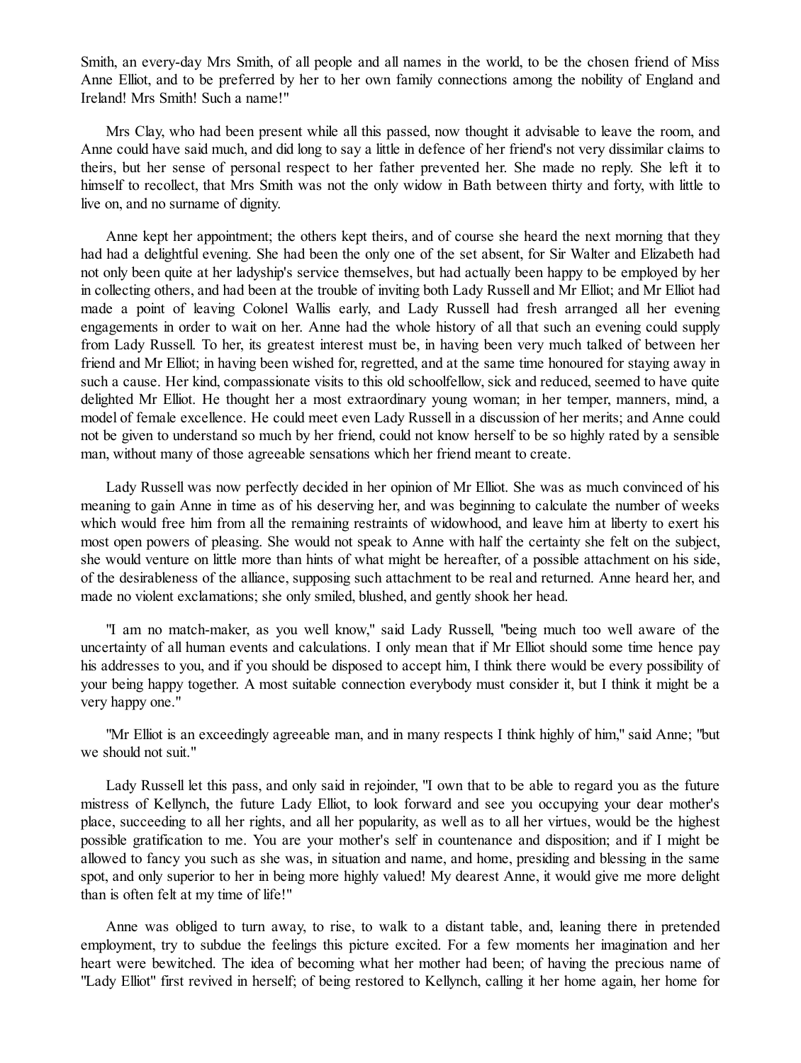Smith, an every-day Mrs Smith, of all people and all names in the world, to be the chosen friend of Miss Anne Elliot, and to be preferred by her to her own family connections among the nobility of England and Ireland! Mrs Smith! Such a name!"

Mrs Clay, who had been present while all this passed, now thought it advisable to leave the room, and Anne could have said much, and did long to say a little in defence of her friend's not very dissimilar claims to theirs, but her sense of personal respect to her father prevented her. She made no reply. She left it to himself to recollect, that Mrs Smith was not the only widow in Bath between thirty and forty, with little to live on, and no surname of dignity.

Anne kept her appointment; the others kept theirs, and of course she heard the next morning that they had had a delightful evening. She had been the only one of the set absent, for Sir Walter and Elizabeth had not only been quite at her ladyship's service themselves, but had actually been happy to be employed by her in collecting others, and had been at the trouble of inviting both Lady Russell and Mr Elliot; and Mr Elliot had made a point of leaving Colonel Wallis early, and Lady Russell had fresh arranged all her evening engagements in order to wait on her. Anne had the whole history of all that such an evening could supply from Lady Russell. To her, its greatest interest must be, in having been very much talked of between her friend and Mr Elliot; in having been wished for, regretted, and at the same time honoured for staying away in such a cause. Her kind, compassionate visits to this old schoolfellow, sick and reduced, seemed to have quite delighted Mr Elliot. He thought her a most extraordinary young woman; in her temper, manners, mind, a model of female excellence. He could meet even Lady Russell in a discussion of her merits; and Anne could not be given to understand so much by her friend, could not know herself to be so highly rated by a sensible man, without many of those agreeable sensations which her friend meant to create.

Lady Russell was now perfectly decided in her opinion of Mr Elliot. She was as much convinced of his meaning to gain Anne in time as of his deserving her, and was beginning to calculate the number of weeks which would free him from all the remaining restraints of widowhood, and leave him at liberty to exert his most open powers of pleasing. She would not speak to Anne with half the certainty she felt on the subject, she would venture on little more than hints of what might be hereafter, of a possible attachment on his side, of the desirableness of the alliance, supposing such attachment to be real and returned. Anne heard her, and made no violent exclamations; she only smiled, blushed, and gently shook her head.

"I am no match-maker, as you well know," said Lady Russell, "being much too well aware of the uncertainty of all human events and calculations. I only mean that if Mr Elliot should some time hence pay his addresses to you, and if you should be disposed to accept him, I think there would be every possibility of your being happy together. A most suitable connection everybody must consider it, but I think it might be a very happy one."

"Mr Elliot is an exceedingly agreeable man, and in many respects I think highly of him," said Anne; "but we should not suit."

Lady Russell let this pass, and only said in rejoinder, "I own that to be able to regard you as the future mistress of Kellynch, the future Lady Elliot, to look forward and see you occupying your dear mother's place, succeeding to all her rights, and all her popularity, as well as to all her virtues, would be the highest possible gratification to me. You are your mother's self in countenance and disposition; and if I might be allowed to fancy you such as she was, in situation and name, and home, presiding and blessing in the same spot, and only superior to her in being more highly valued! My dearest Anne, it would give me more delight than is often felt at my time of life!"

Anne was obliged to turn away, to rise, to walk to a distant table, and, leaning there in pretended employment, try to subdue the feelings this picture excited. For a few moments her imagination and her heart were bewitched. The idea of becoming what her mother had been; of having the precious name of "Lady Elliot" first revived in herself; of being restored to Kellynch, calling it her home again, her home for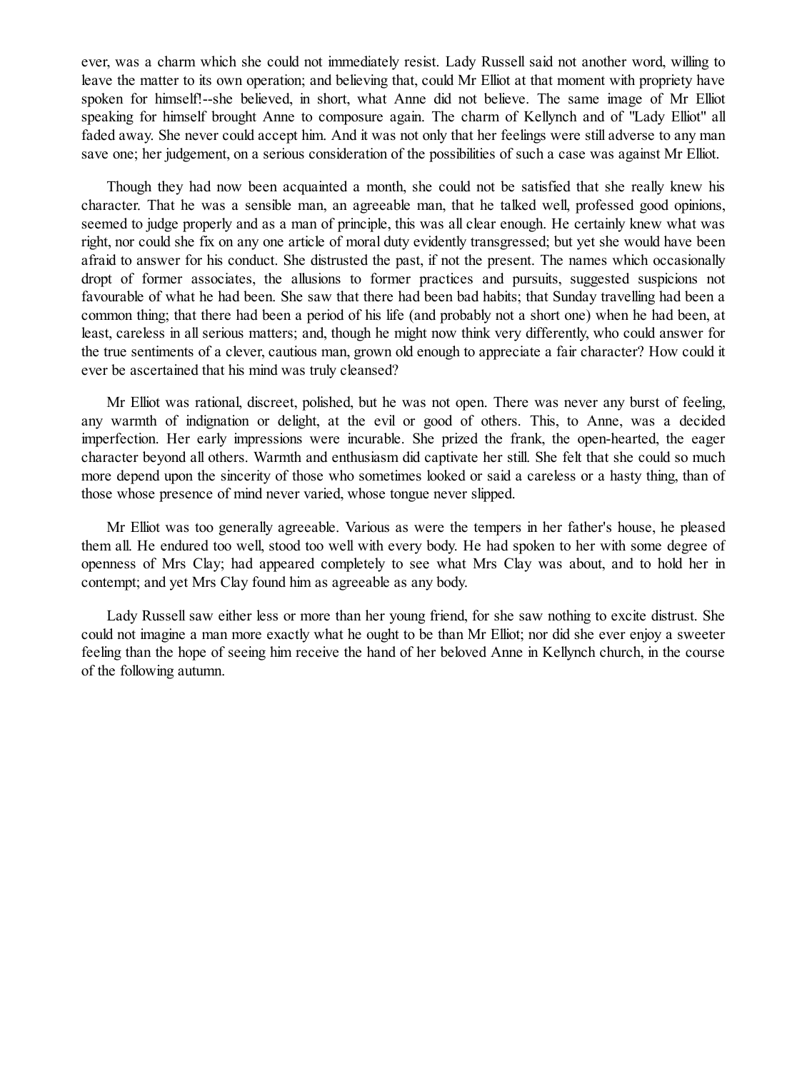ever, was a charm which she could not immediately resist. Lady Russell said not another word, willing to leave the matter to its own operation; and believing that, could Mr Elliot at that moment with propriety have spoken for himself!--she believed, in short, what Anne did not believe. The same image of Mr Elliot speaking for himself brought Anne to composure again. The charm of Kellynch and of "Lady Elliot" all faded away. She never could accept him. And it was not only that her feelings were still adverse to any man save one; her judgement, on a serious consideration of the possibilities of such a case was against Mr Elliot.

Though they had now been acquainted a month, she could not be satisfied that she really knew his character. That he was a sensible man, an agreeable man, that he talked well, professed good opinions, seemed to judge properly and as a man of principle, this was all clear enough. He certainly knew what was right, nor could she fix on any one article of moral duty evidently transgressed; but yet she would have been afraid to answer for his conduct. She distrusted the past, if not the present. The names which occasionally dropt of former associates, the allusions to former practices and pursuits, suggested suspicions not favourable of what he had been. She saw that there had been bad habits; that Sunday travelling had been a common thing; that there had been a period of his life (and probably not a short one) when he had been, at least, careless in all serious matters; and, though he might now think very differently, who could answer for the true sentiments of a clever, cautious man, grown old enough to appreciate a fair character? How could it ever be ascertained that his mind was truly cleansed?

Mr Elliot was rational, discreet, polished, but he was not open. There was never any burst of feeling, any warmth of indignation or delight, at the evil or good of others. This, to Anne, was a decided imperfection. Her early impressions were incurable. She prized the frank, the open-hearted, the eager character beyond all others. Warmth and enthusiasm did captivate her still. She felt that she could so much more depend upon the sincerity of those who sometimes looked or said a careless or a hasty thing, than of those whose presence of mind never varied, whose tongue never slipped.

Mr Elliot was too generally agreeable. Various as were the tempers in her father's house, he pleased them all. He endured too well, stood too well with every body. He had spoken to her with some degree of openness of Mrs Clay; had appeared completely to see what Mrs Clay was about, and to hold her in contempt; and yet Mrs Clay found him as agreeable as any body.

Lady Russell saw either less or more than her young friend, for she saw nothing to excite distrust. She could not imagine a man more exactly what he ought to be than Mr Elliot; nor did she ever enjoy a sweeter feeling than the hope of seeing him receive the hand of her beloved Anne in Kellynch church, in the course of the following autumn.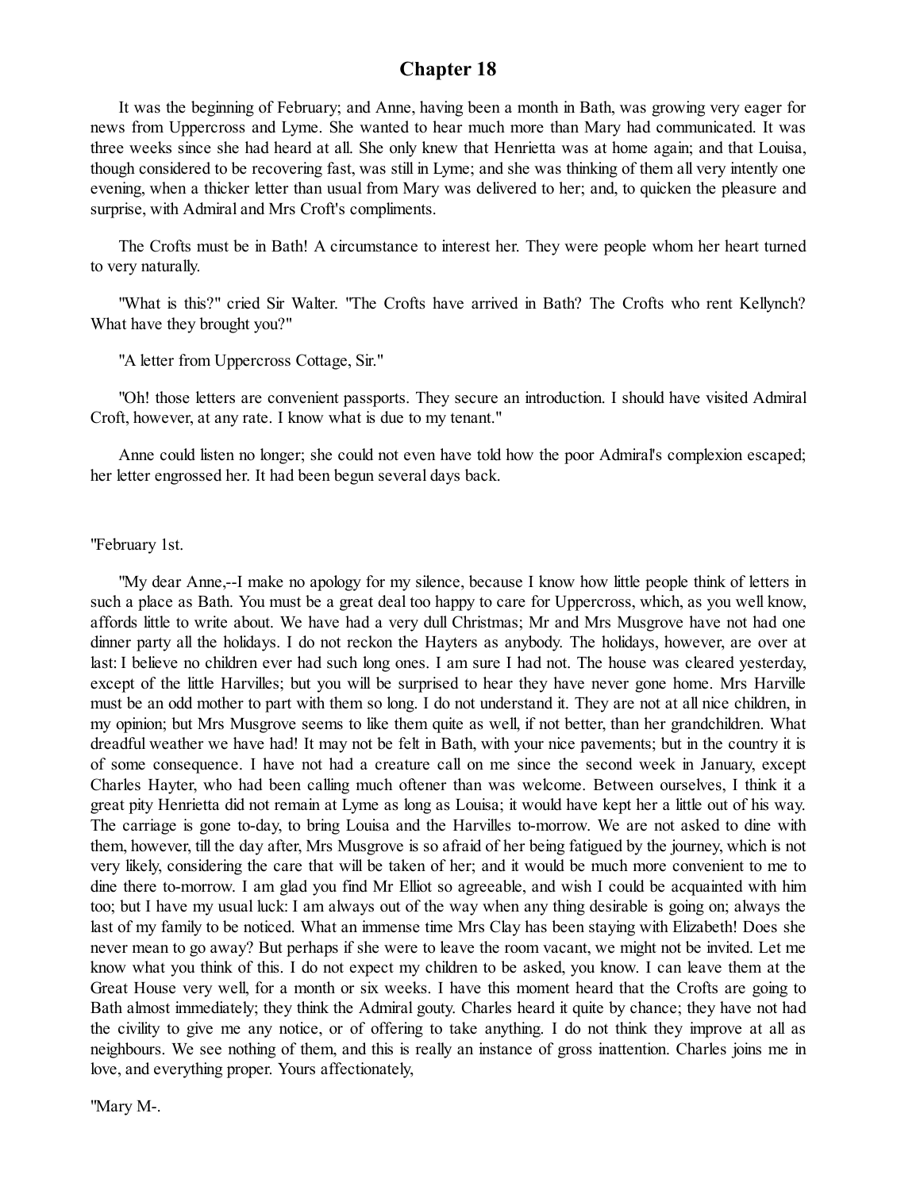# Chapter 18

It was the beginning of February; and Anne, having been a month in Bath, was growing very eager for news from Uppercross and Lyme. She wanted to hear much more than Mary had communicated. It was three weeks since she had heard at all. She only knew that Henrietta was at home again; and that Louisa, though considered to be recovering fast, was still in Lyme; and she was thinking of them all very intently one evening, when a thicker letter than usual from Mary was delivered to her; and, to quicken the pleasure and surprise, with Admiral and Mrs Croft's compliments.

The Crofts must be in Bath! A circumstance to interest her. They were people whom her heart turned to very naturally.

"What is this?" cried Sir Walter. "The Crofts have arrived in Bath? The Crofts who rent Kellynch? What have they brought you?"

"A letter from Uppercross Cottage, Sir."

"Oh! those letters are convenient passports. They secure an introduction. I should have visited Admiral Croft, however, at any rate. I know what is due to my tenant."

Anne could listen no longer; she could not even have told how the poor Admiral's complexion escaped; her letter engrossed her. It had been begun several days back.

"February 1st.

"My dear Anne,--I make no apology for my silence, because I know how little people think of letters in such a place as Bath. You must be a great deal too happy to care for Uppercross, which, as you well know, affords little to write about. We have had a very dull Christmas; Mr and Mrs Musgrove have not had one dinner party all the holidays. I do not reckon the Hayters as anybody. The holidays, however, are over at last: I believe no children ever had such long ones. I am sure I had not. The house was cleared yesterday, except of the little Harvilles; but you will be surprised to hear they have never gone home. Mrs Harville must be an odd mother to part with them so long. I do not understand it. They are not at all nice children, in my opinion; but Mrs Musgrove seems to like them quite as well, if not better, than her grandchildren. What dreadful weather we have had! It may not be felt in Bath, with your nice pavements; but in the country it is of some consequence. I have not had a creature call on me since the second week in January, except Charles Hayter, who had been calling much oftener than was welcome. Between ourselves, I think it a great pity Henrietta did not remain at Lyme as long as Louisa; it would have kept her a little out of his way. The carriage is gone to-day, to bring Louisa and the Harvilles to-morrow. We are not asked to dine with them, however, till the day after, Mrs Musgrove is so afraid of her being fatigued by the journey, which is not very likely, considering the care that will be taken of her; and it would be much more convenient to me to dine there to-morrow. I am glad you find Mr Elliot so agreeable, and wish I could be acquainted with him too; but I have my usual luck: I am always out of the way when any thing desirable is going on; always the last of my family to be noticed. What an immense time Mrs Clay has been staying with Elizabeth! Does she never mean to go away? But perhaps if she were to leave the room vacant, we might not be invited. Let me know what you think of this. I do not expect my children to be asked, you know. I can leave them at the Great House very well, for a month or six weeks. I have this moment heard that the Crofts are going to Bath almost immediately; they think the Admiral gouty. Charles heard it quite by chance; they have not had the civility to give me any notice, or of offering to take anything. I do not think they improve at all as neighbours. We see nothing of them, and this is really an instance of gross inattention. Charles joins me in love, and everything proper. Yours affectionately,

"Mary M-.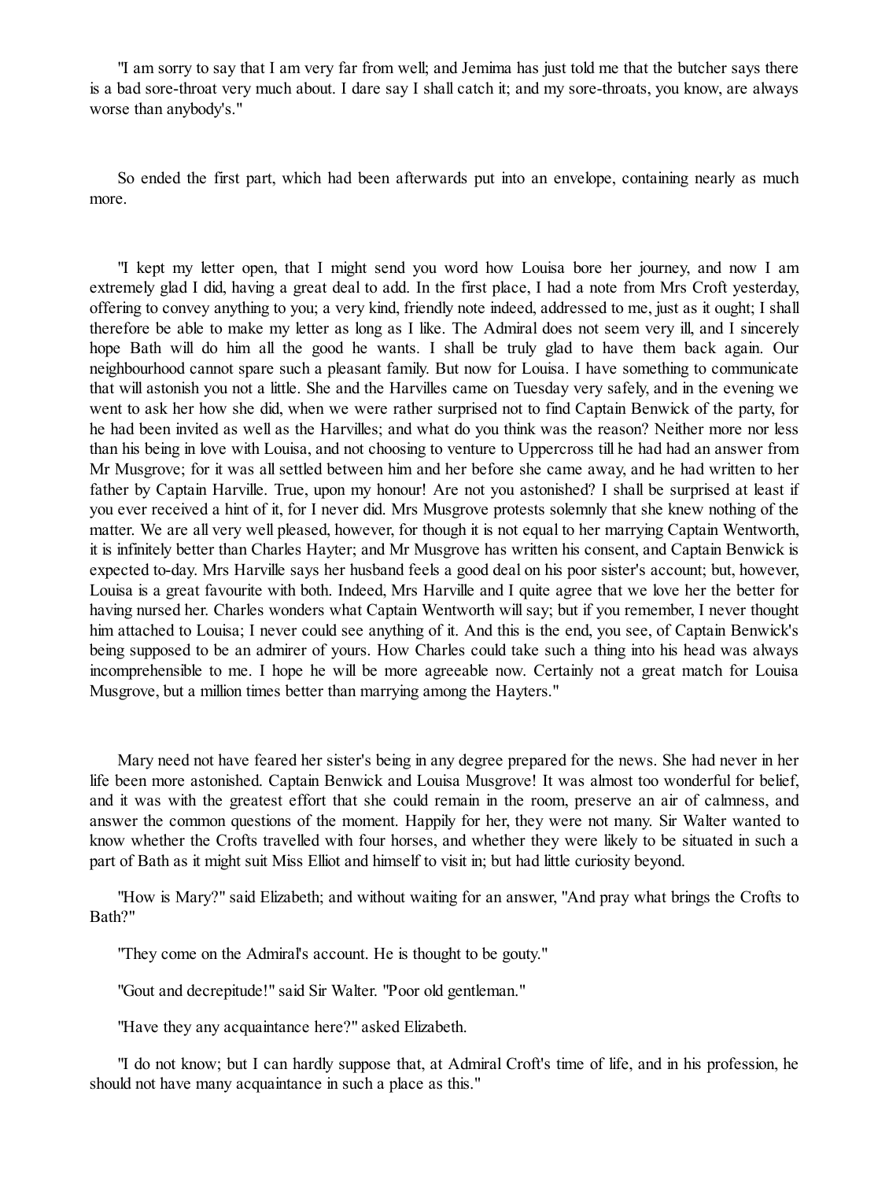"I am sorry to say that I am very far from well; and Jemima has just told me that the butcher says there is a bad sore-throat very much about. I dare say I shall catch it; and my sore-throats, you know, are always worse than anybody's."

So ended the first part, which had been afterwards put into an envelope, containing nearly as much more.

"I kept my letter open, that I might send you word how Louisa bore her journey, and now I am extremely glad I did, having a great deal to add. In the first place, I had a note from Mrs Croft yesterday, offering to convey anything to you; a very kind, friendly note indeed, addressed to me, just as it ought; I shall therefore be able to make my letter as long as I like. The Admiral does not seem very ill, and I sincerely hope Bath will do him all the good he wants. I shall be truly glad to have them back again. Our neighbourhood cannot spare such a pleasant family. But now for Louisa. I have something to communicate that will astonish you not a little. She and the Harvilles came on Tuesday very safely, and in the evening we went to ask her how she did, when we were rather surprised not to find Captain Benwick of the party, for he had been invited as well as the Harvilles; and what do you think was the reason? Neither more nor less than his being in love with Louisa, and not choosing to venture to Uppercross till he had had an answer from Mr Musgrove; for it was all settled between him and her before she came away, and he had written to her father by Captain Harville. True, upon my honour! Are not you astonished? I shall be surprised at least if you ever received a hint of it, for I never did. Mrs Musgrove protests solemnly that she knew nothing of the matter. We are all very well pleased, however, for though it is not equal to her marrying Captain Wentworth, it is infinitely better than Charles Hayter; and Mr Musgrove has written his consent, and Captain Benwick is expected to-day. Mrs Harville says her husband feels a good deal on his poor sister's account; but, however, Louisa is a great favourite with both. Indeed, Mrs Harville and I quite agree that we love her the better for having nursed her. Charles wonders what Captain Wentworth will say; but if you remember, I never thought him attached to Louisa; I never could see anything of it. And this is the end, you see, of Captain Benwick's being supposed to be an admirer of yours. How Charles could take such a thing into his head was always incomprehensible to me. I hope he will be more agreeable now. Certainly not a great match for Louisa Musgrove, but a million times better than marrying among the Hayters."

Mary need not have feared her sister's being in any degree prepared for the news. She had never in her life been more astonished. Captain Benwick and Louisa Musgrove! It was almost too wonderful for belief, and it was with the greatest effort that she could remain in the room, preserve an air of calmness, and answer the common questions of the moment. Happily for her, they were not many. Sir Walter wanted to know whether the Crofts travelled with four horses, and whether they were likely to be situated in such a part of Bath as it might suit Miss Elliot and himself to visit in; but had little curiosity beyond.

"How is Mary?" said Elizabeth; and without waiting for an answer, "And pray what brings the Crofts to Bath?"

"They come on the Admiral's account. He is thought to be gouty."

"Gout and decrepitude!" said Sir Walter. "Poor old gentleman."

"Have they any acquaintance here?" asked Elizabeth.

"I do not know; but I can hardly suppose that, at Admiral Croft's time of life, and in his profession, he should not have many acquaintance in such a place as this."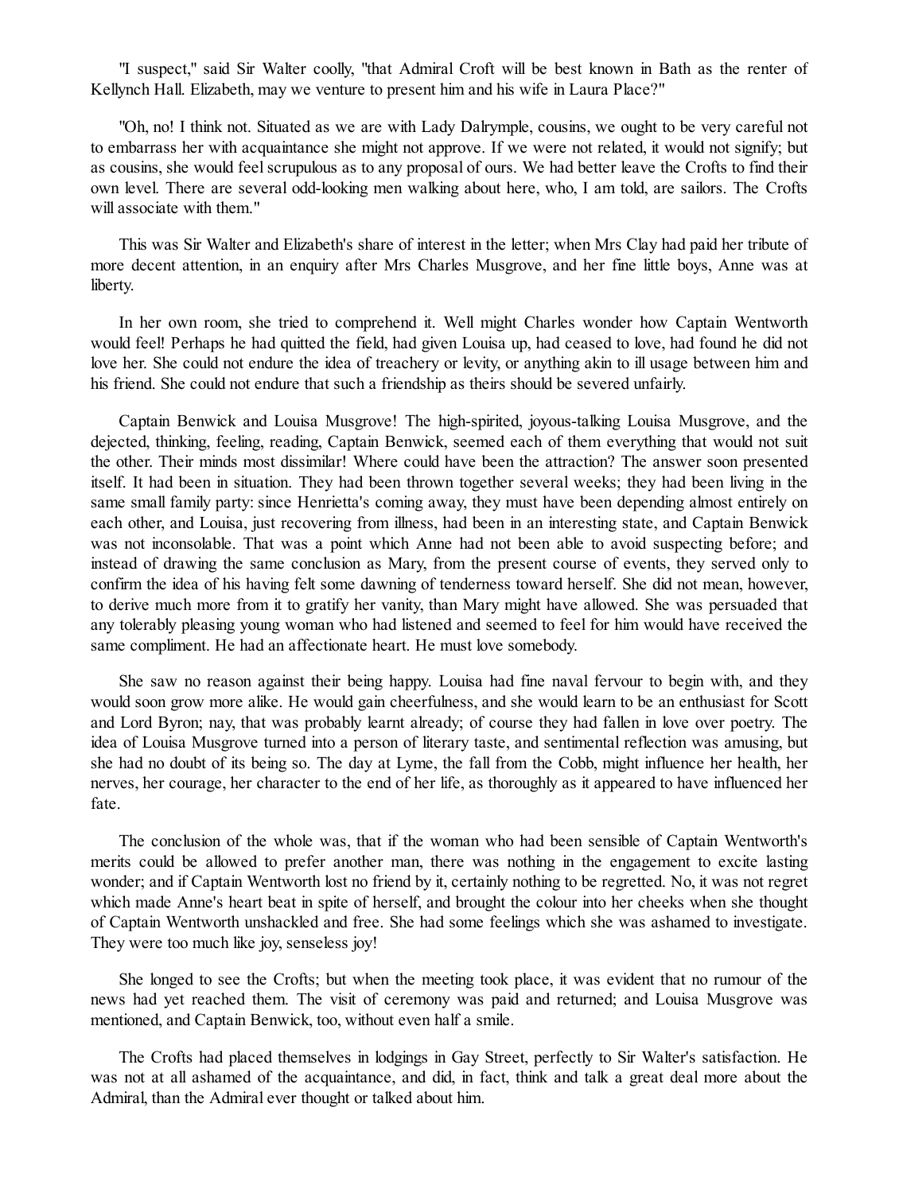"I suspect," said Sir Walter coolly, "that Admiral Croft will be best known in Bath as the renter of Kellynch Hall. Elizabeth, may we venture to present him and his wife in Laura Place?"

"Oh, no! I think not. Situated as we are with Lady Dalrymple, cousins, we ought to be very careful not to embarrass her with acquaintance she might not approve. If we were not related, it would not signify; but as cousins, she would feel scrupulous as to any proposal of ours. We had better leave the Crofts to find their own level. There are several odd-looking men walking about here, who, I am told, are sailors. The Crofts will associate with them."

This was Sir Walter and Elizabeth's share of interest in the letter; when Mrs Clay had paid her tribute of more decent attention, in an enquiry after Mrs Charles Musgrove, and her fine little boys, Anne was at liberty.

In her own room, she tried to comprehend it. Well might Charles wonder how Captain Wentworth would feel! Perhaps he had quitted the field, had given Louisa up, had ceased to love, had found he did not love her. She could not endure the idea of treachery or levity, or anything akin to ill usage between him and his friend. She could not endure that such a friendship as theirs should be severed unfairly.

Captain Benwick and Louisa Musgrove! The high-spirited, joyous-talking Louisa Musgrove, and the dejected, thinking, feeling, reading, Captain Benwick, seemed each of them everything that would not suit the other. Their minds most dissimilar! Where could have been the attraction? The answer soon presented itself. It had been in situation. They had been thrown together several weeks; they had been living in the same small family party: since Henrietta's coming away, they must have been depending almost entirely on each other, and Louisa, just recovering from illness, had been in an interesting state, and Captain Benwick was not inconsolable. That was a point which Anne had not been able to avoid suspecting before; and instead of drawing the same conclusion as Mary, from the present course of events, they served only to confirm the idea of his having felt some dawning of tenderness toward herself. She did not mean, however, to derive much more from it to gratify her vanity, than Mary might have allowed. She was persuaded that any tolerably pleasing young woman who had listened and seemed to feel for him would have received the same compliment. He had an affectionate heart. He must love somebody.

She saw no reason against their being happy. Louisa had fine naval fervour to begin with, and they would soon grow more alike. He would gain cheerfulness, and she would learn to be an enthusiast for Scott and Lord Byron; nay, that was probably learnt already; of course they had fallen in love over poetry. The idea of Louisa Musgrove turned into a person of literary taste, and sentimental reflection was amusing, but she had no doubt of its being so. The day at Lyme, the fall from the Cobb, might influence her health, her nerves, her courage, her character to the end of her life, as thoroughly as it appeared to have influenced her fate.

The conclusion of the whole was, that if the woman who had been sensible of Captain Wentworth's merits could be allowed to prefer another man, there was nothing in the engagement to excite lasting wonder; and if Captain Wentworth lost no friend by it, certainly nothing to be regretted. No, it was not regret which made Anne's heart beat in spite of herself, and brought the colour into her cheeks when she thought of Captain Wentworth unshackled and free. She had some feelings which she was ashamed to investigate. They were too much like joy, senseless joy!

She longed to see the Crofts; but when the meeting took place, it was evident that no rumour of the news had yet reached them. The visit of ceremony was paid and returned; and Louisa Musgrove was mentioned, and Captain Benwick, too, without even half a smile.

The Crofts had placed themselves in lodgings in Gay Street, perfectly to Sir Walter's satisfaction. He was not at all ashamed of the acquaintance, and did, in fact, think and talk a great deal more about the Admiral, than the Admiral ever thought or talked about him.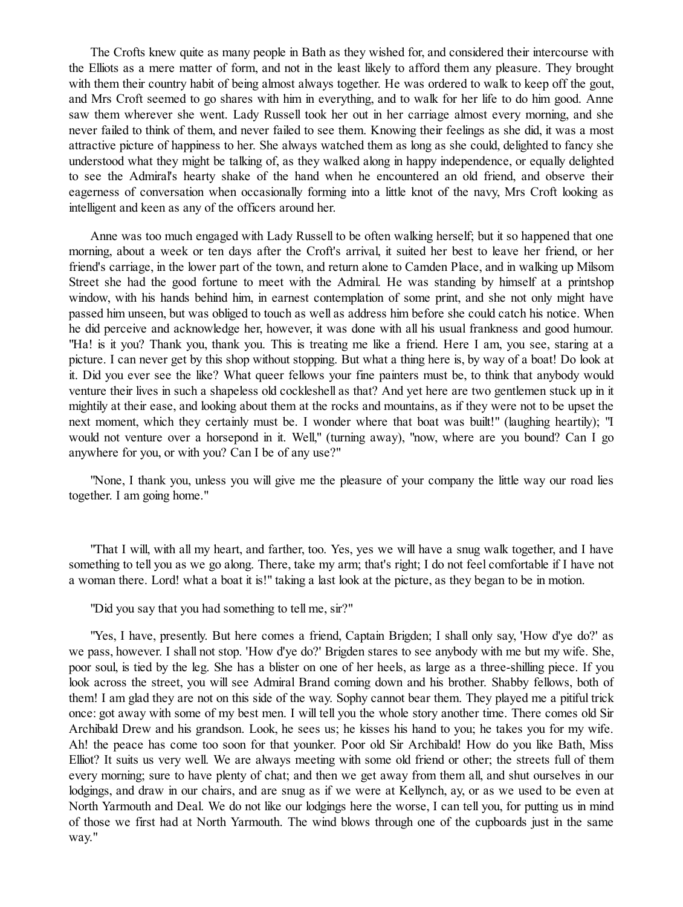The Crofts knew quite as many people in Bath as they wished for, and considered their intercourse with the Elliots as a mere matter of form, and not in the least likely to afford them any pleasure. They brought with them their country habit of being almost always together. He was ordered to walk to keep off the gout, and Mrs Croft seemed to go shares with him in everything, and to walk for her life to do him good. Anne saw them wherever she went. Lady Russell took her out in her carriage almost every morning, and she never failed to think of them, and never failed to see them. Knowing their feelings as she did, it was a most attractive picture of happiness to her. She always watched them as long as she could, delighted to fancy she understood what they might be talking of, as they walked along in happy independence, or equally delighted to see the Admiral's hearty shake of the hand when he encountered an old friend, and observe their eagerness of conversation when occasionally forming into a little knot of the navy, Mrs Croft looking as intelligent and keen as any of the officers around her.

Anne was too much engaged with Lady Russell to be often walking herself; but it so happened that one morning, about a week or ten days after the Croft's arrival, it suited her best to leave her friend, or her friend's carriage, in the lower part of the town, and return alone to Camden Place, and in walking up Milsom Street she had the good fortune to meet with the Admiral. He was standing by himself at a printshop window, with his hands behind him, in earnest contemplation of some print, and she not only might have passed him unseen, but was obliged to touch as well as address him before she could catch his notice. When he did perceive and acknowledge her, however, it was done with all his usual frankness and good humour. "Ha! is it you? Thank you, thank you. This is treating me like a friend. Here I am, you see, staring at a picture. I can never get by this shop without stopping. But what a thing here is, by way of a boat! Do look at it. Did you ever see the like? What queer fellows your fine painters must be, to think that anybody would venture their lives in such a shapeless old cockleshell as that? And yet here are two gentlemen stuck up in it mightily at their ease, and looking about them at the rocks and mountains, as if they were not to be upset the next moment, which they certainly must be. I wonder where that boat was built!" (laughing heartily); "I would not venture over a horsepond in it. Well," (turning away), "now, where are you bound? Can I go anywhere for you, or with you? Can I be of any use?"

"None, I thank you, unless you will give me the pleasure of your company the little way our road lies together. I am going home."

"That I will, with all my heart, and farther, too. Yes, yes we will have a snug walk together, and I have something to tell you as we go along. There, take my arm; that's right; I do not feel comfortable if I have not a woman there. Lord! what a boat it is!" taking a last look at the picture, as they began to be in motion.

"Did you say that you had something to tell me, sir?"

"Yes, I have, presently. But here comes a friend, Captain Brigden; I shall only say, 'How d'ye do?' as we pass, however. I shall not stop. 'How d'ye do?' Brigden stares to see anybody with me but my wife. She, poor soul, is tied by the leg. She has a blister on one of her heels, as large as a three-shilling piece. If you look across the street, you will see Admiral Brand coming down and his brother. Shabby fellows, both of them! I am glad they are not on this side of the way. Sophy cannot bear them. They played me a pitiful trick once: got away with some of my best men. I will tell you the whole story another time. There comes old Sir Archibald Drew and his grandson. Look, he sees us; he kisses his hand to you; he takes you for my wife. Ah! the peace has come too soon for that younker. Poor old Sir Archibald! How do you like Bath, Miss Elliot? It suits us very well. We are always meeting with some old friend or other; the streets full of them every morning; sure to have plenty of chat; and then we get away from them all, and shut ourselves in our lodgings, and draw in our chairs, and are snug as if we were at Kellynch, ay, or as we used to be even at North Yarmouth and Deal. We do not like our lodgings here the worse, I can tell you, for putting us in mind of those we first had at North Yarmouth. The wind blows through one of the cupboards just in the same way."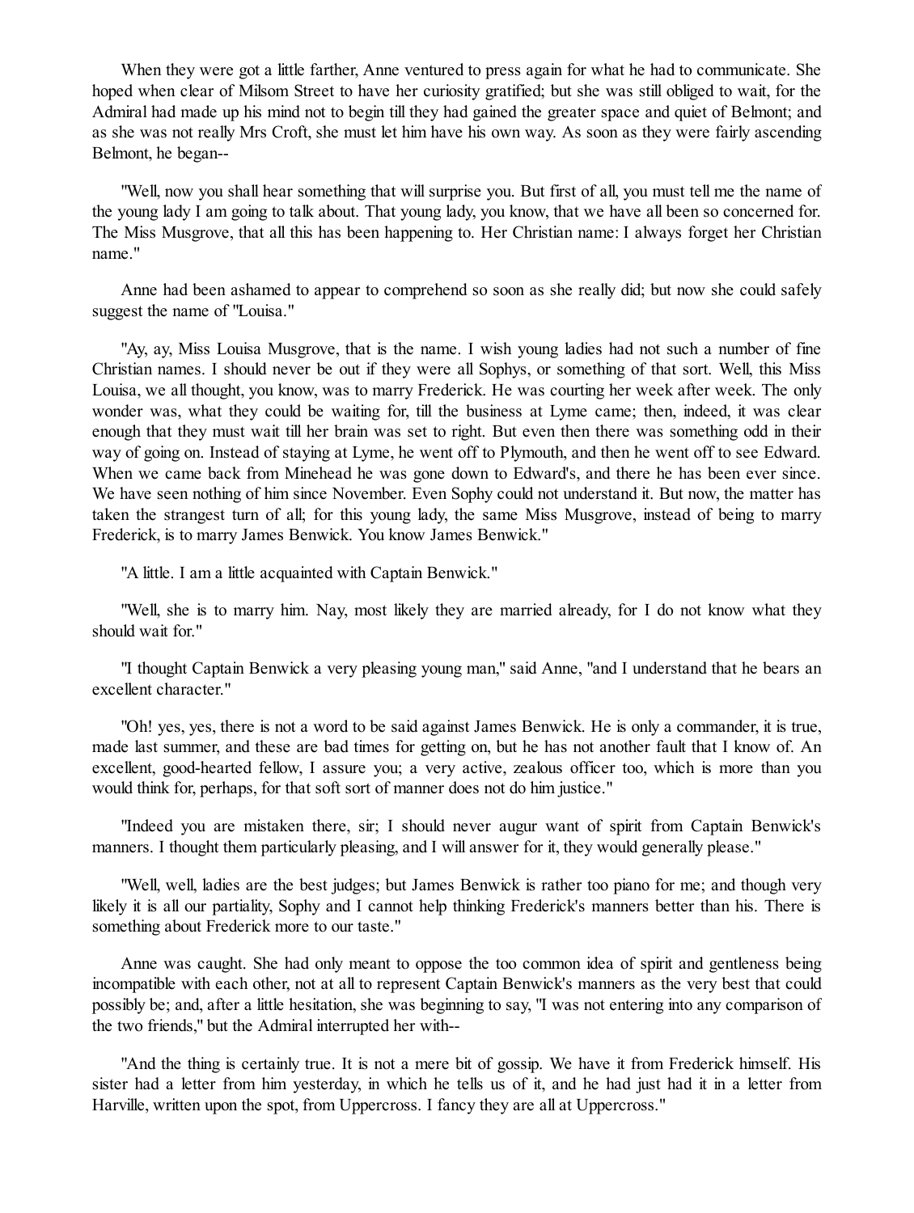When they were got a little farther, Anne ventured to press again for what he had to communicate. She hoped when clear of Milsom Street to have her curiosity gratified; but she was still obliged to wait, for the Admiral had made up his mind not to begin till they had gained the greater space and quiet of Belmont; and as she was not really Mrs Croft, she must let him have his own way. As soon as they were fairly ascending Belmont, he began--

"Well, now you shall hear something that will surprise you. But first of all, you must tell me the name of the young lady I am going to talk about. That young lady, you know, that we have all been so concerned for. The Miss Musgrove, that all this has been happening to. Her Christian name: I always forget her Christian name."

Anne had been ashamed to appear to comprehend so soon as she really did; but now she could safely suggest the name of "Louisa."

"Ay, ay, Miss Louisa Musgrove, that is the name. I wish young ladies had not such a number of fine Christian names. I should never be out if they were all Sophys, or something of that sort. Well, this Miss Louisa, we all thought, you know, was to marry Frederick. He was courting her week after week. The only wonder was, what they could be waiting for, till the business at Lyme came; then, indeed, it was clear enough that they must wait till her brain was set to right. But even then there was something odd in their way of going on. Instead of staying at Lyme, he went off to Plymouth, and then he went off to see Edward. When we came back from Minehead he was gone down to Edward's, and there he has been ever since. We have seen nothing of him since November. Even Sophy could not understand it. But now, the matter has taken the strangest turn of all; for this young lady, the same Miss Musgrove, instead of being to marry Frederick, is to marry James Benwick. You know James Benwick."

"A little. I am a little acquainted with Captain Benwick."

"Well, she is to marry him. Nay, most likely they are married already, for I do not know what they should wait for."

"I thought Captain Benwick a very pleasing young man," said Anne, "and I understand that he bears an excellent character."

"Oh! yes, yes, there is not a word to be said against James Benwick. He is only a commander, it is true, made last summer, and these are bad times for getting on, but he has not another fault that I know of. An excellent, good-hearted fellow, I assure you; a very active, zealous officer too, which is more than you would think for, perhaps, for that soft sort of manner does not do him justice."

"Indeed you are mistaken there, sir; I should never augur want of spirit from Captain Benwick's manners. I thought them particularly pleasing, and I will answer for it, they would generally please."

"Well, well, ladies are the best judges; but James Benwick is rather too piano for me; and though very likely it is all our partiality, Sophy and I cannot help thinking Frederick's manners better than his. There is something about Frederick more to our taste."

Anne was caught. She had only meant to oppose the too common idea of spirit and gentleness being incompatible with each other, not at all to represent Captain Benwick's manners as the very best that could possibly be; and, after a little hesitation, she was beginning to say, "I was not entering into any comparison of the two friends," but the Admiral interrupted her with--

"And the thing is certainly true. It is not a mere bit of gossip. We have it from Frederick himself. His sister had a letter from him yesterday, in which he tells us of it, and he had just had it in a letter from Harville, written upon the spot, from Uppercross. I fancy they are all at Uppercross."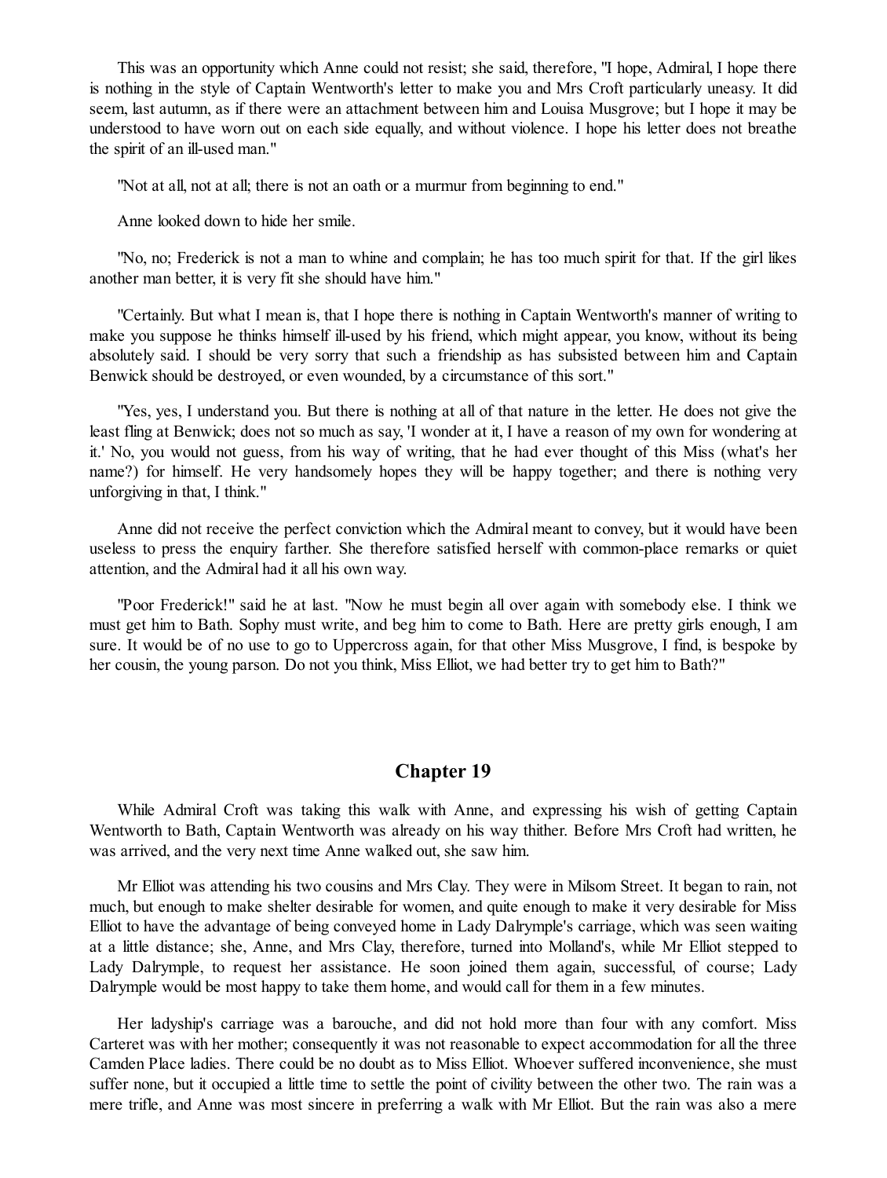This was an opportunity which Anne could not resist; she said, therefore, "I hope, Admiral, I hope there is nothing in the style of Captain Wentworth's letter to make you and Mrs Croft particularly uneasy. It did seem, last autumn, as if there were an attachment between him and Louisa Musgrove; but I hope it may be understood to have worn out on each side equally, and without violence. I hope his letter does not breathe the spirit of an ill-used man."

"Not at all, not at all; there is not an oath or a murmur from beginning to end."

Anne looked down to hide her smile.

"No, no; Frederick is not a man to whine and complain; he has too much spirit for that. If the girl likes another man better, it is very fit she should have him."

"Certainly. But what I mean is, that I hope there is nothing in Captain Wentworth's manner of writing to make you suppose he thinks himself ill-used by his friend, which might appear, you know, without its being absolutely said. I should be very sorry that such a friendship as has subsisted between him and Captain Benwick should be destroyed, or even wounded, by a circumstance of this sort."

"Yes, yes, I understand you. But there is nothing at all of that nature in the letter. He does not give the least fling at Benwick; does not so much as say, 'I wonder at it, I have a reason of my own for wondering at it.' No, you would not guess, from his way of writing, that he had ever thought of this Miss (what's her name?) for himself. He very handsomely hopes they will be happy together; and there is nothing very unforgiving in that, I think."

Anne did not receive the perfect conviction which the Admiral meant to convey, but it would have been useless to press the enquiry farther. She therefore satisfied herself with common-place remarks or quiet attention, and the Admiral had it all his own way.

"Poor Frederick!" said he at last. "Now he must begin all over again with somebody else. I think we must get him to Bath. Sophy must write, and beg him to come to Bath. Here are pretty girls enough, I am sure. It would be of no use to go to Uppercross again, for that other Miss Musgrove, I find, is bespoke by her cousin, the young parson. Do not you think, Miss Elliot, we had better try to get him to Bath?"

## Chapter 19

While Admiral Croft was taking this walk with Anne, and expressing his wish of getting Captain Wentworth to Bath, Captain Wentworth was already on his way thither. Before Mrs Croft had written, he was arrived, and the very next time Anne walked out, she saw him.

Mr Elliot was attending his two cousins and Mrs Clay. They were in Milsom Street. It began to rain, not much, but enough to make shelter desirable for women, and quite enough to make it very desirable for Miss Elliot to have the advantage of being conveyed home in Lady Dalrymple's carriage, which was seen waiting at a little distance; she, Anne, and Mrs Clay, therefore, turned into Molland's, while Mr Elliot stepped to Lady Dalrymple, to request her assistance. He soon joined them again, successful, of course; Lady Dalrymple would be most happy to take them home, and would call for them in a few minutes.

Her ladyship's carriage was a barouche, and did not hold more than four with any comfort. Miss Carteret was with her mother; consequently it was not reasonable to expect accommodation for all the three Camden Place ladies. There could be no doubt as to Miss Elliot. Whoever suffered inconvenience, she must suffer none, but it occupied a little time to settle the point of civility between the other two. The rain was a mere trifle, and Anne was most sincere in preferring a walk with Mr Elliot. But the rain was also a mere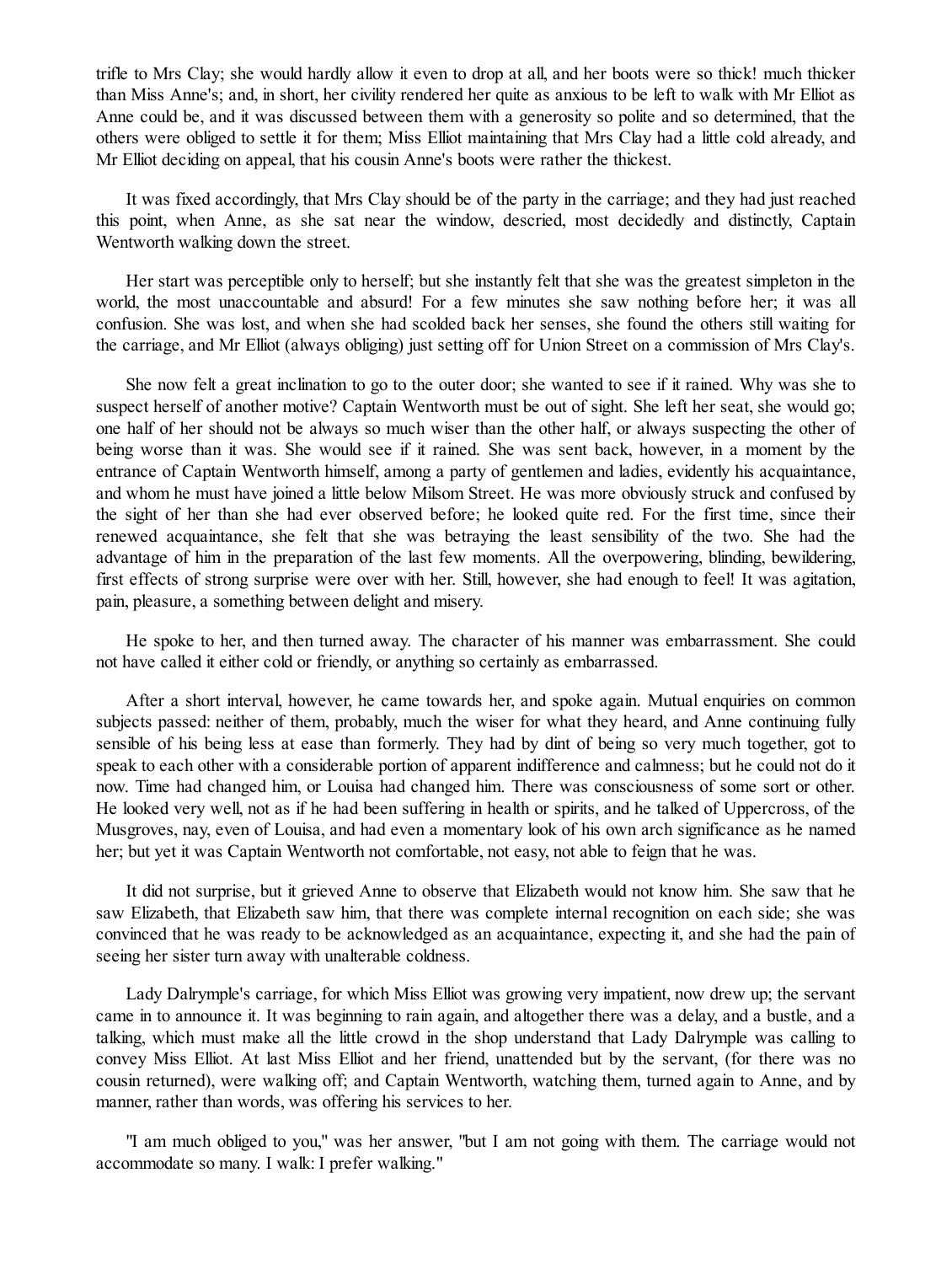trifle to Mrs Clay; she would hardly allow it even to drop at all, and her boots were so thick! much thicker than Miss Anne's; and, in short, her civility rendered her quite as anxious to be left to walk with Mr Elliot as Anne could be, and it was discussed between them with a generosity so polite and so determined, that the others were obliged to settle it for them; Miss Elliot maintaining that Mrs Clay had a little cold already, and Mr Elliot deciding on appeal, that his cousin Anne's boots were rather the thickest.

It was fixed accordingly, that Mrs Clay should be of the party in the carriage; and they had just reached this point, when Anne, as she sat near the window, descried, most decidedly and distinctly, Captain Wentworth walking down the street.

Her start was perceptible only to herself; but she instantly felt that she was the greatest simpleton in the world, the most unaccountable and absurd! For a few minutes she saw nothing before her; it was all confusion. She was lost, and when she had scolded back her senses, she found the others still waiting for the carriage, and Mr Elliot (always obliging) just setting off for Union Street on a commission of Mrs Clay's.

She now felt a great inclination to go to the outer door; she wanted to see if it rained. Why was she to suspect herself of another motive? Captain Wentworth must be out of sight. She left her seat, she would go; one half of her should not be always so much wiser than the other half, or always suspecting the other of being worse than it was. She would see if it rained. She was sent back, however, in a moment by the entrance of Captain Wentworth himself, among a party of gentlemen and ladies, evidently his acquaintance, and whom he must have joined a little below Milsom Street. He was more obviously struck and confused by the sight of her than she had ever observed before; he looked quite red. For the first time, since their renewed acquaintance, she felt that she was betraying the least sensibility of the two. She had the advantage of him in the preparation of the last few moments. All the overpowering, blinding, bewildering, first effects of strong surprise were over with her. Still, however, she had enough to feel! It was agitation, pain, pleasure, a something between delight and misery.

He spoke to her, and then turned away. The character of his manner was embarrassment. She could not have called it either cold or friendly, or anything so certainly as embarrassed.

After a short interval, however, he came towards her, and spoke again. Mutual enquiries on common subjects passed: neither of them, probably, much the wiser for what they heard, and Anne continuing fully sensible of his being less at ease than formerly. They had by dint of being so very much together, got to speak to each other with a considerable portion of apparent indifference and calmness; but he could not do it now. Time had changed him, or Louisa had changed him. There was consciousness of some sort or other. He looked very well, not as if he had been suffering in health or spirits, and he talked of Uppercross, of the Musgroves, nay, even of Louisa, and had even a momentary look of his own arch significance as he named her; but yet it was Captain Wentworth not comfortable, not easy, not able to feign that he was.

It did not surprise, but it grieved Anne to observe that Elizabeth would not know him. She saw that he saw Elizabeth, that Elizabeth saw him, that there was complete internal recognition on each side; she was convinced that he was ready to be acknowledged as an acquaintance, expecting it, and she had the pain of seeing her sister turn away with unalterable coldness.

Lady Dalrymple's carriage, for which Miss Elliot was growing very impatient, now drew up; the servant came in to announce it. It was beginning to rain again, and altogether there was a delay, and a bustle, and a talking, which must make all the little crowd in the shop understand that Lady Dalrymple was calling to convey Miss Elliot. At last Miss Elliot and her friend, unattended but by the servant, (for there was no cousin returned), were walking off; and Captain Wentworth, watching them, turned again to Anne, and by manner, rather than words, was offering his services to her.

"I am much obliged to you," was her answer, "but I am not going with them. The carriage would not accommodate so many. I walk: I prefer walking."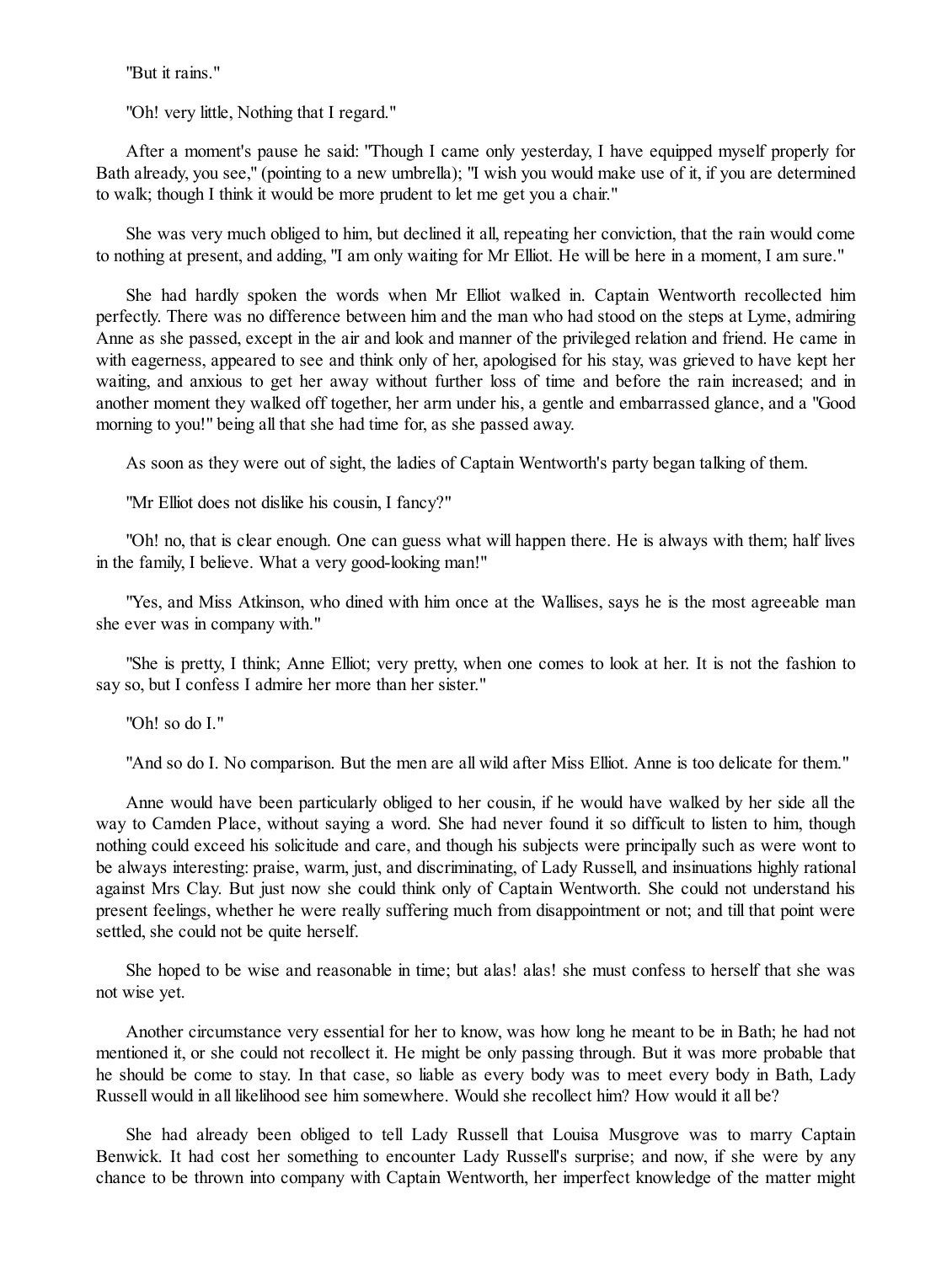"But it rains."

"Oh! very little, Nothing that I regard."

After a moment's pause he said: "Though I came only yesterday, I have equipped myself properly for Bath already, you see," (pointing to a new umbrella); "I wish you would make use of it, if you are determined to walk; though I think it would be more prudent to let me get you a chair."

She was very much obliged to him, but declined it all, repeating her conviction, that the rain would come to nothing at present, and adding, "I am only waiting for Mr Elliot. He will be here in a moment, I am sure."

She had hardly spoken the words when Mr Elliot walked in. Captain Wentworth recollected him perfectly. There was no difference between him and the man who had stood on the steps at Lyme, admiring Anne as she passed, except in the air and look and manner of the privileged relation and friend. He came in with eagerness, appeared to see and think only of her, apologised for his stay, was grieved to have kept her waiting, and anxious to get her away without further loss of time and before the rain increased; and in another moment they walked off together, her arm under his, a gentle and embarrassed glance, and a "Good morning to you!" being all that she had time for, as she passed away.

As soon as they were out of sight, the ladies of Captain Wentworth's party began talking of them.

"Mr Elliot does not dislike his cousin, I fancy?"

"Oh! no, that is clear enough. One can guess what will happen there. He is always with them; half lives in the family, I believe. What a very good-looking man!"

"Yes, and Miss Atkinson, who dined with him once at the Wallises, says he is the most agreeable man she ever was in company with."

"She is pretty, I think; Anne Elliot; very pretty, when one comes to look at her. It is not the fashion to say so, but I confess I admire her more than her sister."

"Oh! so do I."

"And so do I. No comparison. But the men are all wild after Miss Elliot. Anne is too delicate for them."

Anne would have been particularly obliged to her cousin, if he would have walked by her side all the way to Camden Place, without saying a word. She had never found it so difficult to listen to him, though nothing could exceed his solicitude and care, and though his subjects were principally such as were wont to be always interesting: praise, warm, just, and discriminating, of Lady Russell, and insinuations highly rational against Mrs Clay. But just now she could think only of Captain Wentworth. She could not understand his present feelings, whether he were really suffering much from disappointment or not; and till that point were settled, she could not be quite herself.

She hoped to be wise and reasonable in time; but alas! alas! she must confess to herself that she was not wise yet.

Another circumstance very essential for her to know, was how long he meant to be in Bath; he had not mentioned it, or she could not recollect it. He might be only passing through. But it was more probable that he should be come to stay. In that case, so liable as every body was to meet every body in Bath, Lady Russell would in all likelihood see him somewhere. Would she recollect him? How would it all be?

She had already been obliged to tell Lady Russell that Louisa Musgrove was to marry Captain Benwick. It had cost her something to encounter Lady Russell's surprise; and now, if she were by any chance to be thrown into company with Captain Wentworth, her imperfect knowledge of the matter might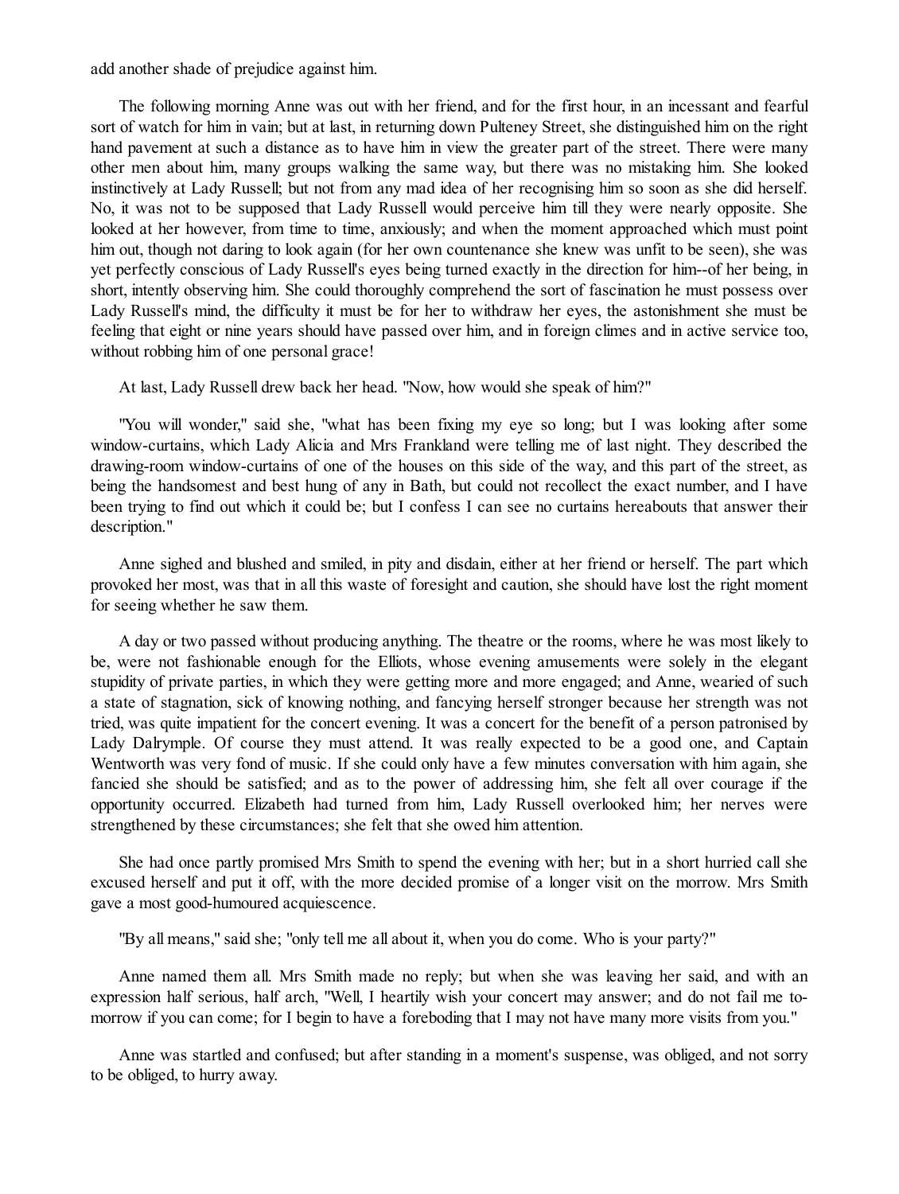add another shade of prejudice against him.

The following morning Anne was out with her friend, and for the first hour, in an incessant and fearful sort of watch for him in vain; but at last, in returning down Pulteney Street, she distinguished him on the right hand pavement at such a distance as to have him in view the greater part of the street. There were many other men about him, many groups walking the same way, but there was no mistaking him. She looked instinctively at Lady Russell; but not from any mad idea of her recognising him so soon as she did herself. No, it was not to be supposed that Lady Russell would perceive him till they were nearly opposite. She looked at her however, from time to time, anxiously; and when the moment approached which must point him out, though not daring to look again (for her own countenance she knew was unfit to be seen), she was yet perfectly conscious of Lady Russell's eyes being turned exactly in the direction for him--of her being, in short, intently observing him. She could thoroughly comprehend the sort of fascination he must possess over Lady Russell's mind, the difficulty it must be for her to withdraw her eyes, the astonishment she must be feeling that eight or nine years should have passed over him, and in foreign climes and in active service too, without robbing him of one personal grace!

At last, Lady Russell drew back her head. "Now, how would she speak of him?"

"You will wonder," said she, "what has been fixing my eye so long; but I was looking after some window-curtains, which Lady Alicia and Mrs Frankland were telling me of last night. They described the drawing-room window-curtains of one of the houses on this side of the way, and this part of the street, as being the handsomest and best hung of any in Bath, but could not recollect the exact number, and I have been trying to find out which it could be; but I confess I can see no curtains hereabouts that answer their description."

Anne sighed and blushed and smiled, in pity and disdain, either at her friend or herself. The part which provoked her most, was that in all this waste of foresight and caution, she should have lost the right moment for seeing whether he saw them.

A day or two passed without producing anything. The theatre or the rooms, where he was most likely to be, were not fashionable enough for the Elliots, whose evening amusements were solely in the elegant stupidity of private parties, in which they were getting more and more engaged; and Anne, wearied of such a state of stagnation, sick of knowing nothing, and fancying herself stronger because her strength was not tried, was quite impatient for the concert evening. It was a concert for the benefit of a person patronised by Lady Dalrymple. Of course they must attend. It was really expected to be a good one, and Captain Wentworth was very fond of music. If she could only have a few minutes conversation with him again, she fancied she should be satisfied; and as to the power of addressing him, she felt all over courage if the opportunity occurred. Elizabeth had turned from him, Lady Russell overlooked him; her nerves were strengthened by these circumstances; she felt that she owed him attention.

She had once partly promised Mrs Smith to spend the evening with her; but in a short hurried call she excused herself and put it off, with the more decided promise of a longer visit on the morrow. Mrs Smith gave a most good-humoured acquiescence.

"By all means," said she; "only tell me all about it, when you do come. Who is your party?"

Anne named them all. Mrs Smith made no reply; but when she was leaving her said, and with an expression half serious, half arch, "Well, I heartily wish your concert may answer; and do not fail me to-morrow if you can come; for I begin to have a foreboding that I may not have many more visits from you."

Anne was startled and confused; but after standing in a moment's suspense, was obliged, and not sorry to be obliged, to hurry away.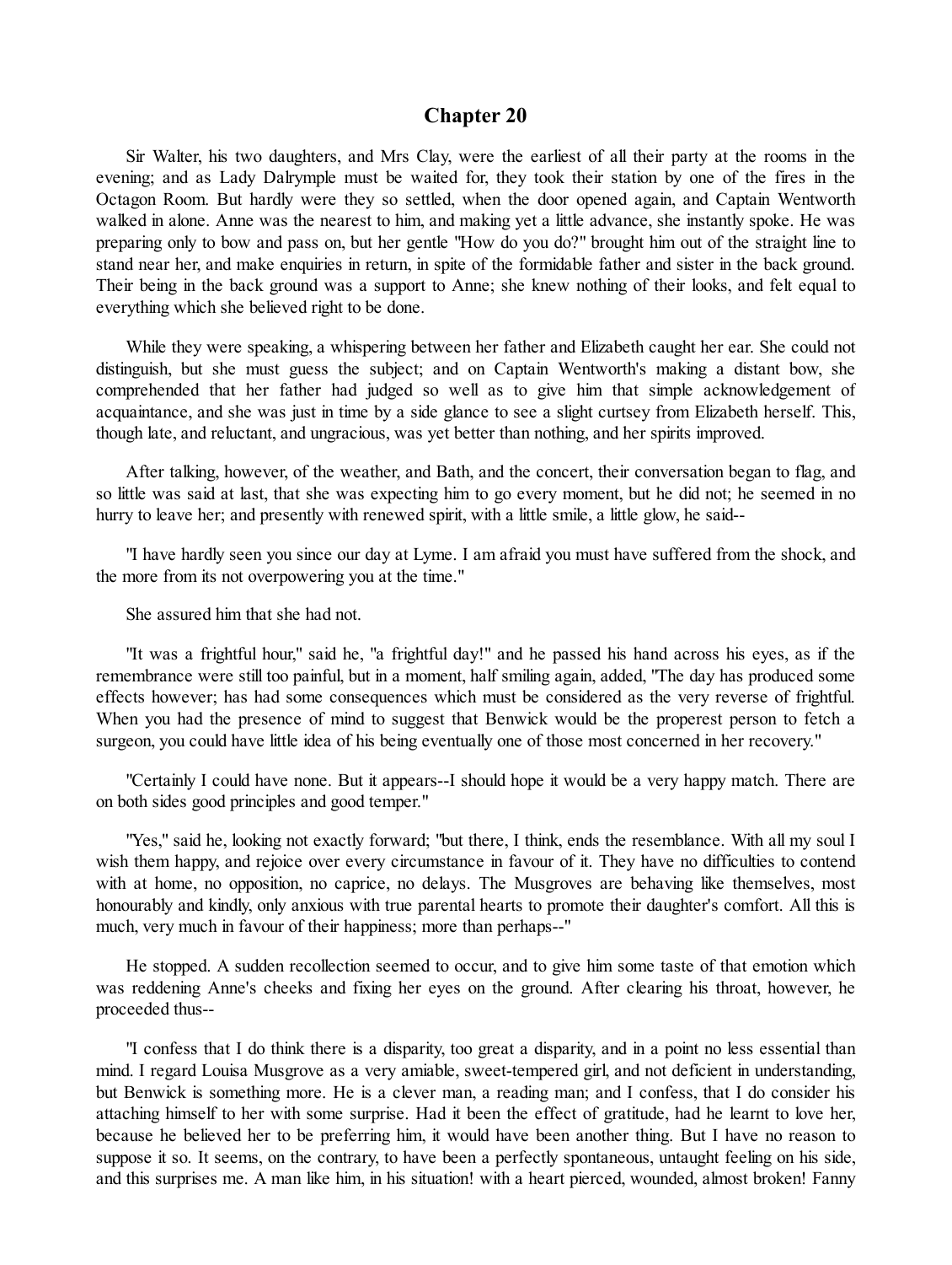## Chapter 20

Sir Walter, his two daughters, and Mrs Clay, were the earliest of all their party at the rooms in the evening; and as Lady Dalrymple must be waited for, they took their station by one of the fires in the Octagon Room. But hardly were they so settled, when the door opened again, and Captain Wentworth walked in alone. Anne was the nearest to him, and making yet a little advance, she instantly spoke. He was preparing only to bow and pass on, but her gentle "How do you do?" brought him out of the straight line to stand near her, and make enquiries in return, in spite of the formidable father and sister in the back ground. Their being in the back ground was a support to Anne; she knew nothing of their looks, and felt equal to everything which she believed right to be done.

While they were speaking, a whispering between her father and Elizabeth caught her ear. She could not distinguish, but she must guess the subject; and on Captain Wentworth's making a distant bow, she comprehended that her father had judged so well as to give him that simple acknowledgement of acquaintance, and she was just in time by a side glance to see a slight curtsey from Elizabeth herself. This, though late, and reluctant, and ungracious, was yet better than nothing, and her spirits improved.

After talking, however, of the weather, and Bath, and the concert, their conversation began to flag, and so little was said at last, that she was expecting him to go every moment, but he did not; he seemed in no hurry to leave her; and presently with renewed spirit, with a little smile, a little glow, he said--

"I have hardly seen you since our day at Lyme. I am afraid you must have suffered from the shock, and the more from its not overpowering you at the time."

She assured him that she had not.

"It was a frightful hour," said he, "a frightful day!" and he passed his hand across his eyes, as if the remembrance were still too painful, but in a moment, half smiling again, added, "The day has produced some effects however; has had some consequences which must be considered as the very reverse of frightful. When you had the presence of mind to suggest that Benwick would be the properest person to fetch a surgeon, you could have little idea of his being eventually one of those most concerned in her recovery."

"Certainly I could have none. But it appears--I should hope it would be a very happy match. There are on both sides good principles and good temper."

"Yes," said he, looking not exactly forward; "but there, I think, ends the resemblance. With all my soul I wish them happy, and rejoice over every circumstance in favour of it. They have no difficulties to contend with at home, no opposition, no caprice, no delays. The Musgroves are behaving like themselves, most honourably and kindly, only anxious with true parental hearts to promote their daughter's comfort. All this is much, very much in favour of their happiness; more than perhaps--"

He stopped. A sudden recollection seemed to occur, and to give him some taste of that emotion which was reddening Anne's cheeks and fixing her eyes on the ground. After clearing his throat, however, he proceeded thus--

"I confess that I do think there is a disparity, too great a disparity, and in a point no less essential than mind. I regard Louisa Musgrove as a very amiable, sweet-tempered girl, and not deficient in understanding, but Benwick is something more. He is a clever man, a reading man; and I confess, that I do consider his attaching himself to her with some surprise. Had it been the effect of gratitude, had he learnt to love her, because he believed her to be preferring him, it would have been another thing. But I have no reason to suppose it so. It seems, on the contrary, to have been a perfectly spontaneous, untaught feeling on his side, and this surprises me. A man like him, in his situation! with a heart pierced, wounded, almost broken! Fanny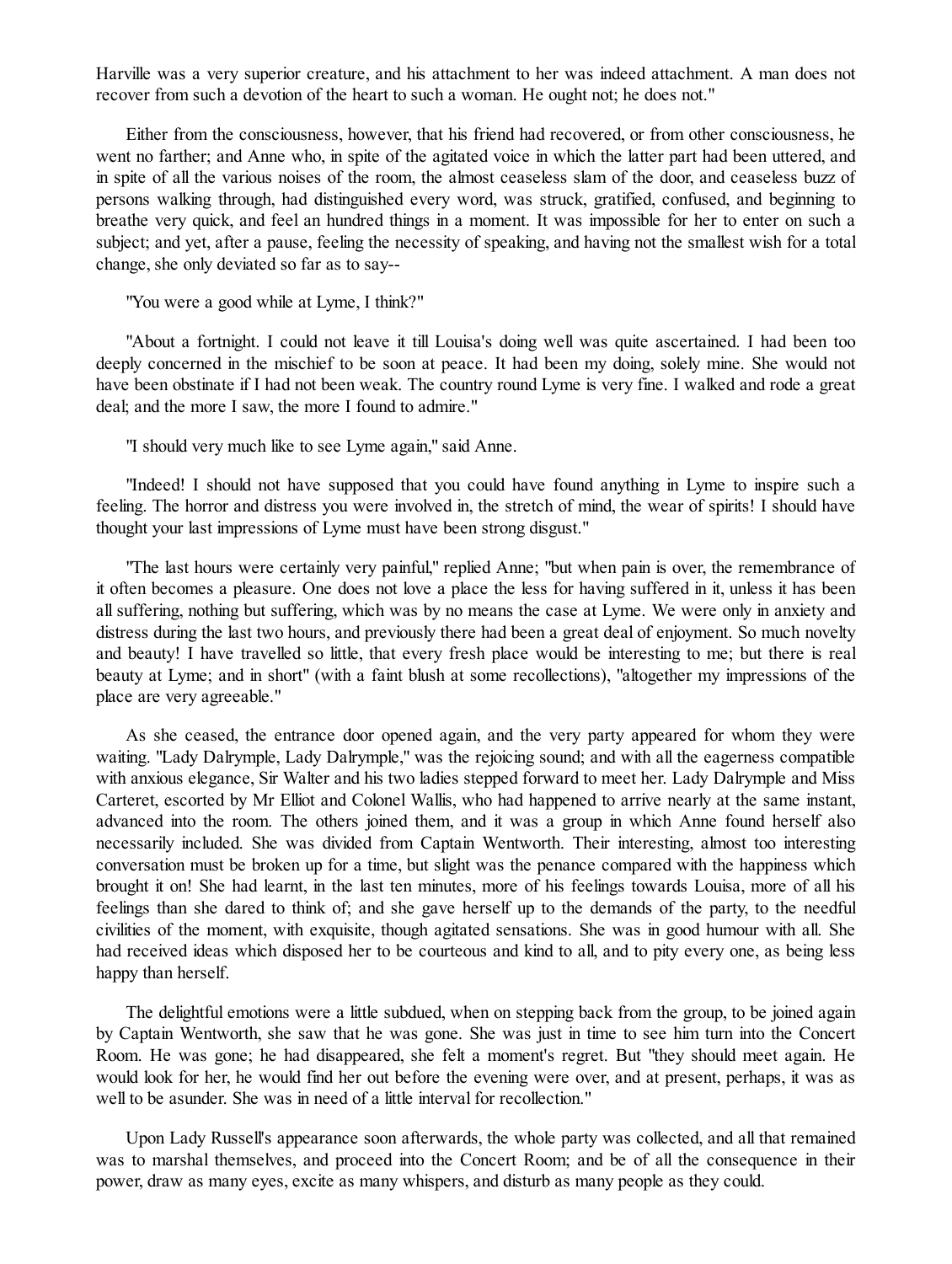Harville was a very superior creature, and his attachment to her was indeed attachment. A man does not recover from such a devotion of the heart to such a woman. He ought not; he does not."

Either from the consciousness, however, that his friend had recovered, or from other consciousness, he went no farther; and Anne who, in spite of the agitated voice in which the latter part had been uttered, and in spite of all the various noises of the room, the almost ceaseless slam of the door, and ceaseless buzz of persons walking through, had distinguished every word, was struck, gratified, confused, and beginning to breathe very quick, and feel an hundred things in a moment. It was impossible for her to enter on such a subject; and yet, after a pause, feeling the necessity of speaking, and having not the smallest wish for a total change, she only deviated so far as to say--

"You were a good while at Lyme, I think?"

"About a fortnight. I could not leave it till Louisa's doing well was quite ascertained. I had been too deeply concerned in the mischief to be soon at peace. It had been my doing, solely mine. She would not have been obstinate if I had not been weak. The country round Lyme is very fine. I walked and rode a great deal; and the more I saw, the more I found to admire."

"I should very much like to see Lyme again," said Anne.

"Indeed! I should not have supposed that you could have found anything in Lyme to inspire such a feeling. The horror and distress you were involved in, the stretch of mind, the wear of spirits! I should have thought your last impressions of Lyme must have been strong disgust."

"The last hours were certainly very painful," replied Anne; "but when pain is over, the remembrance of it often becomes a pleasure. One does not love a place the less for having suffered in it, unless it has been all suffering, nothing but suffering, which was by no means the case at Lyme. We were only in anxiety and distress during the last two hours, and previously there had been a great deal of enjoyment. So much novelty and beauty! I have travelled so little, that every fresh place would be interesting to me; but there is real beauty at Lyme; and in short" (with a faint blush at some recollections), "altogether my impressions of the place are very agreeable."

As she ceased, the entrance door opened again, and the very party appeared for whom they were waiting. "Lady Dalrymple, Lady Dalrymple," was the rejoicing sound; and with all the eagerness compatible with anxious elegance, Sir Walter and his two ladies stepped forward to meet her. Lady Dalrymple and Miss Carteret, escorted by Mr Elliot and Colonel Wallis, who had happened to arrive nearly at the same instant, advanced into the room. The others joined them, and it was a group in which Anne found herself also necessarily included. She was divided from Captain Wentworth. Their interesting, almost too interesting conversation must be broken up for a time, but slight was the penance compared with the happiness which brought it on! She had learnt, in the last ten minutes, more of his feelings towards Louisa, more of all his feelings than she dared to think of; and she gave herself up to the demands of the party, to the needful civilities of the moment, with exquisite, though agitated sensations. She was in good humour with all. She had received ideas which disposed her to be courteous and kind to all, and to pity every one, as being less happy than herself.

The delightful emotions were a little subdued, when on stepping back from the group, to be joined again by Captain Wentworth, she saw that he was gone. She was just in time to see him turn into the Concert Room. He was gone; he had disappeared, she felt a moment's regret. But "they should meet again. He would look for her, he would find her out before the evening were over, and at present, perhaps, it was as well to be asunder. She was in need of a little interval for recollection."

Upon Lady Russell's appearance soon afterwards, the whole party was collected, and all that remained was to marshal themselves, and proceed into the Concert Room; and be of all the consequence in their power, draw as many eyes, excite as many whispers, and disturb as many people as they could.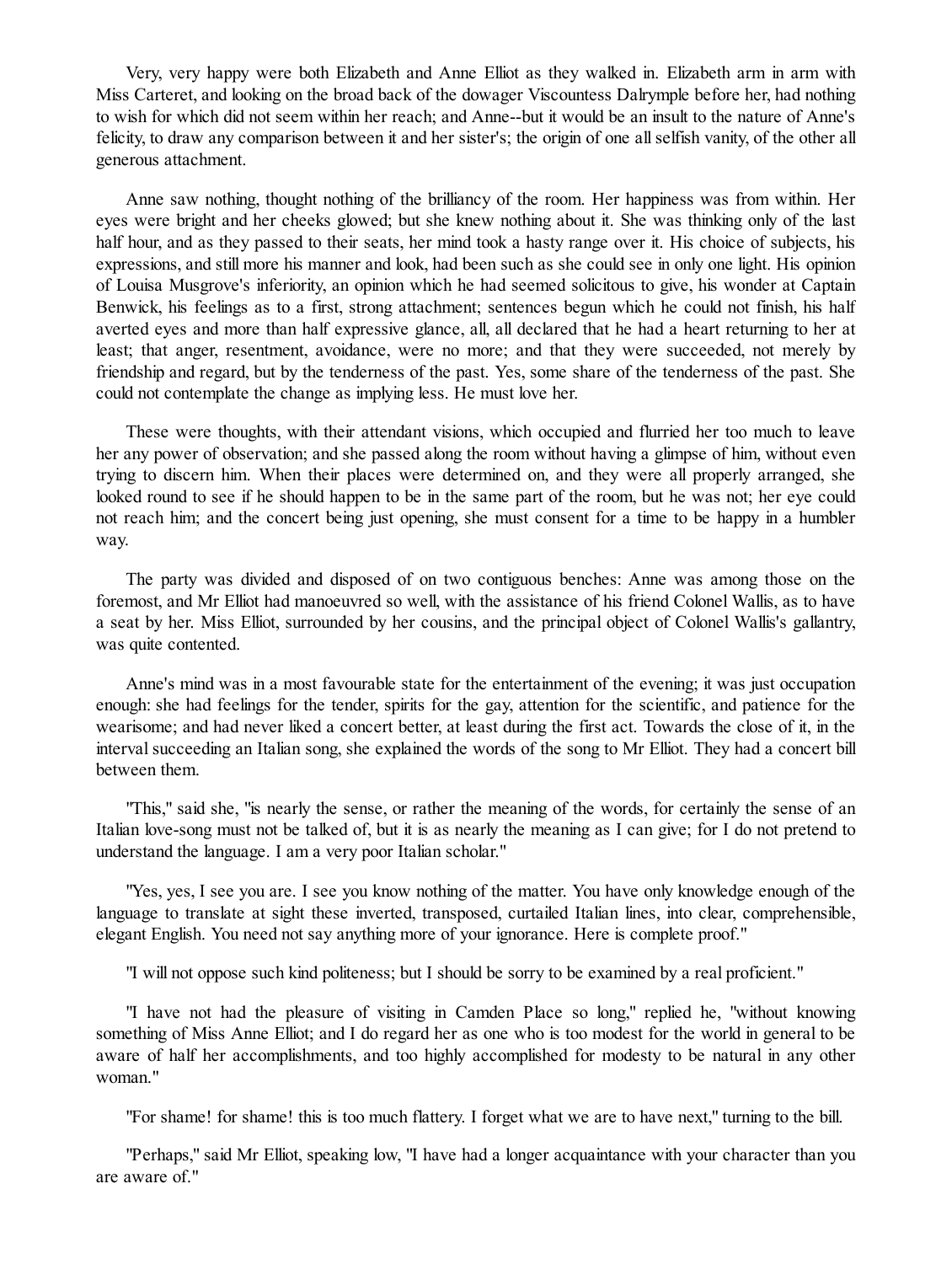Very, very happy were both Elizabeth and Anne Elliot as they walked in. Elizabeth arm in arm with Miss Carteret, and looking on the broad back of the dowager Viscountess Dalrymple before her, had nothing to wish for which did not seem within her reach; and Anne--but it would be an insult to the nature of Anne's felicity, to draw any comparison between it and her sister's; the origin of one all selfish vanity, of the other all generous attachment.

Anne saw nothing, thought nothing of the brilliancy of the room. Her happiness was from within. Her eyes were bright and her cheeks glowed; but she knew nothing about it. She was thinking only of the last half hour, and as they passed to their seats, her mind took a hasty range over it. His choice of subjects, his expressions, and still more his manner and look, had been such as she could see in only one light. His opinion of Louisa Musgrove's inferiority, an opinion which he had seemed solicitous to give, his wonder at Captain Benwick, his feelings as to a first, strong attachment; sentences begun which he could not finish, his half averted eyes and more than half expressive glance, all, all declared that he had a heart returning to her at least; that anger, resentment, avoidance, were no more; and that they were succeeded, not merely by friendship and regard, but by the tenderness of the past. Yes, some share of the tenderness of the past. She could not contemplate the change as implying less. He must love her.

These were thoughts, with their attendant visions, which occupied and flurried her too much to leave her any power of observation; and she passed along the room without having a glimpse of him, without even trying to discern him. When their places were determined on, and they were all properly arranged, she looked round to see if he should happen to be in the same part of the room, but he was not; her eye could not reach him; and the concert being just opening, she must consent for a time to be happy in a humbler way.

The party was divided and disposed of on two contiguous benches: Anne was among those on the foremost, and Mr Elliot had manoeuvred so well, with the assistance of his friend Colonel Wallis, as to have a seat by her. Miss Elliot, surrounded by her cousins, and the principal object of Colonel Wallis's gallantry, was quite contented.

Anne's mind was in a most favourable state for the entertainment of the evening; it was just occupation enough: she had feelings for the tender, spirits for the gay, attention for the scientific, and patience for the wearisome; and had never liked a concert better, at least during the first act. Towards the close of it, in the interval succeeding an Italian song, she explained the words of the song to Mr Elliot. They had a concert bill between them.

"This," said she, "is nearly the sense, or rather the meaning of the words, for certainly the sense of an Italian love-song must not be talked of, but it is as nearly the meaning as I can give; for I do not pretend to understand the language. I am a very poor Italian scholar."

"Yes, yes, I see you are. I see you know nothing of the matter. You have only knowledge enough of the language to translate at sight these inverted, transposed, curtailed Italian lines, into clear, comprehensible, elegant English. You need not say anything more of your ignorance. Here is complete proof."

"I will not oppose such kind politeness; but I should be sorry to be examined by a real proficient."

"I have not had the pleasure of visiting in Camden Place so long," replied he, "without knowing something of Miss Anne Elliot; and I do regard her as one who is too modest for the world in general to be aware of half her accomplishments, and too highly accomplished for modesty to be natural in any other woman."

"For shame! for shame! this is too much flattery. I forget what we are to have next," turning to the bill.

"Perhaps," said Mr Elliot, speaking low, "I have had a longer acquaintance with your character than you are aware of."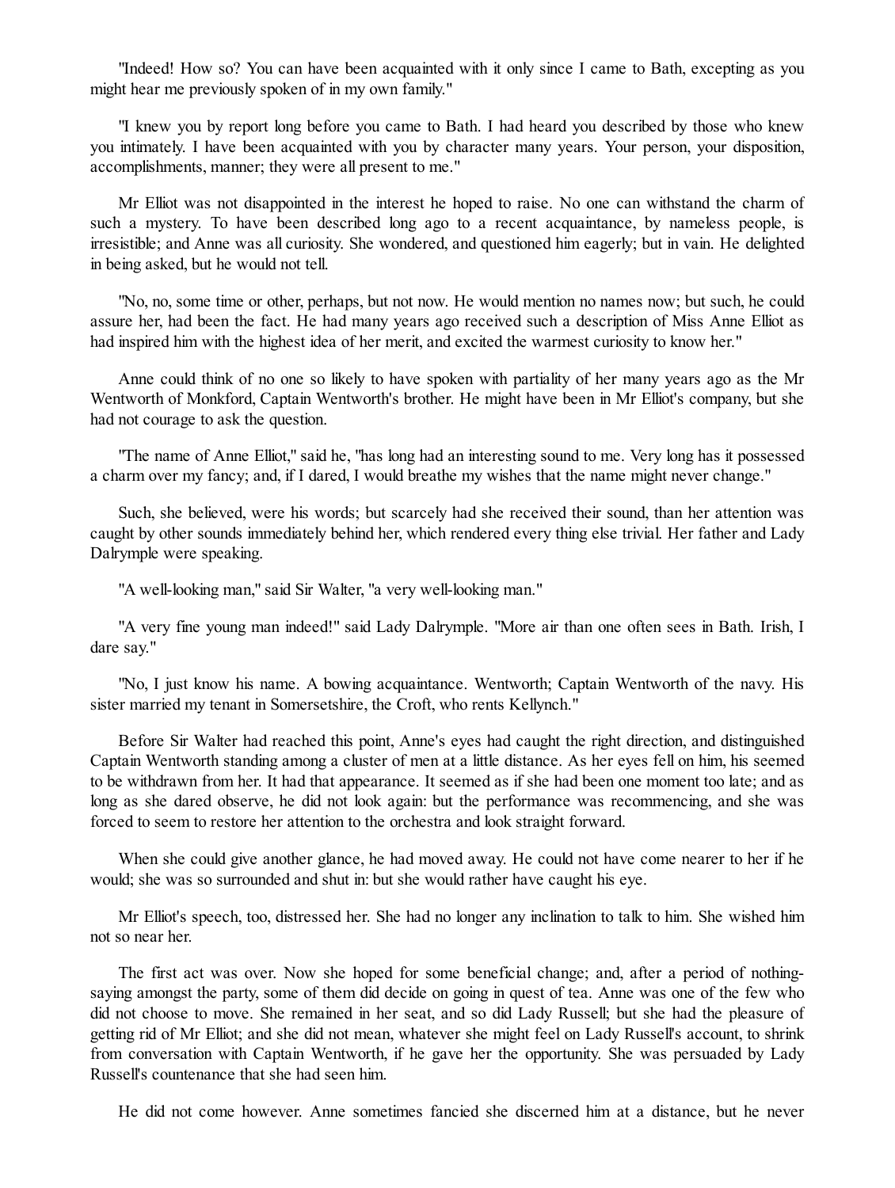"Indeed! How so? You can have been acquainted with it only since I came to Bath, excepting as you might hear me previously spoken of in my own family."

"I knew you by report long before you came to Bath. I had heard you described by those who knew you intimately. I have been acquainted with you by character many years. Your person, your disposition, accomplishments, manner; they were all present to me."

Mr Elliot was not disappointed in the interest he hoped to raise. No one can withstand the charm of such a mystery. To have been described long ago to a recent acquaintance, by nameless people, is irresistible; and Anne was all curiosity. She wondered, and questioned him eagerly; but in vain. He delighted in being asked, but he would not tell.

"No, no, some time or other, perhaps, but not now. He would mention no names now; but such, he could assure her, had been the fact. He had many years ago received such a description of Miss Anne Elliot as had inspired him with the highest idea of her merit, and excited the warmest curiosity to know her."

Anne could think of no one so likely to have spoken with partiality of her many years ago as the Mr Wentworth of Monkford, Captain Wentworth's brother. He might have been in Mr Elliot's company, but she had not courage to ask the question.

"The name of Anne Elliot," said he, "has long had an interesting sound to me. Very long has it possessed a charm over my fancy; and, if I dared, I would breathe my wishes that the name might never change."

Such, she believed, were his words; but scarcely had she received their sound, than her attention was caught by other sounds immediately behind her, which rendered every thing else trivial. Her father and Lady Dalrymple were speaking.

"A well-looking man," said Sir Walter, "a very well-looking man."

"A very fine young man indeed!" said Lady Dalrymple. "More air than one often sees in Bath. Irish, I dare say."

"No, I just know his name. A bowing acquaintance. Wentworth; Captain Wentworth of the navy. His sister married my tenant in Somersetshire, the Croft, who rents Kellynch."

Before Sir Walter had reached this point, Anne's eyes had caught the right direction, and distinguished Captain Wentworth standing among a cluster of men at a little distance. As her eyes fell on him, his seemed to be withdrawn from her. It had that appearance. It seemed as if she had been one moment too late; and as long as she dared observe, he did not look again: but the performance was recommencing, and she was forced to seem to restore her attention to the orchestra and look straight forward.

When she could give another glance, he had moved away. He could not have come nearer to her if he would; she was so surrounded and shut in: but she would rather have caught his eye.

Mr Elliot's speech, too, distressed her. She had no longer any inclination to talk to him. She wished him not so near her.

The first act was over. Now she hoped for some beneficial change; and, after a period of nothing-saying amongst the party, some of them did decide on going in quest of tea. Anne was one of the few who did not choose to move. She remained in her seat, and so did Lady Russell; but she had the pleasure of getting rid of Mr Elliot; and she did not mean, whatever she might feel on Lady Russell's account, to shrink from conversation with Captain Wentworth, if he gave her the opportunity. She was persuaded by Lady Russell's countenance that she had seen him.

He did not come however. Anne sometimes fancied she discerned him at a distance, but he never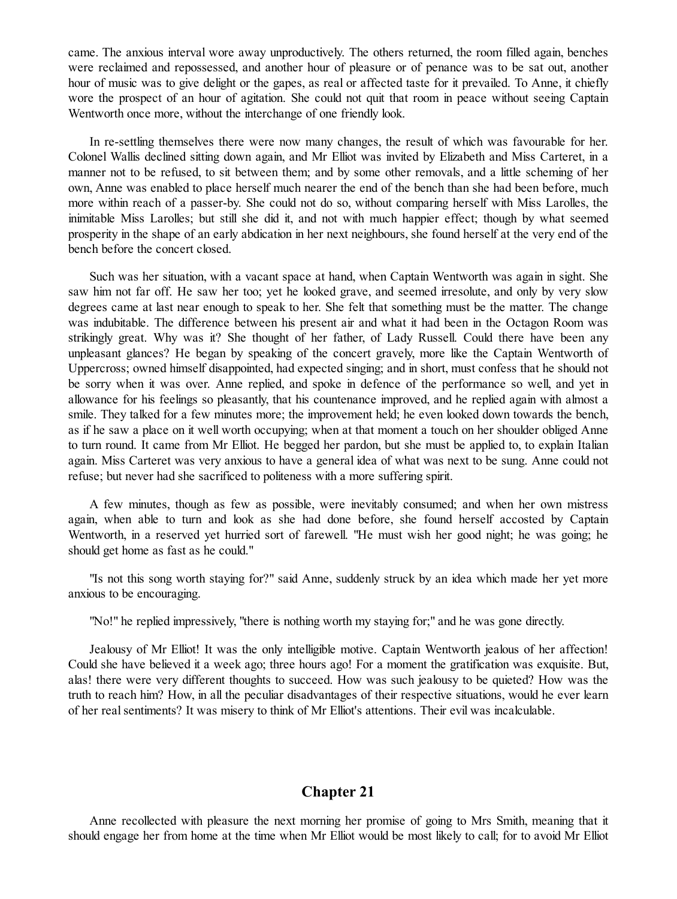came. The anxious interval wore away unproductively. The others returned, the room filled again, benches were reclaimed and repossessed, and another hour of pleasure or of penance was to be sat out, another hour of music was to give delight or the gapes, as real or affected taste for it prevailed. To Anne, it chiefly wore the prospect of an hour of agitation. She could not quit that room in peace without seeing Captain Wentworth once more, without the interchange of one friendly look.

In re-settling themselves there were now many changes, the result of which was favourable for her. Colonel Wallis declined sitting down again, and Mr Elliot was invited by Elizabeth and Miss Carteret, in a manner not to be refused, to sit between them; and by some other removals, and a little scheming of her own, Anne was enabled to place herself much nearer the end of the bench than she had been before, much more within reach of a passer-by. She could not do so, without comparing herself with Miss Larolles, the inimitable Miss Larolles; but still she did it, and not with much happier effect; though by what seemed prosperity in the shape of an early abdication in her next neighbours, she found herself at the very end of the bench before the concert closed.

Such was her situation, with a vacant space at hand, when Captain Wentworth was again in sight. She saw him not far off. He saw her too; yet he looked grave, and seemed irresolute, and only by very slow degrees came at last near enough to speak to her. She felt that something must be the matter. The change was indubitable. The difference between his present air and what it had been in the Octagon Room was strikingly great. Why was it? She thought of her father, of Lady Russell. Could there have been any unpleasant glances? He began by speaking of the concert gravely, more like the Captain Wentworth of Uppercross; owned himself disappointed, had expected singing; and in short, must confess that he should not be sorry when it was over. Anne replied, and spoke in defence of the performance so well, and yet in allowance for his feelings so pleasantly, that his countenance improved, and he replied again with almost a smile. They talked for a few minutes more; the improvement held; he even looked down towards the bench, as if he saw a place on it well worth occupying; when at that moment a touch on her shoulder obliged Anne to turn round. It came from Mr Elliot. He begged her pardon, but she must be applied to, to explain Italian again. Miss Carteret was very anxious to have a general idea of what was next to be sung. Anne could not refuse; but never had she sacrificed to politeness with a more suffering spirit.

A few minutes, though as few as possible, were inevitably consumed; and when her own mistress again, when able to turn and look as she had done before, she found herself accosted by Captain Wentworth, in a reserved yet hurried sort of farewell. "He must wish her good night; he was going; he should get home as fast as he could."

"Is not this song worth staying for?" said Anne, suddenly struck by an idea which made her yet more anxious to be encouraging.

"No!" he replied impressively, "there is nothing worth my staying for;" and he was gone directly.

Jealousy of Mr Elliot! It was the only intelligible motive. Captain Wentworth jealous of her affection! Could she have believed it a week ago; three hours ago! For a moment the gratification was exquisite. But, alas! there were very different thoughts to succeed. How was such jealousy to be quieted? How was the truth to reach him? How, in all the peculiar disadvantages of their respective situations, would he ever learn of her real sentiments? It was misery to think of Mr Elliot's attentions. Their evil was incalculable.

## Chapter 21

Anne recollected with pleasure the next morning her promise of going to Mrs Smith, meaning that it should engage her from home at the time when Mr Elliot would be most likely to call; for to avoid Mr Elliot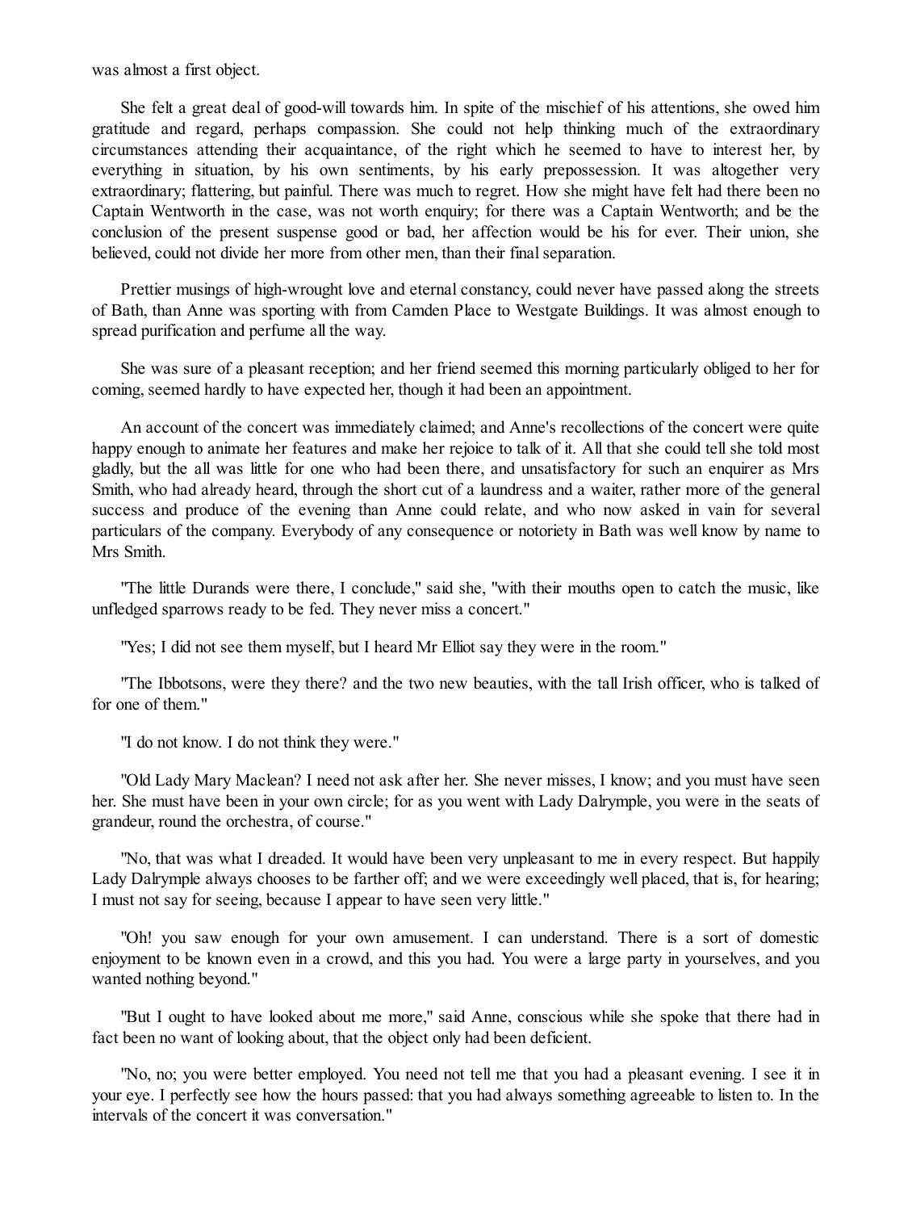was almost a first object.

She felt a great deal of good-will towards him. In spite of the mischief of his attentions, she owed him gratitude and regard, perhaps compassion. She could not help thinking much of the extraordinary circumstances attending their acquaintance, of the right which he seemed to have to interest her, by everything in situation, by his own sentiments, by his early prepossession. It was altogether very extraordinary; flattering, but painful. There was much to regret. How she might have felt had there been no Captain Wentworth in the case, was not worth enquiry; for there was a Captain Wentworth; and be the conclusion of the present suspense good or bad, her affection would be his for ever. Their union, she believed, could not divide her more from other men, than their final separation.

Prettier musings of high-wrought love and eternal constancy, could never have passed along the streets of Bath, than Anne was sporting with from Camden Place to Westgate Buildings. It was almost enough to spread purification and perfume all the way.

She was sure of a pleasant reception; and her friend seemed this morning particularly obliged to her for coming, seemed hardly to have expected her, though it had been an appointment.

An account of the concert was immediately claimed; and Anne's recollections of the concert were quite happy enough to animate her features and make her rejoice to talk of it. All that she could tell she told most gladly, but the all was little for one who had been there, and unsatisfactory for such an enquirer as Mrs Smith, who had already heard, through the short cut of a laundress and a waiter, rather more of the general success and produce of the evening than Anne could relate, and who now asked in vain for several particulars of the company. Everybody of any consequence or notoriety in Bath was well know by name to Mrs Smith.

"The little Durands were there, I conclude," said she, "with their mouths open to catch the music, like unfledged sparrows ready to be fed. They never miss a concert."

"Yes; I did not see them myself, but I heard Mr Elliot say they were in the room."

"The Ibbotsons, were they there? and the two new beauties, with the tall Irish officer, who is talked of for one of them."

"I do not know. I do not think they were."

"Old Lady Mary Maclean? I need not ask after her. She never misses, I know; and you must have seen her. She must have been in your own circle; for as you went with Lady Dalrymple, you were in the seats of grandeur, round the orchestra, of course."

"No, that was what I dreaded. It would have been very unpleasant to me in every respect. But happily Lady Dalrymple always chooses to be farther off; and we were exceedingly well placed, that is, for hearing; I must not say for seeing, because I appear to have seen very little."

"Oh! you saw enough for your own amusement. I can understand. There is a sort of domestic enjoyment to be known even in a crowd, and this you had. You were a large party in yourselves, and you wanted nothing beyond."

"But I ought to have looked about me more," said Anne, conscious while she spoke that there had in fact been no want of looking about, that the object only had been deficient.

"No, no; you were better employed. You need not tell me that you had a pleasant evening. I see it in your eye. I perfectly see how the hours passed: that you had always something agreeable to listen to. In the intervals of the concert it was conversation."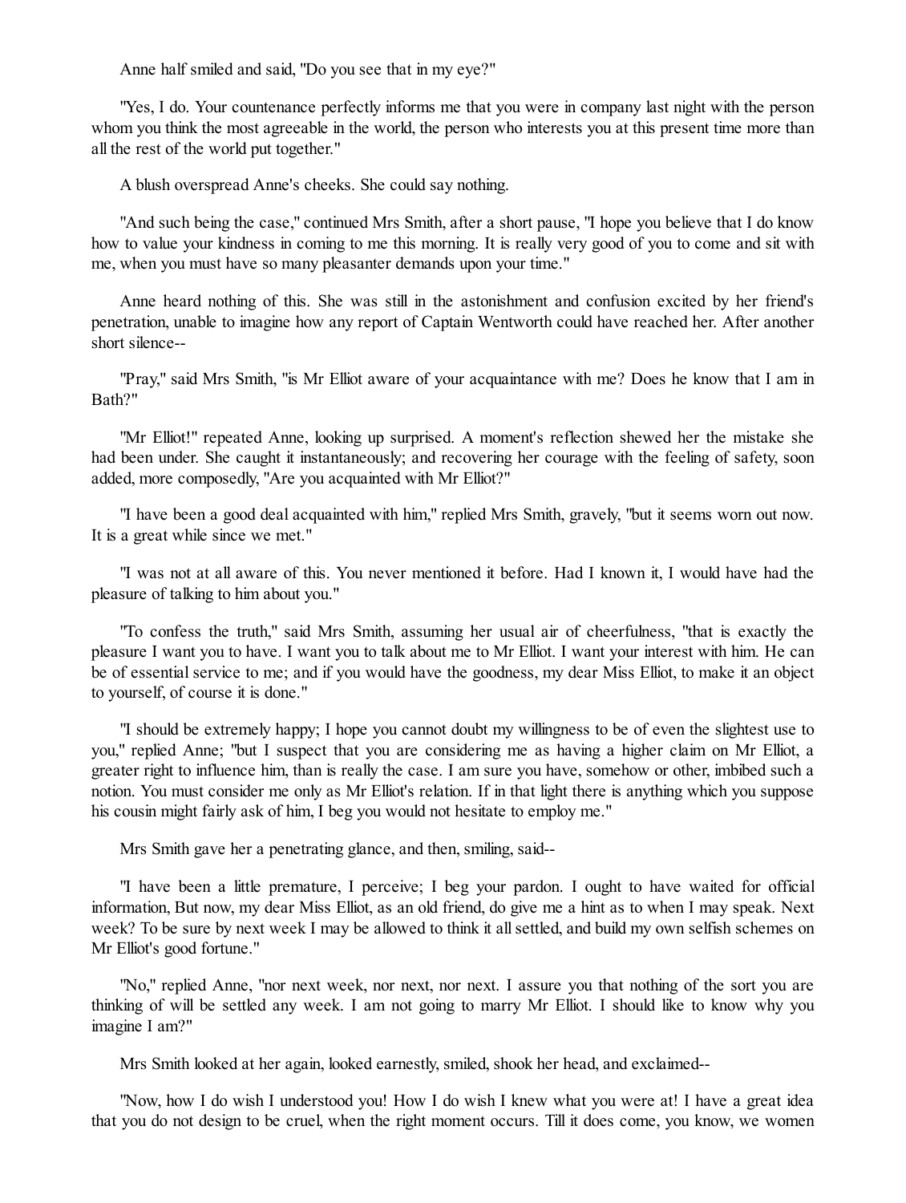Anne half smiled and said, "Do you see that in my eye?"

"Yes, I do. Your countenance perfectly informs me that you were in company last night with the person whom you think the most agreeable in the world, the person who interests you at this present time more than all the rest of the world put together."

A blush overspread Anne's cheeks. She could say nothing.

"And such being the case," continued Mrs Smith, after a short pause, "I hope you believe that I do know how to value your kindness in coming to me this morning. It is really very good of you to come and sit with me, when you must have so many pleasanter demands upon your time."

Anne heard nothing of this. She was still in the astonishment and confusion excited by her friend's penetration, unable to imagine how any report of Captain Wentworth could have reached her. After another short silence--

"Pray," said Mrs Smith, "is Mr Elliot aware of your acquaintance with me? Does he know that I am in Bath?"

"Mr Elliot!" repeated Anne, looking up surprised. A moment's reflection shewed her the mistake she had been under. She caught it instantaneously; and recovering her courage with the feeling of safety, soon added, more composedly, "Are you acquainted with Mr Elliot?"

"I have been a good deal acquainted with him," replied Mrs Smith, gravely, "but it seems worn out now. It is a great while since we met."

"I was not at all aware of this. You never mentioned it before. Had I known it, I would have had the pleasure of talking to him about you."

"To confess the truth," said Mrs Smith, assuming her usual air of cheerfulness, "that is exactly the pleasure I want you to have. I want you to talk about me to Mr Elliot. I want your interest with him. He can be of essential service to me; and if you would have the goodness, my dear Miss Elliot, to make it an object to yourself, of course it is done."

"I should be extremely happy; I hope you cannot doubt my willingness to be of even the slightest use to you," replied Anne; "but I suspect that you are considering me as having a higher claim on Mr Elliot, a greater right to influence him, than is really the case. I am sure you have, somehow or other, imbibed such a notion. You must consider me only as Mr Elliot's relation. If in that light there is anything which you suppose his cousin might fairly ask of him, I beg you would not hesitate to employ me."

Mrs Smith gave her a penetrating glance, and then, smiling, said--

"I have been a little premature, I perceive; I beg your pardon. I ought to have waited for official information, But now, my dear Miss Elliot, as an old friend, do give me a hint as to when I may speak. Next week? To be sure by next week I may be allowed to think it all settled, and build my own selfish schemes on Mr Elliot's good fortune."

"No," replied Anne, "nor next week, nor next, nor next. I assure you that nothing of the sort you are thinking of will be settled any week. I am not going to marry Mr Elliot. I should like to know why you imagine I am?"

Mrs Smith looked at her again, looked earnestly, smiled, shook her head, and exclaimed--

"Now, how I do wish I understood you! How I do wish I knew what you were at! I have a great idea that you do not design to be cruel, when the right moment occurs. Till it does come, you know, we women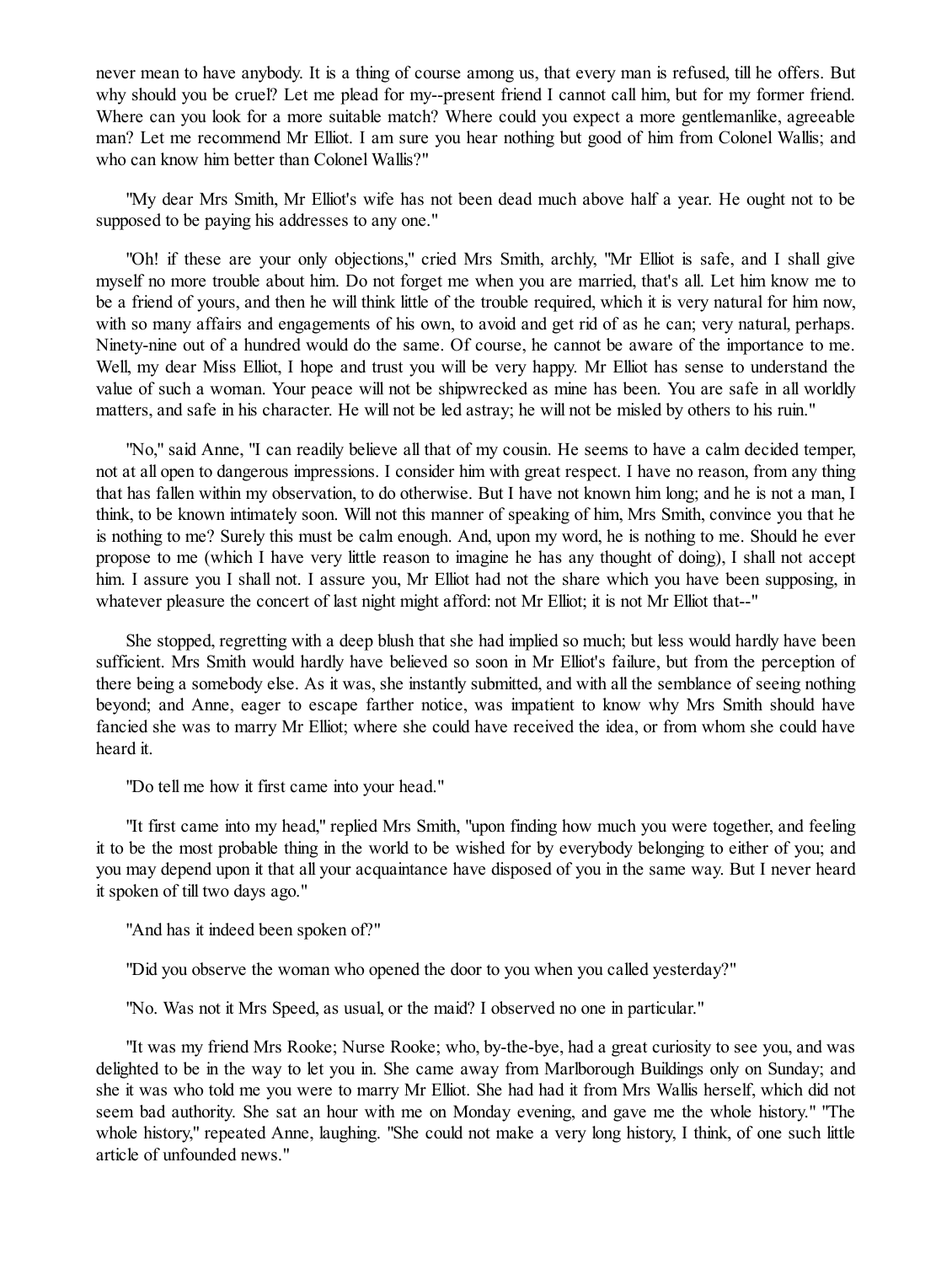never mean to have anybody. It is a thing of course among us, that every man is refused, till he offers. But why should you be cruel? Let me plead for my--present friend I cannot call him, but for my former friend. Where can you look for a more suitable match? Where could you expect a more gentlemanlike, agreeable man? Let me recommend Mr Elliot. I am sure you hear nothing but good of him from Colonel Wallis; and who can know him better than Colonel Wallis?"

"My dear Mrs Smith, Mr Elliot's wife has not been dead much above half a year. He ought not to be supposed to be paying his addresses to any one."

"Oh! if these are your only objections," cried Mrs Smith, archly, "Mr Elliot is safe, and I shall give myself no more trouble about him. Do not forget me when you are married, that's all. Let him know me to be a friend of yours, and then he will think little of the trouble required, which it is very natural for him now, with so many affairs and engagements of his own, to avoid and get rid of as he can; very natural, perhaps. Ninety-nine out of a hundred would do the same. Of course, he cannot be aware of the importance to me. Well, my dear Miss Elliot, I hope and trust you will be very happy. Mr Elliot has sense to understand the value of such a woman. Your peace will not be shipwrecked as mine has been. You are safe in all worldly matters, and safe in his character. He will not be led astray; he will not be misled by others to his ruin."

"No," said Anne, "I can readily believe all that of my cousin. He seems to have a calm decided temper, not at all open to dangerous impressions. I consider him with great respect. I have no reason, from any thing that has fallen within my observation, to do otherwise. But I have not known him long; and he is not a man, I think, to be known intimately soon. Will not this manner of speaking of him, Mrs Smith, convince you that he is nothing to me? Surely this must be calm enough. And, upon my word, he is nothing to me. Should he ever propose to me (which I have very little reason to imagine he has any thought of doing), I shall not accept him. I assure you I shall not. I assure you, Mr Elliot had not the share which you have been supposing, in whatever pleasure the concert of last night might afford: not Mr Elliot; it is not Mr Elliot that--"

She stopped, regretting with a deep blush that she had implied so much; but less would hardly have been sufficient. Mrs Smith would hardly have believed so soon in Mr Elliot's failure, but from the perception of there being a somebody else. As it was, she instantly submitted, and with all the semblance of seeing nothing beyond; and Anne, eager to escape farther notice, was impatient to know why Mrs Smith should have fancied she was to marry Mr Elliot; where she could have received the idea, or from whom she could have heard it.

"Do tell me how it first came into your head."

"It first came into my head," replied Mrs Smith, "upon finding how much you were together, and feeling it to be the most probable thing in the world to be wished for by everybody belonging to either of you; and you may depend upon it that all your acquaintance have disposed of you in the same way. But I never heard it spoken of till two days ago."

"And has it indeed been spoken of?"

"Did you observe the woman who opened the door to you when you called yesterday?"

"No. Was not it Mrs Speed, as usual, or the maid? I observed no one in particular."

"It was my friend Mrs Rooke; Nurse Rooke; who, by-the-bye, had a great curiosity to see you, and was delighted to be in the way to let you in. She came away from Marlborough Buildings only on Sunday; and she it was who told me you were to marry Mr Elliot. She had had it from Mrs Wallis herself, which did not seem bad authority. She sat an hour with me on Monday evening, and gave me the whole history." "The whole history," repeated Anne, laughing. "She could not make a very long history, I think, of one such little article of unfounded news."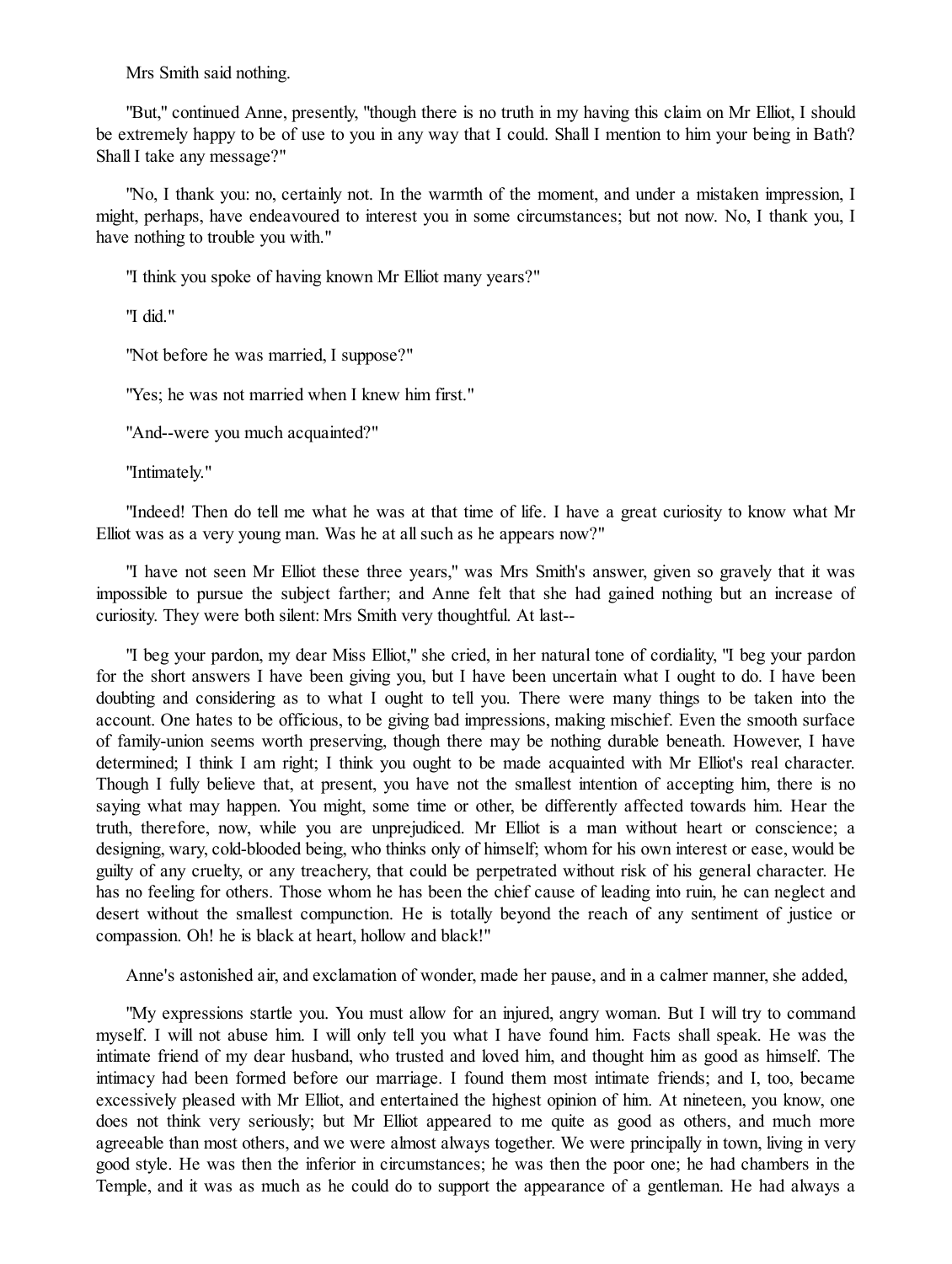Mrs Smith said nothing.

"But," continued Anne, presently, "though there is no truth in my having this claim on Mr Elliot, I should be extremely happy to be of use to you in any way that I could. Shall I mention to him your being in Bath? Shall I take any message?"

"No, I thank you: no, certainly not. In the warmth of the moment, and under a mistaken impression, I might, perhaps, have endeavoured to interest you in some circumstances; but not now. No, I thank you, I have nothing to trouble you with."

"I think you spoke of having known Mr Elliot many years?"

"I did."

"Not before he was married, I suppose?"

"Yes; he was not married when I knew him first."

"And--were you much acquainted?"

"Intimately."

"Indeed! Then do tell me what he was at that time of life. I have a great curiosity to know what Mr Elliot was as a very young man. Was he at all such as he appears now?"

"I have not seen Mr Elliot these three years," was Mrs Smith's answer, given so gravely that it was impossible to pursue the subject farther; and Anne felt that she had gained nothing but an increase of curiosity. They were both silent: Mrs Smith very thoughtful. At last--

"I beg your pardon, my dear Miss Elliot," she cried, in her natural tone of cordiality, "I beg your pardon for the short answers I have been giving you, but I have been uncertain what I ought to do. I have been doubting and considering as to what I ought to tell you. There were many things to be taken into the account. One hates to be officious, to be giving bad impressions, making mischief. Even the smooth surface of family-union seems worth preserving, though there may be nothing durable beneath. However, I have determined; I think I am right; I think you ought to be made acquainted with Mr Elliot's real character. Though I fully believe that, at present, you have not the smallest intention of accepting him, there is no saying what may happen. You might, some time or other, be differently affected towards him. Hear the truth, therefore, now, while you are unprejudiced. Mr Elliot is a man without heart or conscience; a designing, wary, cold-blooded being, who thinks only of himself; whom for his own interest or ease, would be guilty of any cruelty, or any treachery, that could be perpetrated without risk of his general character. He has no feeling for others. Those whom he has been the chief cause of leading into ruin, he can neglect and desert without the smallest compunction. He is totally beyond the reach of any sentiment of justice or compassion. Oh! he is black at heart, hollow and black!"

Anne's astonished air, and exclamation of wonder, made her pause, and in a calmer manner, she added,

"My expressions startle you. You must allow for an injured, angry woman. But I will try to command myself. I will not abuse him. I will only tell you what I have found him. Facts shall speak. He was the intimate friend of my dear husband, who trusted and loved him, and thought him as good as himself. The intimacy had been formed before our marriage. I found them most intimate friends; and I, too, became excessively pleased with Mr Elliot, and entertained the highest opinion of him. At nineteen, you know, one does not think very seriously; but Mr Elliot appeared to me quite as good as others, and much more agreeable than most others, and we were almost always together. We were principally in town, living in very good style. He was then the inferior in circumstances; he was then the poor one; he had chambers in the Temple, and it was as much as he could do to support the appearance of a gentleman. He had always a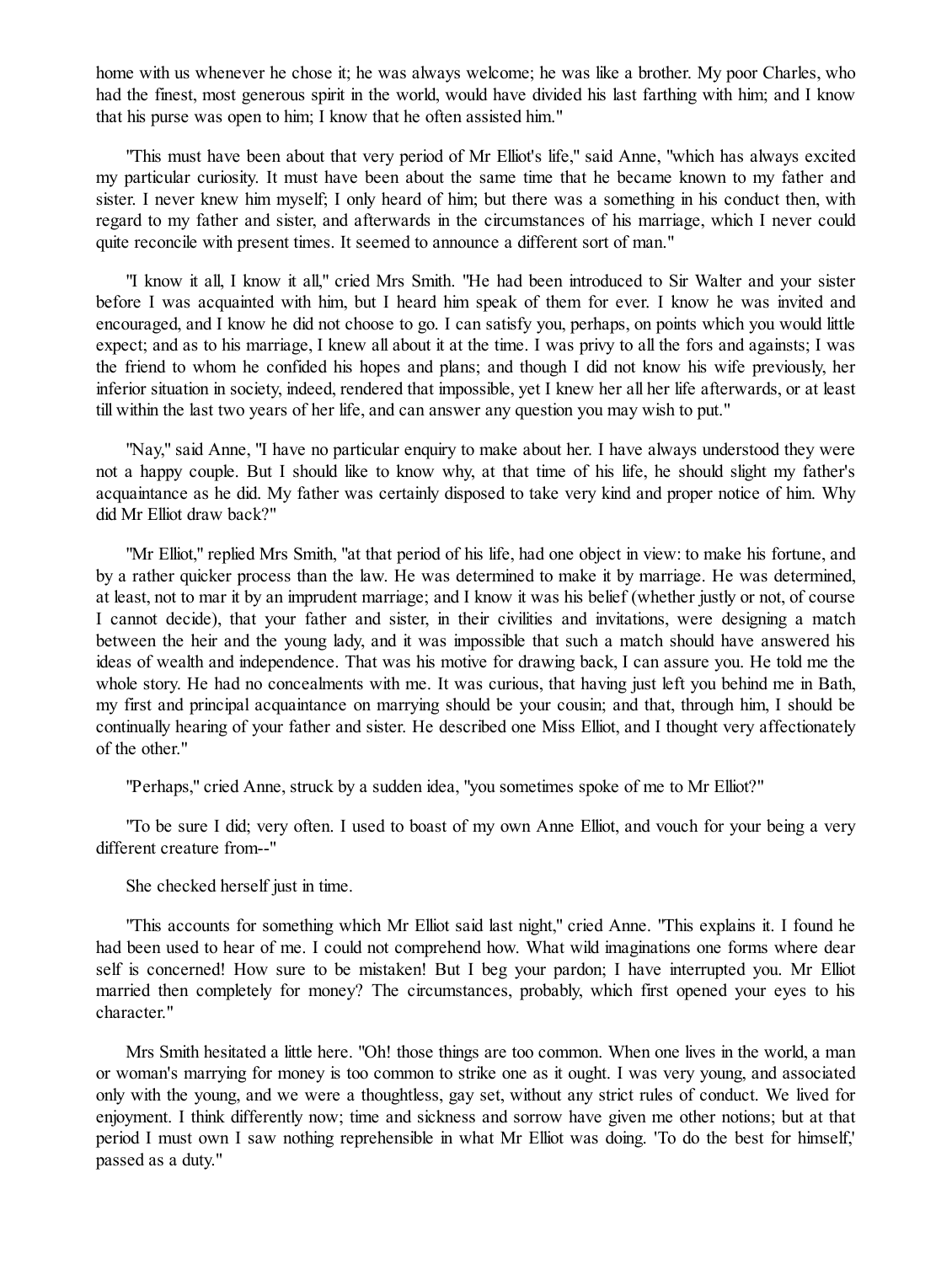home with us whenever he chose it; he was always welcome; he was like a brother. My poor Charles, who had the finest, most generous spirit in the world, would have divided his last farthing with him; and I know that his purse was open to him; I know that he often assisted him."

"This must have been about that very period of Mr Elliot's life," said Anne, "which has always excited my particular curiosity. It must have been about the same time that he became known to my father and sister. I never knew him myself; I only heard of him; but there was a something in his conduct then, with regard to my father and sister, and afterwards in the circumstances of his marriage, which I never could quite reconcile with present times. It seemed to announce a different sort of man."

"I know it all, I know it all," cried Mrs Smith. "He had been introduced to Sir Walter and your sister before I was acquainted with him, but I heard him speak of them for ever. I know he was invited and encouraged, and I know he did not choose to go. I can satisfy you, perhaps, on points which you would little expect; and as to his marriage, I knew all about it at the time. I was privy to all the fors and againsts; I was the friend to whom he confided his hopes and plans; and though I did not know his wife previously, her inferior situation in society, indeed, rendered that impossible, yet I knew her all her life afterwards, or at least till within the last two years of her life, and can answer any question you may wish to put."

"Nay," said Anne, "I have no particular enquiry to make about her. I have always understood they were not a happy couple. But I should like to know why, at that time of his life, he should slight my father's acquaintance as he did. My father was certainly disposed to take very kind and proper notice of him. Why did Mr Elliot draw back?"

"Mr Elliot," replied Mrs Smith, "at that period of his life, had one object in view: to make his fortune, and by a rather quicker process than the law. He was determined to make it by marriage. He was determined, at least, not to mar it by an imprudent marriage; and I know it was his belief (whether justly or not, of course I cannot decide), that your father and sister, in their civilities and invitations, were designing a match between the heir and the young lady, and it was impossible that such a match should have answered his ideas of wealth and independence. That was his motive for drawing back, I can assure you. He told me the whole story. He had no concealments with me. It was curious, that having just left you behind me in Bath, my first and principal acquaintance on marrying should be your cousin; and that, through him, I should be continually hearing of your father and sister. He described one Miss Elliot, and I thought very affectionately of the other."

"Perhaps," cried Anne, struck by a sudden idea, "you sometimes spoke of me to Mr Elliot?"

"To be sure I did; very often. I used to boast of my own Anne Elliot, and vouch for your being a very different creature from--"

She checked herself just in time.

"This accounts for something which Mr Elliot said last night," cried Anne. "This explains it. I found he had been used to hear of me. I could not comprehend how. What wild imaginations one forms where dear self is concerned! How sure to be mistaken! But I beg your pardon; I have interrupted you. Mr Elliot married then completely for money? The circumstances, probably, which first opened your eyes to his character."

Mrs Smith hesitated a little here. "Oh! those things are too common. When one lives in the world, a man or woman's marrying for money is too common to strike one as it ought. I was very young, and associated only with the young, and we were a thoughtless, gay set, without any strict rules of conduct. We lived for enjoyment. I think differently now; time and sickness and sorrow have given me other notions; but at that period I must own I saw nothing reprehensible in what Mr Elliot was doing. 'To do the best for himself,' passed as a duty."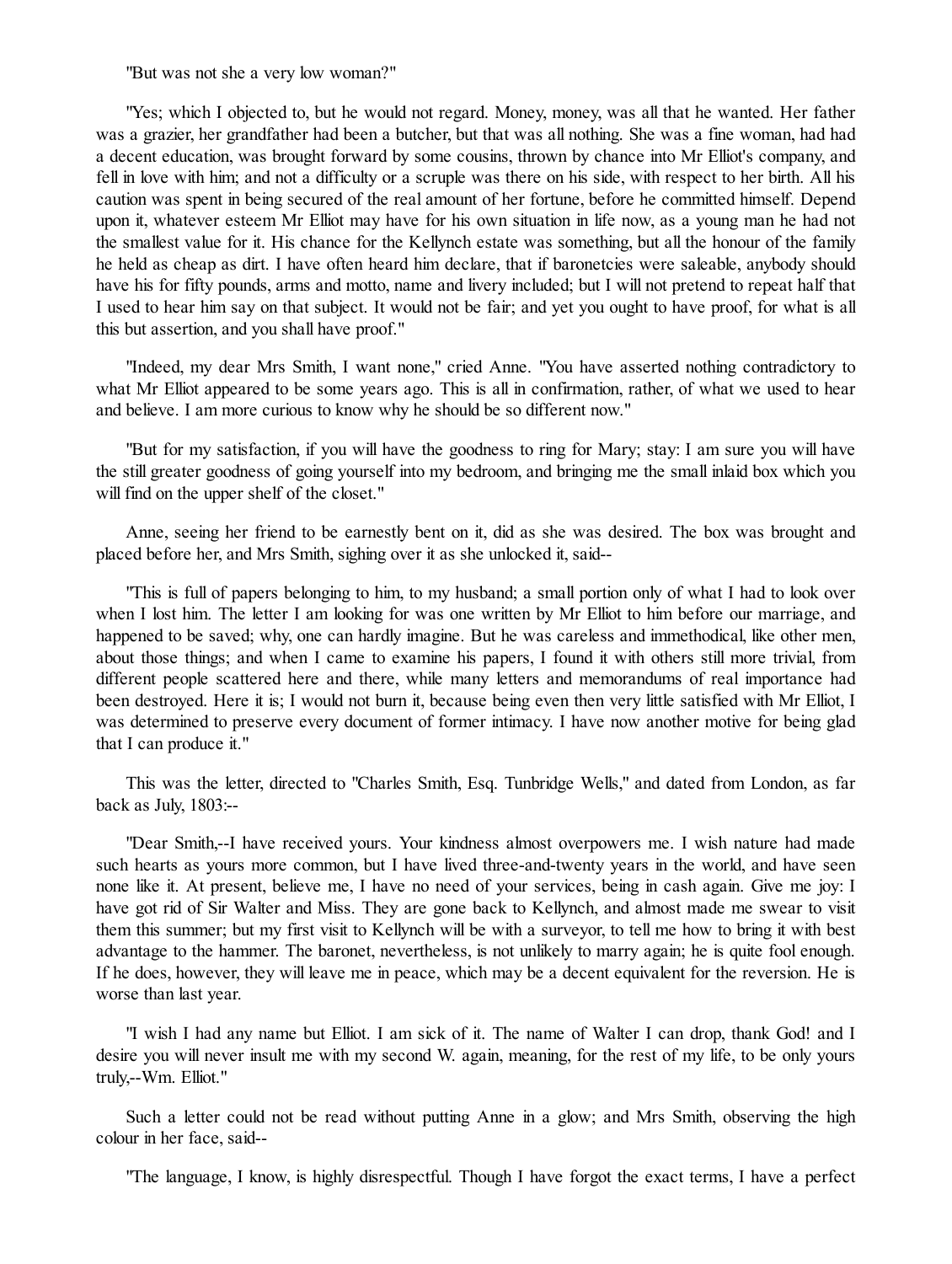"But was not she a very low woman?"

"Yes; which I objected to, but he would not regard. Money, money, was all that he wanted. Her father was a grazier, her grandfather had been a butcher, but that was all nothing. She was a fine woman, had had a decent education, was brought forward by some cousins, thrown by chance into Mr Elliot's company, and fell in love with him; and not a difficulty or a scruple was there on his side, with respect to her birth. All his caution was spent in being secured of the real amount of her fortune, before he committed himself. Depend upon it, whatever esteem Mr Elliot may have for his own situation in life now, as a young man he had not the smallest value for it. His chance for the Kellynch estate was something, but all the honour of the family he held as cheap as dirt. I have often heard him declare, that if baronetcies were saleable, anybody should have his for fifty pounds, arms and motto, name and livery included; but I will not pretend to repeat half that I used to hear him say on that subject. It would not be fair; and yet you ought to have proof, for what is all this but assertion, and you shall have proof."

"Indeed, my dear Mrs Smith, I want none," cried Anne. "You have asserted nothing contradictory to what Mr Elliot appeared to be some years ago. This is all in confirmation, rather, of what we used to hear and believe. I am more curious to know why he should be so different now."

"But for my satisfaction, if you will have the goodness to ring for Mary; stay: I am sure you will have the still greater goodness of going yourself into my bedroom, and bringing me the small inlaid box which you will find on the upper shelf of the closet."

Anne, seeing her friend to be earnestly bent on it, did as she was desired. The box was brought and placed before her, and Mrs Smith, sighing over it as she unlocked it, said--

"This is full of papers belonging to him, to my husband; a small portion only of what I had to look over when I lost him. The letter I am looking for was one written by Mr Elliot to him before our marriage, and happened to be saved; why, one can hardly imagine. But he was careless and immethodical, like other men, about those things; and when I came to examine his papers, I found it with others still more trivial, from different people scattered here and there, while many letters and memorandums of real importance had been destroyed. Here it is; I would not burn it, because being even then very little satisfied with Mr Elliot, I was determined to preserve every document of former intimacy. I have now another motive for being glad that I can produce it."

This was the letter, directed to "Charles Smith, Esq. Tunbridge Wells," and dated from London, as far back as July, 1803:--

"Dear Smith,--I have received yours. Your kindness almost overpowers me. I wish nature had made such hearts as yours more common, but I have lived three-and-twenty years in the world, and have seen none like it. At present, believe me, I have no need of your services, being in cash again. Give me joy: I have got rid of Sir Walter and Miss. They are gone back to Kellynch, and almost made me swear to visit them this summer; but my first visit to Kellynch will be with a surveyor, to tell me how to bring it with best advantage to the hammer. The baronet, nevertheless, is not unlikely to marry again; he is quite fool enough. If he does, however, they will leave me in peace, which may be a decent equivalent for the reversion. He is worse than last year.

"I wish I had any name but Elliot. I am sick of it. The name of Walter I can drop, thank God! and I desire you will never insult me with my second W. again, meaning, for the rest of my life, to be only yours truly,--Wm. Elliot."

Such a letter could not be read without putting Anne in a glow; and Mrs Smith, observing the high colour in her face, said--

"The language, I know, is highly disrespectful. Though I have forgot the exact terms, I have a perfect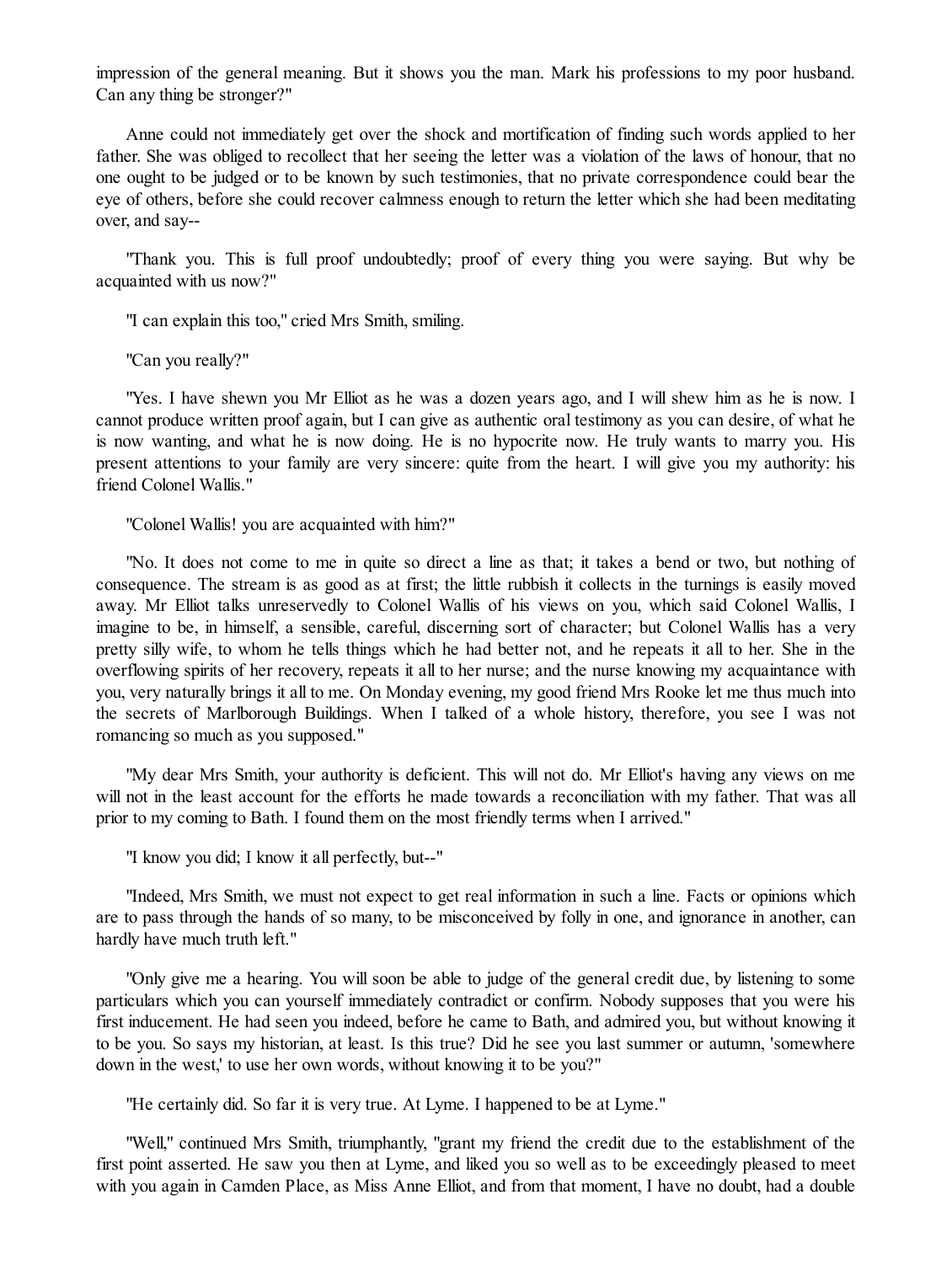impression of the general meaning. But it shows you the man. Mark his professions to my poor husband. Can any thing be stronger?"

Anne could not immediately get over the shock and mortification of finding such words applied to her father. She was obliged to recollect that her seeing the letter was a violation of the laws of honour, that no one ought to be judged or to be known by such testimonies, that no private correspondence could bear the eye of others, before she could recover calmness enough to return the letter which she had been meditating over, and say--

"Thank you. This is full proof undoubtedly; proof of every thing you were saying. But why be acquainted with us now?"

"I can explain this too," cried Mrs Smith, smiling.

"Can you really?"

"Yes. I have shewn you Mr Elliot as he was a dozen years ago, and I will shew him as he is now. I cannot produce written proof again, but I can give as authentic oral testimony as you can desire, of what he is now wanting, and what he is now doing. He is no hypocrite now. He truly wants to marry you. His present attentions to your family are very sincere: quite from the heart. I will give you my authority: his friend Colonel Wallis."

"Colonel Wallis! you are acquainted with him?"

"No. It does not come to me in quite so direct a line as that; it takes a bend or two, but nothing of consequence. The stream is as good as at first; the little rubbish it collects in the turnings is easily moved away. Mr Elliot talks unreservedly to Colonel Wallis of his views on you, which said Colonel Wallis, I imagine to be, in himself, a sensible, careful, discerning sort of character; but Colonel Wallis has a very pretty silly wife, to whom he tells things which he had better not, and he repeats it all to her. She in the overflowing spirits of her recovery, repeats it all to her nurse; and the nurse knowing my acquaintance with you, very naturally brings it all to me. On Monday evening, my good friend Mrs Rooke let me thus much into the secrets of Marlborough Buildings. When I talked of a whole history, therefore, you see I was not romancing so much as you supposed."

"My dear Mrs Smith, your authority is deficient. This will not do. Mr Elliot's having any views on me will not in the least account for the efforts he made towards a reconciliation with my father. That was all prior to my coming to Bath. I found them on the most friendly terms when I arrived."

"I know you did; I know it all perfectly, but--"

"Indeed, Mrs Smith, we must not expect to get real information in such a line. Facts or opinions which are to pass through the hands of so many, to be misconceived by folly in one, and ignorance in another, can hardly have much truth left."

"Only give me a hearing. You will soon be able to judge of the general credit due, by listening to some particulars which you can yourself immediately contradict or confirm. Nobody supposes that you were his first inducement. He had seen you indeed, before he came to Bath, and admired you, but without knowing it to be you. So says my historian, at least. Is this true? Did he see you last summer or autumn, 'somewhere down in the west,' to use her own words, without knowing it to be you?"

"He certainly did. So far it is very true. At Lyme. I happened to be at Lyme."

"Well," continued Mrs Smith, triumphantly, "grant my friend the credit due to the establishment of the first point asserted. He saw you then at Lyme, and liked you so well as to be exceedingly pleased to meet with you again in Camden Place, as Miss Anne Elliot, and from that moment, I have no doubt, had a double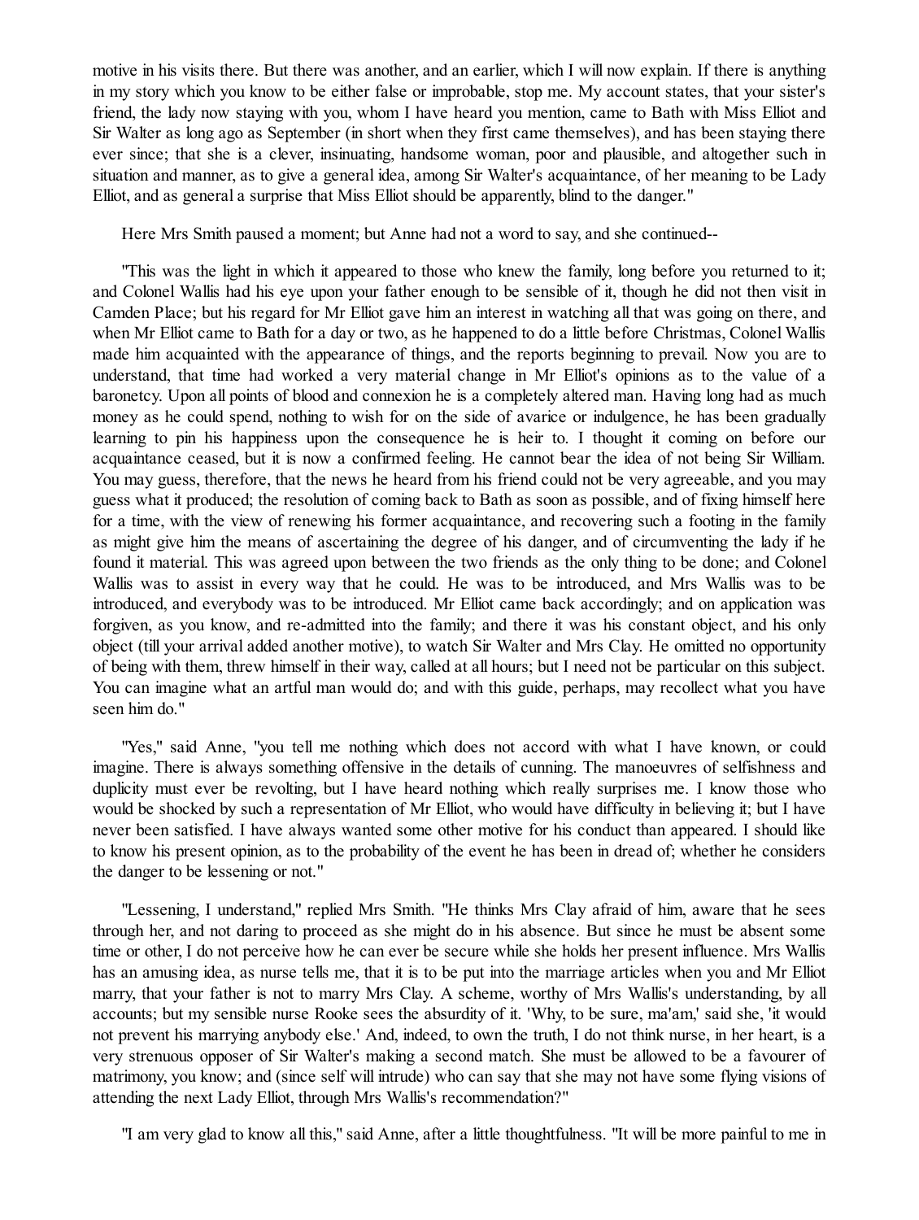motive in his visits there. But there was another, and an earlier, which I will now explain. If there is anything in my story which you know to be either false or improbable, stop me. My account states, that your sister's friend, the lady now staying with you, whom I have heard you mention, came to Bath with Miss Elliot and Sir Walter as long ago as September (in short when they first came themselves), and has been staying there ever since; that she is a clever, insinuating, handsome woman, poor and plausible, and altogether such in situation and manner, as to give a general idea, among Sir Walter's acquaintance, of her meaning to be Lady Elliot, and as general a surprise that Miss Elliot should be apparently, blind to the danger."

Here Mrs Smith paused a moment; but Anne had not a word to say, and she continued--

"This was the light in which it appeared to those who knew the family, long before you returned to it; and Colonel Wallis had his eye upon your father enough to be sensible of it, though he did not then visit in Camden Place; but his regard for Mr Elliot gave him an interest in watching all that was going on there, and when Mr Elliot came to Bath for a day or two, as he happened to do a little before Christmas, Colonel Wallis made him acquainted with the appearance of things, and the reports beginning to prevail. Now you are to understand, that time had worked a very material change in Mr Elliot's opinions as to the value of a baronetcy. Upon all points of blood and connexion he is a completely altered man. Having long had as much money as he could spend, nothing to wish for on the side of avarice or indulgence, he has been gradually learning to pin his happiness upon the consequence he is heir to. I thought it coming on before our acquaintance ceased, but it is now a confirmed feeling. He cannot bear the idea of not being Sir William. You may guess, therefore, that the news he heard from his friend could not be very agreeable, and you may guess what it produced; the resolution of coming back to Bath as soon as possible, and of fixing himself here for a time, with the view of renewing his former acquaintance, and recovering such a footing in the family as might give him the means of ascertaining the degree of his danger, and of circumventing the lady if he found it material. This was agreed upon between the two friends as the only thing to be done; and Colonel Wallis was to assist in every way that he could. He was to be introduced, and Mrs Wallis was to be introduced, and everybody was to be introduced. Mr Elliot came back accordingly; and on application was forgiven, as you know, and re-admitted into the family; and there it was his constant object, and his only object (till your arrival added another motive), to watch Sir Walter and Mrs Clay. He omitted no opportunity of being with them, threw himself in their way, called at all hours; but I need not be particular on this subject. You can imagine what an artful man would do; and with this guide, perhaps, may recollect what you have seen him do."

"Yes," said Anne, "you tell me nothing which does not accord with what I have known, or could imagine. There is always something offensive in the details of cunning. The manoeuvres of selfishness and duplicity must ever be revolting, but I have heard nothing which really surprises me. I know those who would be shocked by such a representation of Mr Elliot, who would have difficulty in believing it; but I have never been satisfied. I have always wanted some other motive for his conduct than appeared. I should like to know his present opinion, as to the probability of the event he has been in dread of; whether he considers the danger to be lessening or not."

"Lessening, I understand," replied Mrs Smith. "He thinks Mrs Clay afraid of him, aware that he sees through her, and not daring to proceed as she might do in his absence. But since he must be absent some time or other, I do not perceive how he can ever be secure while she holds her present influence. Mrs Wallis has an amusing idea, as nurse tells me, that it is to be put into the marriage articles when you and Mr Elliot marry, that your father is not to marry Mrs Clay. A scheme, worthy of Mrs Wallis's understanding, by all accounts; but my sensible nurse Rooke sees the absurdity of it. 'Why, to be sure, ma'am,' said she, 'it would not prevent his marrying anybody else.' And, indeed, to own the truth, I do not think nurse, in her heart, is a very strenuous opposer of Sir Walter's making a second match. She must be allowed to be a favourer of matrimony, you know; and (since self will intrude) who can say that she may not have some flying visions of attending the next Lady Elliot, through Mrs Wallis's recommendation?"

"I am very glad to know all this," said Anne, after a little thoughtfulness. "It will be more painful to me in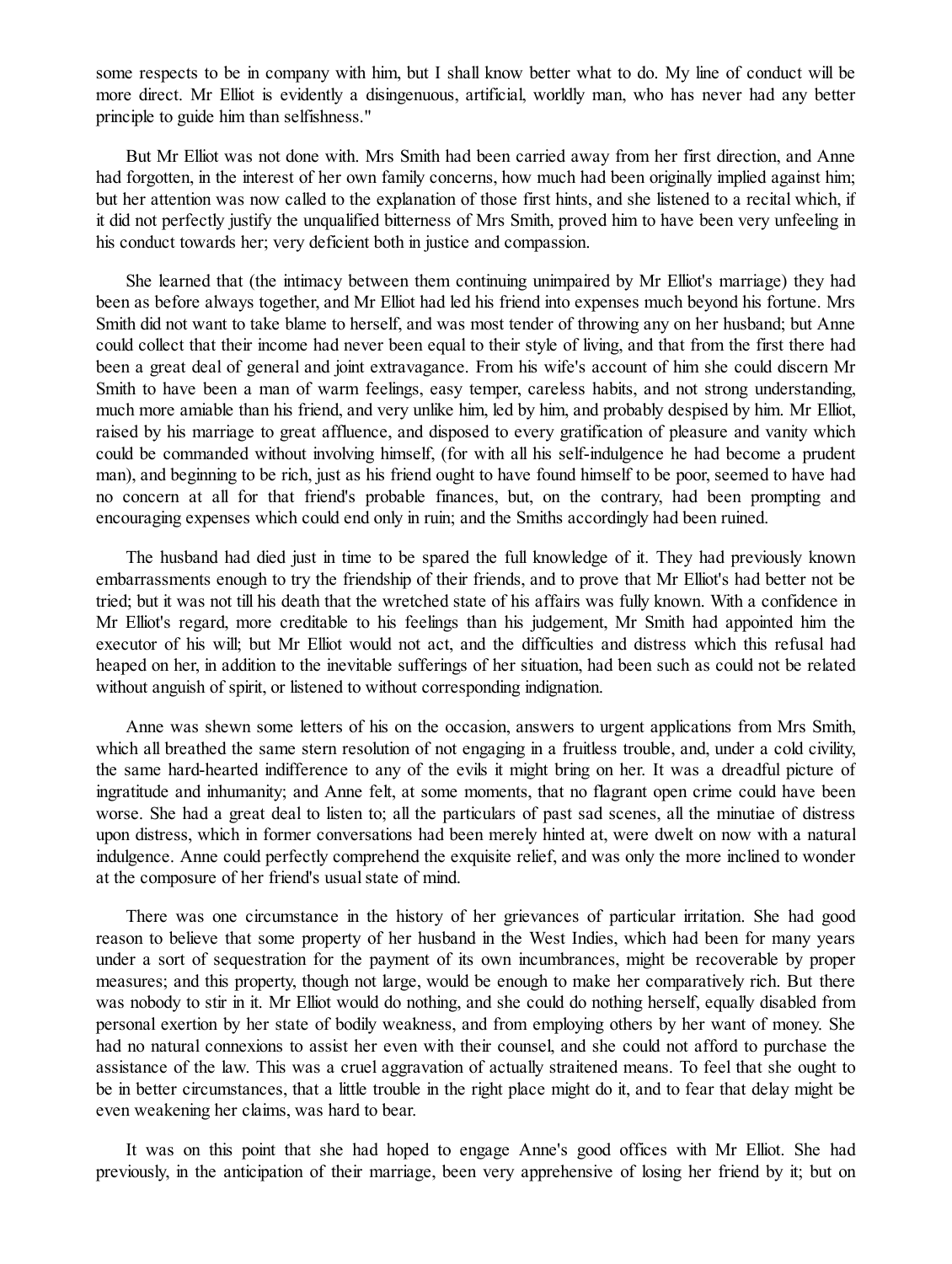some respects to be in company with him, but I shall know better what to do. My line of conduct will be more direct. Mr Elliot is evidently a disingenuous, artificial, worldly man, who has never had any better principle to guide him than selfishness."

But Mr Elliot was not done with. Mrs Smith had been carried away from her first direction, and Anne had forgotten, in the interest of her own family concerns, how much had been originally implied against him; but her attention was now called to the explanation of those first hints, and she listened to a recital which, if it did not perfectly justify the unqualified bitterness of Mrs Smith, proved him to have been very unfeeling in his conduct towards her; very deficient both in justice and compassion.

She learned that (the intimacy between them continuing unimpaired by Mr Elliot's marriage) they had been as before always together, and Mr Elliot had led his friend into expenses much beyond his fortune. Mrs Smith did not want to take blame to herself, and was most tender of throwing any on her husband; but Anne could collect that their income had never been equal to their style of living, and that from the first there had been a great deal of general and joint extravagance. From his wife's account of him she could discern Mr Smith to have been a man of warm feelings, easy temper, careless habits, and not strong understanding, much more amiable than his friend, and very unlike him, led by him, and probably despised by him. Mr Elliot, raised by his marriage to great affluence, and disposed to every gratification of pleasure and vanity which could be commanded without involving himself, (for with all his self-indulgence he had become a prudent man), and beginning to be rich, just as his friend ought to have found himself to be poor, seemed to have had no concern at all for that friend's probable finances, but, on the contrary, had been prompting and encouraging expenses which could end only in ruin; and the Smiths accordingly had been ruined.

The husband had died just in time to be spared the full knowledge of it. They had previously known embarrassments enough to try the friendship of their friends, and to prove that Mr Elliot's had better not be tried; but it was not till his death that the wretched state of his affairs was fully known. With a confidence in Mr Elliot's regard, more creditable to his feelings than his judgement, Mr Smith had appointed him the executor of his will; but Mr Elliot would not act, and the difficulties and distress which this refusal had heaped on her, in addition to the inevitable sufferings of her situation, had been such as could not be related without anguish of spirit, or listened to without corresponding indignation.

Anne was shewn some letters of his on the occasion, answers to urgent applications from Mrs Smith, which all breathed the same stern resolution of not engaging in a fruitless trouble, and, under a cold civility, the same hard-hearted indifference to any of the evils it might bring on her. It was a dreadful picture of ingratitude and inhumanity; and Anne felt, at some moments, that no flagrant open crime could have been worse. She had a great deal to listen to; all the particulars of past sad scenes, all the minutiae of distress upon distress, which in former conversations had been merely hinted at, were dwelt on now with a natural indulgence. Anne could perfectly comprehend the exquisite relief, and was only the more inclined to wonder at the composure of her friend's usual state of mind.

There was one circumstance in the history of her grievances of particular irritation. She had good reason to believe that some property of her husband in the West Indies, which had been for many years under a sort of sequestration for the payment of its own incumbrances, might be recoverable by proper measures; and this property, though not large, would be enough to make her comparatively rich. But there was nobody to stir in it. Mr Elliot would do nothing, and she could do nothing herself, equally disabled from personal exertion by her state of bodily weakness, and from employing others by her want of money. She had no natural connexions to assist her even with their counsel, and she could not afford to purchase the assistance of the law. This was a cruel aggravation of actually straitened means. To feel that she ought to be in better circumstances, that a little trouble in the right place might do it, and to fear that delay might be even weakening her claims, was hard to bear.

It was on this point that she had hoped to engage Anne's good offices with Mr Elliot. She had previously, in the anticipation of their marriage, been very apprehensive of losing her friend by it; but on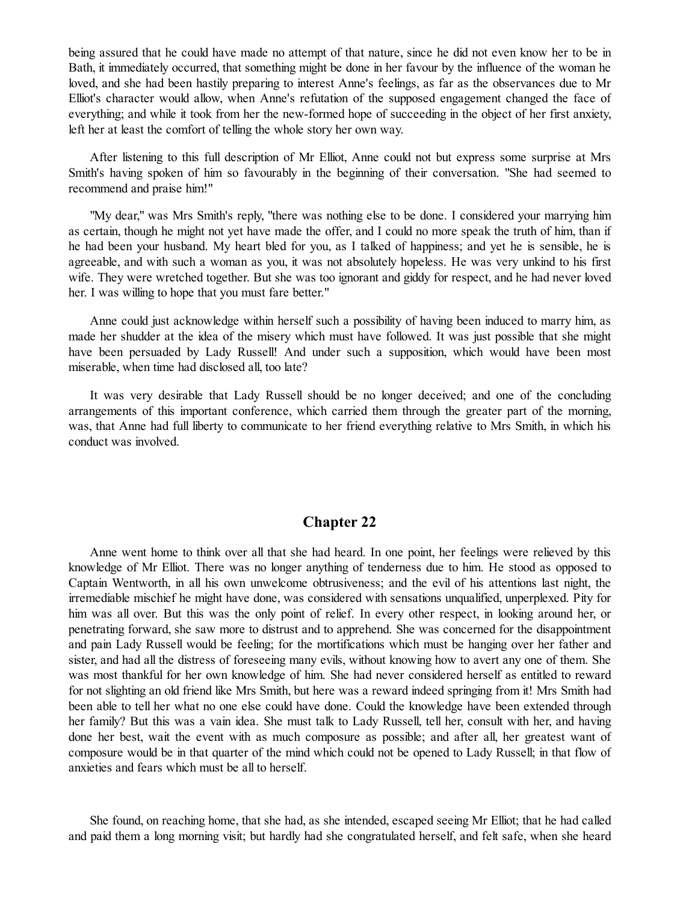being assured that he could have made no attempt of that nature, since he did not even know her to be in Bath, it immediately occurred, that something might be done in her favour by the influence of the woman he loved, and she had been hastily preparing to interest Anne's feelings, as far as the observances due to Mr Elliot's character would allow, when Anne's refutation of the supposed engagement changed the face of everything; and while it took from her the new-formed hope of succeeding in the object of her first anxiety, left her at least the comfort of telling the whole story her own way.

After listening to this full description of Mr Elliot, Anne could not but express some surprise at Mrs Smith's having spoken of him so favourably in the beginning of their conversation. "She had seemed to recommend and praise him!"

"My dear," was Mrs Smith's reply, "there was nothing else to be done. I considered your marrying him as certain, though he might not yet have made the offer, and I could no more speak the truth of him, than if he had been your husband. My heart bled for you, as I talked of happiness; and yet he is sensible, he is agreeable, and with such a woman as you, it was not absolutely hopeless. He was very unkind to his first wife. They were wretched together. But she was too ignorant and giddy for respect, and he had never loved her. I was willing to hope that you must fare better."

Anne could just acknowledge within herself such a possibility of having been induced to marry him, as made her shudder at the idea of the misery which must have followed. It was just possible that she might have been persuaded by Lady Russell! And under such a supposition, which would have been most miserable, when time had disclosed all, too late?

It was very desirable that Lady Russell should be no longer deceived; and one of the concluding arrangements of this important conference, which carried them through the greater part of the morning, was, that Anne had full liberty to communicate to her friend everything relative to Mrs Smith, in which his conduct was involved.

## Chapter 22

Anne went home to think over all that she had heard. In one point, her feelings were relieved by this knowledge of Mr Elliot. There was no longer anything of tenderness due to him. He stood as opposed to Captain Wentworth, in all his own unwelcome obtrusiveness; and the evil of his attentions last night, the irremediable mischief he might have done, was considered with sensations unqualified, unperplexed. Pity for him was all over. But this was the only point of relief. In every other respect, in looking around her, or penetrating forward, she saw more to distrust and to apprehend. She was concerned for the disappointment and pain Lady Russell would be feeling; for the mortifications which must be hanging over her father and sister, and had all the distress of foreseeing many evils, without knowing how to avert any one of them. She was most thankful for her own knowledge of him. She had never considered herself as entitled to reward for not slighting an old friend like Mrs Smith, but here was a reward indeed springing from it! Mrs Smith had been able to tell her what no one else could have done. Could the knowledge have been extended through her family? But this was a vain idea. She must talk to Lady Russell, tell her, consult with her, and having done her best, wait the event with as much composure as possible; and after all, her greatest want of composure would be in that quarter of the mind which could not be opened to Lady Russell; in that flow of anxieties and fears which must be all to herself.

She found, on reaching home, that she had, as she intended, escaped seeing Mr Elliot; that he had called and paid them a long morning visit; but hardly had she congratulated herself, and felt safe, when she heard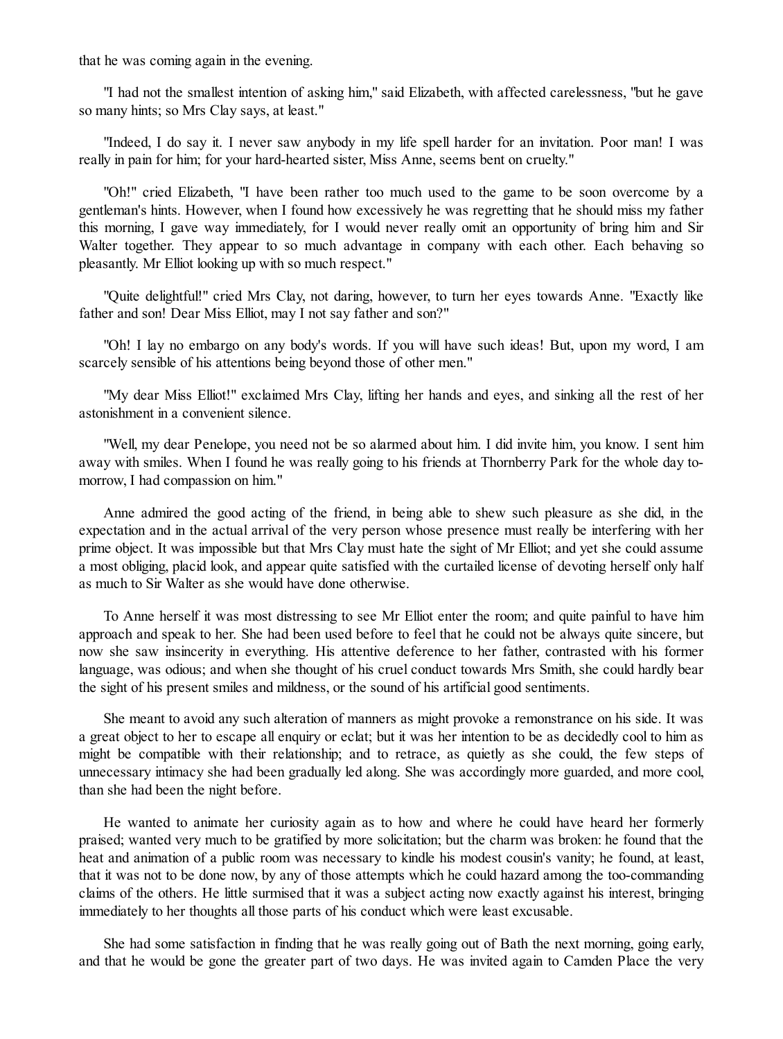that he was coming again in the evening.

"I had not the smallest intention of asking him," said Elizabeth, with affected carelessness, "but he gave so many hints; so Mrs Clay says, at least."

"Indeed, I do say it. I never saw anybody in my life spell harder for an invitation. Poor man! I was really in pain for him; for your hard-hearted sister, Miss Anne, seems bent on cruelty."

"Oh!" cried Elizabeth, "I have been rather too much used to the game to be soon overcome by a gentleman's hints. However, when I found how excessively he was regretting that he should miss my father this morning, I gave way immediately, for I would never really omit an opportunity of bring him and Sir Walter together. They appear to so much advantage in company with each other. Each behaving so pleasantly. Mr Elliot looking up with so much respect."

"Quite delightful!" cried Mrs Clay, not daring, however, to turn her eyes towards Anne. "Exactly like father and son! Dear Miss Elliot, may I not say father and son?"

"Oh! I lay no embargo on any body's words. If you will have such ideas! But, upon my word, I am scarcely sensible of his attentions being beyond those of other men."

"My dear Miss Elliot!" exclaimed Mrs Clay, lifting her hands and eyes, and sinking all the rest of her astonishment in a convenient silence.

"Well, my dear Penelope, you need not be so alarmed about him. I did invite him, you know. I sent him away with smiles. When I found he was really going to his friends at Thornberry Park for the whole day to-morrow, I had compassion on him."

Anne admired the good acting of the friend, in being able to shew such pleasure as she did, in the expectation and in the actual arrival of the very person whose presence must really be interfering with her prime object. It was impossible but that Mrs Clay must hate the sight of Mr Elliot; and yet she could assume a most obliging, placid look, and appear quite satisfied with the curtailed license of devoting herself only half as much to Sir Walter as she would have done otherwise.

To Anne herself it was most distressing to see Mr Elliot enter the room; and quite painful to have him approach and speak to her. She had been used before to feel that he could not be always quite sincere, but now she saw insincerity in everything. His attentive deference to her father, contrasted with his former language, was odious; and when she thought of his cruel conduct towards Mrs Smith, she could hardly bear the sight of his present smiles and mildness, or the sound of his artificial good sentiments.

She meant to avoid any such alteration of manners as might provoke a remonstrance on his side. It was a great object to her to escape all enquiry or eclat; but it was her intention to be as decidedly cool to him as might be compatible with their relationship; and to retrace, as quietly as she could, the few steps of unnecessary intimacy she had been gradually led along. She was accordingly more guarded, and more cool, than she had been the night before.

He wanted to animate her curiosity again as to how and where he could have heard her formerly praised; wanted very much to be gratified by more solicitation; but the charm was broken: he found that the heat and animation of a public room was necessary to kindle his modest cousin's vanity; he found, at least, that it was not to be done now, by any of those attempts which he could hazard among the too-commanding claims of the others. He little surmised that it was a subject acting now exactly against his interest, bringing immediately to her thoughts all those parts of his conduct which were least excusable.

She had some satisfaction in finding that he was really going out of Bath the next morning, going early, and that he would be gone the greater part of two days. He was invited again to Camden Place the very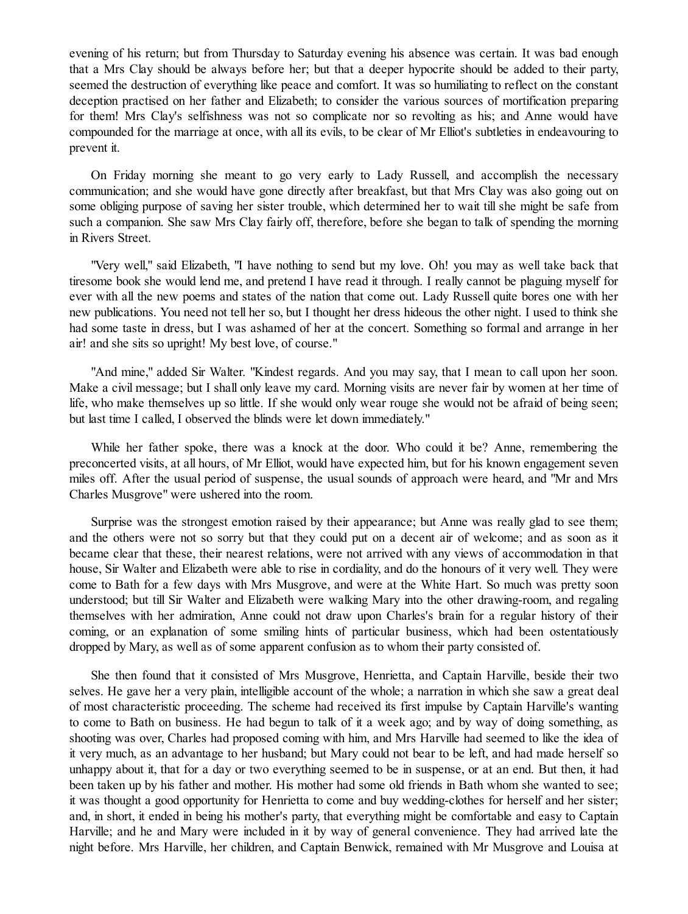evening of his return; but from Thursday to Saturday evening his absence was certain. It was bad enough that a Mrs Clay should be always before her; but that a deeper hypocrite should be added to their party, seemed the destruction of everything like peace and comfort. It was so humiliating to reflect on the constant deception practised on her father and Elizabeth; to consider the various sources of mortification preparing for them! Mrs Clay's selfishness was not so complicate nor so revolting as his; and Anne would have compounded for the marriage at once, with all its evils, to be clear of Mr Elliot's subtleties in endeavouring to prevent it.

On Friday morning she meant to go very early to Lady Russell, and accomplish the necessary communication; and she would have gone directly after breakfast, but that Mrs Clay was also going out on some obliging purpose of saving her sister trouble, which determined her to wait till she might be safe from such a companion. She saw Mrs Clay fairly off, therefore, before she began to talk of spending the morning in Rivers Street.

"Very well," said Elizabeth, "I have nothing to send but my love. Oh! you may as well take back that tiresome book she would lend me, and pretend I have read it through. I really cannot be plaguing myself for ever with all the new poems and states of the nation that come out. Lady Russell quite bores one with her new publications. You need not tell her so, but I thought her dress hideous the other night. I used to think she had some taste in dress, but I was ashamed of her at the concert. Something so formal and arrange in her air! and she sits so upright! My best love, of course."

"And mine," added Sir Walter. "Kindest regards. And you may say, that I mean to call upon her soon. Make a civil message; but I shall only leave my card. Morning visits are never fair by women at her time of life, who make themselves up so little. If she would only wear rouge she would not be afraid of being seen; but last time I called, I observed the blinds were let down immediately."

While her father spoke, there was a knock at the door. Who could it be? Anne, remembering the preconcerted visits, at all hours, of Mr Elliot, would have expected him, but for his known engagement seven miles off. After the usual period of suspense, the usual sounds of approach were heard, and "Mr and Mrs Charles Musgrove" were ushered into the room.

Surprise was the strongest emotion raised by their appearance; but Anne was really glad to see them; and the others were not so sorry but that they could put on a decent air of welcome; and as soon as it became clear that these, their nearest relations, were not arrived with any views of accommodation in that house, Sir Walter and Elizabeth were able to rise in cordiality, and do the honours of it very well. They were come to Bath for a few days with Mrs Musgrove, and were at the White Hart. So much was pretty soon understood; but till Sir Walter and Elizabeth were walking Mary into the other drawing-room, and regaling themselves with her admiration, Anne could not draw upon Charles's brain for a regular history of their coming, or an explanation of some smiling hints of particular business, which had been ostentatiously dropped by Mary, as well as of some apparent confusion as to whom their party consisted of.

She then found that it consisted of Mrs Musgrove, Henrietta, and Captain Harville, beside their two selves. He gave her a very plain, intelligible account of the whole; a narration in which she saw a great deal of most characteristic proceeding. The scheme had received its first impulse by Captain Harville's wanting to come to Bath on business. He had begun to talk of it a week ago; and by way of doing something, as shooting was over, Charles had proposed coming with him, and Mrs Harville had seemed to like the idea of it very much, as an advantage to her husband; but Mary could not bear to be left, and had made herself so unhappy about it, that for a day or two everything seemed to be in suspense, or at an end. But then, it had been taken up by his father and mother. His mother had some old friends in Bath whom she wanted to see; it was thought a good opportunity for Henrietta to come and buy wedding-clothes for herself and her sister; and, in short, it ended in being his mother's party, that everything might be comfortable and easy to Captain Harville; and he and Mary were included in it by way of general convenience. They had arrived late the night before. Mrs Harville, her children, and Captain Benwick, remained with Mr Musgrove and Louisa at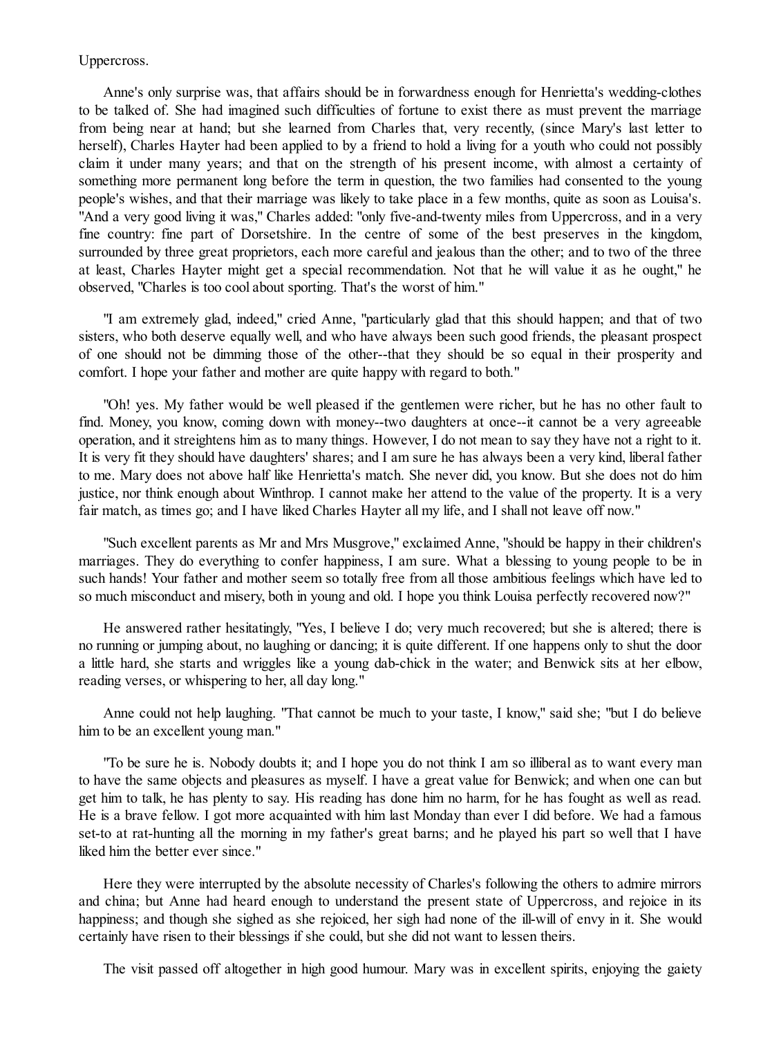Uppercross.

Anne's only surprise was, that affairs should be in forwardness enough for Henrietta's wedding-clothes to be talked of. She had imagined such difficulties of fortune to exist there as must prevent the marriage from being near at hand; but she learned from Charles that, very recently, (since Mary's last letter to herself), Charles Hayter had been applied to by a friend to hold a living for a youth who could not possibly claim it under many years; and that on the strength of his present income, with almost a certainty of something more permanent long before the term in question, the two families had consented to the young people's wishes, and that their marriage was likely to take place in a few months, quite as soon as Louisa's. "And a very good living it was," Charles added: "only five-and-twenty miles from Uppercross, and in a very fine country: fine part of Dorsetshire. In the centre of some of the best preserves in the kingdom, surrounded by three great proprietors, each more careful and jealous than the other; and to two of the three at least, Charles Hayter might get a special recommendation. Not that he will value it as he ought," he observed, "Charles is too cool about sporting. That's the worst of him."

"I am extremely glad, indeed," cried Anne, "particularly glad that this should happen; and that of two sisters, who both deserve equally well, and who have always been such good friends, the pleasant prospect of one should not be dimming those of the other--that they should be so equal in their prosperity and comfort. I hope your father and mother are quite happy with regard to both."

"Oh! yes. My father would be well pleased if the gentlemen were richer, but he has no other fault to find. Money, you know, coming down with money--two daughters at once--it cannot be a very agreeable operation, and it streightens him as to many things. However, I do not mean to say they have not a right to it. It is very fit they should have daughters' shares; and I am sure he has always been a very kind, liberal father to me. Mary does not above half like Henrietta's match. She never did, you know. But she does not do him justice, nor think enough about Winthrop. I cannot make her attend to the value of the property. It is a very fair match, as times go; and I have liked Charles Hayter all my life, and I shall not leave off now."

"Such excellent parents as Mr and Mrs Musgrove," exclaimed Anne, "should be happy in their children's marriages. They do everything to confer happiness, I am sure. What a blessing to young people to be in such hands! Your father and mother seem so totally free from all those ambitious feelings which have led to so much misconduct and misery, both in young and old. I hope you think Louisa perfectly recovered now?"

He answered rather hesitatingly, "Yes, I believe I do; very much recovered; but she is altered; there is no running or jumping about, no laughing or dancing; it is quite different. If one happens only to shut the door a little hard, she starts and wriggles like a young dab-chick in the water; and Benwick sits at her elbow, reading verses, or whispering to her, all day long."

Anne could not help laughing. "That cannot be much to your taste, I know," said she; "but I do believe him to be an excellent young man."

"To be sure he is. Nobody doubts it; and I hope you do not think I am so illiberal as to want every man to have the same objects and pleasures as myself. I have a great value for Benwick; and when one can but get him to talk, he has plenty to say. His reading has done him no harm, for he has fought as well as read. He is a brave fellow. I got more acquainted with him last Monday than ever I did before. We had a famous set-to at rat-hunting all the morning in my father's great barns; and he played his part so well that I have liked him the better ever since."

Here they were interrupted by the absolute necessity of Charles's following the others to admire mirrors and china; but Anne had heard enough to understand the present state of Uppercross, and rejoice in its happiness; and though she sighed as she rejoiced, her sigh had none of the ill-will of envy in it. She would certainly have risen to their blessings if she could, but she did not want to lessen theirs.

The visit passed off altogether in high good humour. Mary was in excellent spirits, enjoying the gaiety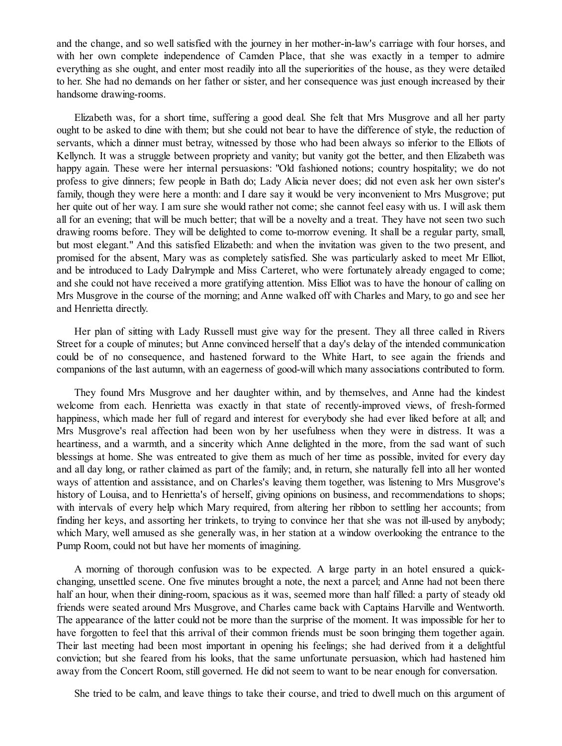and the change, and so well satisfied with the journey in her mother-in-law's carriage with four horses, and with her own complete independence of Camden Place, that she was exactly in a temper to admire everything as she ought, and enter most readily into all the superiorities of the house, as they were detailed to her. She had no demands on her father or sister, and her consequence was just enough increased by their handsome drawing-rooms.

Elizabeth was, for a short time, suffering a good deal. She felt that Mrs Musgrove and all her party ought to be asked to dine with them; but she could not bear to have the difference of style, the reduction of servants, which a dinner must betray, witnessed by those who had been always so inferior to the Elliots of Kellynch. It was a struggle between propriety and vanity; but vanity got the better, and then Elizabeth was happy again. These were her internal persuasions: "Old fashioned notions; country hospitality; we do not profess to give dinners; few people in Bath do; Lady Alicia never does; did not even ask her own sister's family, though they were here a month: and I dare say it would be very inconvenient to Mrs Musgrove; put her quite out of her way. I am sure she would rather not come; she cannot feel easy with us. I will ask them all for an evening; that will be much better; that will be a novelty and a treat. They have not seen two such drawing rooms before. They will be delighted to come to-morrow evening. It shall be a regular party, small, but most elegant." And this satisfied Elizabeth: and when the invitation was given to the two present, and promised for the absent, Mary was as completely satisfied. She was particularly asked to meet Mr Elliot, and be introduced to Lady Dalrymple and Miss Carteret, who were fortunately already engaged to come; and she could not have received a more gratifying attention. Miss Elliot was to have the honour of calling on Mrs Musgrove in the course of the morning; and Anne walked off with Charles and Mary, to go and see her and Henrietta directly.

Her plan of sitting with Lady Russell must give way for the present. They all three called in Rivers Street for a couple of minutes; but Anne convinced herself that a day's delay of the intended communication could be of no consequence, and hastened forward to the White Hart, to see again the friends and companions of the last autumn, with an eagerness of good-will which many associations contributed to form.

They found Mrs Musgrove and her daughter within, and by themselves, and Anne had the kindest welcome from each. Henrietta was exactly in that state of recently-improved views, of fresh-formed happiness, which made her full of regard and interest for everybody she had ever liked before at all; and Mrs Musgrove's real affection had been won by her usefulness when they were in distress. It was a heartiness, and a warmth, and a sincerity which Anne delighted in the more, from the sad want of such blessings at home. She was entreated to give them as much of her time as possible, invited for every day and all day long, or rather claimed as part of the family; and, in return, she naturally fell into all her wonted ways of attention and assistance, and on Charles's leaving them together, was listening to Mrs Musgrove's history of Louisa, and to Henrietta's of herself, giving opinions on business, and recommendations to shops; with intervals of every help which Mary required, from altering her ribbon to settling her accounts; from finding her keys, and assorting her trinkets, to trying to convince her that she was not ill-used by anybody; which Mary, well amused as she generally was, in her station at a window overlooking the entrance to the Pump Room, could not but have her moments of imagining.

A morning of thorough confusion was to be expected. A large party in an hotel ensured a quick-changing, unsettled scene. One five minutes brought a note, the next a parcel; and Anne had not been there half an hour, when their dining-room, spacious as it was, seemed more than half filled: a party of steady old friends were seated around Mrs Musgrove, and Charles came back with Captains Harville and Wentworth. The appearance of the latter could not be more than the surprise of the moment. It was impossible for her to have forgotten to feel that this arrival of their common friends must be soon bringing them together again. Their last meeting had been most important in opening his feelings; she had derived from it a delightful conviction; but she feared from his looks, that the same unfortunate persuasion, which had hastened him away from the Concert Room, still governed. He did not seem to want to be near enough for conversation.

She tried to be calm, and leave things to take their course, and tried to dwell much on this argument of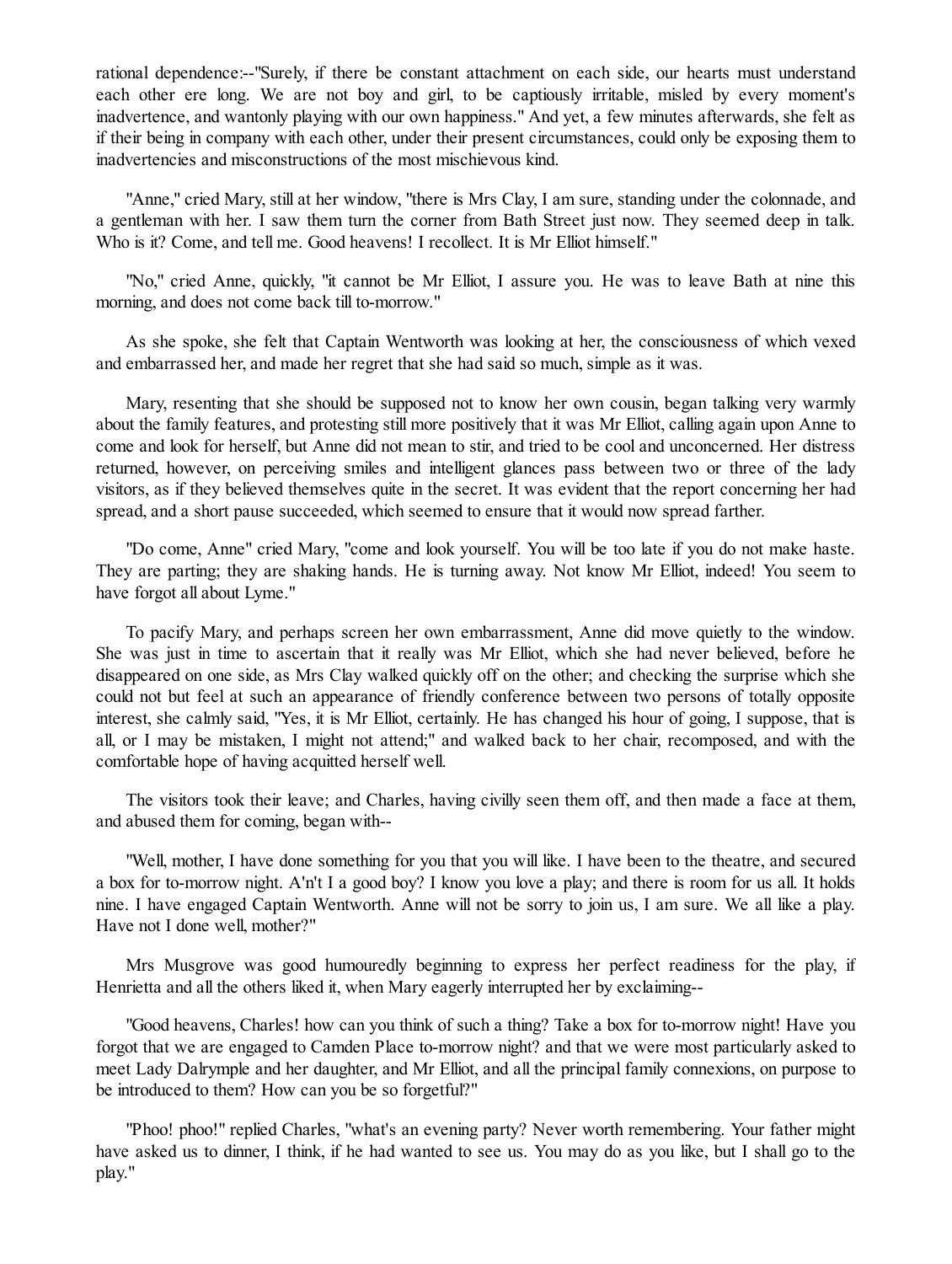rational dependence:--"Surely, if there be constant attachment on each side, our hearts must understand each other ere long. We are not boy and girl, to be captiously irritable, misled by every moment's inadvertence, and wantonly playing with our own happiness." And yet, a few minutes afterwards, she felt as if their being in company with each other, under their present circumstances, could only be exposing them to inadvertencies and misconstructions of the most mischievous kind.

"Anne," cried Mary, still at her window, "there is Mrs Clay, I am sure, standing under the colonnade, and a gentleman with her. I saw them turn the corner from Bath Street just now. They seemed deep in talk. Who is it? Come, and tell me. Good heavens! I recollect. It is Mr Elliot himself."

"No," cried Anne, quickly, "it cannot be Mr Elliot, I assure you. He was to leave Bath at nine this morning, and does not come back till to-morrow."

As she spoke, she felt that Captain Wentworth was looking at her, the consciousness of which vexed and embarrassed her, and made her regret that she had said so much, simple as it was.

Mary, resenting that she should be supposed not to know her own cousin, began talking very warmly about the family features, and protesting still more positively that it was Mr Elliot, calling again upon Anne to come and look for herself, but Anne did not mean to stir, and tried to be cool and unconcerned. Her distress returned, however, on perceiving smiles and intelligent glances pass between two or three of the lady visitors, as if they believed themselves quite in the secret. It was evident that the report concerning her had spread, and a short pause succeeded, which seemed to ensure that it would now spread farther.

"Do come, Anne" cried Mary, "come and look yourself. You will be too late if you do not make haste. They are parting; they are shaking hands. He is turning away. Not know Mr Elliot, indeed! You seem to have forgot all about Lyme."

To pacify Mary, and perhaps screen her own embarrassment, Anne did move quietly to the window. She was just in time to ascertain that it really was Mr Elliot, which she had never believed, before he disappeared on one side, as Mrs Clay walked quickly off on the other; and checking the surprise which she could not but feel at such an appearance of friendly conference between two persons of totally opposite interest, she calmly said, "Yes, it is Mr Elliot, certainly. He has changed his hour of going, I suppose, that is all, or I may be mistaken, I might not attend;" and walked back to her chair, recomposed, and with the comfortable hope of having acquitted herself well.

The visitors took their leave; and Charles, having civilly seen them off, and then made a face at them, and abused them for coming, began with--

"Well, mother, I have done something for you that you will like. I have been to the theatre, and secured a box for to-morrow night. A'n't I a good boy? I know you love a play; and there is room for us all. It holds nine. I have engaged Captain Wentworth. Anne will not be sorry to join us, I am sure. We all like a play. Have not I done well, mother?"

Mrs Musgrove was good humouredly beginning to express her perfect readiness for the play, if Henrietta and all the others liked it, when Mary eagerly interrupted her by exclaiming--

"Good heavens, Charles! how can you think of such a thing? Take a box for to-morrow night! Have you forgot that we are engaged to Camden Place to-morrow night? and that we were most particularly asked to meet Lady Dalrymple and her daughter, and Mr Elliot, and all the principal family connexions, on purpose to be introduced to them? How can you be so forgetful?"

"Phoo! phoo!" replied Charles, "what's an evening party? Never worth remembering. Your father might have asked us to dinner, I think, if he had wanted to see us. You may do as you like, but I shall go to the play."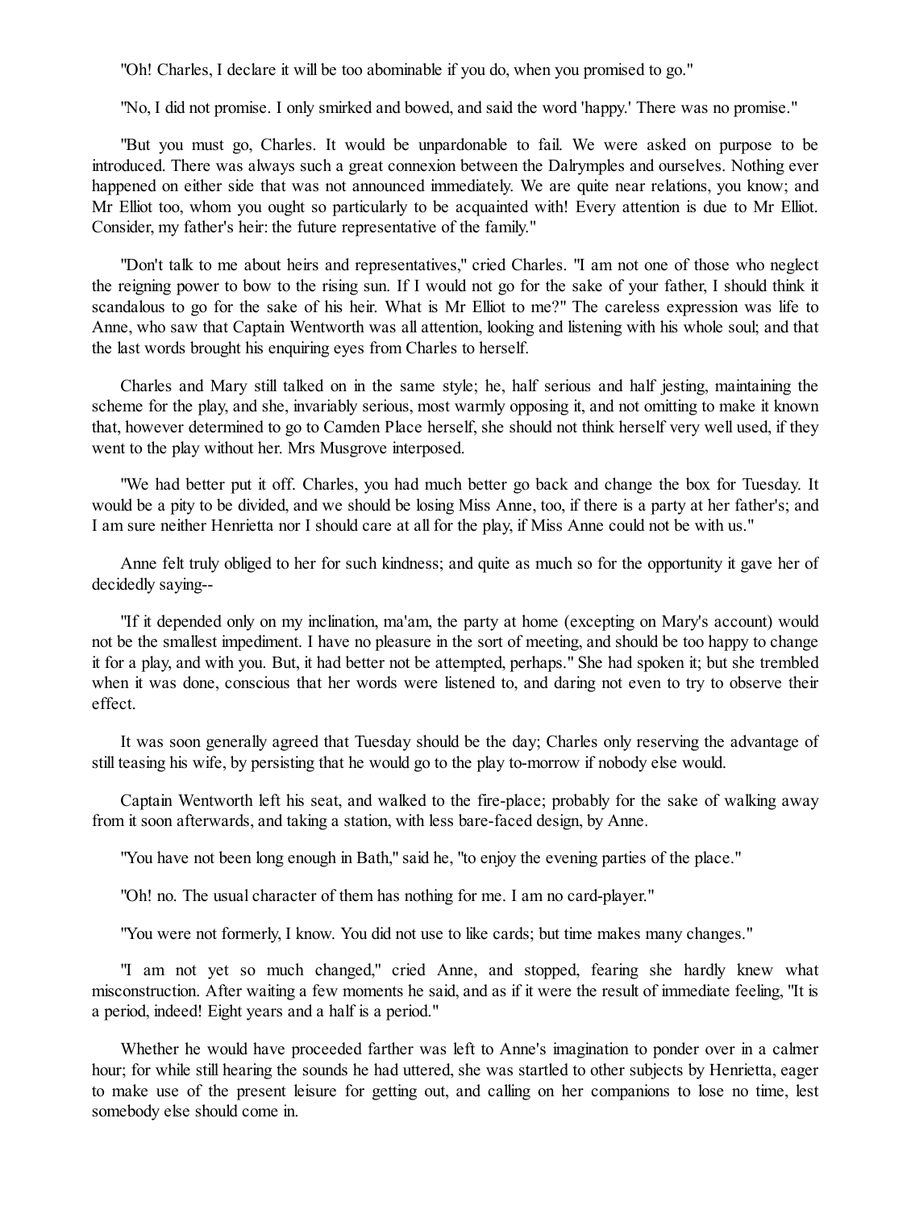"Oh! Charles, I declare it will be too abominable if you do, when you promised to go."

"No, I did not promise. I only smirked and bowed, and said the word 'happy.' There was no promise."

"But you must go, Charles. It would be unpardonable to fail. We were asked on purpose to be introduced. There was always such a great connexion between the Dalrymples and ourselves. Nothing ever happened on either side that was not announced immediately. We are quite near relations, you know; and Mr Elliot too, whom you ought so particularly to be acquainted with! Every attention is due to Mr Elliot. Consider, my father's heir: the future representative of the family."

"Don't talk to me about heirs and representatives," cried Charles. "I am not one of those who neglect the reigning power to bow to the rising sun. If I would not go for the sake of your father, I should think it scandalous to go for the sake of his heir. What is Mr Elliot to me?" The careless expression was life to Anne, who saw that Captain Wentworth was all attention, looking and listening with his whole soul; and that the last words brought his enquiring eyes from Charles to herself.

Charles and Mary still talked on in the same style; he, half serious and half jesting, maintaining the scheme for the play, and she, invariably serious, most warmly opposing it, and not omitting to make it known that, however determined to go to Camden Place herself, she should not think herself very well used, if they went to the play without her. Mrs Musgrove interposed.

"We had better put it off. Charles, you had much better go back and change the box for Tuesday. It would be a pity to be divided, and we should be losing Miss Anne, too, if there is a party at her father's; and I am sure neither Henrietta nor I should care at all for the play, if Miss Anne could not be with us."

Anne felt truly obliged to her for such kindness; and quite as much so for the opportunity it gave her of decidedly saying--

"If it depended only on my inclination, ma'am, the party at home (excepting on Mary's account) would not be the smallest impediment. I have no pleasure in the sort of meeting, and should be too happy to change it for a play, and with you. But, it had better not be attempted, perhaps." She had spoken it; but she trembled when it was done, conscious that her words were listened to, and daring not even to try to observe their effect.

It was soon generally agreed that Tuesday should be the day; Charles only reserving the advantage of still teasing his wife, by persisting that he would go to the play to-morrow if nobody else would.

Captain Wentworth left his seat, and walked to the fire-place; probably for the sake of walking away from it soon afterwards, and taking a station, with less bare-faced design, by Anne.

"You have not been long enough in Bath," said he, "to enjoy the evening parties of the place."

"Oh! no. The usual character of them has nothing for me. I am no card-player."

"You were not formerly, I know. You did not use to like cards; but time makes many changes."

"I am not yet so much changed," cried Anne, and stopped, fearing she hardly knew what misconstruction. After waiting a few moments he said, and as if it were the result of immediate feeling, "It is a period, indeed! Eight years and a half is a period."

Whether he would have proceeded farther was left to Anne's imagination to ponder over in a calmer hour; for while still hearing the sounds he had uttered, she was startled to other subjects by Henrietta, eager to make use of the present leisure for getting out, and calling on her companions to lose no time, lest somebody else should come in.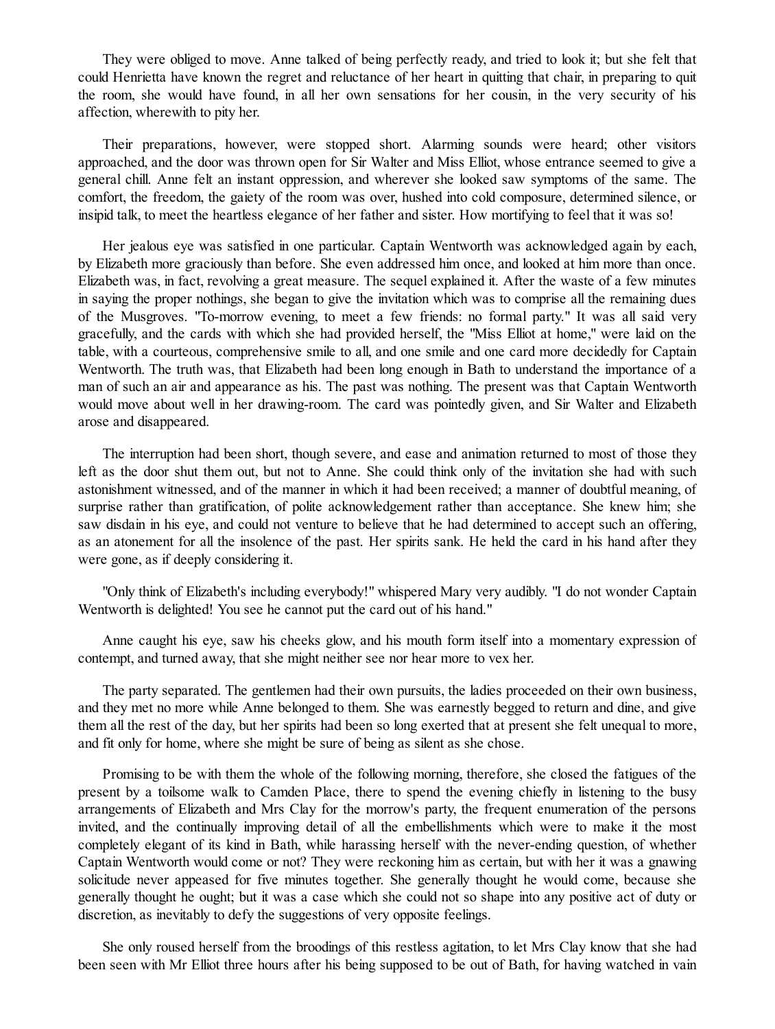They were obliged to move. Anne talked of being perfectly ready, and tried to look it; but she felt that could Henrietta have known the regret and reluctance of her heart in quitting that chair, in preparing to quit the room, she would have found, in all her own sensations for her cousin, in the very security of his affection, wherewith to pity her.

Their preparations, however, were stopped short. Alarming sounds were heard; other visitors approached, and the door was thrown open for Sir Walter and Miss Elliot, whose entrance seemed to give a general chill. Anne felt an instant oppression, and wherever she looked saw symptoms of the same. The comfort, the freedom, the gaiety of the room was over, hushed into cold composure, determined silence, or insipid talk, to meet the heartless elegance of her father and sister. How mortifying to feel that it was so!

Her jealous eye was satisfied in one particular. Captain Wentworth was acknowledged again by each, by Elizabeth more graciously than before. She even addressed him once, and looked at him more than once. Elizabeth was, in fact, revolving a great measure. The sequel explained it. After the waste of a few minutes in saying the proper nothings, she began to give the invitation which was to comprise all the remaining dues of the Musgroves. "To-morrow evening, to meet a few friends: no formal party." It was all said very gracefully, and the cards with which she had provided herself, the "Miss Elliot at home," were laid on the table, with a courteous, comprehensive smile to all, and one smile and one card more decidedly for Captain Wentworth. The truth was, that Elizabeth had been long enough in Bath to understand the importance of a man of such an air and appearance as his. The past was nothing. The present was that Captain Wentworth would move about well in her drawing-room. The card was pointedly given, and Sir Walter and Elizabeth arose and disappeared.

The interruption had been short, though severe, and ease and animation returned to most of those they left as the door shut them out, but not to Anne. She could think only of the invitation she had with such astonishment witnessed, and of the manner in which it had been received; a manner of doubtful meaning, of surprise rather than gratification, of polite acknowledgement rather than acceptance. She knew him; she saw disdain in his eye, and could not venture to believe that he had determined to accept such an offering, as an atonement for all the insolence of the past. Her spirits sank. He held the card in his hand after they were gone, as if deeply considering it.

"Only think of Elizabeth's including everybody!" whispered Mary very audibly. "I do not wonder Captain Wentworth is delighted! You see he cannot put the card out of his hand."

Anne caught his eye, saw his cheeks glow, and his mouth form itself into a momentary expression of contempt, and turned away, that she might neither see nor hear more to vex her.

The party separated. The gentlemen had their own pursuits, the ladies proceeded on their own business, and they met no more while Anne belonged to them. She was earnestly begged to return and dine, and give them all the rest of the day, but her spirits had been so long exerted that at present she felt unequal to more, and fit only for home, where she might be sure of being as silent as she chose.

Promising to be with them the whole of the following morning, therefore, she closed the fatigues of the present by a toilsome walk to Camden Place, there to spend the evening chiefly in listening to the busy arrangements of Elizabeth and Mrs Clay for the morrow's party, the frequent enumeration of the persons invited, and the continually improving detail of all the embellishments which were to make it the most completely elegant of its kind in Bath, while harassing herself with the never-ending question, of whether Captain Wentworth would come or not? They were reckoning him as certain, but with her it was a gnawing solicitude never appeased for five minutes together. She generally thought he would come, because she generally thought he ought; but it was a case which she could not so shape into any positive act of duty or discretion, as inevitably to defy the suggestions of very opposite feelings.

She only roused herself from the broodings of this restless agitation, to let Mrs Clay know that she had been seen with Mr Elliot three hours after his being supposed to be out of Bath, for having watched in vain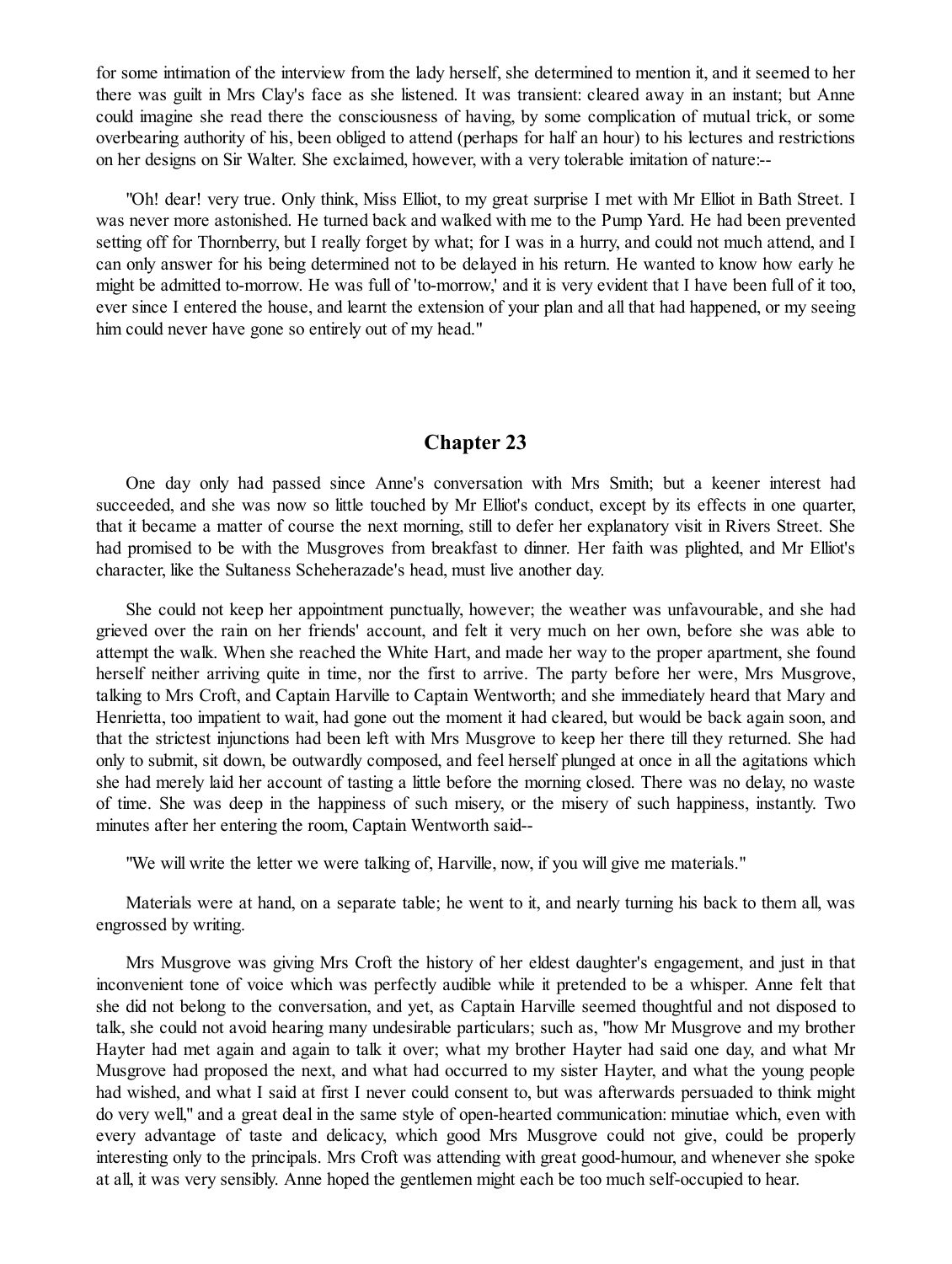for some intimation of the interview from the lady herself, she determined to mention it, and it seemed to her there was guilt in Mrs Clay's face as she listened. It was transient: cleared away in an instant; but Anne could imagine she read there the consciousness of having, by some complication of mutual trick, or some overbearing authority of his, been obliged to attend (perhaps for half an hour) to his lectures and restrictions on her designs on Sir Walter. She exclaimed, however, with a very tolerable imitation of nature:--

"Oh! dear! very true. Only think, Miss Elliot, to my great surprise I met with Mr Elliot in Bath Street. I was never more astonished. He turned back and walked with me to the Pump Yard. He had been prevented setting off for Thornberry, but I really forget by what; for I was in a hurry, and could not much attend, and I can only answer for his being determined not to be delayed in his return. He wanted to know how early he might be admitted to-morrow. He was full of 'to-morrow,' and it is very evident that I have been full of it too, ever since I entered the house, and learnt the extension of your plan and all that had happened, or my seeing him could never have gone so entirely out of my head."

## Chapter 23

One day only had passed since Anne's conversation with Mrs Smith; but a keener interest had succeeded, and she was now so little touched by Mr Elliot's conduct, except by its effects in one quarter, that it became a matter of course the next morning, still to defer her explanatory visit in Rivers Street. She had promised to be with the Musgroves from breakfast to dinner. Her faith was plighted, and Mr Elliot's character, like the Sultaness Scheherazade's head, must live another day.

She could not keep her appointment punctually, however; the weather was unfavourable, and she had grieved over the rain on her friends' account, and felt it very much on her own, before she was able to attempt the walk. When she reached the White Hart, and made her way to the proper apartment, she found herself neither arriving quite in time, nor the first to arrive. The party before her were, Mrs Musgrove, talking to Mrs Croft, and Captain Harville to Captain Wentworth; and she immediately heard that Mary and Henrietta, too impatient to wait, had gone out the moment it had cleared, but would be back again soon, and that the strictest injunctions had been left with Mrs Musgrove to keep her there till they returned. She had only to submit, sit down, be outwardly composed, and feel herself plunged at once in all the agitations which she had merely laid her account of tasting a little before the morning closed. There was no delay, no waste of time. She was deep in the happiness of such misery, or the misery of such happiness, instantly. Two minutes after her entering the room, Captain Wentworth said--

"We will write the letter we were talking of, Harville, now, if you will give me materials."

Materials were at hand, on a separate table; he went to it, and nearly turning his back to them all, was engrossed by writing.

Mrs Musgrove was giving Mrs Croft the history of her eldest daughter's engagement, and just in that inconvenient tone of voice which was perfectly audible while it pretended to be a whisper. Anne felt that she did not belong to the conversation, and yet, as Captain Harville seemed thoughtful and not disposed to talk, she could not avoid hearing many undesirable particulars; such as, "how Mr Musgrove and my brother Hayter had met again and again to talk it over; what my brother Hayter had said one day, and what Mr Musgrove had proposed the next, and what had occurred to my sister Hayter, and what the young people had wished, and what I said at first I never could consent to, but was afterwards persuaded to think might do very well," and a great deal in the same style of open-hearted communication: minutiae which, even with every advantage of taste and delicacy, which good Mrs Musgrove could not give, could be properly interesting only to the principals. Mrs Croft was attending with great good-humour, and whenever she spoke at all, it was very sensibly. Anne hoped the gentlemen might each be too much self-occupied to hear.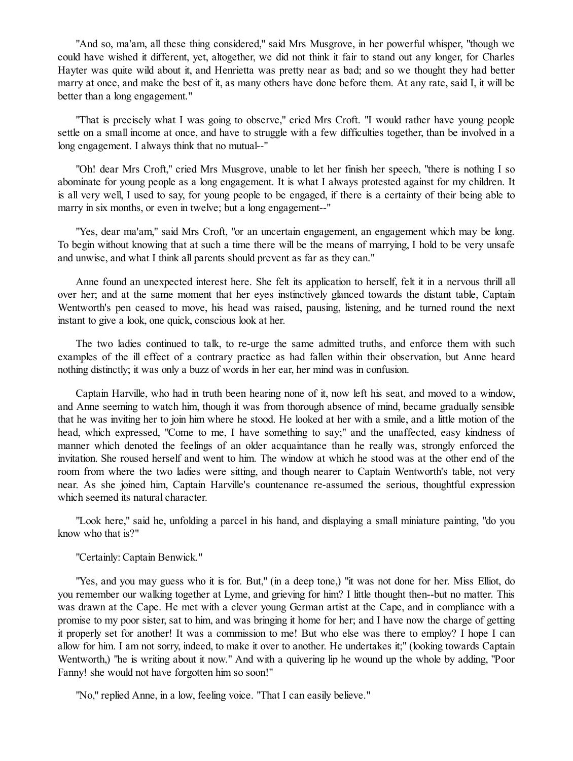"And so, ma'am, all these thing considered," said Mrs Musgrove, in her powerful whisper, "though we could have wished it different, yet, altogether, we did not think it fair to stand out any longer, for Charles Hayter was quite wild about it, and Henrietta was pretty near as bad; and so we thought they had better marry at once, and make the best of it, as many others have done before them. At any rate, said I, it will be better than a long engagement."

"That is precisely what I was going to observe," cried Mrs Croft. "I would rather have young people settle on a small income at once, and have to struggle with a few difficulties together, than be involved in a long engagement. I always think that no mutual--"

"Oh! dear Mrs Croft," cried Mrs Musgrove, unable to let her finish her speech, "there is nothing I so abominate for young people as a long engagement. It is what I always protested against for my children. It is all very well, I used to say, for young people to be engaged, if there is a certainty of their being able to marry in six months, or even in twelve; but a long engagement--"

"Yes, dear ma'am," said Mrs Croft, "or an uncertain engagement, an engagement which may be long. To begin without knowing that at such a time there will be the means of marrying, I hold to be very unsafe and unwise, and what I think all parents should prevent as far as they can."

Anne found an unexpected interest here. She felt its application to herself, felt it in a nervous thrill all over her; and at the same moment that her eyes instinctively glanced towards the distant table, Captain Wentworth's pen ceased to move, his head was raised, pausing, listening, and he turned round the next instant to give a look, one quick, conscious look at her.

The two ladies continued to talk, to re-urge the same admitted truths, and enforce them with such examples of the ill effect of a contrary practice as had fallen within their observation, but Anne heard nothing distinctly; it was only a buzz of words in her ear, her mind was in confusion.

Captain Harville, who had in truth been hearing none of it, now left his seat, and moved to a window, and Anne seeming to watch him, though it was from thorough absence of mind, became gradually sensible that he was inviting her to join him where he stood. He looked at her with a smile, and a little motion of the head, which expressed, "Come to me, I have something to say;" and the unaffected, easy kindness of manner which denoted the feelings of an older acquaintance than he really was, strongly enforced the invitation. She roused herself and went to him. The window at which he stood was at the other end of the room from where the two ladies were sitting, and though nearer to Captain Wentworth's table, not very near. As she joined him, Captain Harville's countenance re-assumed the serious, thoughtful expression which seemed its natural character.

"Look here," said he, unfolding a parcel in his hand, and displaying a small miniature painting, "do you know who that is?"

"Certainly: Captain Benwick."

"Yes, and you may guess who it is for. But," (in a deep tone,) "it was not done for her. Miss Elliot, do you remember our walking together at Lyme, and grieving for him? I little thought then--but no matter. This was drawn at the Cape. He met with a clever young German artist at the Cape, and in compliance with a promise to my poor sister, sat to him, and was bringing it home for her; and I have now the charge of getting it properly set for another! It was a commission to me! But who else was there to employ? I hope I can allow for him. I am not sorry, indeed, to make it over to another. He undertakes it;" (looking towards Captain Wentworth,) "he is writing about it now." And with a quivering lip he wound up the whole by adding, "Poor Fanny! she would not have forgotten him so soon!"

"No," replied Anne, in a low, feeling voice. "That I can easily believe."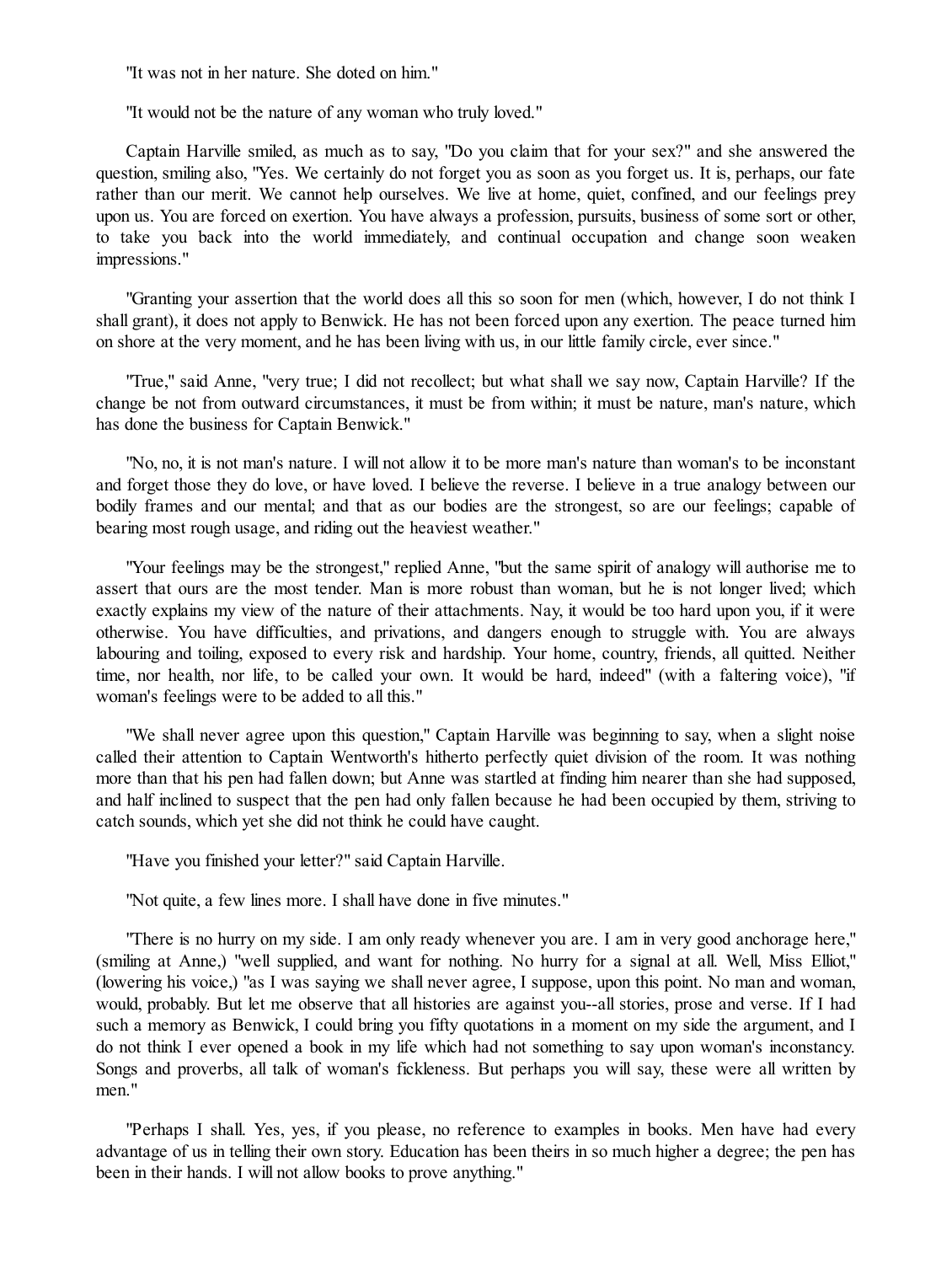"It was not in her nature. She doted on him."

"It would not be the nature of any woman who truly loved."

Captain Harville smiled, as much as to say, "Do you claim that for your sex?" and she answered the question, smiling also, "Yes. We certainly do not forget you as soon as you forget us. It is, perhaps, our fate rather than our merit. We cannot help ourselves. We live at home, quiet, confined, and our feelings prey upon us. You are forced on exertion. You have always a profession, pursuits, business of some sort or other, to take you back into the world immediately, and continual occupation and change soon weaken impressions."

"Granting your assertion that the world does all this so soon for men (which, however, I do not think I shall grant), it does not apply to Benwick. He has not been forced upon any exertion. The peace turned him on shore at the very moment, and he has been living with us, in our little family circle, ever since."

"True," said Anne, "very true; I did not recollect; but what shall we say now, Captain Harville? If the change be not from outward circumstances, it must be from within; it must be nature, man's nature, which has done the business for Captain Benwick."

"No, no, it is not man's nature. I will not allow it to be more man's nature than woman's to be inconstant and forget those they do love, or have loved. I believe the reverse. I believe in a true analogy between our bodily frames and our mental; and that as our bodies are the strongest, so are our feelings; capable of bearing most rough usage, and riding out the heaviest weather."

"Your feelings may be the strongest," replied Anne, "but the same spirit of analogy will authorise me to assert that ours are the most tender. Man is more robust than woman, but he is not longer lived; which exactly explains my view of the nature of their attachments. Nay, it would be too hard upon you, if it were otherwise. You have difficulties, and privations, and dangers enough to struggle with. You are always labouring and toiling, exposed to every risk and hardship. Your home, country, friends, all quitted. Neither time, nor health, nor life, to be called your own. It would be hard, indeed" (with a faltering voice), "if woman's feelings were to be added to all this."

"We shall never agree upon this question," Captain Harville was beginning to say, when a slight noise called their attention to Captain Wentworth's hitherto perfectly quiet division of the room. It was nothing more than that his pen had fallen down; but Anne was startled at finding him nearer than she had supposed, and half inclined to suspect that the pen had only fallen because he had been occupied by them, striving to catch sounds, which yet she did not think he could have caught.

"Have you finished your letter?" said Captain Harville.

"Not quite, a few lines more. I shall have done in five minutes."

"There is no hurry on my side. I am only ready whenever you are. I am in very good anchorage here," (smiling at Anne,) "well supplied, and want for nothing. No hurry for a signal at all. Well, Miss Elliot," (lowering his voice,) "as I was saying we shall never agree, I suppose, upon this point. No man and woman, would, probably. But let me observe that all histories are against you--all stories, prose and verse. If I had such a memory as Benwick, I could bring you fifty quotations in a moment on my side the argument, and I do not think I ever opened a book in my life which had not something to say upon woman's inconstancy. Songs and proverbs, all talk of woman's fickleness. But perhaps you will say, these were all written by men."

"Perhaps I shall. Yes, yes, if you please, no reference to examples in books. Men have had every advantage of us in telling their own story. Education has been theirs in so much higher a degree; the pen has been in their hands. I will not allow books to prove anything."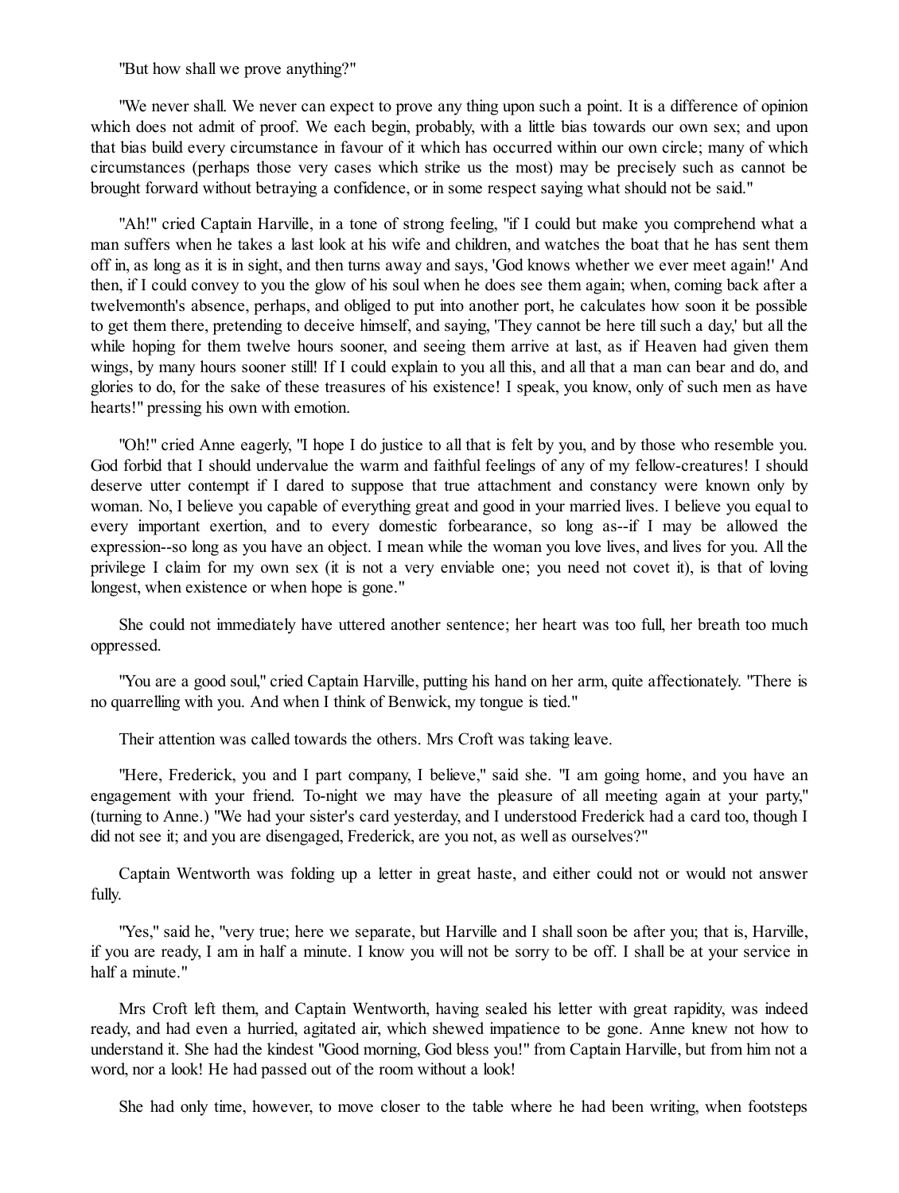"But how shall we prove anything?"

"We never shall. We never can expect to prove any thing upon such a point. It is a difference of opinion which does not admit of proof. We each begin, probably, with a little bias towards our own sex; and upon that bias build every circumstance in favour of it which has occurred within our own circle; many of which circumstances (perhaps those very cases which strike us the most) may be precisely such as cannot be brought forward without betraying a confidence, or in some respect saying what should not be said."

"Ah!" cried Captain Harville, in a tone of strong feeling, "if I could but make you comprehend what a man suffers when he takes a last look at his wife and children, and watches the boat that he has sent them off in, as long as it is in sight, and then turns away and says, 'God knows whether we ever meet again!' And then, if I could convey to you the glow of his soul when he does see them again; when, coming back after a twelvemonth's absence, perhaps, and obliged to put into another port, he calculates how soon it be possible to get them there, pretending to deceive himself, and saying, 'They cannot be here till such a day,' but all the while hoping for them twelve hours sooner, and seeing them arrive at last, as if Heaven had given them wings, by many hours sooner still! If I could explain to you all this, and all that a man can bear and do, and glories to do, for the sake of these treasures of his existence! I speak, you know, only of such men as have hearts!" pressing his own with emotion.

"Oh!" cried Anne eagerly, "I hope I do justice to all that is felt by you, and by those who resemble you. God forbid that I should undervalue the warm and faithful feelings of any of my fellow-creatures! I should deserve utter contempt if I dared to suppose that true attachment and constancy were known only by woman. No, I believe you capable of everything great and good in your married lives. I believe you equal to every important exertion, and to every domestic forbearance, so long as--if I may be allowed the expression--so long as you have an object. I mean while the woman you love lives, and lives for you. All the privilege I claim for my own sex (it is not a very enviable one; you need not covet it), is that of loving longest, when existence or when hope is gone."

She could not immediately have uttered another sentence; her heart was too full, her breath too much oppressed.

"You are a good soul," cried Captain Harville, putting his hand on her arm, quite affectionately. "There is no quarrelling with you. And when I think of Benwick, my tongue is tied."

Their attention was called towards the others. Mrs Croft was taking leave.

"Here, Frederick, you and I part company, I believe," said she. "I am going home, and you have an engagement with your friend. To-night we may have the pleasure of all meeting again at your party," (turning to Anne.) "We had your sister's card yesterday, and I understood Frederick had a card too, though I did not see it; and you are disengaged, Frederick, are you not, as well as ourselves?"

Captain Wentworth was folding up a letter in great haste, and either could not or would not answer fully.

"Yes," said he, "very true; here we separate, but Harville and I shall soon be after you; that is, Harville, if you are ready, I am in half a minute. I know you will not be sorry to be off. I shall be at your service in half a minute."

Mrs Croft left them, and Captain Wentworth, having sealed his letter with great rapidity, was indeed ready, and had even a hurried, agitated air, which shewed impatience to be gone. Anne knew not how to understand it. She had the kindest "Good morning, God bless you!" from Captain Harville, but from him not a word, nor a look! He had passed out of the room without a look!

She had only time, however, to move closer to the table where he had been writing, when footsteps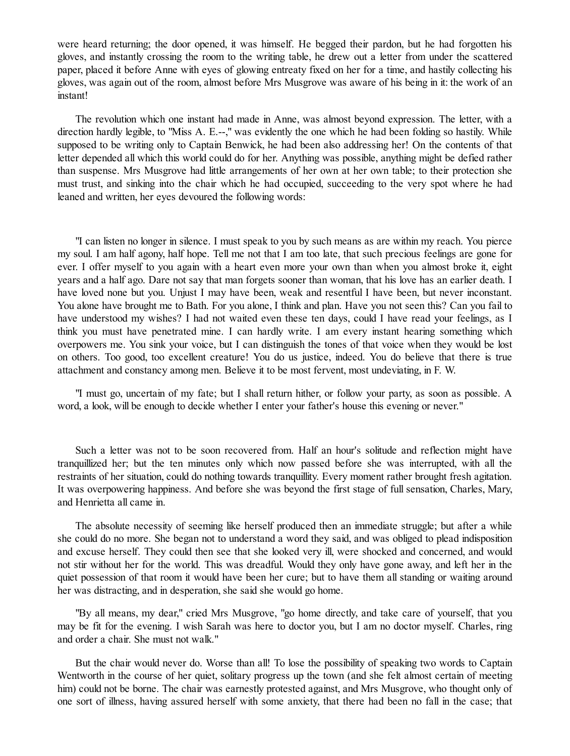were heard returning; the door opened, it was himself. He begged their pardon, but he had forgotten his gloves, and instantly crossing the room to the writing table, he drew out a letter from under the scattered paper, placed it before Anne with eyes of glowing entreaty fixed on her for a time, and hastily collecting his gloves, was again out of the room, almost before Mrs Musgrove was aware of his being in it: the work of an instant!

The revolution which one instant had made in Anne, was almost beyond expression. The letter, with a direction hardly legible, to "Miss A. E.--," was evidently the one which he had been folding so hastily. While supposed to be writing only to Captain Benwick, he had been also addressing her! On the contents of that letter depended all which this world could do for her. Anything was possible, anything might be defied rather than suspense. Mrs Musgrove had little arrangements of her own at her own table; to their protection she must trust, and sinking into the chair which he had occupied, succeeding to the very spot where he had leaned and written, her eyes devoured the following words:

"I can listen no longer in silence. I must speak to you by such means as are within my reach. You pierce my soul. I am half agony, half hope. Tell me not that I am too late, that such precious feelings are gone for ever. I offer myself to you again with a heart even more your own than when you almost broke it, eight years and a half ago. Dare not say that man forgets sooner than woman, that his love has an earlier death. I have loved none but you. Unjust I may have been, weak and resentful I have been, but never inconstant. You alone have brought me to Bath. For you alone, I think and plan. Have you not seen this? Can you fail to have understood my wishes? I had not waited even these ten days, could I have read your feelings, as I think you must have penetrated mine. I can hardly write. I am every instant hearing something which overpowers me. You sink your voice, but I can distinguish the tones of that voice when they would be lost on others. Too good, too excellent creature! You do us justice, indeed. You do believe that there is true attachment and constancy among men. Believe it to be most fervent, most undeviating, in F. W.

"I must go, uncertain of my fate; but I shall return hither, or follow your party, as soon as possible. A word, a look, will be enough to decide whether I enter your father's house this evening or never."

Such a letter was not to be soon recovered from. Half an hour's solitude and reflection might have tranquillized her; but the ten minutes only which now passed before she was interrupted, with all the restraints of her situation, could do nothing towards tranquillity. Every moment rather brought fresh agitation. It was overpowering happiness. And before she was beyond the first stage of full sensation, Charles, Mary, and Henrietta all came in.

The absolute necessity of seeming like herself produced then an immediate struggle; but after a while she could do no more. She began not to understand a word they said, and was obliged to plead indisposition and excuse herself. They could then see that she looked very ill, were shocked and concerned, and would not stir without her for the world. This was dreadful. Would they only have gone away, and left her in the quiet possession of that room it would have been her cure; but to have them all standing or waiting around her was distracting, and in desperation, she said she would go home.

"By all means, my dear," cried Mrs Musgrove, "go home directly, and take care of yourself, that you may be fit for the evening. I wish Sarah was here to doctor you, but I am no doctor myself. Charles, ring and order a chair. She must not walk."

But the chair would never do. Worse than all! To lose the possibility of speaking two words to Captain Wentworth in the course of her quiet, solitary progress up the town (and she felt almost certain of meeting him) could not be borne. The chair was earnestly protested against, and Mrs Musgrove, who thought only of one sort of illness, having assured herself with some anxiety, that there had been no fall in the case; that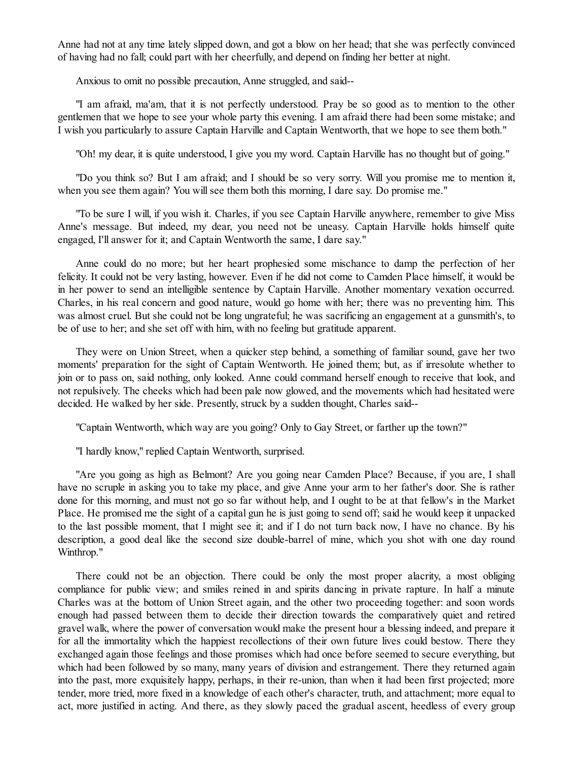Anne had not at any time lately slipped down, and got a blow on her head; that she was perfectly convinced of having had no fall; could part with her cheerfully, and depend on finding her better at night.

Anxious to omit no possible precaution, Anne struggled, and said--

"I am afraid, ma'am, that it is not perfectly understood. Pray be so good as to mention to the other gentlemen that we hope to see your whole party this evening. I am afraid there had been some mistake; and I wish you particularly to assure Captain Harville and Captain Wentworth, that we hope to see them both."

"Oh! my dear, it is quite understood, I give you my word. Captain Harville has no thought but of going."

"Do you think so? But I am afraid; and I should be so very sorry. Will you promise me to mention it, when you see them again? You will see them both this morning, I dare say. Do promise me."

"To be sure I will, if you wish it. Charles, if you see Captain Harville anywhere, remember to give Miss Anne's message. But indeed, my dear, you need not be uneasy. Captain Harville holds himself quite engaged, I'll answer for it; and Captain Wentworth the same, I dare say."

Anne could do no more; but her heart prophesied some mischance to damp the perfection of her felicity. It could not be very lasting, however. Even if he did not come to Camden Place himself, it would be in her power to send an intelligible sentence by Captain Harville. Another momentary vexation occurred. Charles, in his real concern and good nature, would go home with her; there was no preventing him. This was almost cruel. But she could not be long ungrateful; he was sacrificing an engagement at a gunsmith's, to be of use to her; and she set off with him, with no feeling but gratitude apparent.

They were on Union Street, when a quicker step behind, a something of familiar sound, gave her two moments' preparation for the sight of Captain Wentworth. He joined them; but, as if irresolute whether to join or to pass on, said nothing, only looked. Anne could command herself enough to receive that look, and not repulsively. The cheeks which had been pale now glowed, and the movements which had hesitated were decided. He walked by her side. Presently, struck by a sudden thought, Charles said--

"Captain Wentworth, which way are you going? Only to Gay Street, or farther up the town?"

"I hardly know," replied Captain Wentworth, surprised.

"Are you going as high as Belmont? Are you going near Camden Place? Because, if you are, I shall have no scruple in asking you to take my place, and give Anne your arm to her father's door. She is rather done for this morning, and must not go so far without help, and I ought to be at that fellow's in the Market Place. He promised me the sight of a capital gun he is just going to send off; said he would keep it unpacked to the last possible moment, that I might see it; and if I do not turn back now, I have no chance. By his description, a good deal like the second size double-barrel of mine, which you shot with one day round Winthrop."

There could not be an objection. There could be only the most proper alacrity, a most obliging compliance for public view; and smiles reined in and spirits dancing in private rapture. In half a minute Charles was at the bottom of Union Street again, and the other two proceeding together: and soon words enough had passed between them to decide their direction towards the comparatively quiet and retired gravel walk, where the power of conversation would make the present hour a blessing indeed, and prepare it for all the immortality which the happiest recollections of their own future lives could bestow. There they exchanged again those feelings and those promises which had once before seemed to secure everything, but which had been followed by so many, many years of division and estrangement. There they returned again into the past, more exquisitely happy, perhaps, in their re-union, than when it had been first projected; more tender, more tried, more fixed in a knowledge of each other's character, truth, and attachment; more equal to act, more justified in acting. And there, as they slowly paced the gradual ascent, heedless of every group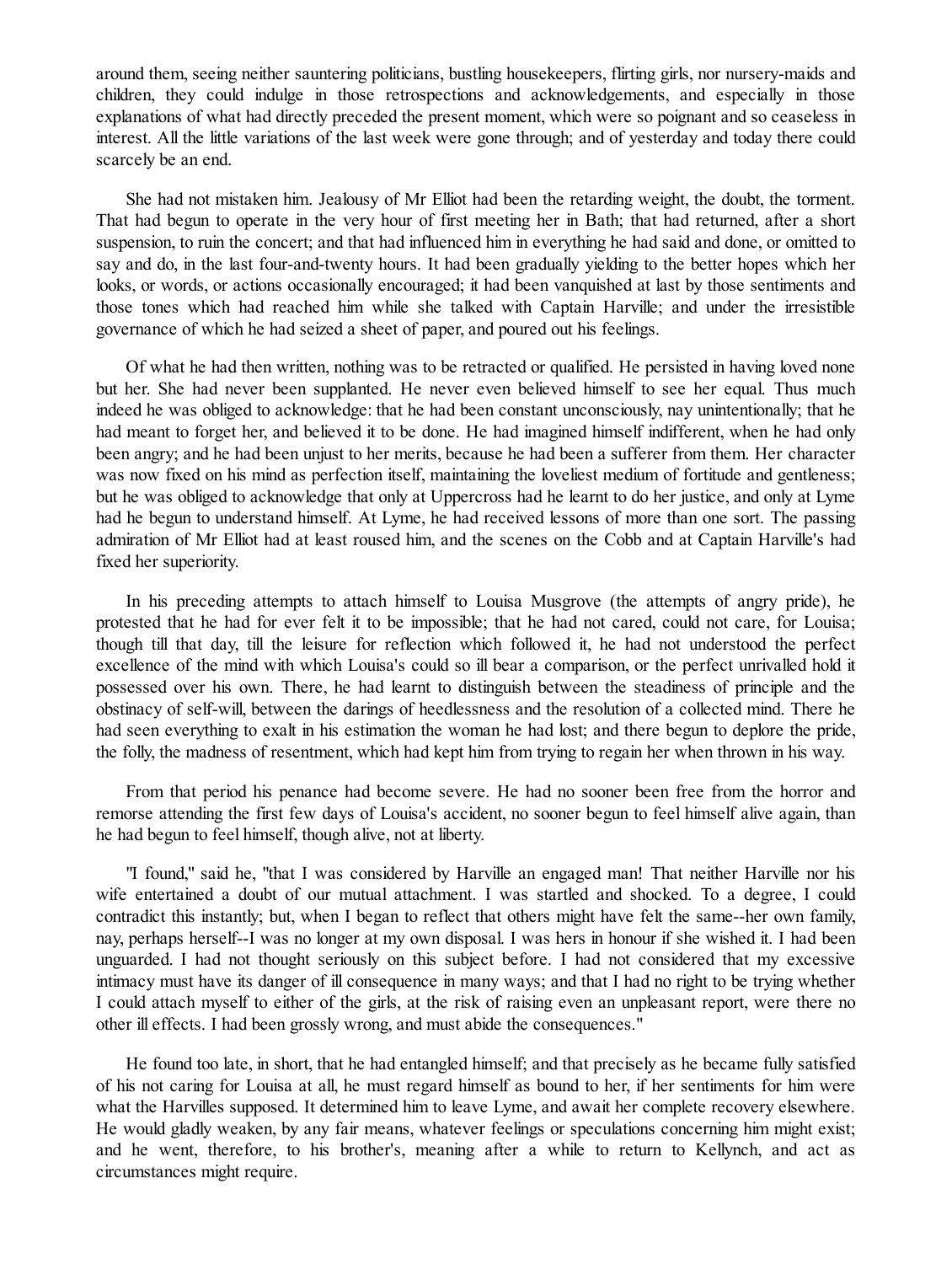around them, seeing neither sauntering politicians, bustling housekeepers, flirting girls, nor nursery-maids and children, they could indulge in those retrospections and acknowledgements, and especially in those explanations of what had directly preceded the present moment, which were so poignant and so ceaseless in interest. All the little variations of the last week were gone through; and of yesterday and today there could scarcely be an end.

She had not mistaken him. Jealousy of Mr Elliot had been the retarding weight, the doubt, the torment. That had begun to operate in the very hour of first meeting her in Bath; that had returned, after a short suspension, to ruin the concert; and that had influenced him in everything he had said and done, or omitted to say and do, in the last four-and-twenty hours. It had been gradually yielding to the better hopes which her looks, or words, or actions occasionally encouraged; it had been vanquished at last by those sentiments and those tones which had reached him while she talked with Captain Harville; and under the irresistible governance of which he had seized a sheet of paper, and poured out his feelings.

Of what he had then written, nothing was to be retracted or qualified. He persisted in having loved none but her. She had never been supplanted. He never even believed himself to see her equal. Thus much indeed he was obliged to acknowledge: that he had been constant unconsciously, nay unintentionally; that he had meant to forget her, and believed it to be done. He had imagined himself indifferent, when he had only been angry; and he had been unjust to her merits, because he had been a sufferer from them. Her character was now fixed on his mind as perfection itself, maintaining the loveliest medium of fortitude and gentleness; but he was obliged to acknowledge that only at Uppercross had he learnt to do her justice, and only at Lyme had he begun to understand himself. At Lyme, he had received lessons of more than one sort. The passing admiration of Mr Elliot had at least roused him, and the scenes on the Cobb and at Captain Harville's had fixed her superiority.

In his preceding attempts to attach himself to Louisa Musgrove (the attempts of angry pride), he protested that he had for ever felt it to be impossible; that he had not cared, could not care, for Louisa; though till that day, till the leisure for reflection which followed it, he had not understood the perfect excellence of the mind with which Louisa's could so ill bear a comparison, or the perfect unrivalled hold it possessed over his own. There, he had learnt to distinguish between the steadiness of principle and the obstinacy of self-will, between the darings of heedlessness and the resolution of a collected mind. There he had seen everything to exalt in his estimation the woman he had lost; and there begun to deplore the pride, the folly, the madness of resentment, which had kept him from trying to regain her when thrown in his way.

From that period his penance had become severe. He had no sooner been free from the horror and remorse attending the first few days of Louisa's accident, no sooner begun to feel himself alive again, than he had begun to feel himself, though alive, not at liberty.

"I found," said he, "that I was considered by Harville an engaged man! That neither Harville nor his wife entertained a doubt of our mutual attachment. I was startled and shocked. To a degree, I could contradict this instantly; but, when I began to reflect that others might have felt the same--her own family, nay, perhaps herself--I was no longer at my own disposal. I was hers in honour if she wished it. I had been unguarded. I had not thought seriously on this subject before. I had not considered that my excessive intimacy must have its danger of ill consequence in many ways; and that I had no right to be trying whether I could attach myself to either of the girls, at the risk of raising even an unpleasant report, were there no other ill effects. I had been grossly wrong, and must abide the consequences."

He found too late, in short, that he had entangled himself; and that precisely as he became fully satisfied of his not caring for Louisa at all, he must regard himself as bound to her, if her sentiments for him were what the Harvilles supposed. It determined him to leave Lyme, and await her complete recovery elsewhere. He would gladly weaken, by any fair means, whatever feelings or speculations concerning him might exist; and he went, therefore, to his brother's, meaning after a while to return to Kellynch, and act as circumstances might require.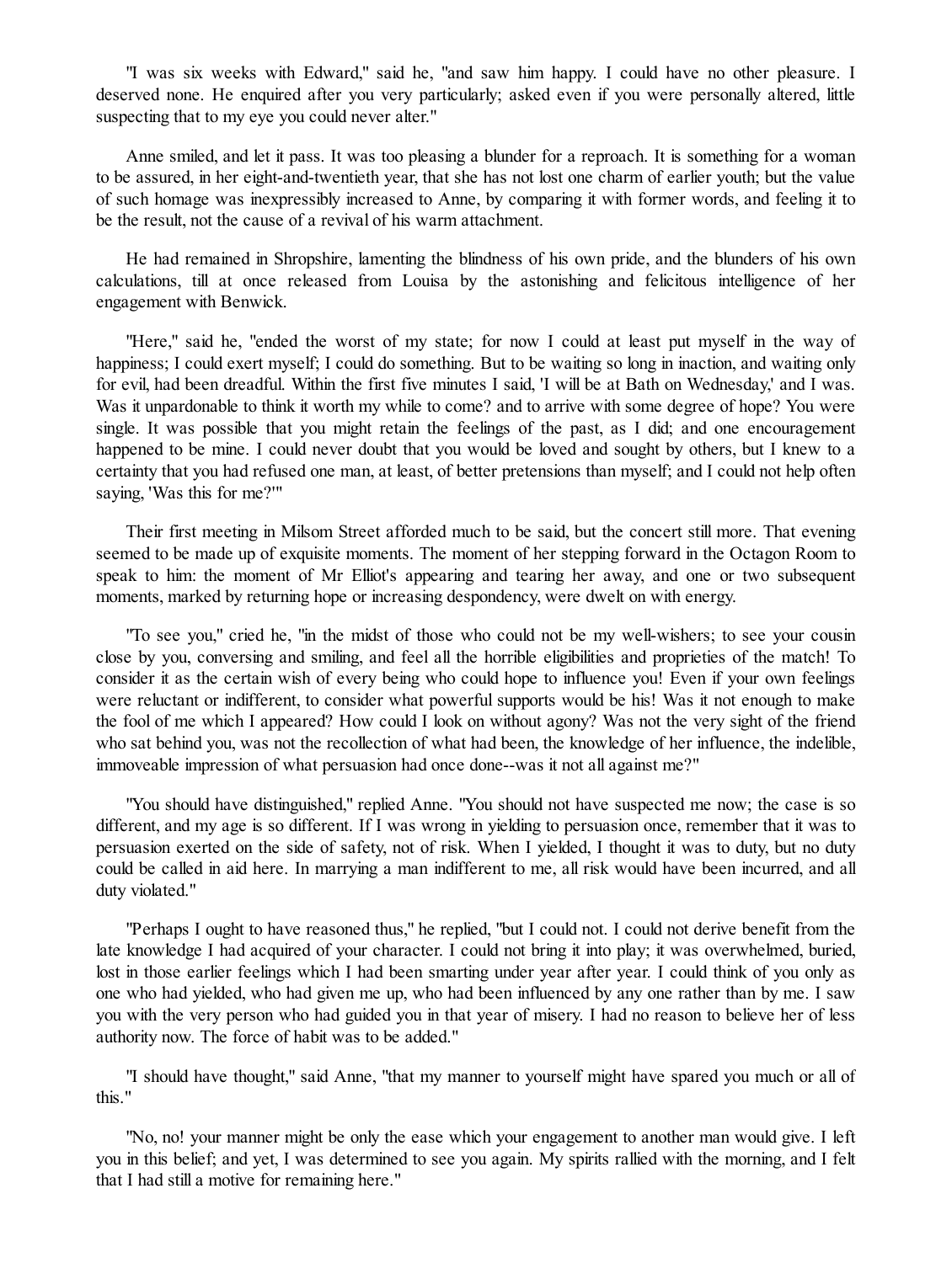"I was six weeks with Edward," said he, "and saw him happy. I could have no other pleasure. I deserved none. He enquired after you very particularly; asked even if you were personally altered, little suspecting that to my eye you could never alter."

Anne smiled, and let it pass. It was too pleasing a blunder for a reproach. It is something for a woman to be assured, in her eight-and-twentieth year, that she has not lost one charm of earlier youth; but the value of such homage was inexpressibly increased to Anne, by comparing it with former words, and feeling it to be the result, not the cause of a revival of his warm attachment.

He had remained in Shropshire, lamenting the blindness of his own pride, and the blunders of his own calculations, till at once released from Louisa by the astonishing and felicitous intelligence of her engagement with Benwick.

"Here," said he, "ended the worst of my state; for now I could at least put myself in the way of happiness; I could exert myself; I could do something. But to be waiting so long in inaction, and waiting only for evil, had been dreadful. Within the first five minutes I said, 'I will be at Bath on Wednesday,' and I was. Was it unpardonable to think it worth my while to come? and to arrive with some degree of hope? You were single. It was possible that you might retain the feelings of the past, as I did; and one encouragement happened to be mine. I could never doubt that you would be loved and sought by others, but I knew to a certainty that you had refused one man, at least, of better pretensions than myself; and I could not help often saying, 'Was this for me?'"

Their first meeting in Milsom Street afforded much to be said, but the concert still more. That evening seemed to be made up of exquisite moments. The moment of her stepping forward in the Octagon Room to speak to him: the moment of Mr Elliot's appearing and tearing her away, and one or two subsequent moments, marked by returning hope or increasing despondency, were dwelt on with energy.

"To see you," cried he, "in the midst of those who could not be my well-wishers; to see your cousin close by you, conversing and smiling, and feel all the horrible eligibilities and proprieties of the match! To consider it as the certain wish of every being who could hope to influence you! Even if your own feelings were reluctant or indifferent, to consider what powerful supports would be his! Was it not enough to make the fool of me which I appeared? How could I look on without agony? Was not the very sight of the friend who sat behind you, was not the recollection of what had been, the knowledge of her influence, the indelible, immoveable impression of what persuasion had once done--was it not all against me?"

"You should have distinguished," replied Anne. "You should not have suspected me now; the case is so different, and my age is so different. If I was wrong in yielding to persuasion once, remember that it was to persuasion exerted on the side of safety, not of risk. When I yielded, I thought it was to duty, but no duty could be called in aid here. In marrying a man indifferent to me, all risk would have been incurred, and all duty violated."

"Perhaps I ought to have reasoned thus," he replied, "but I could not. I could not derive benefit from the late knowledge I had acquired of your character. I could not bring it into play; it was overwhelmed, buried, lost in those earlier feelings which I had been smarting under year after year. I could think of you only as one who had yielded, who had given me up, who had been influenced by any one rather than by me. I saw you with the very person who had guided you in that year of misery. I had no reason to believe her of less authority now. The force of habit was to be added."

"I should have thought," said Anne, "that my manner to yourself might have spared you much or all of this."

"No, no! your manner might be only the ease which your engagement to another man would give. I left you in this belief; and yet, I was determined to see you again. My spirits rallied with the morning, and I felt that I had still a motive for remaining here."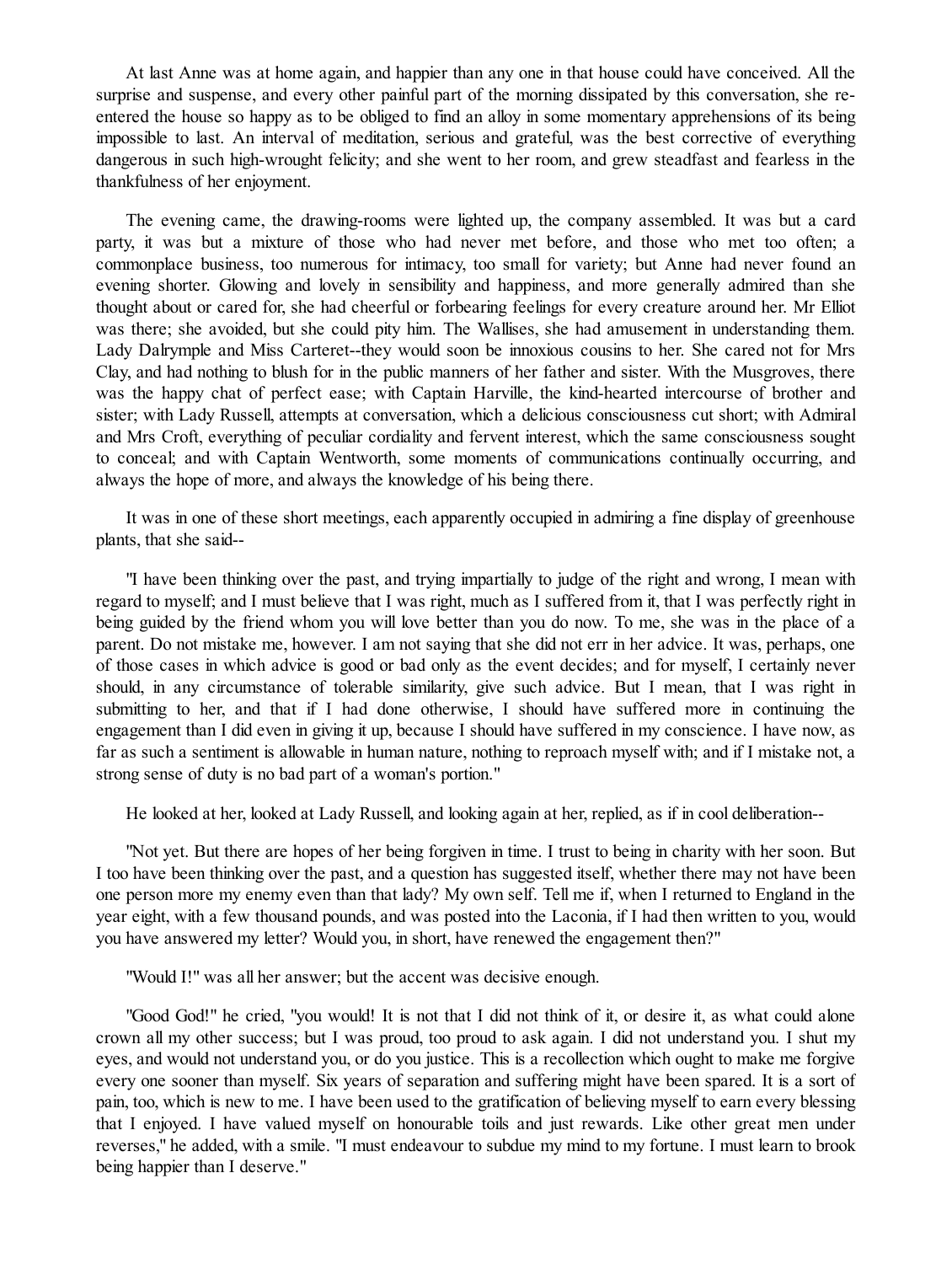At last Anne was at home again, and happier than any one in that house could have conceived. All the surprise and suspense, and every other painful part of the morning dissipated by this conversation, she re-entered the house so happy as to be obliged to find an alloy in some momentary apprehensions of its being impossible to last. An interval of meditation, serious and grateful, was the best corrective of everything dangerous in such high-wrought felicity; and she went to her room, and grew steadfast and fearless in the thankfulness of her enjoyment.

The evening came, the drawing-rooms were lighted up, the company assembled. It was but a card party, it was but a mixture of those who had never met before, and those who met too often; a commonplace business, too numerous for intimacy, too small for variety; but Anne had never found an evening shorter. Glowing and lovely in sensibility and happiness, and more generally admired than she thought about or cared for, she had cheerful or forbearing feelings for every creature around her. Mr Elliot was there; she avoided, but she could pity him. The Wallises, she had amusement in understanding them. Lady Dalrymple and Miss Carteret--they would soon be innoxious cousins to her. She cared not for Mrs Clay, and had nothing to blush for in the public manners of her father and sister. With the Musgroves, there was the happy chat of perfect ease; with Captain Harville, the kind-hearted intercourse of brother and sister; with Lady Russell, attempts at conversation, which a delicious consciousness cut short; with Admiral and Mrs Croft, everything of peculiar cordiality and fervent interest, which the same consciousness sought to conceal; and with Captain Wentworth, some moments of communications continually occurring, and always the hope of more, and always the knowledge of his being there.

It was in one of these short meetings, each apparently occupied in admiring a fine display of greenhouse plants, that she said--

"I have been thinking over the past, and trying impartially to judge of the right and wrong, I mean with regard to myself; and I must believe that I was right, much as I suffered from it, that I was perfectly right in being guided by the friend whom you will love better than you do now. To me, she was in the place of a parent. Do not mistake me, however. I am not saying that she did not err in her advice. It was, perhaps, one of those cases in which advice is good or bad only as the event decides; and for myself, I certainly never should, in any circumstance of tolerable similarity, give such advice. But I mean, that I was right in submitting to her, and that if I had done otherwise, I should have suffered more in continuing the engagement than I did even in giving it up, because I should have suffered in my conscience. I have now, as far as such a sentiment is allowable in human nature, nothing to reproach myself with; and if I mistake not, a strong sense of duty is no bad part of a woman's portion."

He looked at her, looked at Lady Russell, and looking again at her, replied, as if in cool deliberation--

"Not yet. But there are hopes of her being forgiven in time. I trust to being in charity with her soon. But I too have been thinking over the past, and a question has suggested itself, whether there may not have been one person more my enemy even than that lady? My own self. Tell me if, when I returned to England in the year eight, with a few thousand pounds, and was posted into the Laconia, if I had then written to you, would you have answered my letter? Would you, in short, have renewed the engagement then?"

"Would I!" was all her answer; but the accent was decisive enough.

"Good God!" he cried, "you would! It is not that I did not think of it, or desire it, as what could alone crown all my other success; but I was proud, too proud to ask again. I did not understand you. I shut my eyes, and would not understand you, or do you justice. This is a recollection which ought to make me forgive every one sooner than myself. Six years of separation and suffering might have been spared. It is a sort of pain, too, which is new to me. I have been used to the gratification of believing myself to earn every blessing that I enjoyed. I have valued myself on honourable toils and just rewards. Like other great men under reverses," he added, with a smile. "I must endeavour to subdue my mind to my fortune. I must learn to brook being happier than I deserve."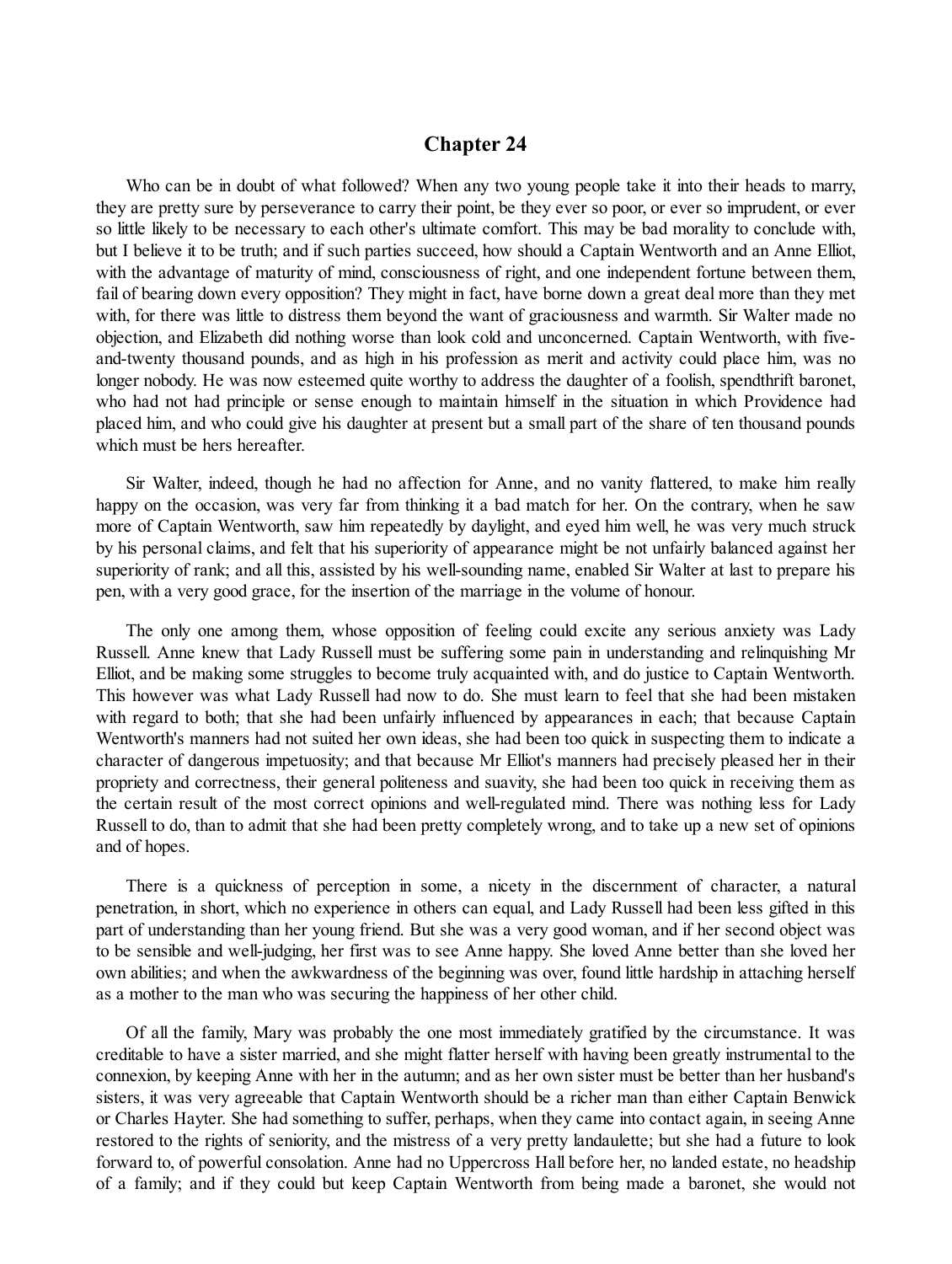## Chapter 24

Who can be in doubt of what followed? When any two young people take it into their heads to marry, they are pretty sure by perseverance to carry their point, be they ever so poor, or ever so imprudent, or ever so little likely to be necessary to each other's ultimate comfort. This may be bad morality to conclude with, but I believe it to be truth; and if such parties succeed, how should a Captain Wentworth and an Anne Elliot, with the advantage of maturity of mind, consciousness of right, and one independent fortune between them, fail of bearing down every opposition? They might in fact, have borne down a great deal more than they met with, for there was little to distress them beyond the want of graciousness and warmth. Sir Walter made no objection, and Elizabeth did nothing worse than look cold and unconcerned. Captain Wentworth, with five-and-twenty thousand pounds, and as high in his profession as merit and activity could place him, was no longer nobody. He was now esteemed quite worthy to address the daughter of a foolish, spendthrift baronet, who had not had principle or sense enough to maintain himself in the situation in which Providence had placed him, and who could give his daughter at present but a small part of the share of ten thousand pounds which must be hers hereafter.

Sir Walter, indeed, though he had no affection for Anne, and no vanity flattered, to make him really happy on the occasion, was very far from thinking it a bad match for her. On the contrary, when he saw more of Captain Wentworth, saw him repeatedly by daylight, and eyed him well, he was very much struck by his personal claims, and felt that his superiority of appearance might be not unfairly balanced against her superiority of rank; and all this, assisted by his well-sounding name, enabled Sir Walter at last to prepare his pen, with a very good grace, for the insertion of the marriage in the volume of honour.

The only one among them, whose opposition of feeling could excite any serious anxiety was Lady Russell. Anne knew that Lady Russell must be suffering some pain in understanding and relinquishing Mr Elliot, and be making some struggles to become truly acquainted with, and do justice to Captain Wentworth. This however was what Lady Russell had now to do. She must learn to feel that she had been mistaken with regard to both; that she had been unfairly influenced by appearances in each; that because Captain Wentworth's manners had not suited her own ideas, she had been too quick in suspecting them to indicate a character of dangerous impetuosity; and that because Mr Elliot's manners had precisely pleased her in their propriety and correctness, their general politeness and suavity, she had been too quick in receiving them as the certain result of the most correct opinions and well-regulated mind. There was nothing less for Lady Russell to do, than to admit that she had been pretty completely wrong, and to take up a new set of opinions and of hopes.

There is a quickness of perception in some, a nicety in the discernment of character, a natural penetration, in short, which no experience in others can equal, and Lady Russell had been less gifted in this part of understanding than her young friend. But she was a very good woman, and if her second object was to be sensible and well-judging, her first was to see Anne happy. She loved Anne better than she loved her own abilities; and when the awkwardness of the beginning was over, found little hardship in attaching herself as a mother to the man who was securing the happiness of her other child.

Of all the family, Mary was probably the one most immediately gratified by the circumstance. It was creditable to have a sister married, and she might flatter herself with having been greatly instrumental to the connexion, by keeping Anne with her in the autumn; and as her own sister must be better than her husband's sisters, it was very agreeable that Captain Wentworth should be a richer man than either Captain Benwick or Charles Hayter. She had something to suffer, perhaps, when they came into contact again, in seeing Anne restored to the rights of seniority, and the mistress of a very pretty landaulette; but she had a future to look forward to, of powerful consolation. Anne had no Uppercross Hall before her, no landed estate, no headship of a family; and if they could but keep Captain Wentworth from being made a baronet, she would not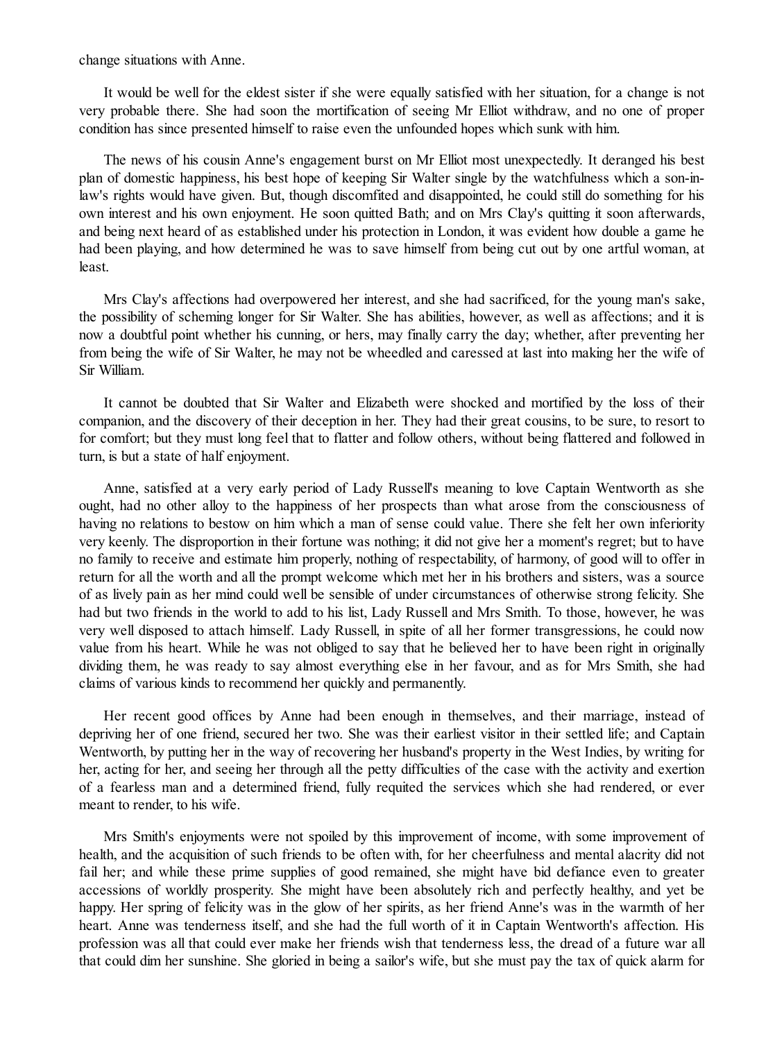change situations with Anne.

It would be well for the eldest sister if she were equally satisfied with her situation, for a change is not very probable there. She had soon the mortification of seeing Mr Elliot withdraw, and no one of proper condition has since presented himself to raise even the unfounded hopes which sunk with him.

The news of his cousin Anne's engagement burst on Mr Elliot most unexpectedly. It deranged his best plan of domestic happiness, his best hope of keeping Sir Walter single by the watchfulness which a son-in-law's rights would have given. But, though discomfited and disappointed, he could still do something for his own interest and his own enjoyment. He soon quitted Bath; and on Mrs Clay's quitting it soon afterwards, and being next heard of as established under his protection in London, it was evident how double a game he had been playing, and how determined he was to save himself from being cut out by one artful woman, at least.

Mrs Clay's affections had overpowered her interest, and she had sacrificed, for the young man's sake, the possibility of scheming longer for Sir Walter. She has abilities, however, as well as affections; and it is now a doubtful point whether his cunning, or hers, may finally carry the day; whether, after preventing her from being the wife of Sir Walter, he may not be wheedled and caressed at last into making her the wife of Sir William.

It cannot be doubted that Sir Walter and Elizabeth were shocked and mortified by the loss of their companion, and the discovery of their deception in her. They had their great cousins, to be sure, to resort to for comfort; but they must long feel that to flatter and follow others, without being flattered and followed in turn, is but a state of half enjoyment.

Anne, satisfied at a very early period of Lady Russell's meaning to love Captain Wentworth as she ought, had no other alloy to the happiness of her prospects than what arose from the consciousness of having no relations to bestow on him which a man of sense could value. There she felt her own inferiority very keenly. The disproportion in their fortune was nothing; it did not give her a moment's regret; but to have no family to receive and estimate him properly, nothing of respectability, of harmony, of good will to offer in return for all the worth and all the prompt welcome which met her in his brothers and sisters, was a source of as lively pain as her mind could well be sensible of under circumstances of otherwise strong felicity. She had but two friends in the world to add to his list, Lady Russell and Mrs Smith. To those, however, he was very well disposed to attach himself. Lady Russell, in spite of all her former transgressions, he could now value from his heart. While he was not obliged to say that he believed her to have been right in originally dividing them, he was ready to say almost everything else in her favour, and as for Mrs Smith, she had claims of various kinds to recommend her quickly and permanently.

Her recent good offices by Anne had been enough in themselves, and their marriage, instead of depriving her of one friend, secured her two. She was their earliest visitor in their settled life; and Captain Wentworth, by putting her in the way of recovering her husband's property in the West Indies, by writing for her, acting for her, and seeing her through all the petty difficulties of the case with the activity and exertion of a fearless man and a determined friend, fully requited the services which she had rendered, or ever meant to render, to his wife.

Mrs Smith's enjoyments were not spoiled by this improvement of income, with some improvement of health, and the acquisition of such friends to be often with, for her cheerfulness and mental alacrity did not fail her; and while these prime supplies of good remained, she might have bid defiance even to greater accessions of worldly prosperity. She might have been absolutely rich and perfectly healthy, and yet be happy. Her spring of felicity was in the glow of her spirits, as her friend Anne's was in the warmth of her heart. Anne was tenderness itself, and she had the full worth of it in Captain Wentworth's affection. His profession was all that could ever make her friends wish that tenderness less, the dread of a future war all that could dim her sunshine. She gloried in being a sailor's wife, but she must pay the tax of quick alarm for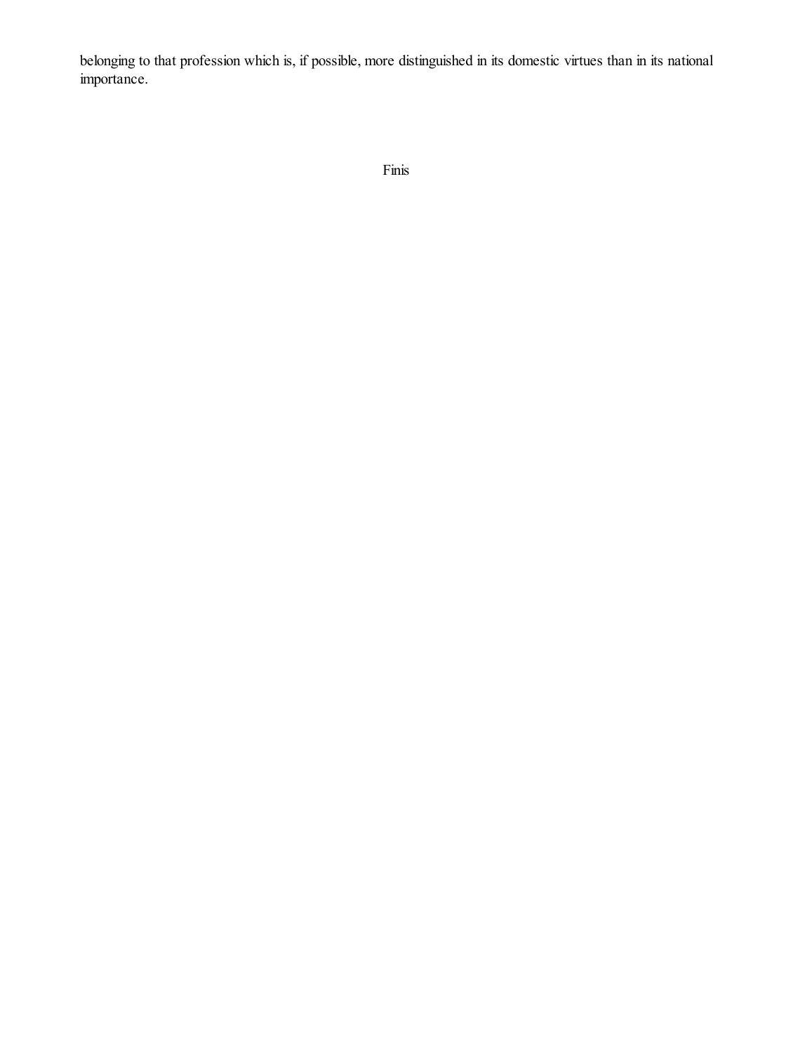belonging to that profession which is, if possible, more distinguished in its domestic virtues than in its national importance.

Finis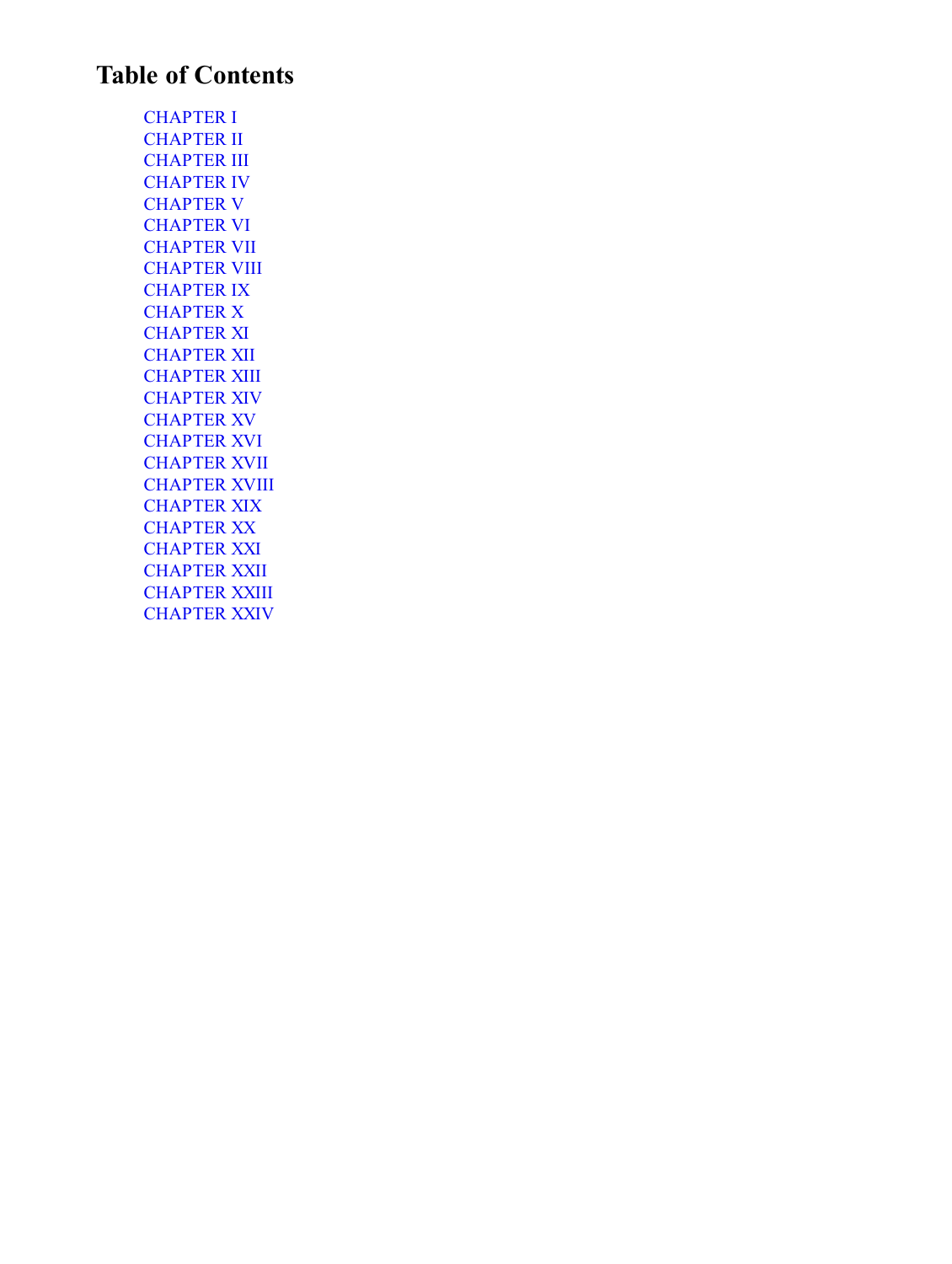## Table of Contents

- CHAPTER I
- CHAPTER II
- CHAPTER III
- CHAPTER IV
- CHAPTER V
- CHAPTER VI
- CHAPTER VII
- CHAPTER VIII
- CHAPTER IX
- CHAPTER X
- CHAPTER XI
- CHAPTER XII
- CHAPTER XIII
- CHAPTER XIV
- CHAPTER XV
- CHAPTER XVI
- CHAPTER XVII
- CHAPTER XVIII
- CHAPTER XIX
- CHAPTER XX
- CHAPTER XXI
- CHAPTER XXII
- CHAPTER XXIII
- CHAPTER XXIV